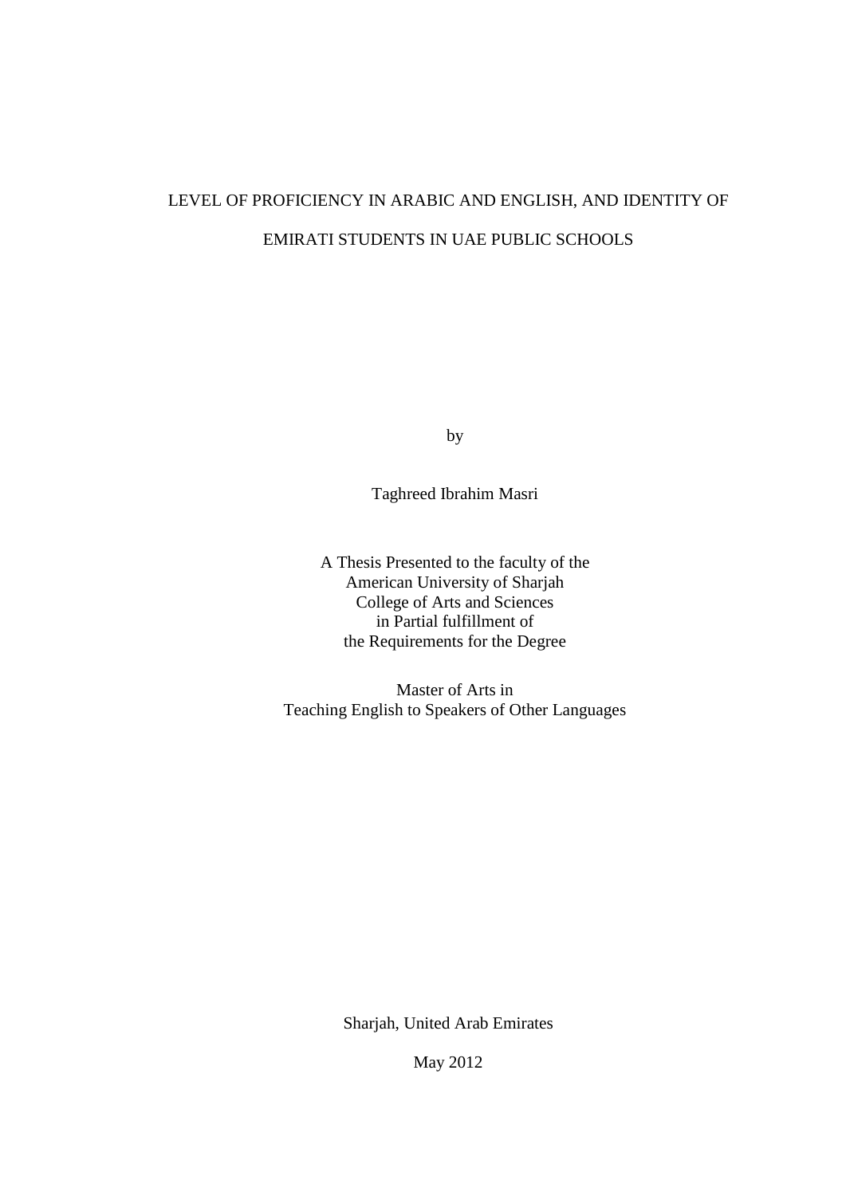# LEVEL OF PROFICIENCY IN ARABIC AND ENGLISH, AND IDENTITY OF EMIRATI STUDENTS IN UAE PUBLIC SCHOOLS

by

Taghreed Ibrahim Masri

A Thesis Presented to the faculty of the
American University of Sharjah
College of Arts and Sciences
in Partial fulfillment of
the Requirements for the Degree

Master of Arts in
Teaching English to Speakers of Other Languages

Sharjah, United Arab Emirates

May 2012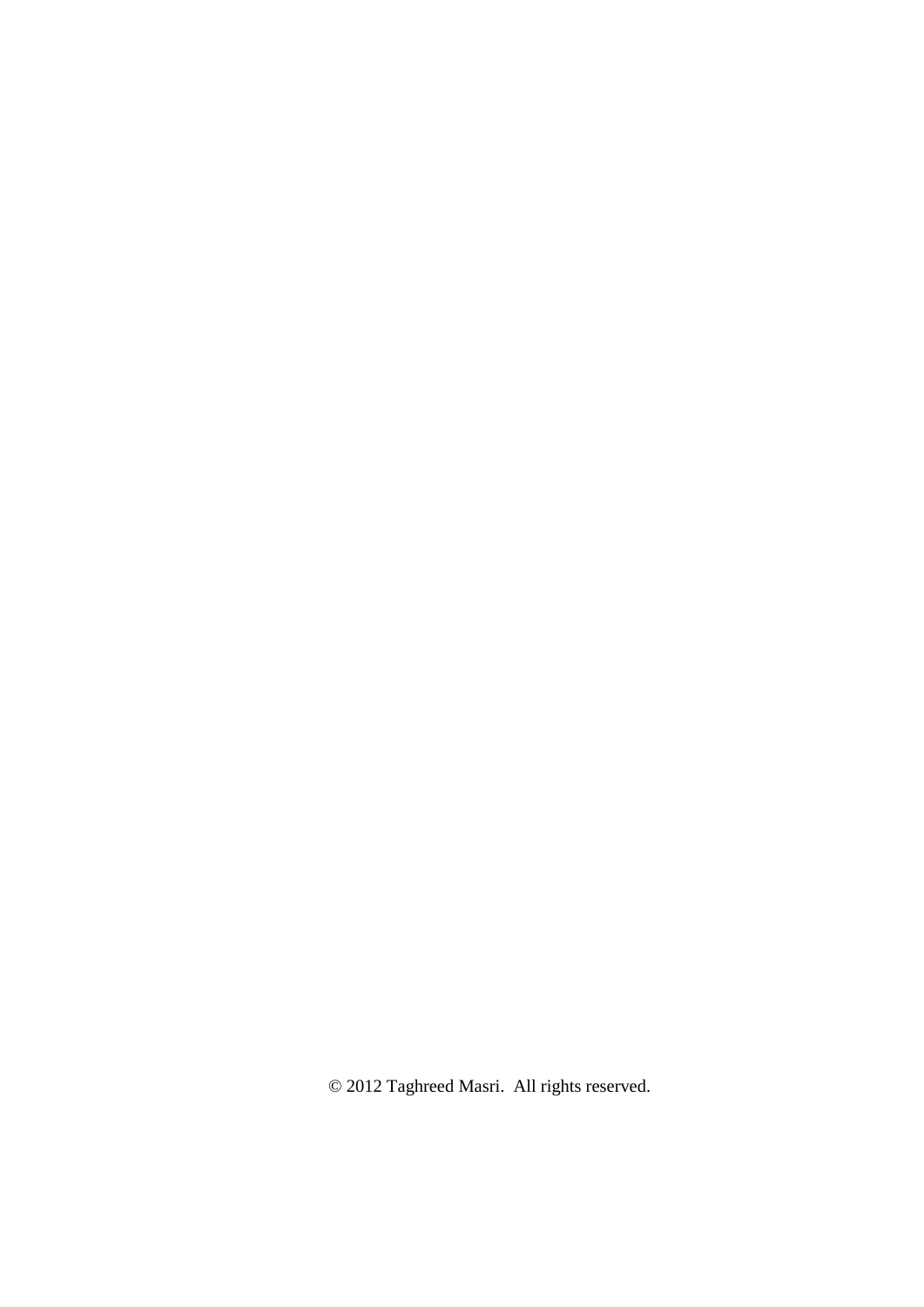© 2012 Taghreed Masri.  All rights reserved.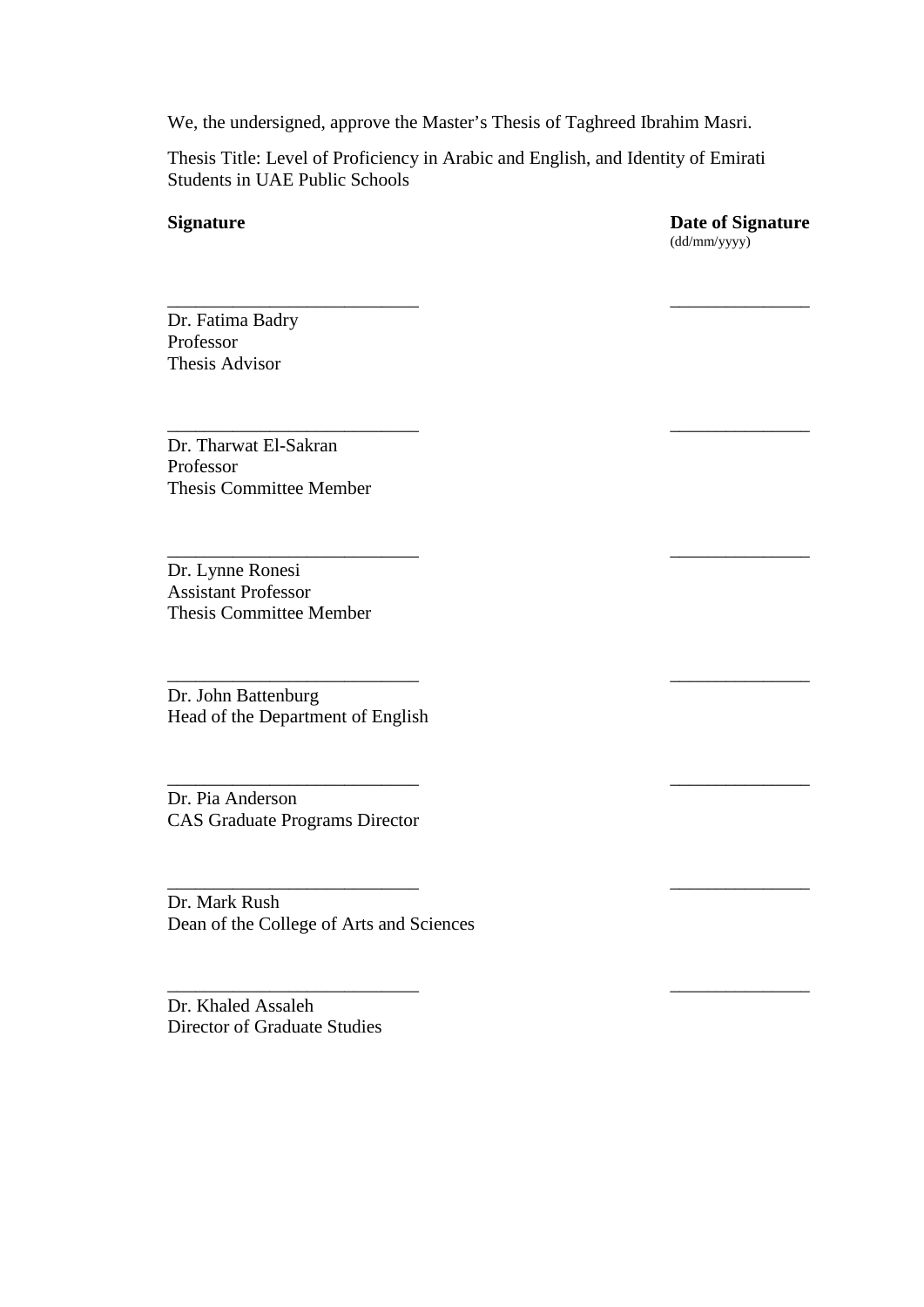We, the undersigned, approve the Master's Thesis of Taghreed Ibrahim Masri.

Thesis Title: Level of Proficiency in Arabic and English, and Identity of Emirati Students in UAE Public Schools

**Signature** **Date of Signature**
(dd/mm/yyyy)

___________________________ _______________

Dr. Fatima Badry
Professor
Thesis Advisor

___________________________ _______________

Dr. Tharwat El-Sakran
Professor
Thesis Committee Member

___________________________ _______________

Dr. Lynne Ronesi
Assistant Professor
Thesis Committee Member

___________________________ _______________

Dr. John Battenburg
Head of the Department of English

___________________________ _______________

Dr. Pia Anderson
CAS Graduate Programs Director

___________________________ _______________

Dr. Mark Rush
Dean of the College of Arts and Sciences

___________________________ _______________

Dr. Khaled Assaleh
Director of Graduate Studies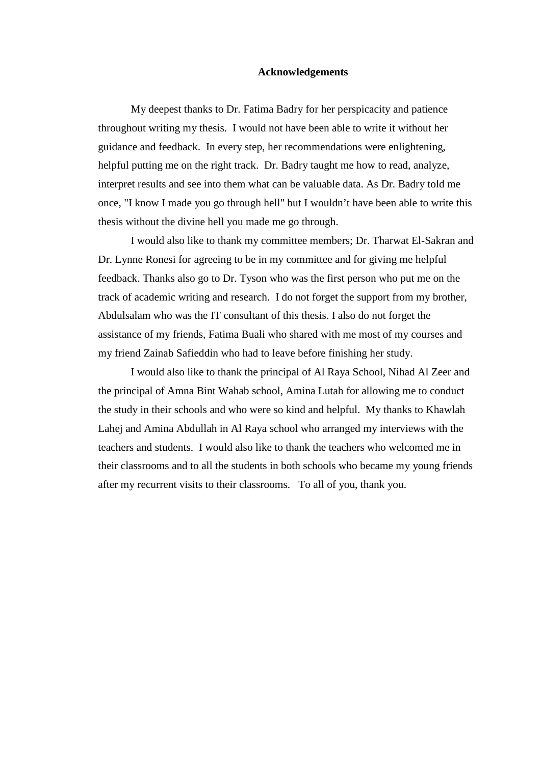# Acknowledgements

My deepest thanks to Dr. Fatima Badry for her perspicacity and patience throughout writing my thesis. I would not have been able to write it without her guidance and feedback. In every step, her recommendations were enlightening, helpful putting me on the right track. Dr. Badry taught me how to read, analyze, interpret results and see into them what can be valuable data. As Dr. Badry told me once, "I know I made you go through hell" but I wouldn't have been able to write this thesis without the divine hell you made me go through.

I would also like to thank my committee members; Dr. Tharwat El-Sakran and Dr. Lynne Ronesi for agreeing to be in my committee and for giving me helpful feedback. Thanks also go to Dr. Tyson who was the first person who put me on the track of academic writing and research. I do not forget the support from my brother, Abdulsalam who was the IT consultant of this thesis. I also do not forget the assistance of my friends, Fatima Buali who shared with me most of my courses and my friend Zainab Safieddin who had to leave before finishing her study.

I would also like to thank the principal of Al Raya School, Nihad Al Zeer and the principal of Amna Bint Wahab school, Amina Lutah for allowing me to conduct the study in their schools and who were so kind and helpful. My thanks to Khawlah Lahej and Amina Abdullah in Al Raya school who arranged my interviews with the teachers and students. I would also like to thank the teachers who welcomed me in their classrooms and to all the students in both schools who became my young friends after my recurrent visits to their classrooms. To all of you, thank you.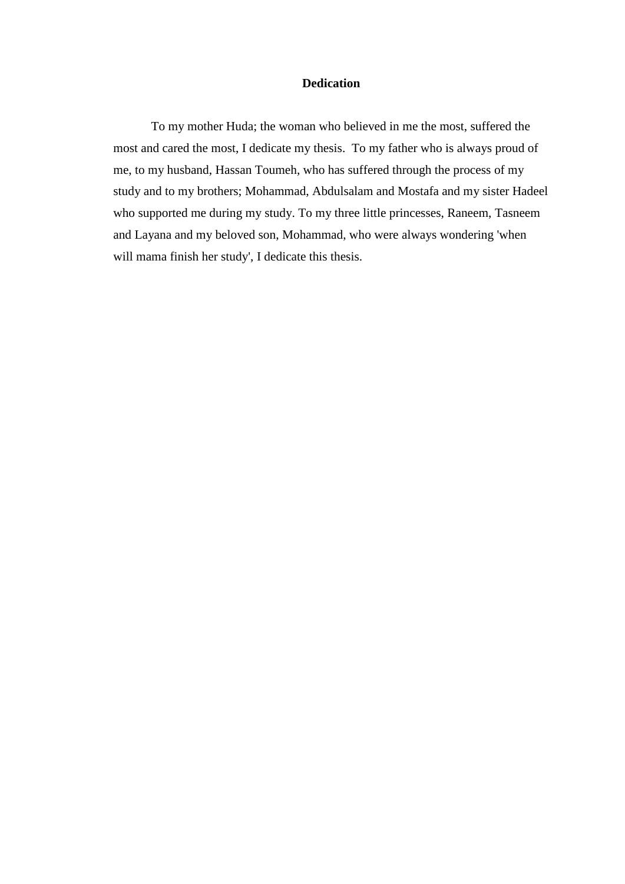# Dedication

To my mother Huda; the woman who believed in me the most, suffered the most and cared the most, I dedicate my thesis.  To my father who is always proud of me, to my husband, Hassan Toumeh, who has suffered through the process of my study and to my brothers; Mohammad, Abdulsalam and Mostafa and my sister Hadeel who supported me during my study. To my three little princesses, Raneem, Tasneem and Layana and my beloved son, Mohammad, who were always wondering 'when will mama finish her study', I dedicate this thesis.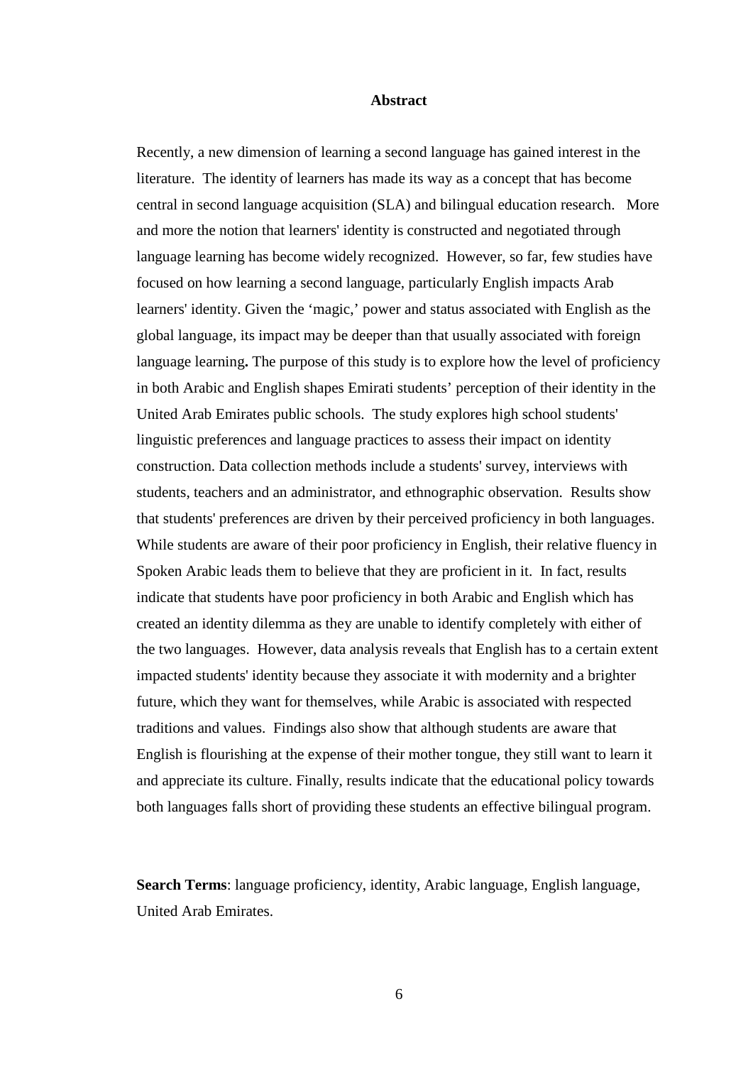# Abstract

Recently, a new dimension of learning a second language has gained interest in the literature. The identity of learners has made its way as a concept that has become central in second language acquisition (SLA) and bilingual education research. More and more the notion that learners' identity is constructed and negotiated through language learning has become widely recognized. However, so far, few studies have focused on how learning a second language, particularly English impacts Arab learners' identity. Given the 'magic,' power and status associated with English as the global language, its impact may be deeper than that usually associated with foreign language learning**.** The purpose of this study is to explore how the level of proficiency in both Arabic and English shapes Emirati students' perception of their identity in the United Arab Emirates public schools. The study explores high school students' linguistic preferences and language practices to assess their impact on identity construction. Data collection methods include a students' survey, interviews with students, teachers and an administrator, and ethnographic observation. Results show that students' preferences are driven by their perceived proficiency in both languages. While students are aware of their poor proficiency in English, their relative fluency in Spoken Arabic leads them to believe that they are proficient in it. In fact, results indicate that students have poor proficiency in both Arabic and English which has created an identity dilemma as they are unable to identify completely with either of the two languages. However, data analysis reveals that English has to a certain extent impacted students' identity because they associate it with modernity and a brighter future, which they want for themselves, while Arabic is associated with respected traditions and values. Findings also show that although students are aware that English is flourishing at the expense of their mother tongue, they still want to learn it and appreciate its culture. Finally, results indicate that the educational policy towards both languages falls short of providing these students an effective bilingual program.

**Search Terms**: language proficiency, identity, Arabic language, English language, United Arab Emirates.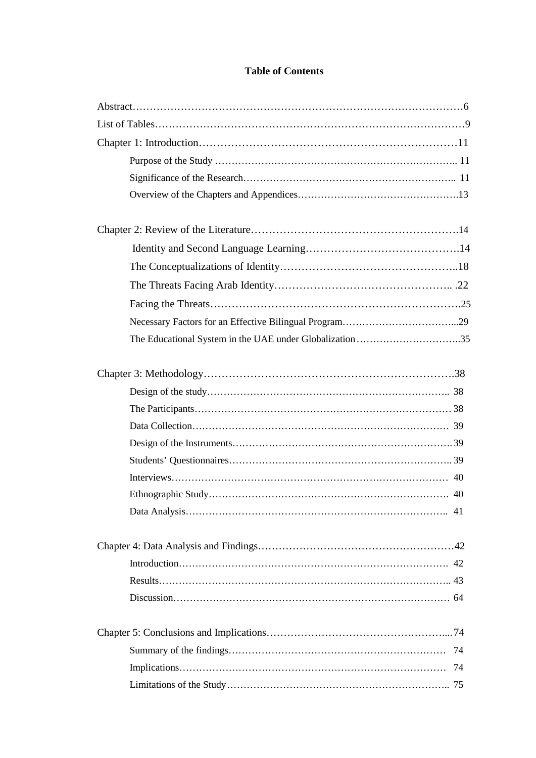**Table of Contents**

Abstract……………………………………………………………………………………6

List of Tables………………………………………………………………………………9

Chapter 1: Introduction……………………………………………………………11

- Purpose of the Study ……………………………………………………………….. 11
- Significance of the Research……………………………………………………….. 11
- Overview of the Chapters and Appendices……………………………………….13

Chapter 2: Review of the Literature…………………………………………………14

- Identity and Second Language Learning……………………………………14
- The Conceptualizations of Identity…………………………………………..18
- The Threats Facing Arab Identity………………………………………….. .22
- Facing the Threats…………………………………………………………….25
- Necessary Factors for an Effective Bilingual Program……………………………...29
- The Educational System in the UAE under Globalization…………………………..35

Chapter 3: Methodology……………………………………………………………….38

- Design of the study……………………………………………………………….. 38
- The Participants…………………………………………………………………… 38
- Data Collection…………………………………………………………………… 39
- Design of the Instruments………………………………………………………….39
- Students' Questionnaires………………………………………………………….. 39
- Interviews………………………………………………………………………… 40
- Ethnographic Study………………………………………………………………. 40
- Data Analysis…………………………………………………………………….. 41

Chapter 4: Data Analysis and Findings…………………………………………………42

- Introduction……………………………………………………………………… 42
- Results…………………………………………………………………………….. 43
- Discussion………………………………………………………………………… 64

Chapter 5: Conclusions and Implications…………………………………………….... 74

- Summary of the findings………………………………………………………… 74
- Implications……………………………………………………………………… 74
- Limitations of the Study………………………………………………………….. 75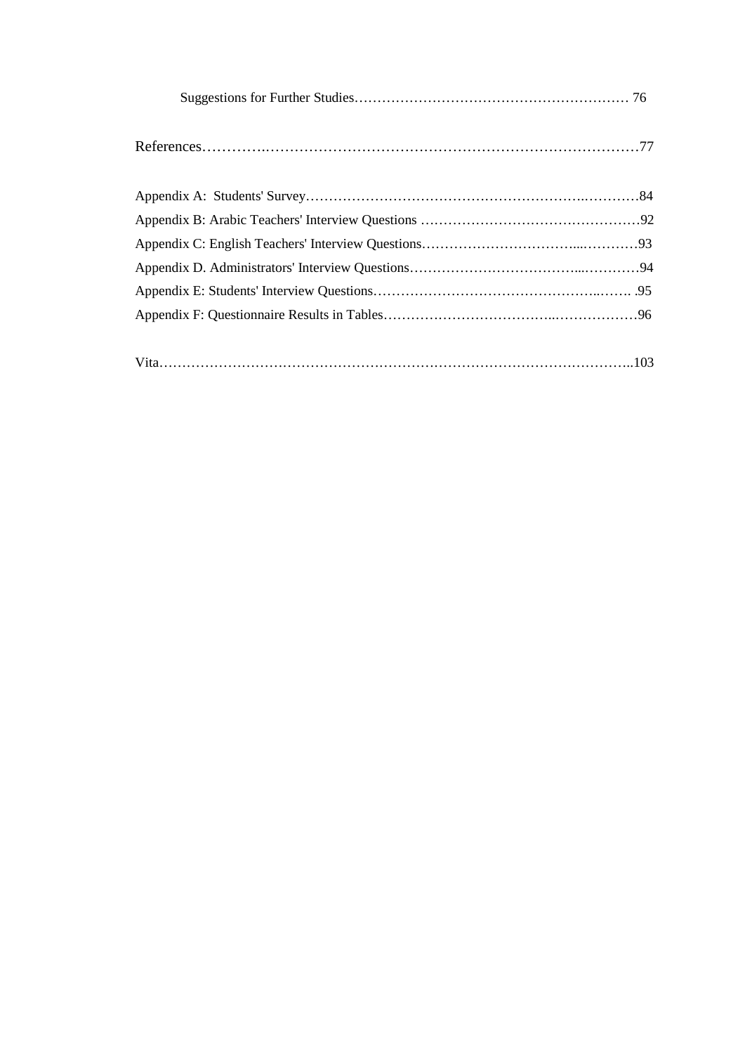Suggestions for Further Studies………………………………………………… 76

References……………………………………………………………………………77

Appendix A: Students' Survey……………………………………………………84

Appendix B: Arabic Teachers' Interview Questions ………………………………92

Appendix C: English Teachers' Interview Questions………………………………93

Appendix D. Administrators' Interview Questions…………………………………94

Appendix E: Students' Interview Questions……………………………………….95

Appendix F: Questionnaire Results in Tables………………………………………96

Vita……………………………………………………………………………………..103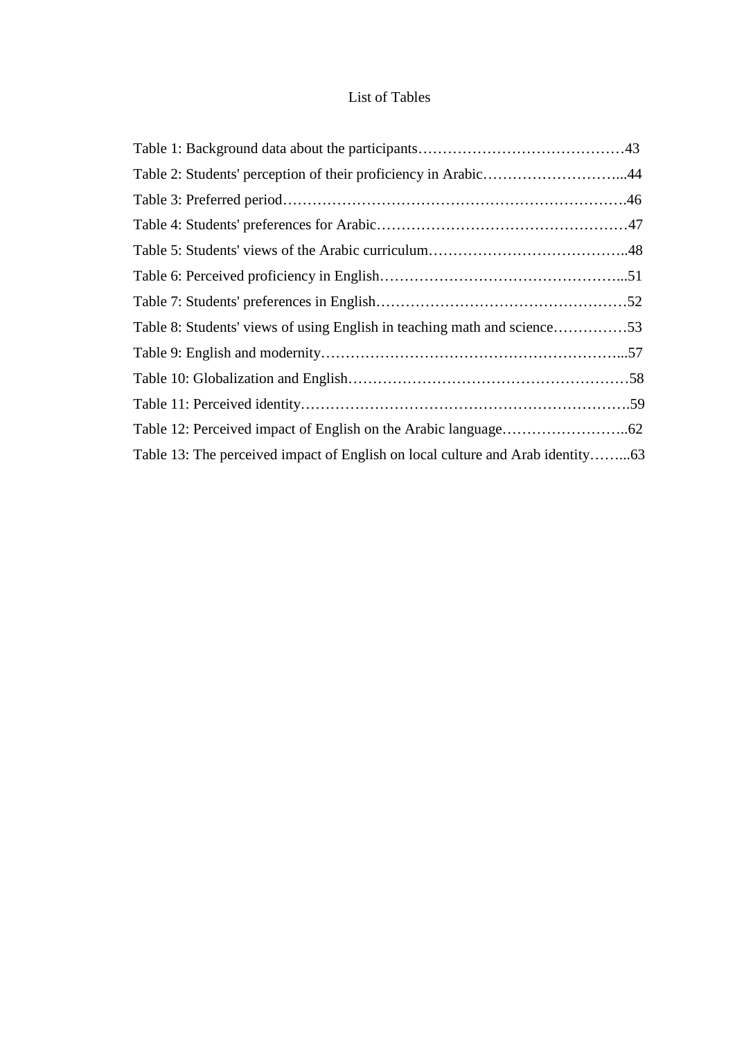# List of Tables

Table 1: Background data about the participants……………………………………43

Table 2: Students' perception of their proficiency in Arabic………………………...44

Table 3: Preferred period…………………………………………………………….46

Table 4: Students' preferences for Arabic……………………………………………47

Table 5: Students' views of the Arabic curriculum…………………………………..48

Table 6: Perceived proficiency in English…………………………………………...51

Table 7: Students' preferences in English……………………………………………52

Table 8: Students' views of using English in teaching math and science……………53

Table 9: English and modernity……………………………………………………...57

Table 10: Globalization and English…………………………………………………58

Table 11: Perceived identity………………………………………………………….59

Table 12: Perceived impact of English on the Arabic language……………………..62

Table 13: The perceived impact of English on local culture and Arab identity……...63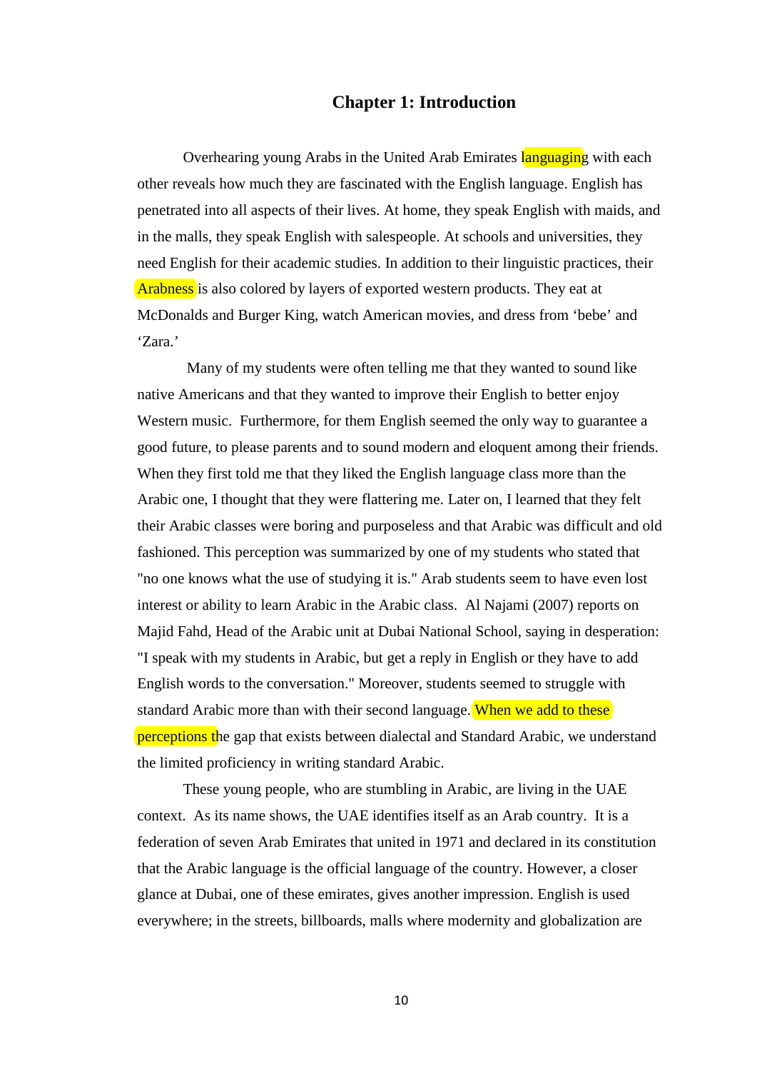# Chapter 1: Introduction

Overhearing young Arabs in the United Arab Emirates languaging with each other reveals how much they are fascinated with the English language. English has penetrated into all aspects of their lives. At home, they speak English with maids, and in the malls, they speak English with salespeople. At schools and universities, they need English for their academic studies. In addition to their linguistic practices, their Arabness is also colored by layers of exported western products. They eat at McDonalds and Burger King, watch American movies, and dress from 'bebe' and 'Zara.'

Many of my students were often telling me that they wanted to sound like native Americans and that they wanted to improve their English to better enjoy Western music. Furthermore, for them English seemed the only way to guarantee a good future, to please parents and to sound modern and eloquent among their friends. When they first told me that they liked the English language class more than the Arabic one, I thought that they were flattering me. Later on, I learned that they felt their Arabic classes were boring and purposeless and that Arabic was difficult and old fashioned. This perception was summarized by one of my students who stated that "no one knows what the use of studying it is." Arab students seem to have even lost interest or ability to learn Arabic in the Arabic class. Al Najami (2007) reports on Majid Fahd, Head of the Arabic unit at Dubai National School, saying in desperation: "I speak with my students in Arabic, but get a reply in English or they have to add English words to the conversation." Moreover, students seemed to struggle with standard Arabic more than with their second language. When we add to these perceptions the gap that exists between dialectal and Standard Arabic, we understand the limited proficiency in writing standard Arabic.

These young people, who are stumbling in Arabic, are living in the UAE context. As its name shows, the UAE identifies itself as an Arab country. It is a federation of seven Arab Emirates that united in 1971 and declared in its constitution that the Arabic language is the official language of the country. However, a closer glance at Dubai, one of these emirates, gives another impression. English is used everywhere; in the streets, billboards, malls where modernity and globalization are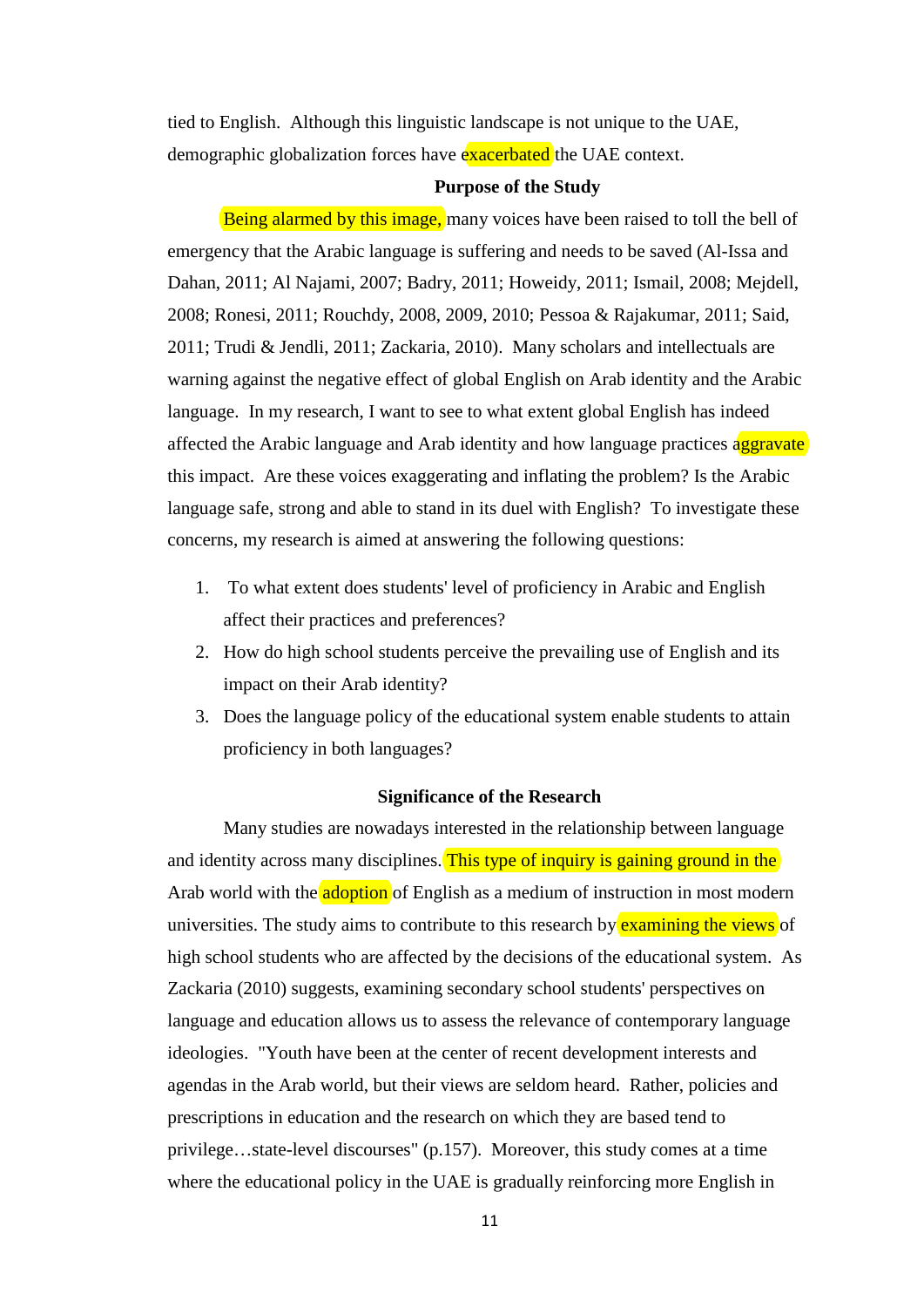tied to English. Although this linguistic landscape is not unique to the UAE, demographic globalization forces have exacerbated the UAE context.

## Purpose of the Study

Being alarmed by this image, many voices have been raised to toll the bell of emergency that the Arabic language is suffering and needs to be saved (Al-Issa and Dahan, 2011; Al Najami, 2007; Badry, 2011; Howeidy, 2011; Ismail, 2008; Mejdell, 2008; Ronesi, 2011; Rouchdy, 2008, 2009, 2010; Pessoa & Rajakumar, 2011; Said, 2011; Trudi & Jendli, 2011; Zackaria, 2010). Many scholars and intellectuals are warning against the negative effect of global English on Arab identity and the Arabic language. In my research, I want to see to what extent global English has indeed affected the Arabic language and Arab identity and how language practices aggravate this impact. Are these voices exaggerating and inflating the problem? Is the Arabic language safe, strong and able to stand in its duel with English? To investigate these concerns, my research is aimed at answering the following questions:

1. To what extent does students' level of proficiency in Arabic and English affect their practices and preferences?
2. How do high school students perceive the prevailing use of English and its impact on their Arab identity?
3. Does the language policy of the educational system enable students to attain proficiency in both languages?

## Significance of the Research

Many studies are nowadays interested in the relationship between language and identity across many disciplines. This type of inquiry is gaining ground in the Arab world with the adoption of English as a medium of instruction in most modern universities. The study aims to contribute to this research by examining the views of high school students who are affected by the decisions of the educational system. As Zackaria (2010) suggests, examining secondary school students' perspectives on language and education allows us to assess the relevance of contemporary language ideologies. "Youth have been at the center of recent development interests and agendas in the Arab world, but their views are seldom heard. Rather, policies and prescriptions in education and the research on which they are based tend to privilege…state-level discourses" (p.157). Moreover, this study comes at a time where the educational policy in the UAE is gradually reinforcing more English in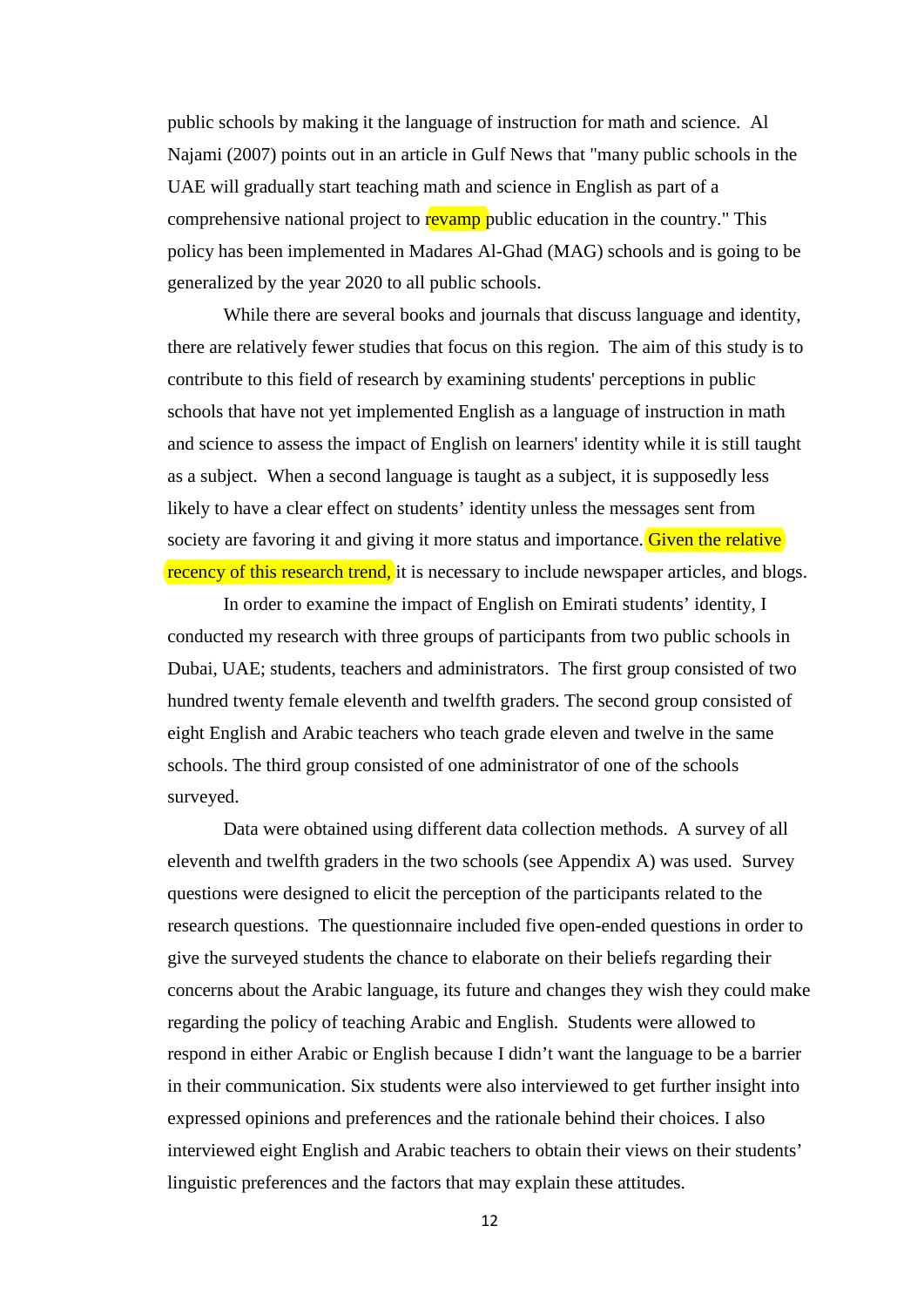public schools by making it the language of instruction for math and science. Al Najami (2007) points out in an article in Gulf News that "many public schools in the UAE will gradually start teaching math and science in English as part of a comprehensive national project to revamp public education in the country." This policy has been implemented in Madares Al-Ghad (MAG) schools and is going to be generalized by the year 2020 to all public schools.

While there are several books and journals that discuss language and identity, there are relatively fewer studies that focus on this region. The aim of this study is to contribute to this field of research by examining students' perceptions in public schools that have not yet implemented English as a language of instruction in math and science to assess the impact of English on learners' identity while it is still taught as a subject. When a second language is taught as a subject, it is supposedly less likely to have a clear effect on students' identity unless the messages sent from society are favoring it and giving it more status and importance. Given the relative recency of this research trend, it is necessary to include newspaper articles, and blogs.

In order to examine the impact of English on Emirati students' identity, I conducted my research with three groups of participants from two public schools in Dubai, UAE; students, teachers and administrators. The first group consisted of two hundred twenty female eleventh and twelfth graders. The second group consisted of eight English and Arabic teachers who teach grade eleven and twelve in the same schools. The third group consisted of one administrator of one of the schools surveyed.

Data were obtained using different data collection methods. A survey of all eleventh and twelfth graders in the two schools (see Appendix A) was used. Survey questions were designed to elicit the perception of the participants related to the research questions. The questionnaire included five open-ended questions in order to give the surveyed students the chance to elaborate on their beliefs regarding their concerns about the Arabic language, its future and changes they wish they could make regarding the policy of teaching Arabic and English. Students were allowed to respond in either Arabic or English because I didn't want the language to be a barrier in their communication. Six students were also interviewed to get further insight into expressed opinions and preferences and the rationale behind their choices. I also interviewed eight English and Arabic teachers to obtain their views on their students' linguistic preferences and the factors that may explain these attitudes.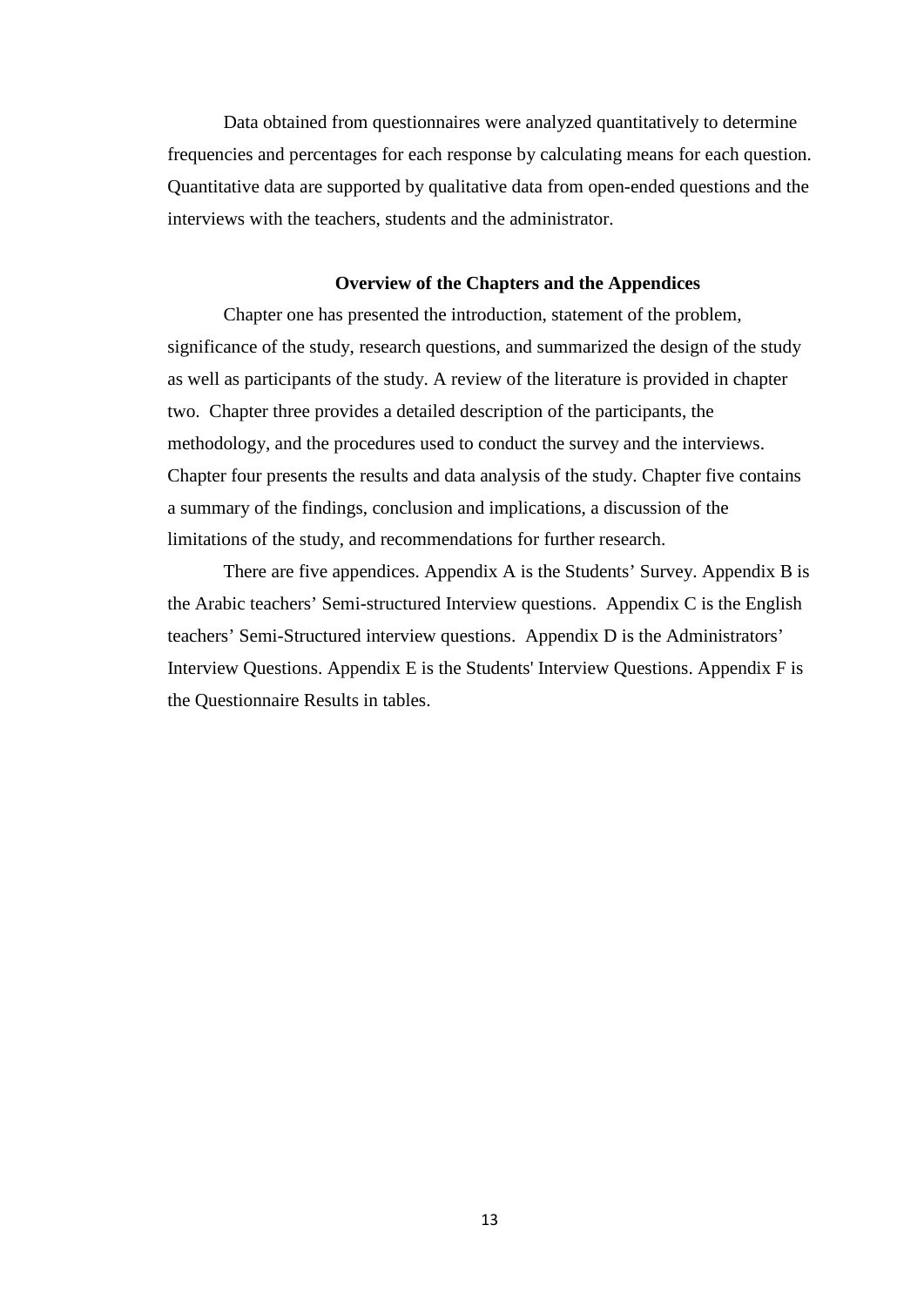Data obtained from questionnaires were analyzed quantitatively to determine frequencies and percentages for each response by calculating means for each question. Quantitative data are supported by qualitative data from open-ended questions and the interviews with the teachers, students and the administrator.

## Overview of the Chapters and the Appendices

Chapter one has presented the introduction, statement of the problem, significance of the study, research questions, and summarized the design of the study as well as participants of the study. A review of the literature is provided in chapter two. Chapter three provides a detailed description of the participants, the methodology, and the procedures used to conduct the survey and the interviews. Chapter four presents the results and data analysis of the study. Chapter five contains a summary of the findings, conclusion and implications, a discussion of the limitations of the study, and recommendations for further research.

There are five appendices. Appendix A is the Students' Survey. Appendix B is the Arabic teachers' Semi-structured Interview questions. Appendix C is the English teachers' Semi-Structured interview questions. Appendix D is the Administrators' Interview Questions. Appendix E is the Students' Interview Questions. Appendix F is the Questionnaire Results in tables.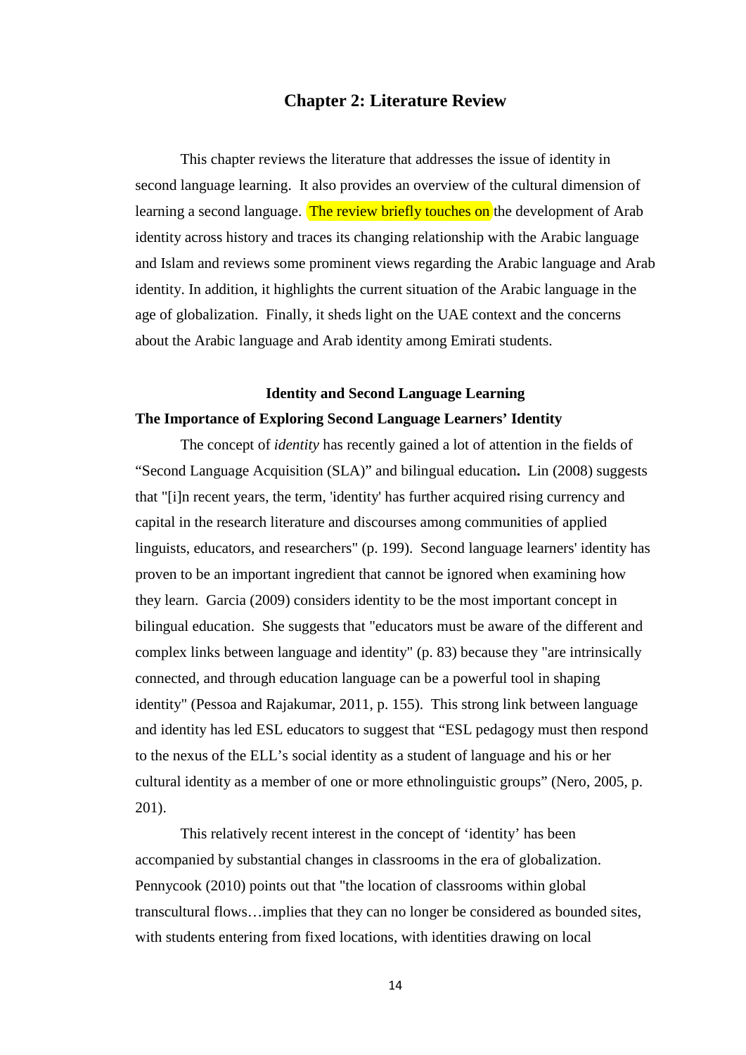# Chapter 2: Literature Review

This chapter reviews the literature that addresses the issue of identity in second language learning. It also provides an overview of the cultural dimension of learning a second language. The review briefly touches on the development of Arab identity across history and traces its changing relationship with the Arabic language and Islam and reviews some prominent views regarding the Arabic language and Arab identity. In addition, it highlights the current situation of the Arabic language in the age of globalization. Finally, it sheds light on the UAE context and the concerns about the Arabic language and Arab identity among Emirati students.

## Identity and Second Language Learning

### The Importance of Exploring Second Language Learners' Identity

The concept of *identity* has recently gained a lot of attention in the fields of "Second Language Acquisition (SLA)" and bilingual education**.** Lin (2008) suggests that "[i]n recent years, the term, 'identity' has further acquired rising currency and capital in the research literature and discourses among communities of applied linguists, educators, and researchers" (p. 199). Second language learners' identity has proven to be an important ingredient that cannot be ignored when examining how they learn. Garcia (2009) considers identity to be the most important concept in bilingual education. She suggests that "educators must be aware of the different and complex links between language and identity" (p. 83) because they "are intrinsically connected, and through education language can be a powerful tool in shaping identity" (Pessoa and Rajakumar, 2011, p. 155). This strong link between language and identity has led ESL educators to suggest that "ESL pedagogy must then respond to the nexus of the ELL's social identity as a student of language and his or her cultural identity as a member of one or more ethnolinguistic groups" (Nero, 2005, p. 201).

This relatively recent interest in the concept of 'identity' has been accompanied by substantial changes in classrooms in the era of globalization. Pennycook (2010) points out that "the location of classrooms within global transcultural flows…implies that they can no longer be considered as bounded sites, with students entering from fixed locations, with identities drawing on local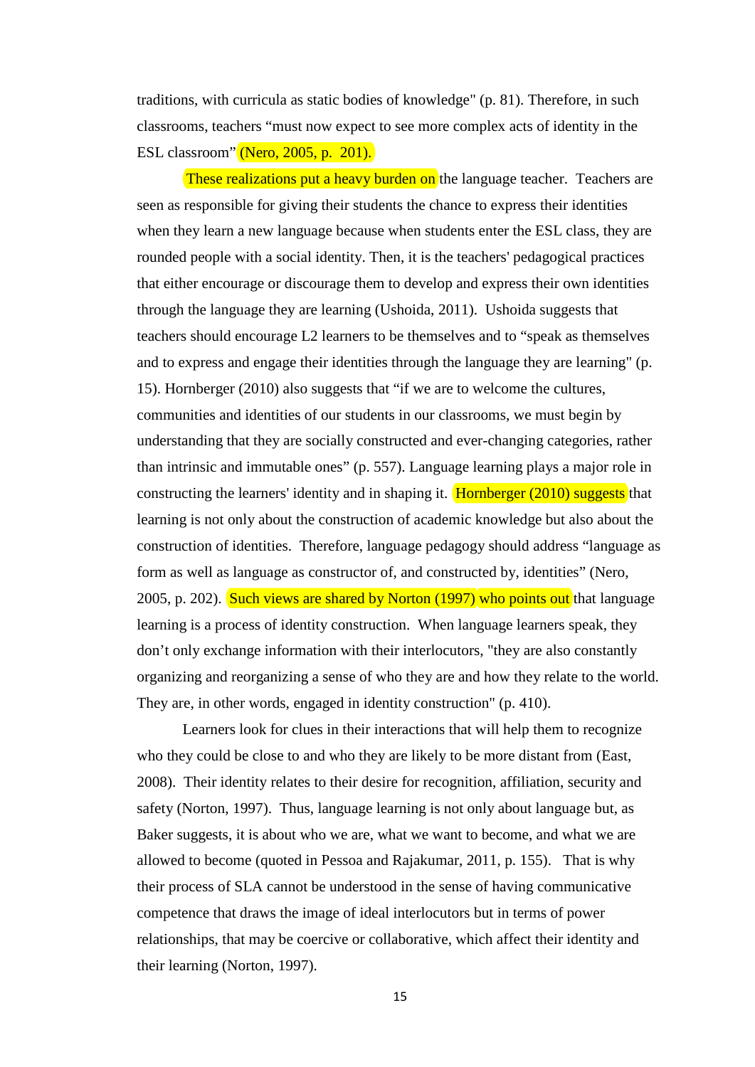traditions, with curricula as static bodies of knowledge" (p. 81). Therefore, in such classrooms, teachers "must now expect to see more complex acts of identity in the ESL classroom" (Nero, 2005, p. 201).

These realizations put a heavy burden on the language teacher. Teachers are seen as responsible for giving their students the chance to express their identities when they learn a new language because when students enter the ESL class, they are rounded people with a social identity. Then, it is the teachers' pedagogical practices that either encourage or discourage them to develop and express their own identities through the language they are learning (Ushoida, 2011). Ushoida suggests that teachers should encourage L2 learners to be themselves and to "speak as themselves and to express and engage their identities through the language they are learning" (p. 15). Hornberger (2010) also suggests that "if we are to welcome the cultures, communities and identities of our students in our classrooms, we must begin by understanding that they are socially constructed and ever-changing categories, rather than intrinsic and immutable ones" (p. 557). Language learning plays a major role in constructing the learners' identity and in shaping it. Hornberger (2010) suggests that learning is not only about the construction of academic knowledge but also about the construction of identities. Therefore, language pedagogy should address "language as form as well as language as constructor of, and constructed by, identities" (Nero, 2005, p. 202). Such views are shared by Norton (1997) who points out that language learning is a process of identity construction. When language learners speak, they don't only exchange information with their interlocutors, "they are also constantly organizing and reorganizing a sense of who they are and how they relate to the world. They are, in other words, engaged in identity construction" (p. 410).

Learners look for clues in their interactions that will help them to recognize who they could be close to and who they are likely to be more distant from (East, 2008). Their identity relates to their desire for recognition, affiliation, security and safety (Norton, 1997). Thus, language learning is not only about language but, as Baker suggests, it is about who we are, what we want to become, and what we are allowed to become (quoted in Pessoa and Rajakumar, 2011, p. 155). That is why their process of SLA cannot be understood in the sense of having communicative competence that draws the image of ideal interlocutors but in terms of power relationships, that may be coercive or collaborative, which affect their identity and their learning (Norton, 1997).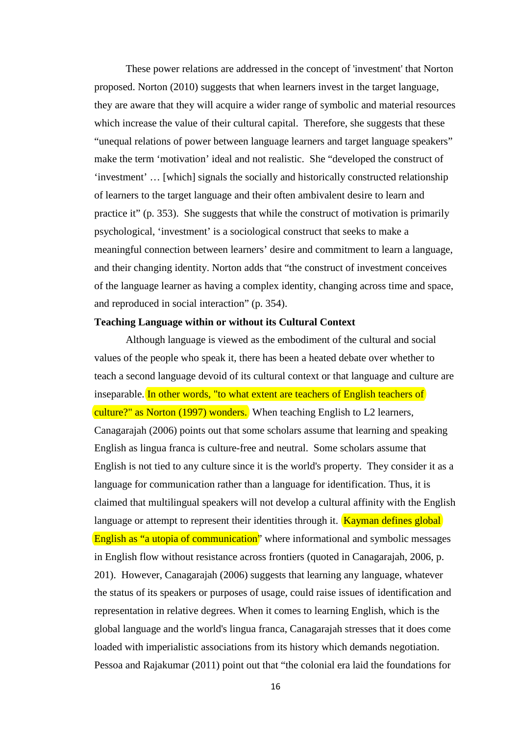These power relations are addressed in the concept of 'investment' that Norton proposed. Norton (2010) suggests that when learners invest in the target language, they are aware that they will acquire a wider range of symbolic and material resources which increase the value of their cultural capital. Therefore, she suggests that these "unequal relations of power between language learners and target language speakers" make the term 'motivation' ideal and not realistic. She "developed the construct of 'investment' … [which] signals the socially and historically constructed relationship of learners to the target language and their often ambivalent desire to learn and practice it" (p. 353). She suggests that while the construct of motivation is primarily psychological, 'investment' is a sociological construct that seeks to make a meaningful connection between learners' desire and commitment to learn a language, and their changing identity. Norton adds that "the construct of investment conceives of the language learner as having a complex identity, changing across time and space, and reproduced in social interaction" (p. 354).

**Teaching Language within or without its Cultural Context**

Although language is viewed as the embodiment of the cultural and social values of the people who speak it, there has been a heated debate over whether to teach a second language devoid of its cultural context or that language and culture are inseparable. In other words, "to what extent are teachers of English teachers of culture?" as Norton (1997) wonders. When teaching English to L2 learners, Canagarajah (2006) points out that some scholars assume that learning and speaking English as lingua franca is culture-free and neutral. Some scholars assume that English is not tied to any culture since it is the world's property. They consider it as a language for communication rather than a language for identification. Thus, it is claimed that multilingual speakers will not develop a cultural affinity with the English language or attempt to represent their identities through it. Kayman defines global English as "a utopia of communication" where informational and symbolic messages in English flow without resistance across frontiers (quoted in Canagarajah, 2006, p. 201). However, Canagarajah (2006) suggests that learning any language, whatever the status of its speakers or purposes of usage, could raise issues of identification and representation in relative degrees. When it comes to learning English, which is the global language and the world's lingua franca, Canagarajah stresses that it does come loaded with imperialistic associations from its history which demands negotiation. Pessoa and Rajakumar (2011) point out that "the colonial era laid the foundations for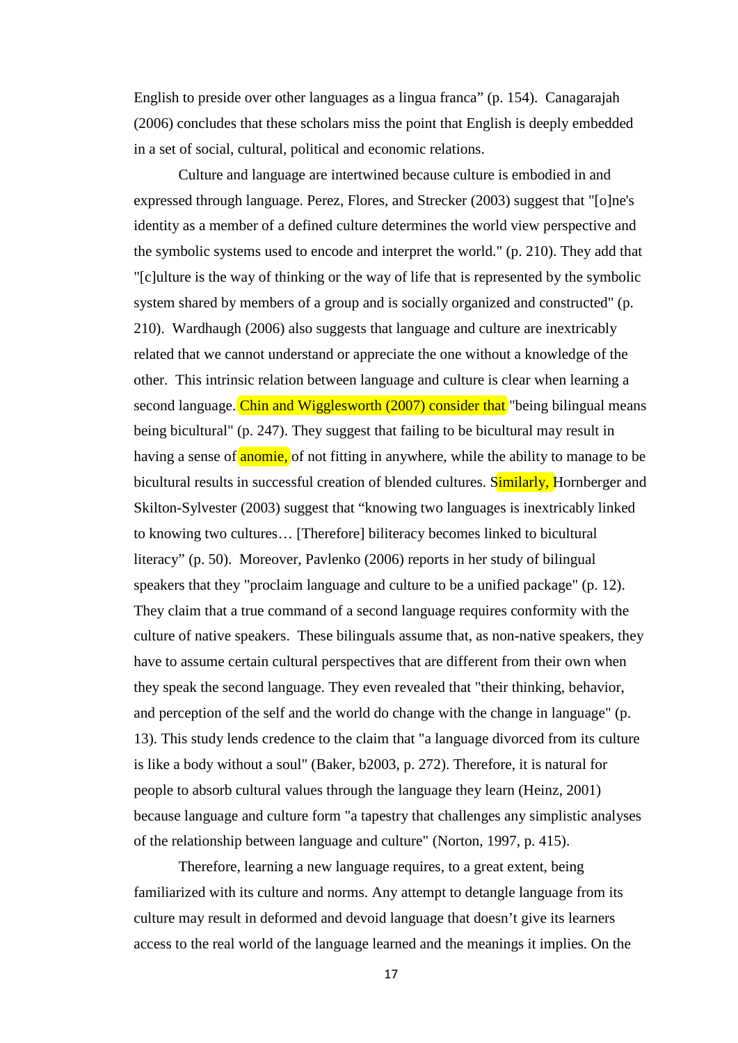English to preside over other languages as a lingua franca" (p. 154). Canagarajah (2006) concludes that these scholars miss the point that English is deeply embedded in a set of social, cultural, political and economic relations.

Culture and language are intertwined because culture is embodied in and expressed through language. Perez, Flores, and Strecker (2003) suggest that "[o]ne's identity as a member of a defined culture determines the world view perspective and the symbolic systems used to encode and interpret the world." (p. 210). They add that "[c]ulture is the way of thinking or the way of life that is represented by the symbolic system shared by members of a group and is socially organized and constructed" (p. 210). Wardhaugh (2006) also suggests that language and culture are inextricably related that we cannot understand or appreciate the one without a knowledge of the other. This intrinsic relation between language and culture is clear when learning a second language. Chin and Wigglesworth (2007) consider that "being bilingual means being bicultural" (p. 247). They suggest that failing to be bicultural may result in having a sense of anomie, of not fitting in anywhere, while the ability to manage to be bicultural results in successful creation of blended cultures. Similarly, Hornberger and Skilton-Sylvester (2003) suggest that "knowing two languages is inextricably linked to knowing two cultures… [Therefore] biliteracy becomes linked to bicultural literacy" (p. 50). Moreover, Pavlenko (2006) reports in her study of bilingual speakers that they "proclaim language and culture to be a unified package" (p. 12). They claim that a true command of a second language requires conformity with the culture of native speakers. These bilinguals assume that, as non-native speakers, they have to assume certain cultural perspectives that are different from their own when they speak the second language. They even revealed that "their thinking, behavior, and perception of the self and the world do change with the change in language" (p. 13). This study lends credence to the claim that "a language divorced from its culture is like a body without a soul" (Baker, b2003, p. 272). Therefore, it is natural for people to absorb cultural values through the language they learn (Heinz, 2001) because language and culture form "a tapestry that challenges any simplistic analyses of the relationship between language and culture" (Norton, 1997, p. 415).

Therefore, learning a new language requires, to a great extent, being familiarized with its culture and norms. Any attempt to detangle language from its culture may result in deformed and devoid language that doesn't give its learners access to the real world of the language learned and the meanings it implies. On the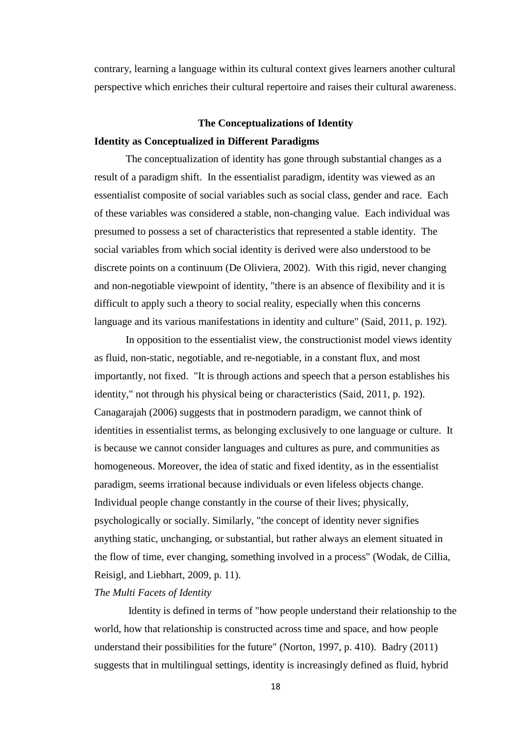contrary, learning a language within its cultural context gives learners another cultural perspective which enriches their cultural repertoire and raises their cultural awareness.

## The Conceptualizations of Identity

### Identity as Conceptualized in Different Paradigms

The conceptualization of identity has gone through substantial changes as a result of a paradigm shift. In the essentialist paradigm, identity was viewed as an essentialist composite of social variables such as social class, gender and race. Each of these variables was considered a stable, non-changing value. Each individual was presumed to possess a set of characteristics that represented a stable identity. The social variables from which social identity is derived were also understood to be discrete points on a continuum (De Oliviera, 2002). With this rigid, never changing and non-negotiable viewpoint of identity, "there is an absence of flexibility and it is difficult to apply such a theory to social reality, especially when this concerns language and its various manifestations in identity and culture" (Said, 2011, p. 192).

In opposition to the essentialist view, the constructionist model views identity as fluid, non-static, negotiable, and re-negotiable, in a constant flux, and most importantly, not fixed. "It is through actions and speech that a person establishes his identity," not through his physical being or characteristics (Said, 2011, p. 192). Canagarajah (2006) suggests that in postmodern paradigm, we cannot think of identities in essentialist terms, as belonging exclusively to one language or culture. It is because we cannot consider languages and cultures as pure, and communities as homogeneous. Moreover, the idea of static and fixed identity, as in the essentialist paradigm, seems irrational because individuals or even lifeless objects change. Individual people change constantly in the course of their lives; physically, psychologically or socially. Similarly, "the concept of identity never signifies anything static, unchanging, or substantial, but rather always an element situated in the flow of time, ever changing, something involved in a process" (Wodak, de Cillia, Reisigl, and Liebhart, 2009, p. 11).

#### *The Multi Facets of Identity*

Identity is defined in terms of "how people understand their relationship to the world, how that relationship is constructed across time and space, and how people understand their possibilities for the future" (Norton, 1997, p. 410). Badry (2011) suggests that in multilingual settings, identity is increasingly defined as fluid, hybrid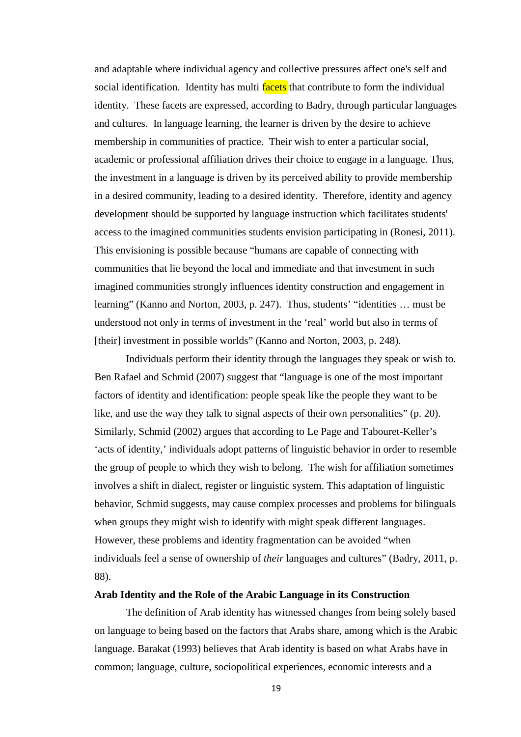and adaptable where individual agency and collective pressures affect one's self and social identification. Identity has multi facets that contribute to form the individual identity. These facets are expressed, according to Badry, through particular languages and cultures. In language learning, the learner is driven by the desire to achieve membership in communities of practice. Their wish to enter a particular social, academic or professional affiliation drives their choice to engage in a language. Thus, the investment in a language is driven by its perceived ability to provide membership in a desired community, leading to a desired identity. Therefore, identity and agency development should be supported by language instruction which facilitates students' access to the imagined communities students envision participating in (Ronesi, 2011). This envisioning is possible because "humans are capable of connecting with communities that lie beyond the local and immediate and that investment in such imagined communities strongly influences identity construction and engagement in learning" (Kanno and Norton, 2003, p. 247). Thus, students' "identities … must be understood not only in terms of investment in the 'real' world but also in terms of [their] investment in possible worlds" (Kanno and Norton, 2003, p. 248).

Individuals perform their identity through the languages they speak or wish to. Ben Rafael and Schmid (2007) suggest that "language is one of the most important factors of identity and identification: people speak like the people they want to be like, and use the way they talk to signal aspects of their own personalities" (p. 20). Similarly, Schmid (2002) argues that according to Le Page and Tabouret-Keller's 'acts of identity,' individuals adopt patterns of linguistic behavior in order to resemble the group of people to which they wish to belong. The wish for affiliation sometimes involves a shift in dialect, register or linguistic system. This adaptation of linguistic behavior, Schmid suggests, may cause complex processes and problems for bilinguals when groups they might wish to identify with might speak different languages. However, these problems and identity fragmentation can be avoided "when individuals feel a sense of ownership of *their* languages and cultures" (Badry, 2011, p. 88).

**Arab Identity and the Role of the Arabic Language in its Construction**

The definition of Arab identity has witnessed changes from being solely based on language to being based on the factors that Arabs share, among which is the Arabic language. Barakat (1993) believes that Arab identity is based on what Arabs have in common; language, culture, sociopolitical experiences, economic interests and a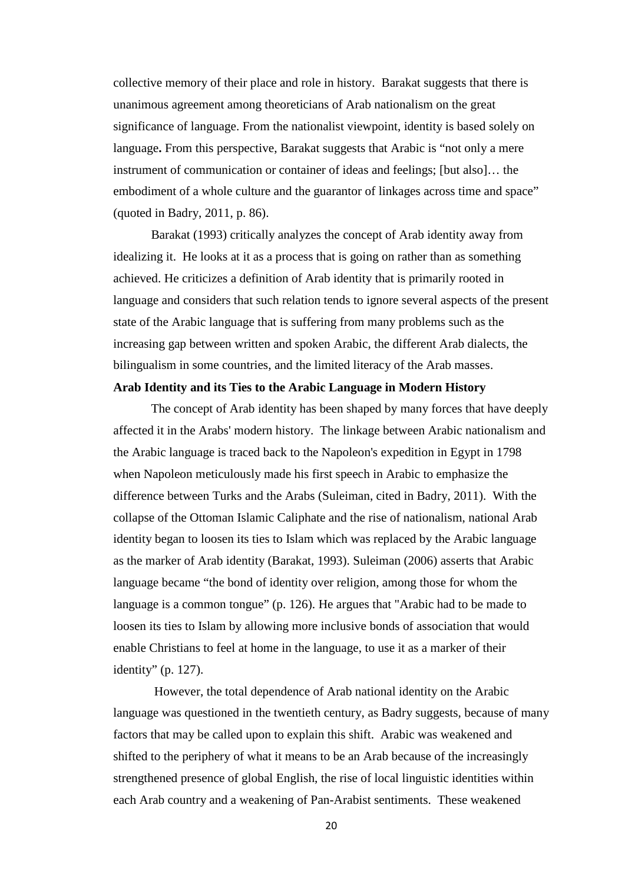collective memory of their place and role in history. Barakat suggests that there is unanimous agreement among theoreticians of Arab nationalism on the great significance of language. From the nationalist viewpoint, identity is based solely on language**.** From this perspective, Barakat suggests that Arabic is "not only a mere instrument of communication or container of ideas and feelings; [but also]… the embodiment of a whole culture and the guarantor of linkages across time and space" (quoted in Badry, 2011, p. 86).

Barakat (1993) critically analyzes the concept of Arab identity away from idealizing it. He looks at it as a process that is going on rather than as something achieved. He criticizes a definition of Arab identity that is primarily rooted in language and considers that such relation tends to ignore several aspects of the present state of the Arabic language that is suffering from many problems such as the increasing gap between written and spoken Arabic, the different Arab dialects, the bilingualism in some countries, and the limited literacy of the Arab masses.

**Arab Identity and its Ties to the Arabic Language in Modern History**

The concept of Arab identity has been shaped by many forces that have deeply affected it in the Arabs' modern history. The linkage between Arabic nationalism and the Arabic language is traced back to the Napoleon's expedition in Egypt in 1798 when Napoleon meticulously made his first speech in Arabic to emphasize the difference between Turks and the Arabs (Suleiman, cited in Badry, 2011). With the collapse of the Ottoman Islamic Caliphate and the rise of nationalism, national Arab identity began to loosen its ties to Islam which was replaced by the Arabic language as the marker of Arab identity (Barakat, 1993). Suleiman (2006) asserts that Arabic language became "the bond of identity over religion, among those for whom the language is a common tongue" (p. 126). He argues that "Arabic had to be made to loosen its ties to Islam by allowing more inclusive bonds of association that would enable Christians to feel at home in the language, to use it as a marker of their identity" (p. 127).

However, the total dependence of Arab national identity on the Arabic language was questioned in the twentieth century, as Badry suggests, because of many factors that may be called upon to explain this shift. Arabic was weakened and shifted to the periphery of what it means to be an Arab because of the increasingly strengthened presence of global English, the rise of local linguistic identities within each Arab country and a weakening of Pan-Arabist sentiments. These weakened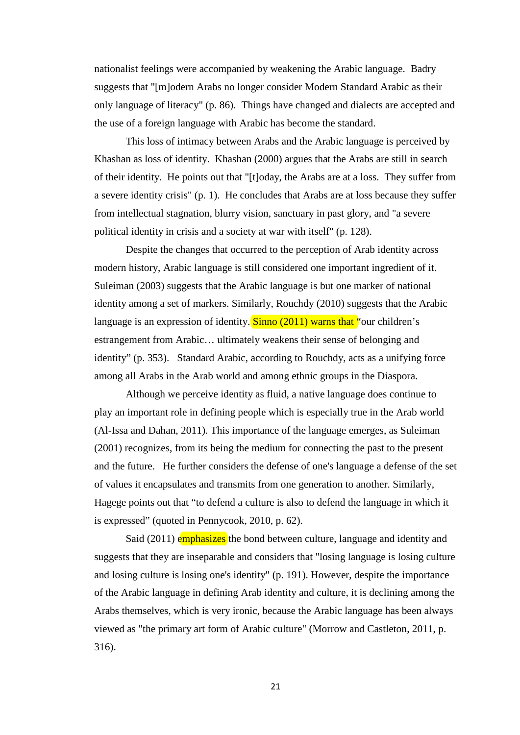nationalist feelings were accompanied by weakening the Arabic language. Badry suggests that "[m]odern Arabs no longer consider Modern Standard Arabic as their only language of literacy" (p. 86). Things have changed and dialects are accepted and the use of a foreign language with Arabic has become the standard.

This loss of intimacy between Arabs and the Arabic language is perceived by Khashan as loss of identity. Khashan (2000) argues that the Arabs are still in search of their identity. He points out that "[t]oday, the Arabs are at a loss. They suffer from a severe identity crisis" (p. 1). He concludes that Arabs are at loss because they suffer from intellectual stagnation, blurry vision, sanctuary in past glory, and "a severe political identity in crisis and a society at war with itself" (p. 128).

Despite the changes that occurred to the perception of Arab identity across modern history, Arabic language is still considered one important ingredient of it. Suleiman (2003) suggests that the Arabic language is but one marker of national identity among a set of markers. Similarly, Rouchdy (2010) suggests that the Arabic language is an expression of identity. Sinno (2011) warns that "our children's estrangement from Arabic… ultimately weakens their sense of belonging and identity" (p. 353). Standard Arabic, according to Rouchdy, acts as a unifying force among all Arabs in the Arab world and among ethnic groups in the Diaspora.

Although we perceive identity as fluid, a native language does continue to play an important role in defining people which is especially true in the Arab world (Al-Issa and Dahan, 2011). This importance of the language emerges, as Suleiman (2001) recognizes, from its being the medium for connecting the past to the present and the future. He further considers the defense of one's language a defense of the set of values it encapsulates and transmits from one generation to another. Similarly, Hagege points out that "to defend a culture is also to defend the language in which it is expressed" (quoted in Pennycook, 2010, p. 62).

Said (2011) emphasizes the bond between culture, language and identity and suggests that they are inseparable and considers that "losing language is losing culture and losing culture is losing one's identity" (p. 191). However, despite the importance of the Arabic language in defining Arab identity and culture, it is declining among the Arabs themselves, which is very ironic, because the Arabic language has been always viewed as "the primary art form of Arabic culture" (Morrow and Castleton, 2011, p. 316).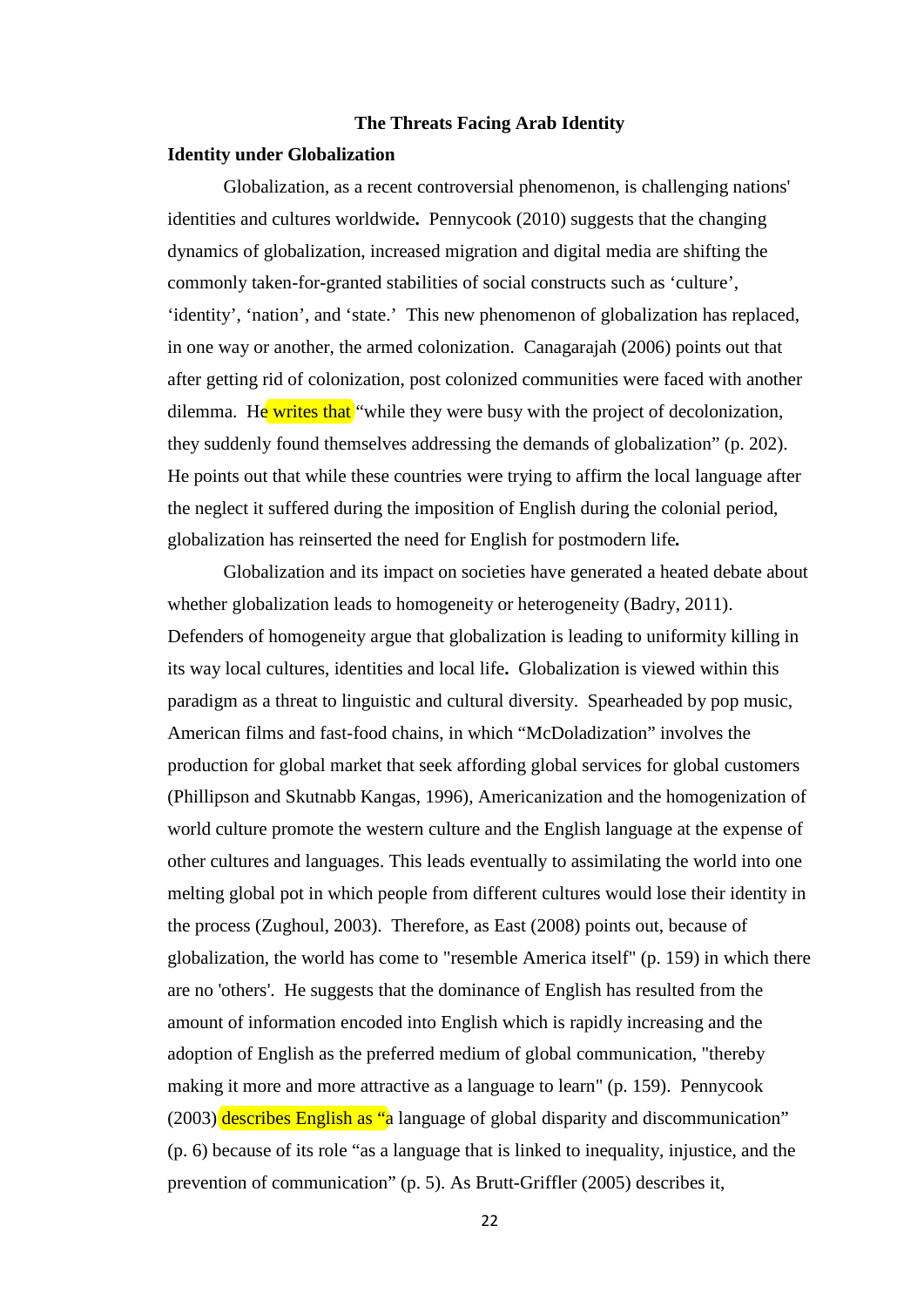# The Threats Facing Arab Identity

## Identity under Globalization

Globalization, as a recent controversial phenomenon, is challenging nations' identities and cultures worldwide**.** Pennycook (2010) suggests that the changing dynamics of globalization, increased migration and digital media are shifting the commonly taken-for-granted stabilities of social constructs such as 'culture', 'identity', 'nation', and 'state.' This new phenomenon of globalization has replaced, in one way or another, the armed colonization. Canagarajah (2006) points out that after getting rid of colonization, post colonized communities were faced with another dilemma. He writes that "while they were busy with the project of decolonization, they suddenly found themselves addressing the demands of globalization" (p. 202). He points out that while these countries were trying to affirm the local language after the neglect it suffered during the imposition of English during the colonial period, globalization has reinserted the need for English for postmodern life**.**

Globalization and its impact on societies have generated a heated debate about whether globalization leads to homogeneity or heterogeneity (Badry, 2011). Defenders of homogeneity argue that globalization is leading to uniformity killing in its way local cultures, identities and local life**.** Globalization is viewed within this paradigm as a threat to linguistic and cultural diversity. Spearheaded by pop music, American films and fast-food chains, in which "McDoladization" involves the production for global market that seek affording global services for global customers (Phillipson and Skutnabb Kangas, 1996), Americanization and the homogenization of world culture promote the western culture and the English language at the expense of other cultures and languages. This leads eventually to assimilating the world into one melting global pot in which people from different cultures would lose their identity in the process (Zughoul, 2003). Therefore, as East (2008) points out, because of globalization, the world has come to "resemble America itself" (p. 159) in which there are no 'others'. He suggests that the dominance of English has resulted from the amount of information encoded into English which is rapidly increasing and the adoption of English as the preferred medium of global communication, "thereby making it more and more attractive as a language to learn" (p. 159). Pennycook (2003) describes English as "a language of global disparity and discommunication" (p. 6) because of its role "as a language that is linked to inequality, injustice, and the prevention of communication" (p. 5). As Brutt-Griffler (2005) describes it,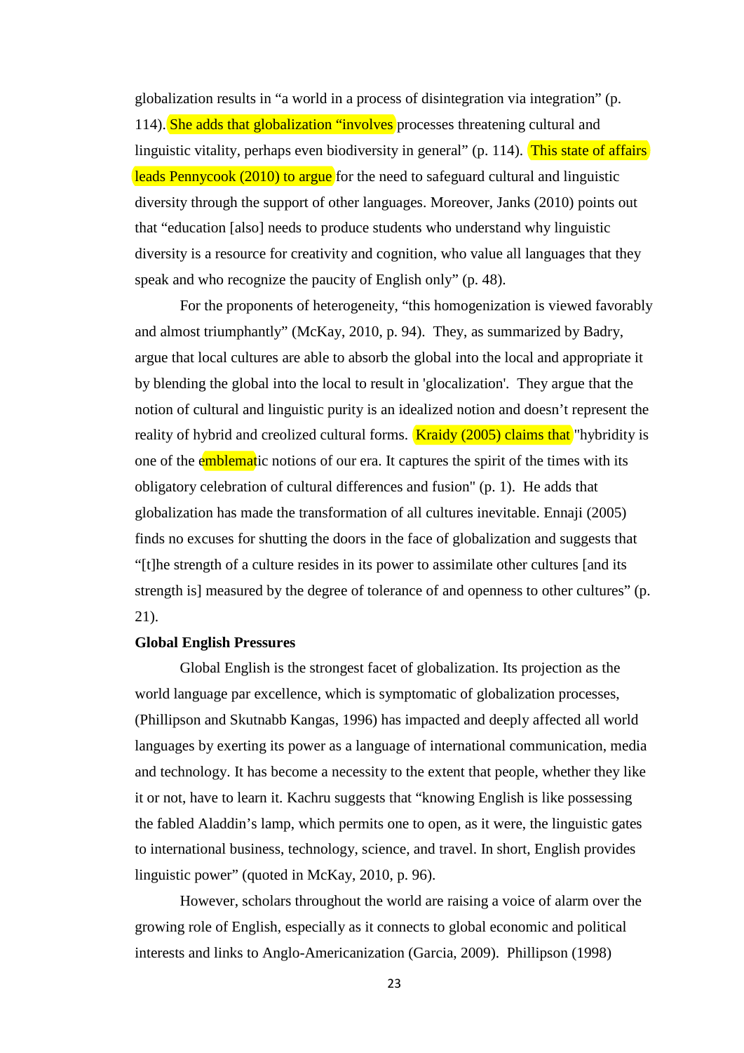globalization results in “a world in a process of disintegration via integration” (p. 114). She adds that globalization “involves processes threatening cultural and linguistic vitality, perhaps even biodiversity in general” (p. 114). This state of affairs leads Pennycook (2010) to argue for the need to safeguard cultural and linguistic diversity through the support of other languages. Moreover, Janks (2010) points out that “education [also] needs to produce students who understand why linguistic diversity is a resource for creativity and cognition, who value all languages that they speak and who recognize the paucity of English only” (p. 48).

For the proponents of heterogeneity, “this homogenization is viewed favorably and almost triumphantly” (McKay, 2010, p. 94). They, as summarized by Badry, argue that local cultures are able to absorb the global into the local and appropriate it by blending the global into the local to result in 'glocalization'. They argue that the notion of cultural and linguistic purity is an idealized notion and doesn’t represent the reality of hybrid and creolized cultural forms. Kraidy (2005) claims that "hybridity is one of the emblematic notions of our era. It captures the spirit of the times with its obligatory celebration of cultural differences and fusion" (p. 1). He adds that globalization has made the transformation of all cultures inevitable. Ennaji (2005) finds no excuses for shutting the doors in the face of globalization and suggests that “[t]he strength of a culture resides in its power to assimilate other cultures [and its strength is] measured by the degree of tolerance of and openness to other cultures” (p. 21).

**Global English Pressures**

Global English is the strongest facet of globalization. Its projection as the world language par excellence, which is symptomatic of globalization processes, (Phillipson and Skutnabb Kangas, 1996) has impacted and deeply affected all world languages by exerting its power as a language of international communication, media and technology. It has become a necessity to the extent that people, whether they like it or not, have to learn it. Kachru suggests that “knowing English is like possessing the fabled Aladdin’s lamp, which permits one to open, as it were, the linguistic gates to international business, technology, science, and travel. In short, English provides linguistic power” (quoted in McKay, 2010, p. 96).

However, scholars throughout the world are raising a voice of alarm over the growing role of English, especially as it connects to global economic and political interests and links to Anglo-Americanization (Garcia, 2009). Phillipson (1998)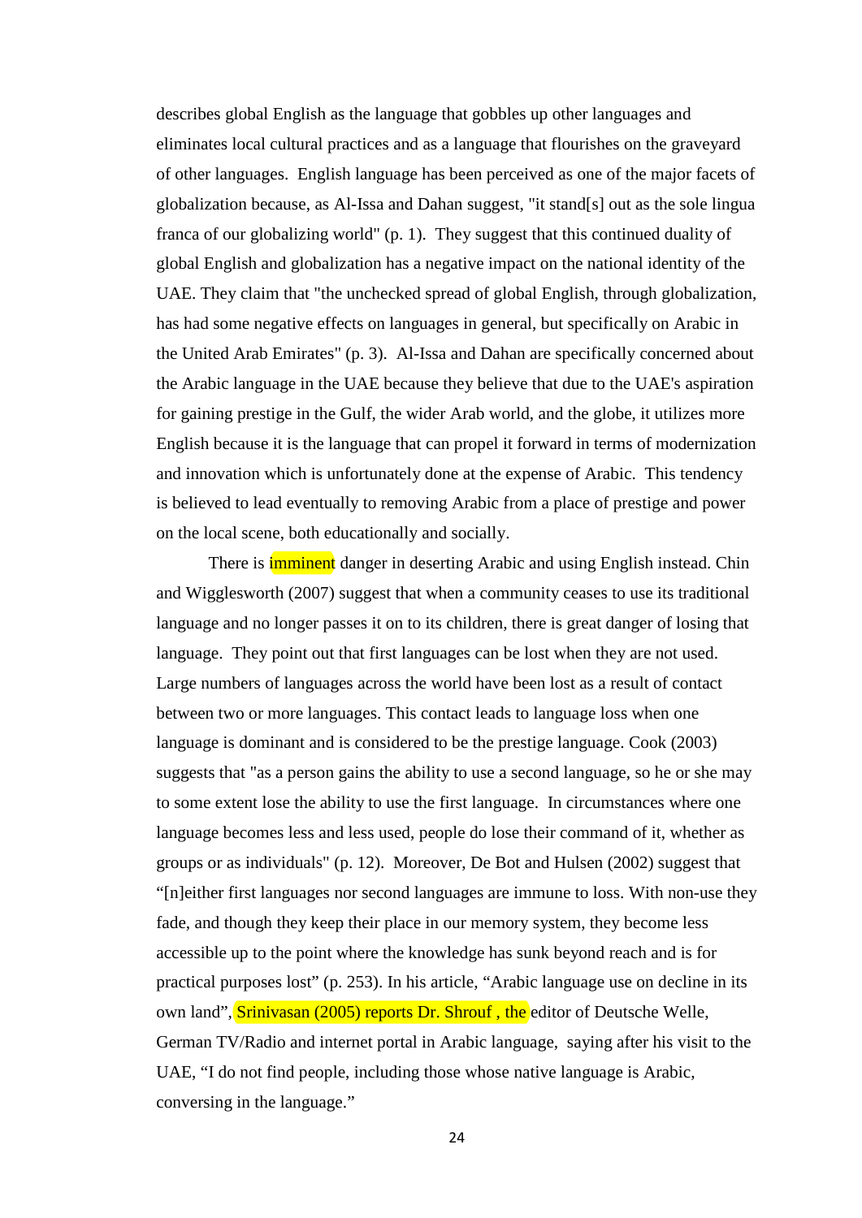describes global English as the language that gobbles up other languages and eliminates local cultural practices and as a language that flourishes on the graveyard of other languages. English language has been perceived as one of the major facets of globalization because, as Al-Issa and Dahan suggest, "it stand[s] out as the sole lingua franca of our globalizing world" (p. 1). They suggest that this continued duality of global English and globalization has a negative impact on the national identity of the UAE. They claim that "the unchecked spread of global English, through globalization, has had some negative effects on languages in general, but specifically on Arabic in the United Arab Emirates" (p. 3). Al-Issa and Dahan are specifically concerned about the Arabic language in the UAE because they believe that due to the UAE's aspiration for gaining prestige in the Gulf, the wider Arab world, and the globe, it utilizes more English because it is the language that can propel it forward in terms of modernization and innovation which is unfortunately done at the expense of Arabic. This tendency is believed to lead eventually to removing Arabic from a place of prestige and power on the local scene, both educationally and socially.

There is imminent danger in deserting Arabic and using English instead. Chin and Wigglesworth (2007) suggest that when a community ceases to use its traditional language and no longer passes it on to its children, there is great danger of losing that language. They point out that first languages can be lost when they are not used. Large numbers of languages across the world have been lost as a result of contact between two or more languages. This contact leads to language loss when one language is dominant and is considered to be the prestige language. Cook (2003) suggests that "as a person gains the ability to use a second language, so he or she may to some extent lose the ability to use the first language. In circumstances where one language becomes less and less used, people do lose their command of it, whether as groups or as individuals" (p. 12). Moreover, De Bot and Hulsen (2002) suggest that "[n]either first languages nor second languages are immune to loss. With non-use they fade, and though they keep their place in our memory system, they become less accessible up to the point where the knowledge has sunk beyond reach and is for practical purposes lost" (p. 253). In his article, "Arabic language use on decline in its own land", Srinivasan (2005) reports Dr. Shrouf , the editor of Deutsche Welle, German TV/Radio and internet portal in Arabic language, saying after his visit to the UAE, "I do not find people, including those whose native language is Arabic, conversing in the language."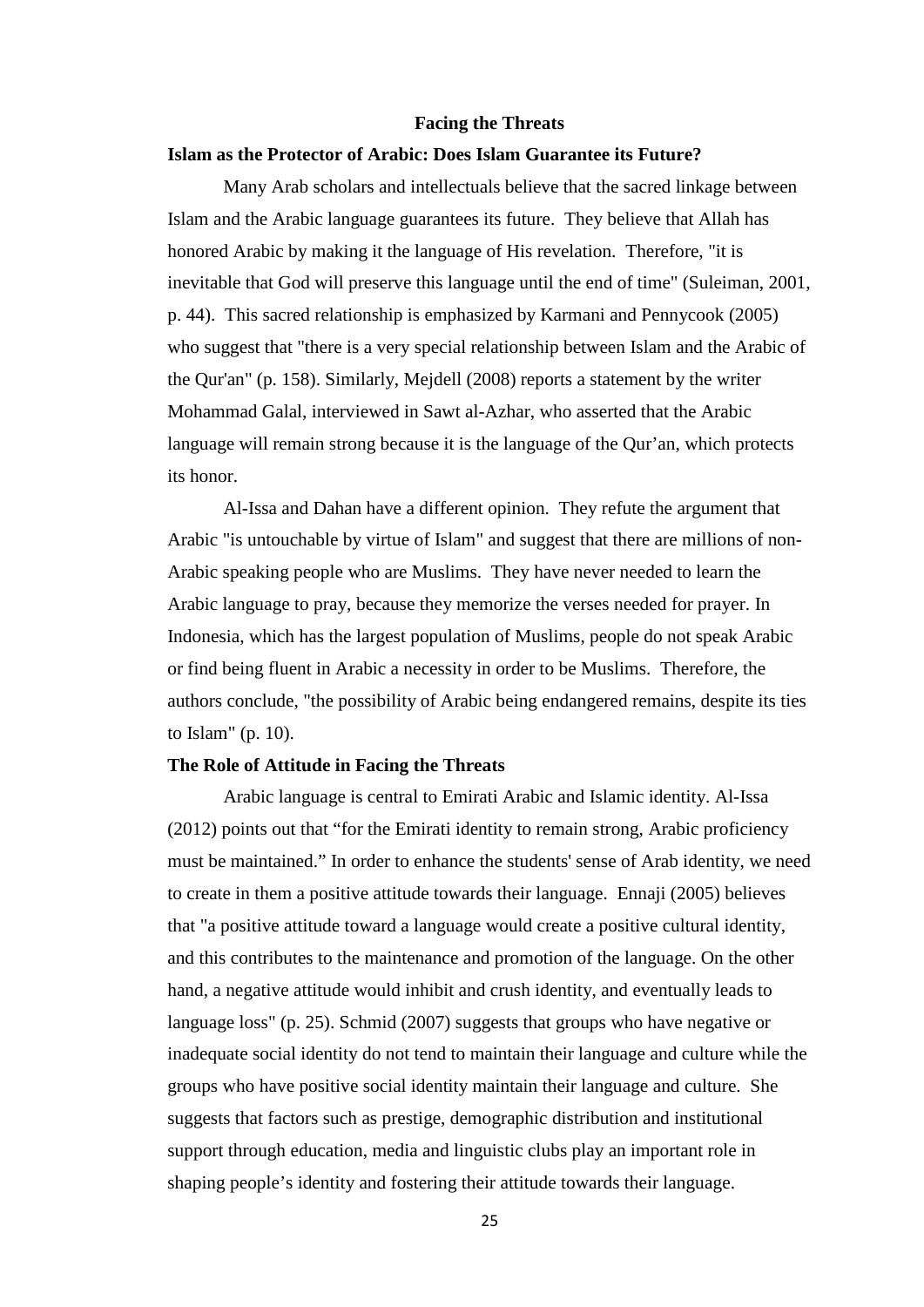## Facing the Threats

### Islam as the Protector of Arabic: Does Islam Guarantee its Future?

Many Arab scholars and intellectuals believe that the sacred linkage between Islam and the Arabic language guarantees its future. They believe that Allah has honored Arabic by making it the language of His revelation. Therefore, "it is inevitable that God will preserve this language until the end of time" (Suleiman, 2001, p. 44). This sacred relationship is emphasized by Karmani and Pennycook (2005) who suggest that "there is a very special relationship between Islam and the Arabic of the Qur'an" (p. 158). Similarly, Mejdell (2008) reports a statement by the writer Mohammad Galal, interviewed in Sawt al-Azhar, who asserted that the Arabic language will remain strong because it is the language of the Qur'an, which protects its honor.

Al-Issa and Dahan have a different opinion. They refute the argument that Arabic "is untouchable by virtue of Islam" and suggest that there are millions of non-Arabic speaking people who are Muslims. They have never needed to learn the Arabic language to pray, because they memorize the verses needed for prayer. In Indonesia, which has the largest population of Muslims, people do not speak Arabic or find being fluent in Arabic a necessity in order to be Muslims. Therefore, the authors conclude, "the possibility of Arabic being endangered remains, despite its ties to Islam" (p. 10).

### The Role of Attitude in Facing the Threats

Arabic language is central to Emirati Arabic and Islamic identity. Al-Issa (2012) points out that "for the Emirati identity to remain strong, Arabic proficiency must be maintained." In order to enhance the students' sense of Arab identity, we need to create in them a positive attitude towards their language. Ennaji (2005) believes that "a positive attitude toward a language would create a positive cultural identity, and this contributes to the maintenance and promotion of the language. On the other hand, a negative attitude would inhibit and crush identity, and eventually leads to language loss" (p. 25). Schmid (2007) suggests that groups who have negative or inadequate social identity do not tend to maintain their language and culture while the groups who have positive social identity maintain their language and culture. She suggests that factors such as prestige, demographic distribution and institutional support through education, media and linguistic clubs play an important role in shaping people's identity and fostering their attitude towards their language.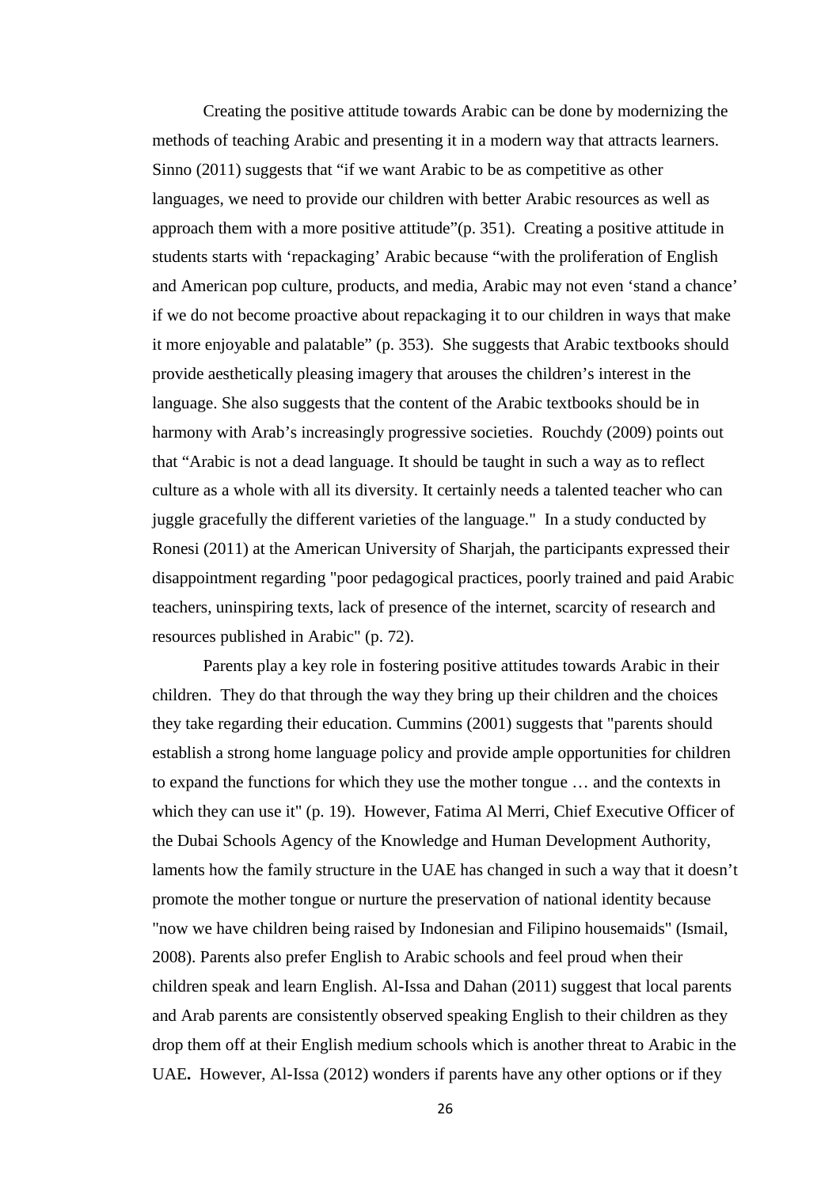Creating the positive attitude towards Arabic can be done by modernizing the methods of teaching Arabic and presenting it in a modern way that attracts learners. Sinno (2011) suggests that "if we want Arabic to be as competitive as other languages, we need to provide our children with better Arabic resources as well as approach them with a more positive attitude"(p. 351). Creating a positive attitude in students starts with 'repackaging' Arabic because "with the proliferation of English and American pop culture, products, and media, Arabic may not even 'stand a chance' if we do not become proactive about repackaging it to our children in ways that make it more enjoyable and palatable" (p. 353). She suggests that Arabic textbooks should provide aesthetically pleasing imagery that arouses the children's interest in the language. She also suggests that the content of the Arabic textbooks should be in harmony with Arab's increasingly progressive societies. Rouchdy (2009) points out that "Arabic is not a dead language. It should be taught in such a way as to reflect culture as a whole with all its diversity. It certainly needs a talented teacher who can juggle gracefully the different varieties of the language." In a study conducted by Ronesi (2011) at the American University of Sharjah, the participants expressed their disappointment regarding "poor pedagogical practices, poorly trained and paid Arabic teachers, uninspiring texts, lack of presence of the internet, scarcity of research and resources published in Arabic" (p. 72).

Parents play a key role in fostering positive attitudes towards Arabic in their children. They do that through the way they bring up their children and the choices they take regarding their education. Cummins (2001) suggests that "parents should establish a strong home language policy and provide ample opportunities for children to expand the functions for which they use the mother tongue … and the contexts in which they can use it" (p. 19). However, Fatima Al Merri, Chief Executive Officer of the Dubai Schools Agency of the Knowledge and Human Development Authority, laments how the family structure in the UAE has changed in such a way that it doesn't promote the mother tongue or nurture the preservation of national identity because "now we have children being raised by Indonesian and Filipino housemaids" (Ismail, 2008). Parents also prefer English to Arabic schools and feel proud when their children speak and learn English. Al-Issa and Dahan (2011) suggest that local parents and Arab parents are consistently observed speaking English to their children as they drop them off at their English medium schools which is another threat to Arabic in the UAE**.** However, Al-Issa (2012) wonders if parents have any other options or if they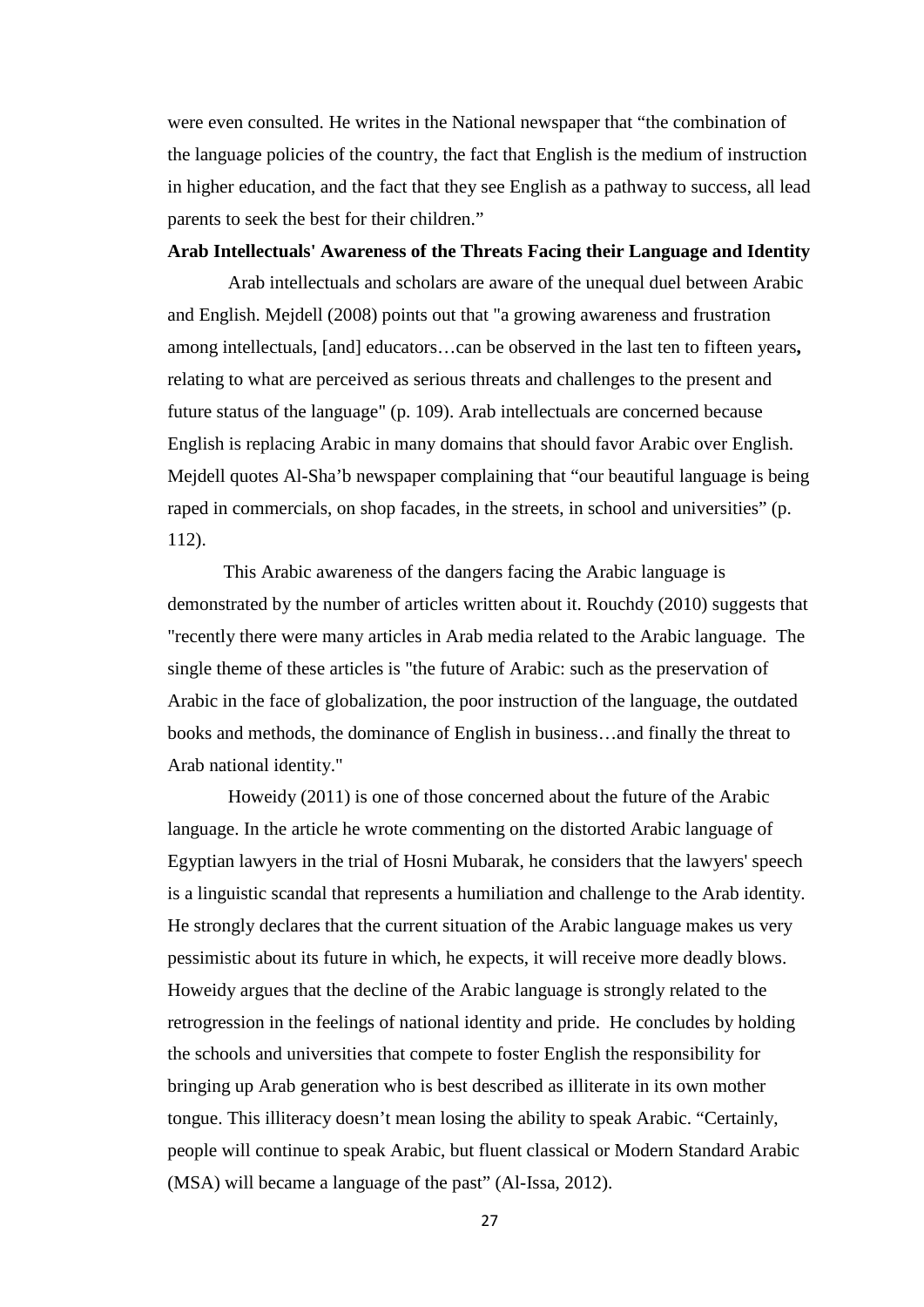were even consulted. He writes in the National newspaper that "the combination of the language policies of the country, the fact that English is the medium of instruction in higher education, and the fact that they see English as a pathway to success, all lead parents to seek the best for their children."

**Arab Intellectuals' Awareness of the Threats Facing their Language and Identity**

Arab intellectuals and scholars are aware of the unequal duel between Arabic and English. Mejdell (2008) points out that "a growing awareness and frustration among intellectuals, [and] educators…can be observed in the last ten to fifteen years**,** relating to what are perceived as serious threats and challenges to the present and future status of the language" (p. 109). Arab intellectuals are concerned because English is replacing Arabic in many domains that should favor Arabic over English. Mejdell quotes Al-Sha'b newspaper complaining that "our beautiful language is being raped in commercials, on shop facades, in the streets, in school and universities" (p. 112).

This Arabic awareness of the dangers facing the Arabic language is demonstrated by the number of articles written about it. Rouchdy (2010) suggests that "recently there were many articles in Arab media related to the Arabic language. The single theme of these articles is "the future of Arabic: such as the preservation of Arabic in the face of globalization, the poor instruction of the language, the outdated books and methods, the dominance of English in business…and finally the threat to Arab national identity."

Howeidy (2011) is one of those concerned about the future of the Arabic language. In the article he wrote commenting on the distorted Arabic language of Egyptian lawyers in the trial of Hosni Mubarak, he considers that the lawyers' speech is a linguistic scandal that represents a humiliation and challenge to the Arab identity. He strongly declares that the current situation of the Arabic language makes us very pessimistic about its future in which, he expects, it will receive more deadly blows. Howeidy argues that the decline of the Arabic language is strongly related to the retrogression in the feelings of national identity and pride. He concludes by holding the schools and universities that compete to foster English the responsibility for bringing up Arab generation who is best described as illiterate in its own mother tongue. This illiteracy doesn't mean losing the ability to speak Arabic. "Certainly, people will continue to speak Arabic, but fluent classical or Modern Standard Arabic (MSA) will became a language of the past" (Al-Issa, 2012).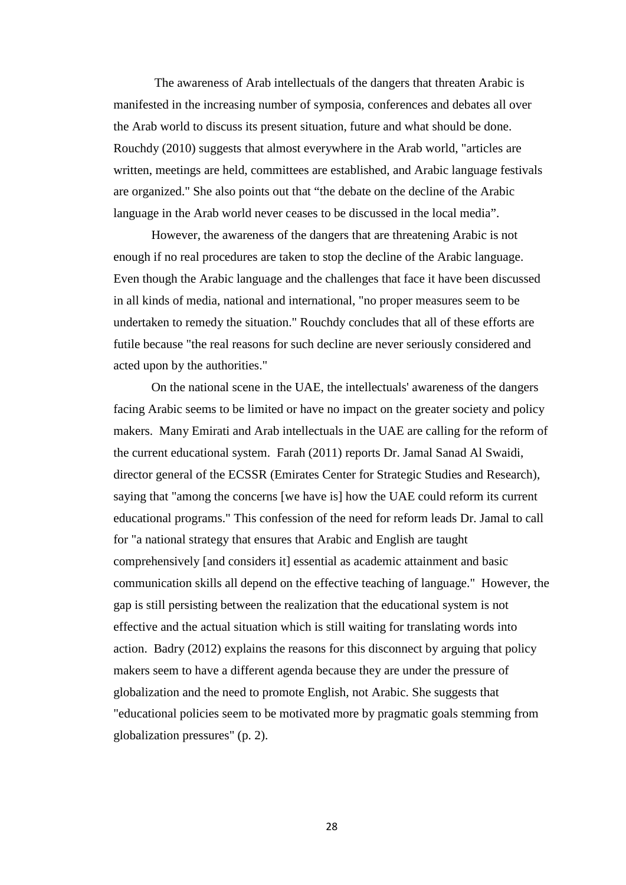The awareness of Arab intellectuals of the dangers that threaten Arabic is manifested in the increasing number of symposia, conferences and debates all over the Arab world to discuss its present situation, future and what should be done. Rouchdy (2010) suggests that almost everywhere in the Arab world, "articles are written, meetings are held, committees are established, and Arabic language festivals are organized." She also points out that "the debate on the decline of the Arabic language in the Arab world never ceases to be discussed in the local media".

However, the awareness of the dangers that are threatening Arabic is not enough if no real procedures are taken to stop the decline of the Arabic language. Even though the Arabic language and the challenges that face it have been discussed in all kinds of media, national and international, "no proper measures seem to be undertaken to remedy the situation." Rouchdy concludes that all of these efforts are futile because "the real reasons for such decline are never seriously considered and acted upon by the authorities."

On the national scene in the UAE, the intellectuals' awareness of the dangers facing Arabic seems to be limited or have no impact on the greater society and policy makers. Many Emirati and Arab intellectuals in the UAE are calling for the reform of the current educational system. Farah (2011) reports Dr. Jamal Sanad Al Swaidi, director general of the ECSSR (Emirates Center for Strategic Studies and Research), saying that "among the concerns [we have is] how the UAE could reform its current educational programs." This confession of the need for reform leads Dr. Jamal to call for "a national strategy that ensures that Arabic and English are taught comprehensively [and considers it] essential as academic attainment and basic communication skills all depend on the effective teaching of language." However, the gap is still persisting between the realization that the educational system is not effective and the actual situation which is still waiting for translating words into action. Badry (2012) explains the reasons for this disconnect by arguing that policy makers seem to have a different agenda because they are under the pressure of globalization and the need to promote English, not Arabic. She suggests that "educational policies seem to be motivated more by pragmatic goals stemming from globalization pressures" (p. 2).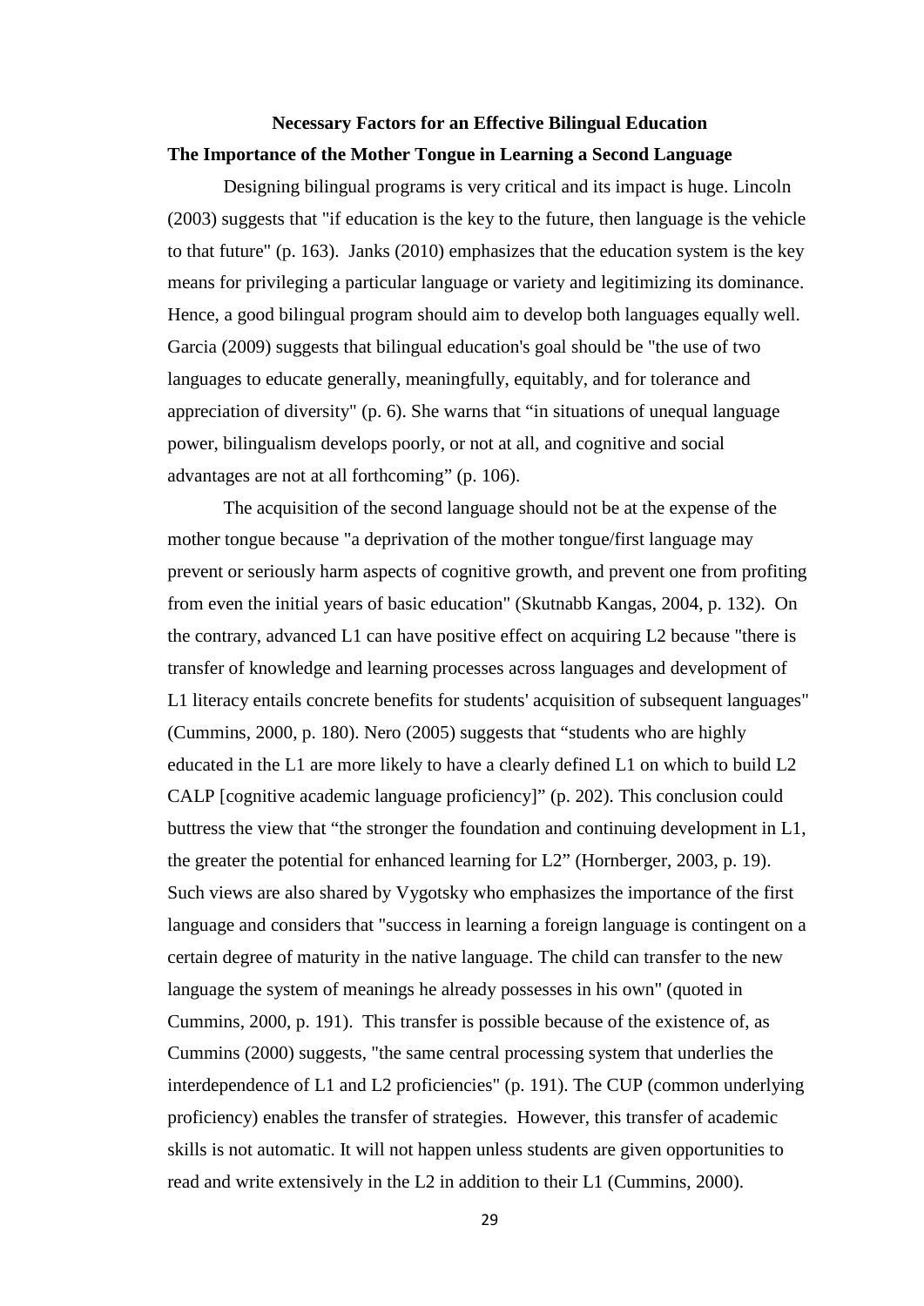## Necessary Factors for an Effective Bilingual Education

### The Importance of the Mother Tongue in Learning a Second Language

Designing bilingual programs is very critical and its impact is huge. Lincoln (2003) suggests that "if education is the key to the future, then language is the vehicle to that future" (p. 163). Janks (2010) emphasizes that the education system is the key means for privileging a particular language or variety and legitimizing its dominance. Hence, a good bilingual program should aim to develop both languages equally well. Garcia (2009) suggests that bilingual education's goal should be "the use of two languages to educate generally, meaningfully, equitably, and for tolerance and appreciation of diversity" (p. 6). She warns that "in situations of unequal language power, bilingualism develops poorly, or not at all, and cognitive and social advantages are not at all forthcoming" (p. 106).

The acquisition of the second language should not be at the expense of the mother tongue because "a deprivation of the mother tongue/first language may prevent or seriously harm aspects of cognitive growth, and prevent one from profiting from even the initial years of basic education" (Skutnabb Kangas, 2004, p. 132). On the contrary, advanced L1 can have positive effect on acquiring L2 because "there is transfer of knowledge and learning processes across languages and development of L1 literacy entails concrete benefits for students' acquisition of subsequent languages" (Cummins, 2000, p. 180). Nero (2005) suggests that "students who are highly educated in the L1 are more likely to have a clearly defined L1 on which to build L2 CALP [cognitive academic language proficiency]" (p. 202). This conclusion could buttress the view that "the stronger the foundation and continuing development in L1, the greater the potential for enhanced learning for L2" (Hornberger, 2003, p. 19). Such views are also shared by Vygotsky who emphasizes the importance of the first language and considers that "success in learning a foreign language is contingent on a certain degree of maturity in the native language. The child can transfer to the new language the system of meanings he already possesses in his own" (quoted in Cummins, 2000, p. 191). This transfer is possible because of the existence of, as Cummins (2000) suggests, "the same central processing system that underlies the interdependence of L1 and L2 proficiencies" (p. 191). The CUP (common underlying proficiency) enables the transfer of strategies. However, this transfer of academic skills is not automatic. It will not happen unless students are given opportunities to read and write extensively in the L2 in addition to their L1 (Cummins, 2000).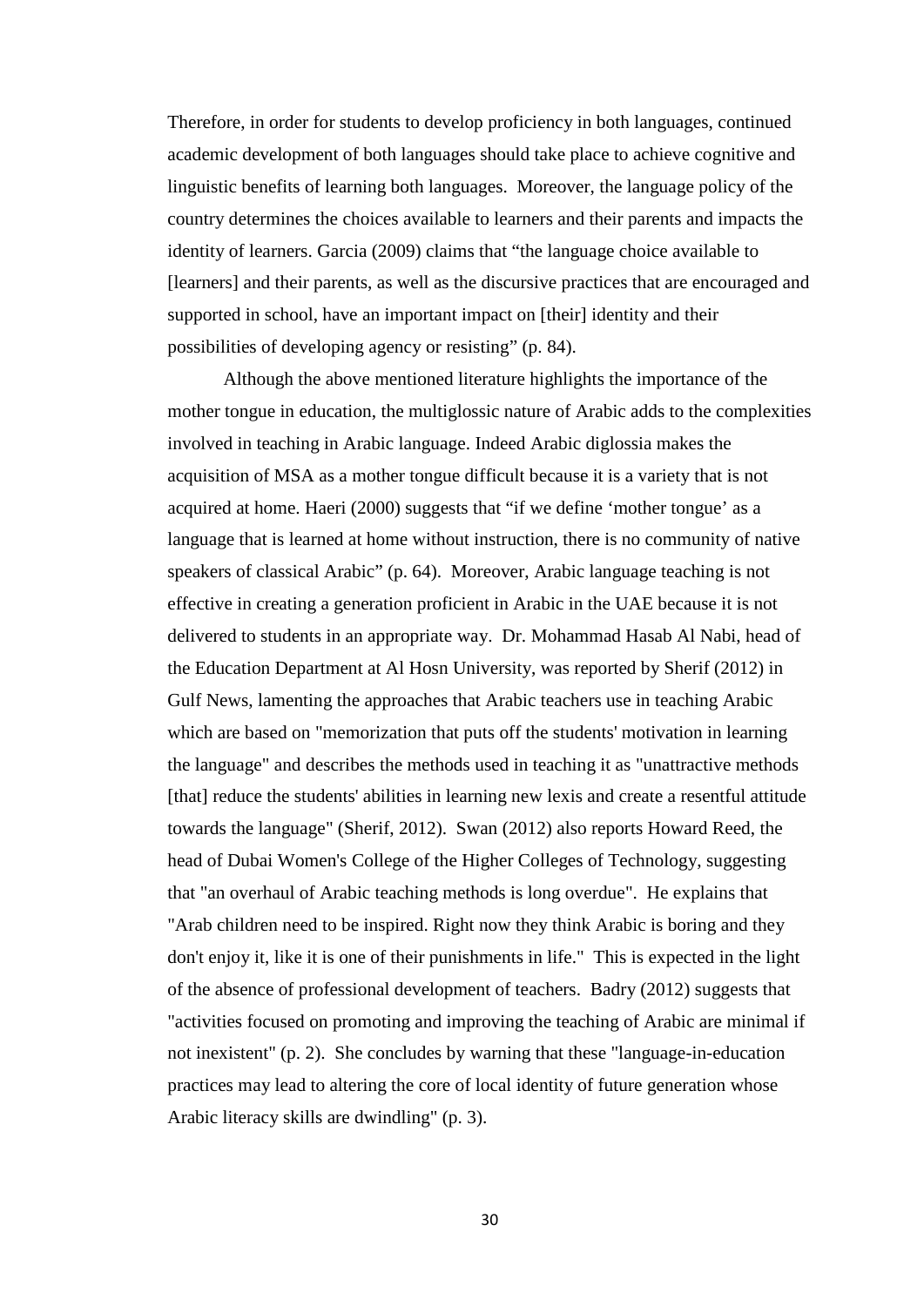Therefore, in order for students to develop proficiency in both languages, continued academic development of both languages should take place to achieve cognitive and linguistic benefits of learning both languages. Moreover, the language policy of the country determines the choices available to learners and their parents and impacts the identity of learners. Garcia (2009) claims that "the language choice available to [learners] and their parents, as well as the discursive practices that are encouraged and supported in school, have an important impact on [their] identity and their possibilities of developing agency or resisting" (p. 84).

Although the above mentioned literature highlights the importance of the mother tongue in education, the multiglossic nature of Arabic adds to the complexities involved in teaching in Arabic language. Indeed Arabic diglossia makes the acquisition of MSA as a mother tongue difficult because it is a variety that is not acquired at home. Haeri (2000) suggests that "if we define 'mother tongue' as a language that is learned at home without instruction, there is no community of native speakers of classical Arabic" (p. 64). Moreover, Arabic language teaching is not effective in creating a generation proficient in Arabic in the UAE because it is not delivered to students in an appropriate way. Dr. Mohammad Hasab Al Nabi, head of the Education Department at Al Hosn University, was reported by Sherif (2012) in Gulf News, lamenting the approaches that Arabic teachers use in teaching Arabic which are based on "memorization that puts off the students' motivation in learning the language" and describes the methods used in teaching it as "unattractive methods [that] reduce the students' abilities in learning new lexis and create a resentful attitude towards the language" (Sherif, 2012). Swan (2012) also reports Howard Reed, the head of Dubai Women's College of the Higher Colleges of Technology, suggesting that "an overhaul of Arabic teaching methods is long overdue". He explains that "Arab children need to be inspired. Right now they think Arabic is boring and they don't enjoy it, like it is one of their punishments in life." This is expected in the light of the absence of professional development of teachers. Badry (2012) suggests that "activities focused on promoting and improving the teaching of Arabic are minimal if not inexistent" (p. 2). She concludes by warning that these "language-in-education practices may lead to altering the core of local identity of future generation whose Arabic literacy skills are dwindling" (p. 3).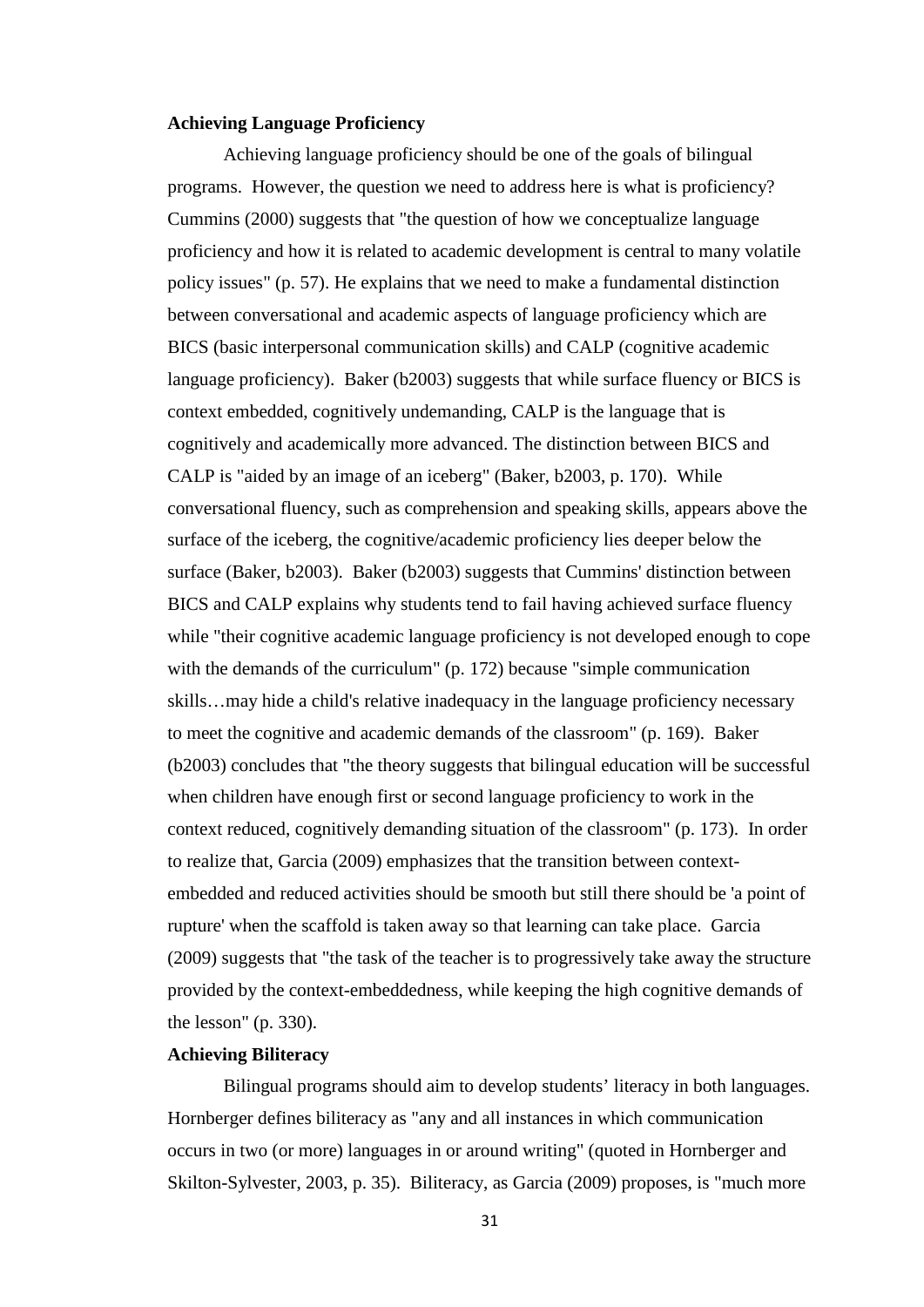**Achieving Language Proficiency**

Achieving language proficiency should be one of the goals of bilingual programs. However, the question we need to address here is what is proficiency? Cummins (2000) suggests that "the question of how we conceptualize language proficiency and how it is related to academic development is central to many volatile policy issues" (p. 57). He explains that we need to make a fundamental distinction between conversational and academic aspects of language proficiency which are BICS (basic interpersonal communication skills) and CALP (cognitive academic language proficiency). Baker (b2003) suggests that while surface fluency or BICS is context embedded, cognitively undemanding, CALP is the language that is cognitively and academically more advanced. The distinction between BICS and CALP is "aided by an image of an iceberg" (Baker, b2003, p. 170). While conversational fluency, such as comprehension and speaking skills, appears above the surface of the iceberg, the cognitive/academic proficiency lies deeper below the surface (Baker, b2003). Baker (b2003) suggests that Cummins' distinction between BICS and CALP explains why students tend to fail having achieved surface fluency while "their cognitive academic language proficiency is not developed enough to cope with the demands of the curriculum" (p. 172) because "simple communication skills…may hide a child's relative inadequacy in the language proficiency necessary to meet the cognitive and academic demands of the classroom" (p. 169). Baker (b2003) concludes that "the theory suggests that bilingual education will be successful when children have enough first or second language proficiency to work in the context reduced, cognitively demanding situation of the classroom" (p. 173). In order to realize that, Garcia (2009) emphasizes that the transition between context-embedded and reduced activities should be smooth but still there should be 'a point of rupture' when the scaffold is taken away so that learning can take place. Garcia (2009) suggests that "the task of the teacher is to progressively take away the structure provided by the context-embeddedness, while keeping the high cognitive demands of the lesson" (p. 330).

**Achieving Biliteracy**

Bilingual programs should aim to develop students' literacy in both languages. Hornberger defines biliteracy as "any and all instances in which communication occurs in two (or more) languages in or around writing" (quoted in Hornberger and Skilton-Sylvester, 2003, p. 35). Biliteracy, as Garcia (2009) proposes, is "much more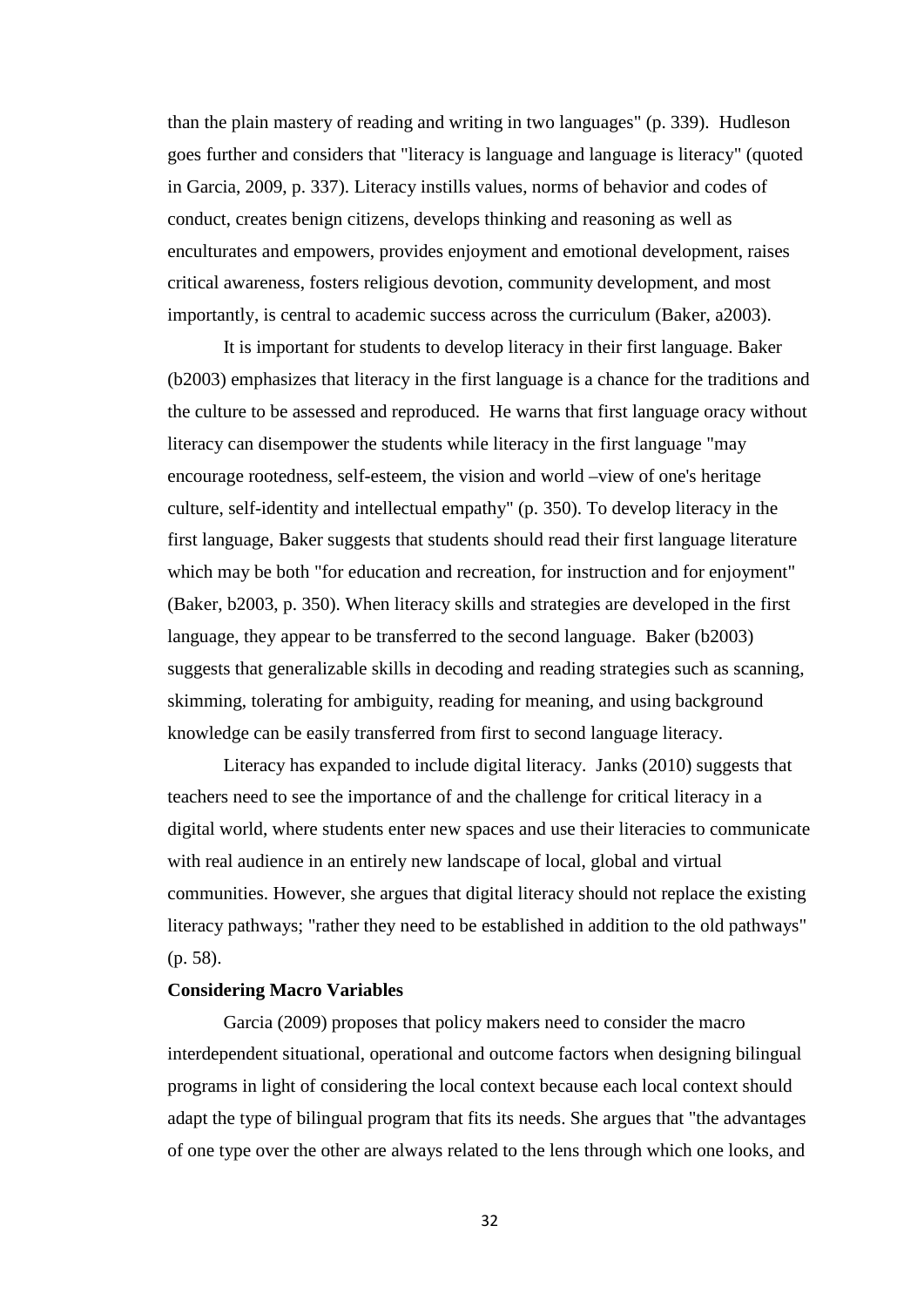than the plain mastery of reading and writing in two languages" (p. 339). Hudleson goes further and considers that "literacy is language and language is literacy" (quoted in Garcia, 2009, p. 337). Literacy instills values, norms of behavior and codes of conduct, creates benign citizens, develops thinking and reasoning as well as enculturates and empowers, provides enjoyment and emotional development, raises critical awareness, fosters religious devotion, community development, and most importantly, is central to academic success across the curriculum (Baker, a2003).

It is important for students to develop literacy in their first language. Baker (b2003) emphasizes that literacy in the first language is a chance for the traditions and the culture to be assessed and reproduced. He warns that first language oracy without literacy can disempower the students while literacy in the first language "may encourage rootedness, self-esteem, the vision and world –view of one's heritage culture, self-identity and intellectual empathy" (p. 350). To develop literacy in the first language, Baker suggests that students should read their first language literature which may be both "for education and recreation, for instruction and for enjoyment" (Baker, b2003, p. 350). When literacy skills and strategies are developed in the first language, they appear to be transferred to the second language. Baker (b2003) suggests that generalizable skills in decoding and reading strategies such as scanning, skimming, tolerating for ambiguity, reading for meaning, and using background knowledge can be easily transferred from first to second language literacy.

Literacy has expanded to include digital literacy. Janks (2010) suggests that teachers need to see the importance of and the challenge for critical literacy in a digital world, where students enter new spaces and use their literacies to communicate with real audience in an entirely new landscape of local, global and virtual communities. However, she argues that digital literacy should not replace the existing literacy pathways; "rather they need to be established in addition to the old pathways" (p. 58).

**Considering Macro Variables**

Garcia (2009) proposes that policy makers need to consider the macro interdependent situational, operational and outcome factors when designing bilingual programs in light of considering the local context because each local context should adapt the type of bilingual program that fits its needs. She argues that "the advantages of one type over the other are always related to the lens through which one looks, and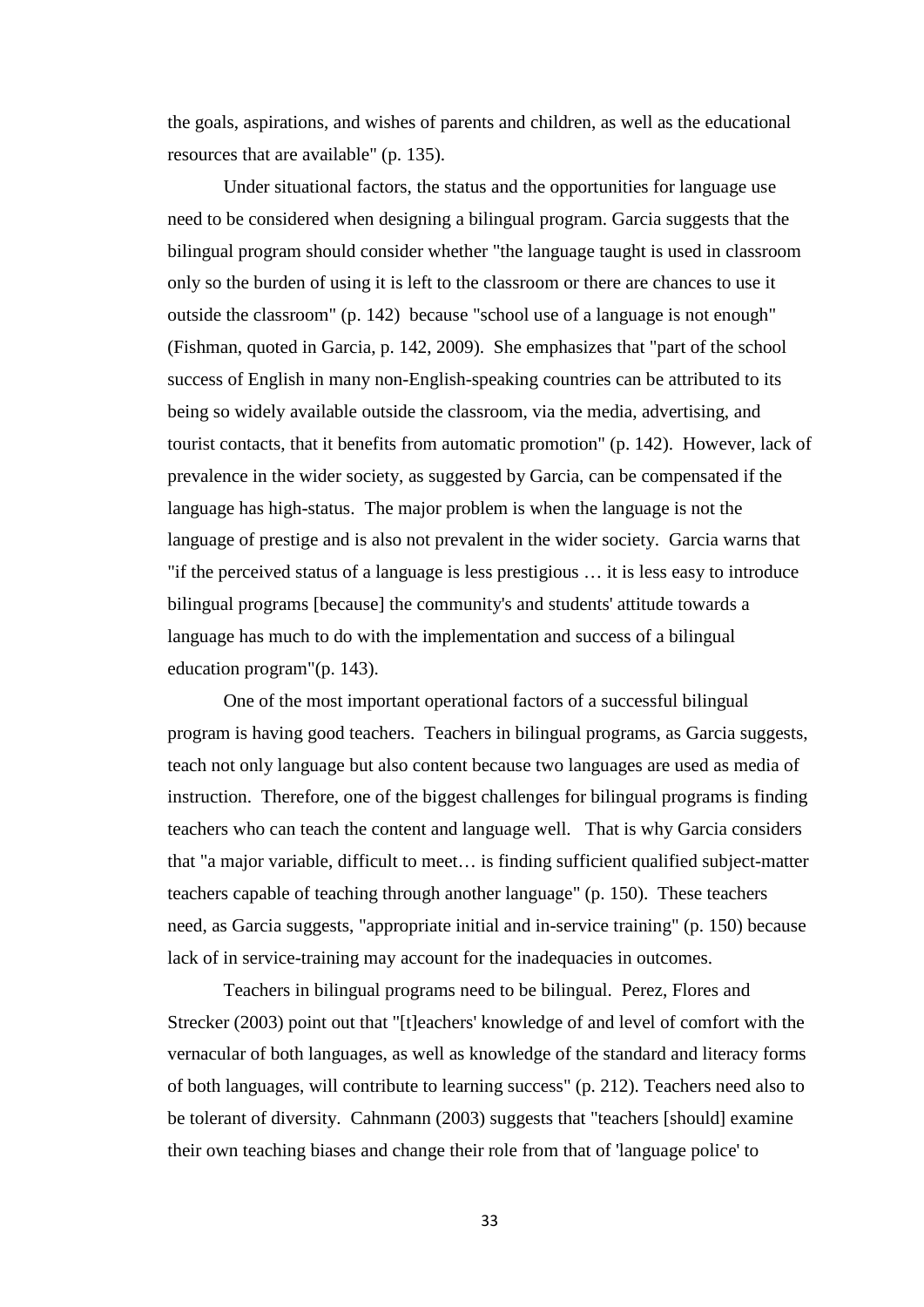the goals, aspirations, and wishes of parents and children, as well as the educational resources that are available" (p. 135).

Under situational factors, the status and the opportunities for language use need to be considered when designing a bilingual program. Garcia suggests that the bilingual program should consider whether "the language taught is used in classroom only so the burden of using it is left to the classroom or there are chances to use it outside the classroom" (p. 142) because "school use of a language is not enough" (Fishman, quoted in Garcia, p. 142, 2009). She emphasizes that "part of the school success of English in many non-English-speaking countries can be attributed to its being so widely available outside the classroom, via the media, advertising, and tourist contacts, that it benefits from automatic promotion" (p. 142). However, lack of prevalence in the wider society, as suggested by Garcia, can be compensated if the language has high-status. The major problem is when the language is not the language of prestige and is also not prevalent in the wider society. Garcia warns that "if the perceived status of a language is less prestigious … it is less easy to introduce bilingual programs [because] the community's and students' attitude towards a language has much to do with the implementation and success of a bilingual education program"(p. 143).

One of the most important operational factors of a successful bilingual program is having good teachers. Teachers in bilingual programs, as Garcia suggests, teach not only language but also content because two languages are used as media of instruction. Therefore, one of the biggest challenges for bilingual programs is finding teachers who can teach the content and language well. That is why Garcia considers that "a major variable, difficult to meet… is finding sufficient qualified subject-matter teachers capable of teaching through another language" (p. 150). These teachers need, as Garcia suggests, "appropriate initial and in-service training" (p. 150) because lack of in service-training may account for the inadequacies in outcomes.

Teachers in bilingual programs need to be bilingual. Perez, Flores and Strecker (2003) point out that "[t]eachers' knowledge of and level of comfort with the vernacular of both languages, as well as knowledge of the standard and literacy forms of both languages, will contribute to learning success" (p. 212). Teachers need also to be tolerant of diversity. Cahnmann (2003) suggests that "teachers [should] examine their own teaching biases and change their role from that of 'language police' to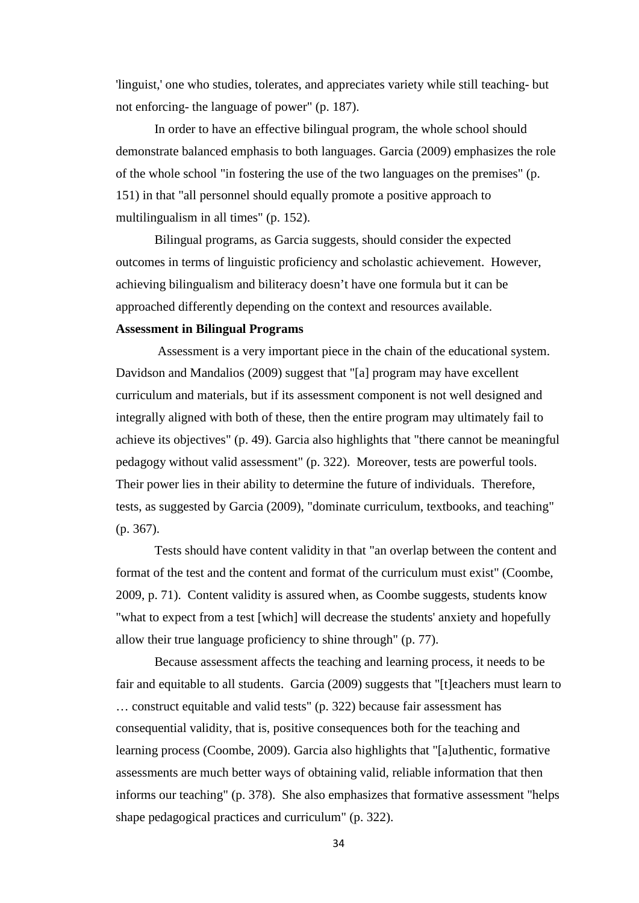'linguist,' one who studies, tolerates, and appreciates variety while still teaching- but not enforcing- the language of power" (p. 187).

In order to have an effective bilingual program, the whole school should demonstrate balanced emphasis to both languages. Garcia (2009) emphasizes the role of the whole school "in fostering the use of the two languages on the premises" (p. 151) in that "all personnel should equally promote a positive approach to multilingualism in all times" (p. 152).

Bilingual programs, as Garcia suggests, should consider the expected outcomes in terms of linguistic proficiency and scholastic achievement. However, achieving bilingualism and biliteracy doesn't have one formula but it can be approached differently depending on the context and resources available.

**Assessment in Bilingual Programs**

Assessment is a very important piece in the chain of the educational system. Davidson and Mandalios (2009) suggest that "[a] program may have excellent curriculum and materials, but if its assessment component is not well designed and integrally aligned with both of these, then the entire program may ultimately fail to achieve its objectives" (p. 49). Garcia also highlights that "there cannot be meaningful pedagogy without valid assessment" (p. 322). Moreover, tests are powerful tools. Their power lies in their ability to determine the future of individuals. Therefore, tests, as suggested by Garcia (2009), "dominate curriculum, textbooks, and teaching" (p. 367).

Tests should have content validity in that "an overlap between the content and format of the test and the content and format of the curriculum must exist" (Coombe, 2009, p. 71). Content validity is assured when, as Coombe suggests, students know "what to expect from a test [which] will decrease the students' anxiety and hopefully allow their true language proficiency to shine through" (p. 77).

Because assessment affects the teaching and learning process, it needs to be fair and equitable to all students. Garcia (2009) suggests that "[t]eachers must learn to … construct equitable and valid tests" (p. 322) because fair assessment has consequential validity, that is, positive consequences both for the teaching and learning process (Coombe, 2009). Garcia also highlights that "[a]uthentic, formative assessments are much better ways of obtaining valid, reliable information that then informs our teaching" (p. 378). She also emphasizes that formative assessment "helps shape pedagogical practices and curriculum" (p. 322).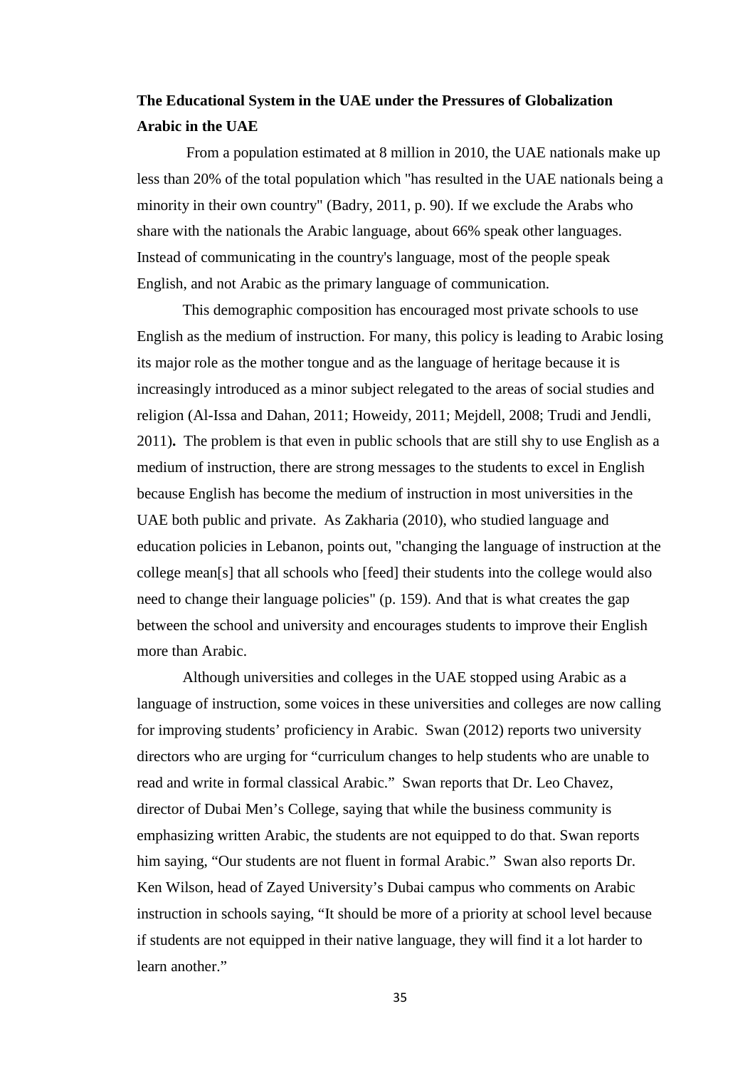## The Educational System in the UAE under the Pressures of Globalization

### Arabic in the UAE

From a population estimated at 8 million in 2010, the UAE nationals make up less than 20% of the total population which "has resulted in the UAE nationals being a minority in their own country" (Badry, 2011, p. 90). If we exclude the Arabs who share with the nationals the Arabic language, about 66% speak other languages. Instead of communicating in the country's language, most of the people speak English, and not Arabic as the primary language of communication.

This demographic composition has encouraged most private schools to use English as the medium of instruction. For many, this policy is leading to Arabic losing its major role as the mother tongue and as the language of heritage because it is increasingly introduced as a minor subject relegated to the areas of social studies and religion (Al-Issa and Dahan, 2011; Howeidy, 2011; Mejdell, 2008; Trudi and Jendli, 2011). The problem is that even in public schools that are still shy to use English as a medium of instruction, there are strong messages to the students to excel in English because English has become the medium of instruction in most universities in the UAE both public and private. As Zakharia (2010), who studied language and education policies in Lebanon, points out, "changing the language of instruction at the college mean[s] that all schools who [feed] their students into the college would also need to change their language policies" (p. 159). And that is what creates the gap between the school and university and encourages students to improve their English more than Arabic.

Although universities and colleges in the UAE stopped using Arabic as a language of instruction, some voices in these universities and colleges are now calling for improving students' proficiency in Arabic. Swan (2012) reports two university directors who are urging for "curriculum changes to help students who are unable to read and write in formal classical Arabic." Swan reports that Dr. Leo Chavez, director of Dubai Men's College, saying that while the business community is emphasizing written Arabic, the students are not equipped to do that. Swan reports him saying, "Our students are not fluent in formal Arabic." Swan also reports Dr. Ken Wilson, head of Zayed University's Dubai campus who comments on Arabic instruction in schools saying, "It should be more of a priority at school level because if students are not equipped in their native language, they will find it a lot harder to learn another."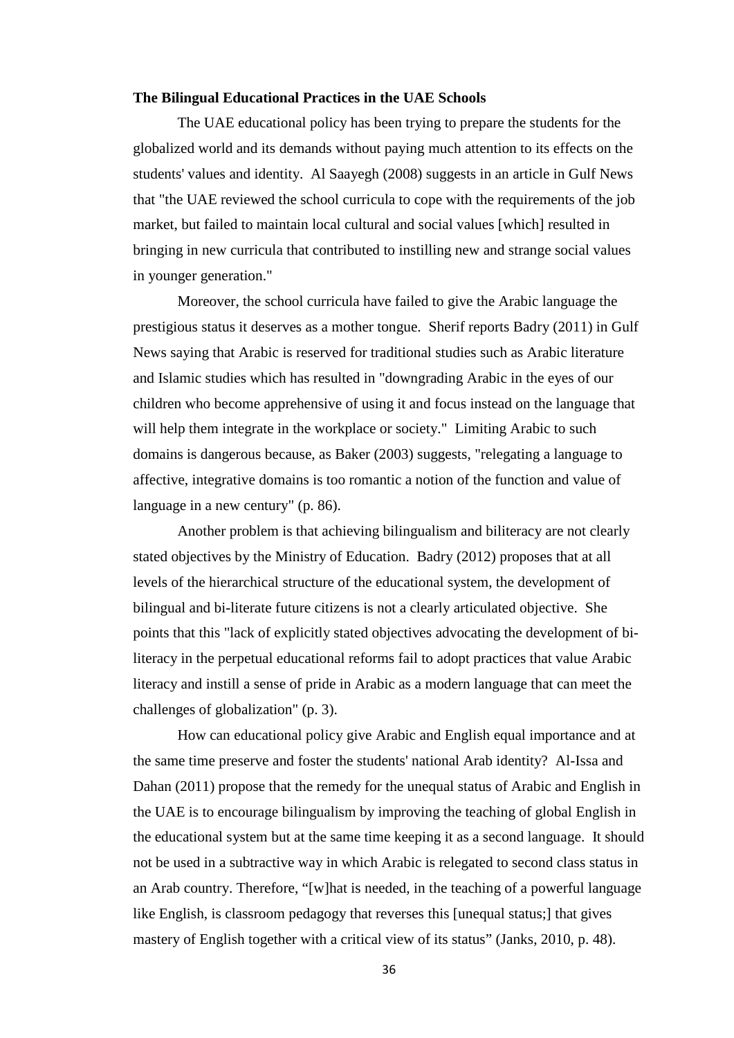**The Bilingual Educational Practices in the UAE Schools**

The UAE educational policy has been trying to prepare the students for the globalized world and its demands without paying much attention to its effects on the students' values and identity. Al Saayegh (2008) suggests in an article in Gulf News that "the UAE reviewed the school curricula to cope with the requirements of the job market, but failed to maintain local cultural and social values [which] resulted in bringing in new curricula that contributed to instilling new and strange social values in younger generation."

Moreover, the school curricula have failed to give the Arabic language the prestigious status it deserves as a mother tongue. Sherif reports Badry (2011) in Gulf News saying that Arabic is reserved for traditional studies such as Arabic literature and Islamic studies which has resulted in "downgrading Arabic in the eyes of our children who become apprehensive of using it and focus instead on the language that will help them integrate in the workplace or society." Limiting Arabic to such domains is dangerous because, as Baker (2003) suggests, "relegating a language to affective, integrative domains is too romantic a notion of the function and value of language in a new century" (p. 86).

Another problem is that achieving bilingualism and biliteracy are not clearly stated objectives by the Ministry of Education. Badry (2012) proposes that at all levels of the hierarchical structure of the educational system, the development of bilingual and bi-literate future citizens is not a clearly articulated objective. She points that this "lack of explicitly stated objectives advocating the development of bi-literacy in the perpetual educational reforms fail to adopt practices that value Arabic literacy and instill a sense of pride in Arabic as a modern language that can meet the challenges of globalization" (p. 3).

How can educational policy give Arabic and English equal importance and at the same time preserve and foster the students' national Arab identity? Al-Issa and Dahan (2011) propose that the remedy for the unequal status of Arabic and English in the UAE is to encourage bilingualism by improving the teaching of global English in the educational system but at the same time keeping it as a second language. It should not be used in a subtractive way in which Arabic is relegated to second class status in an Arab country. Therefore, "[w]hat is needed, in the teaching of a powerful language like English, is classroom pedagogy that reverses this [unequal status;] that gives mastery of English together with a critical view of its status" (Janks, 2010, p. 48).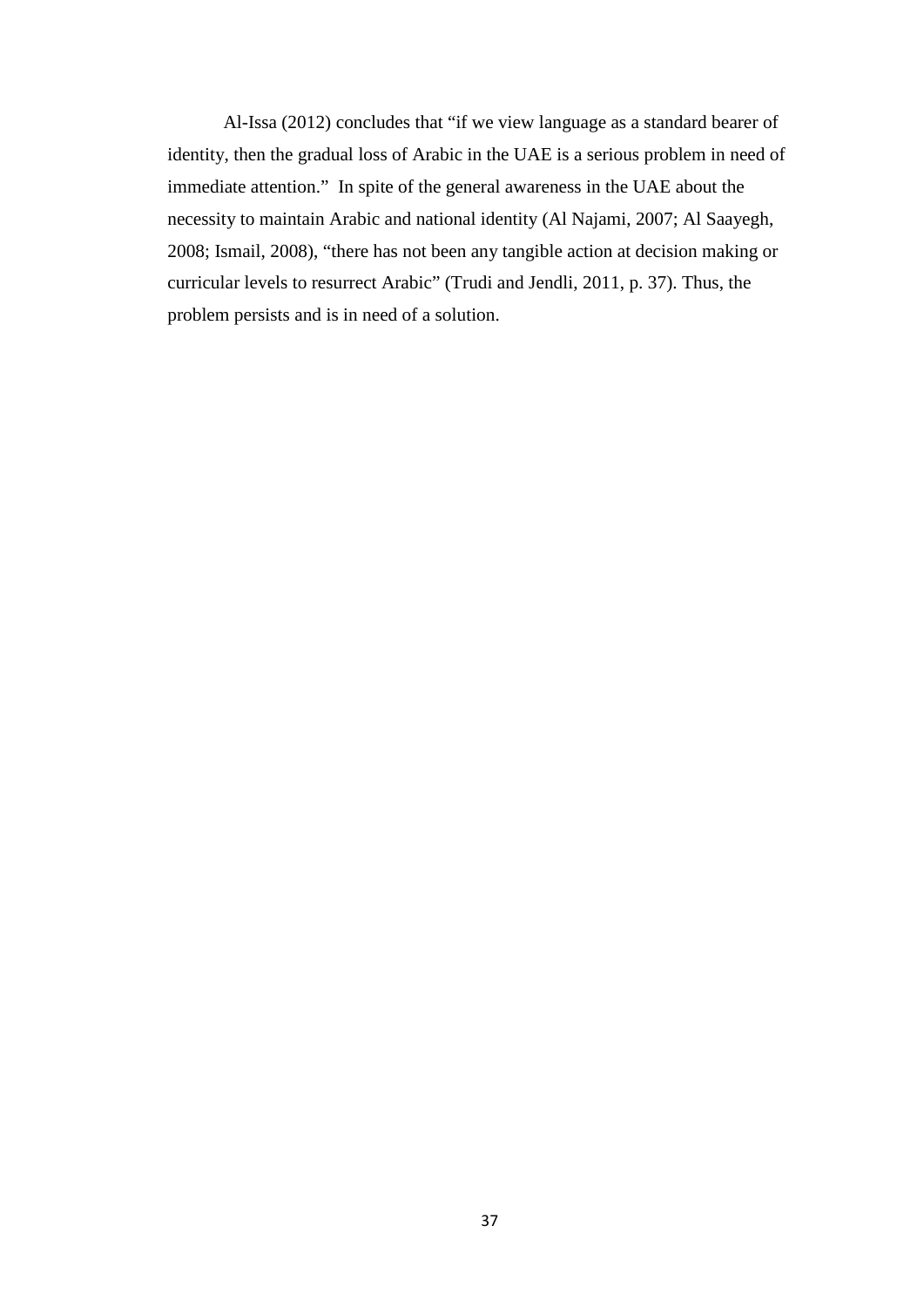Al-Issa (2012) concludes that "if we view language as a standard bearer of identity, then the gradual loss of Arabic in the UAE is a serious problem in need of immediate attention." In spite of the general awareness in the UAE about the necessity to maintain Arabic and national identity (Al Najami, 2007; Al Saayegh, 2008; Ismail, 2008), "there has not been any tangible action at decision making or curricular levels to resurrect Arabic" (Trudi and Jendli, 2011, p. 37). Thus, the problem persists and is in need of a solution.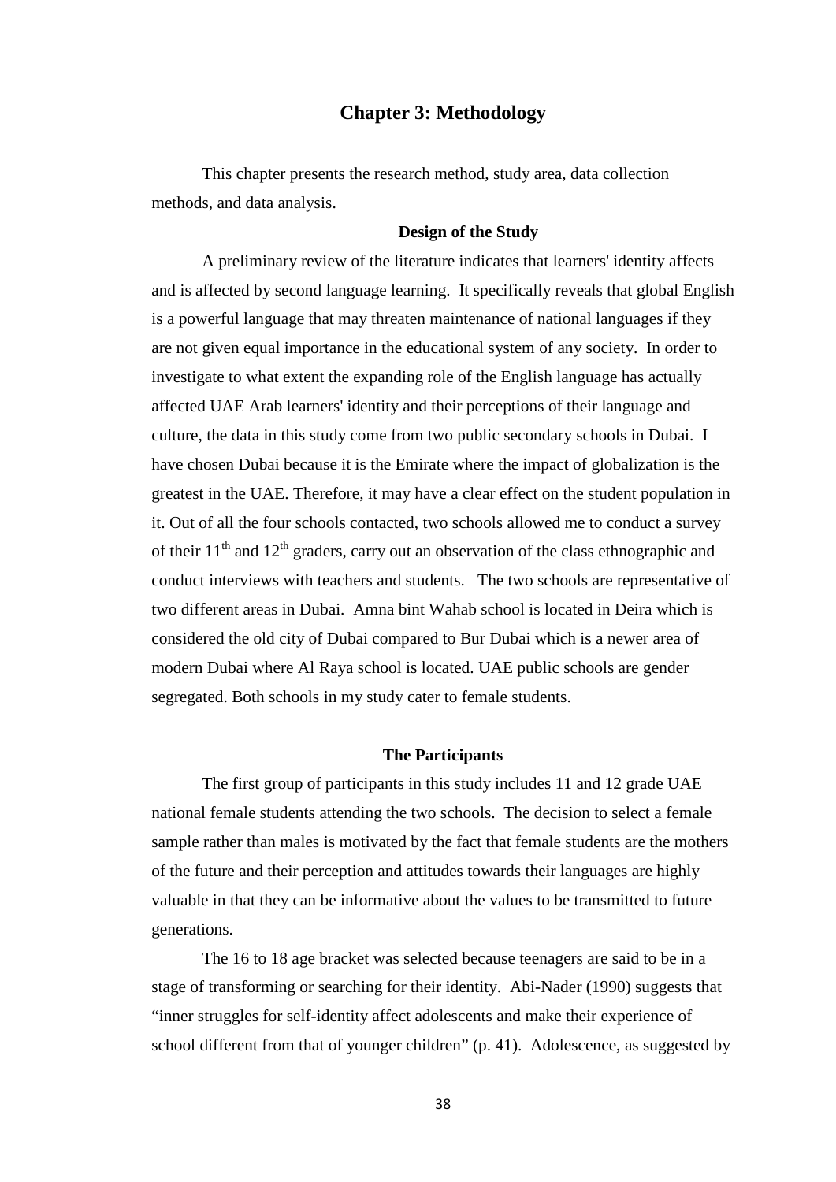# Chapter 3: Methodology

This chapter presents the research method, study area, data collection methods, and data analysis.

### Design of the Study

A preliminary review of the literature indicates that learners' identity affects and is affected by second language learning. It specifically reveals that global English is a powerful language that may threaten maintenance of national languages if they are not given equal importance in the educational system of any society. In order to investigate to what extent the expanding role of the English language has actually affected UAE Arab learners' identity and their perceptions of their language and culture, the data in this study come from two public secondary schools in Dubai. I have chosen Dubai because it is the Emirate where the impact of globalization is the greatest in the UAE. Therefore, it may have a clear effect on the student population in it. Out of all the four schools contacted, two schools allowed me to conduct a survey of their 11th and 12th graders, carry out an observation of the class ethnographic and conduct interviews with teachers and students. The two schools are representative of two different areas in Dubai. Amna bint Wahab school is located in Deira which is considered the old city of Dubai compared to Bur Dubai which is a newer area of modern Dubai where Al Raya school is located. UAE public schools are gender segregated. Both schools in my study cater to female students.

### The Participants

The first group of participants in this study includes 11 and 12 grade UAE national female students attending the two schools. The decision to select a female sample rather than males is motivated by the fact that female students are the mothers of the future and their perception and attitudes towards their languages are highly valuable in that they can be informative about the values to be transmitted to future generations.

The 16 to 18 age bracket was selected because teenagers are said to be in a stage of transforming or searching for their identity. Abi-Nader (1990) suggests that "inner struggles for self-identity affect adolescents and make their experience of school different from that of younger children" (p. 41). Adolescence, as suggested by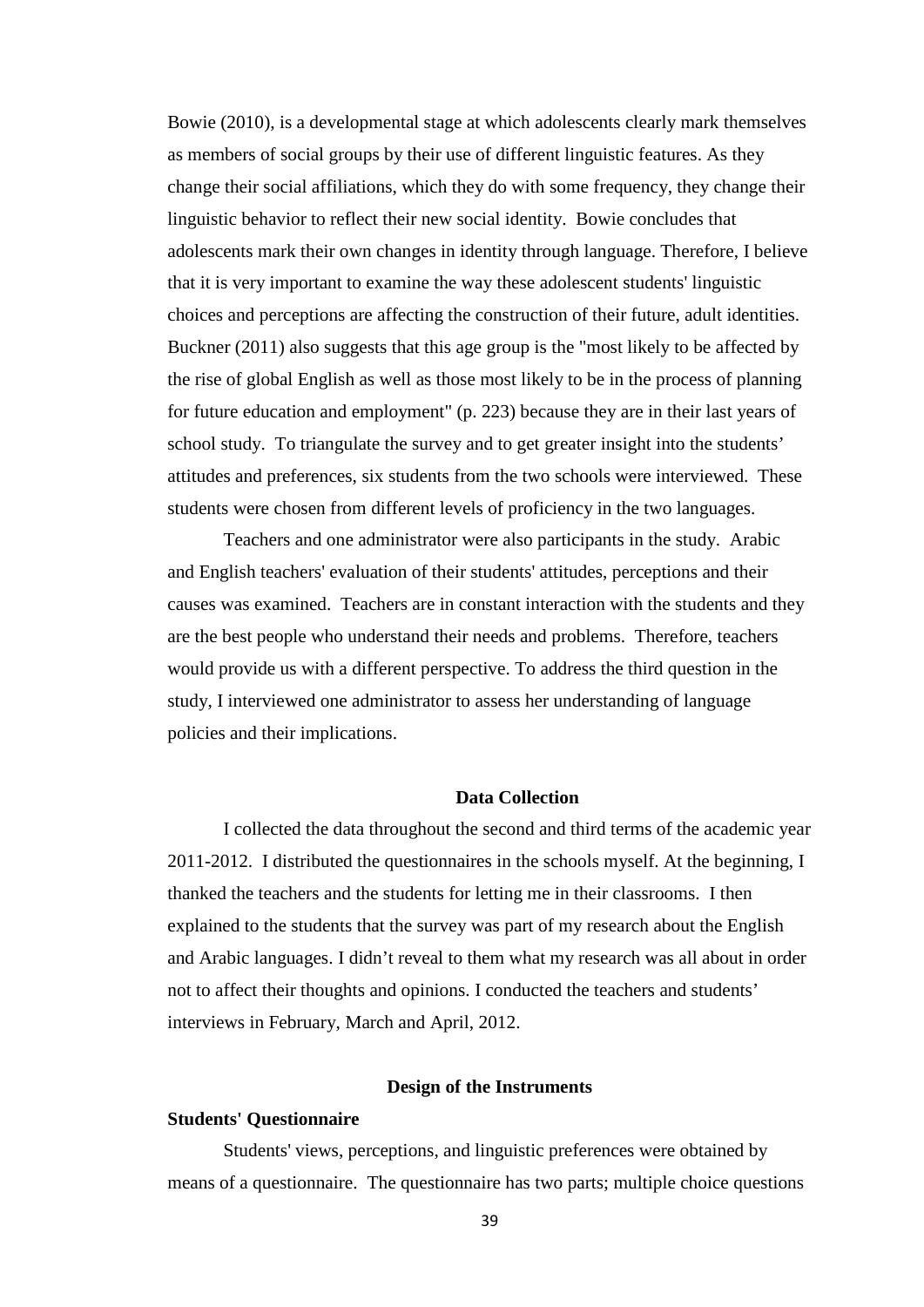Bowie (2010), is a developmental stage at which adolescents clearly mark themselves as members of social groups by their use of different linguistic features. As they change their social affiliations, which they do with some frequency, they change their linguistic behavior to reflect their new social identity. Bowie concludes that adolescents mark their own changes in identity through language. Therefore, I believe that it is very important to examine the way these adolescent students' linguistic choices and perceptions are affecting the construction of their future, adult identities. Buckner (2011) also suggests that this age group is the "most likely to be affected by the rise of global English as well as those most likely to be in the process of planning for future education and employment" (p. 223) because they are in their last years of school study. To triangulate the survey and to get greater insight into the students' attitudes and preferences, six students from the two schools were interviewed. These students were chosen from different levels of proficiency in the two languages.

Teachers and one administrator were also participants in the study. Arabic and English teachers' evaluation of their students' attitudes, perceptions and their causes was examined. Teachers are in constant interaction with the students and they are the best people who understand their needs and problems. Therefore, teachers would provide us with a different perspective. To address the third question in the study, I interviewed one administrator to assess her understanding of language policies and their implications.

## Data Collection

I collected the data throughout the second and third terms of the academic year 2011-2012. I distributed the questionnaires in the schools myself. At the beginning, I thanked the teachers and the students for letting me in their classrooms. I then explained to the students that the survey was part of my research about the English and Arabic languages. I didn't reveal to them what my research was all about in order not to affect their thoughts and opinions. I conducted the teachers and students' interviews in February, March and April, 2012.

## Design of the Instruments

### Students' Questionnaire

Students' views, perceptions, and linguistic preferences were obtained by means of a questionnaire. The questionnaire has two parts; multiple choice questions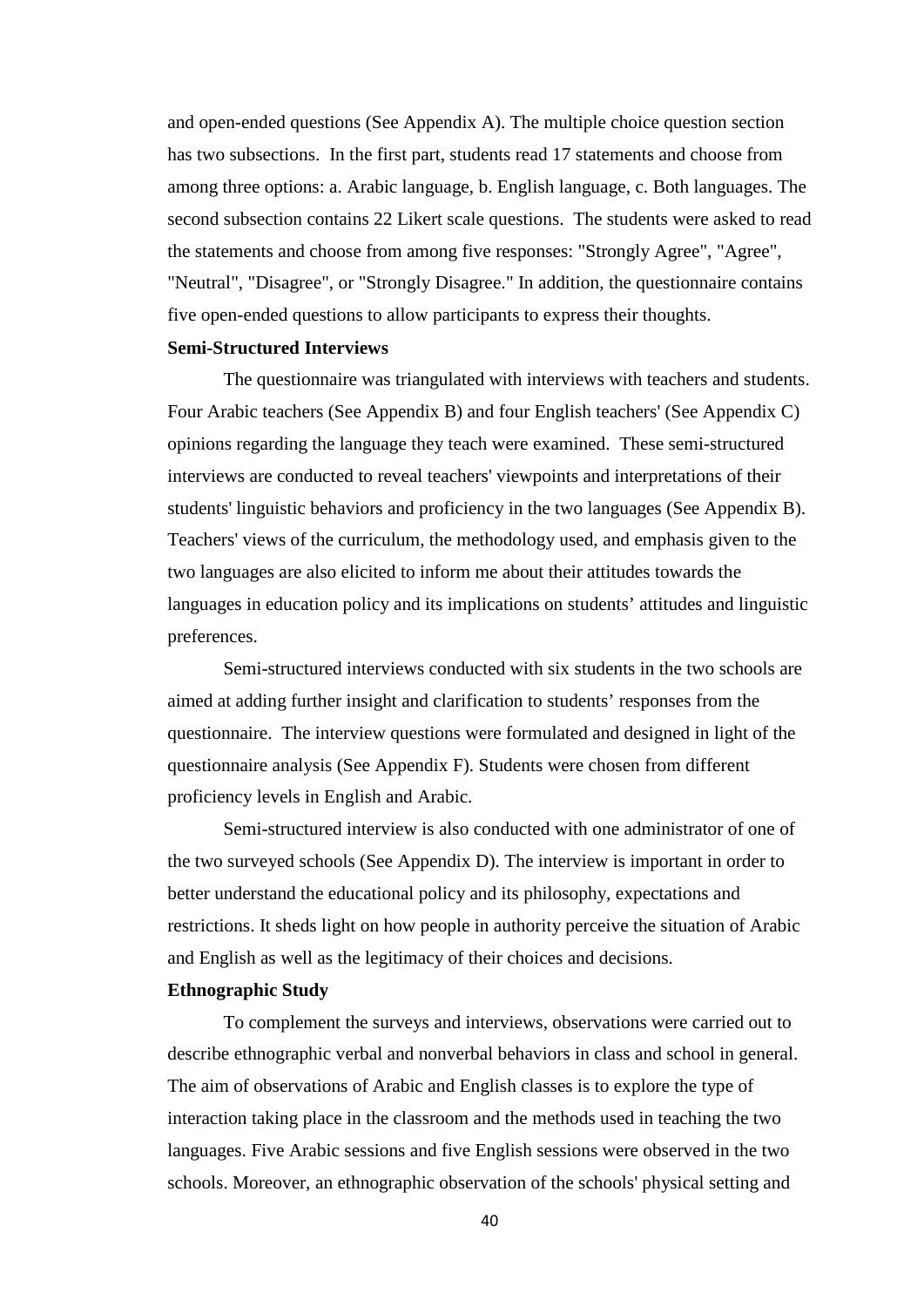and open-ended questions (See Appendix A). The multiple choice question section has two subsections. In the first part, students read 17 statements and choose from among three options: a. Arabic language, b. English language, c. Both languages. The second subsection contains 22 Likert scale questions. The students were asked to read the statements and choose from among five responses: "Strongly Agree", "Agree", "Neutral", "Disagree", or "Strongly Disagree." In addition, the questionnaire contains five open-ended questions to allow participants to express their thoughts.

**Semi-Structured Interviews**

The questionnaire was triangulated with interviews with teachers and students. Four Arabic teachers (See Appendix B) and four English teachers' (See Appendix C) opinions regarding the language they teach were examined. These semi-structured interviews are conducted to reveal teachers' viewpoints and interpretations of their students' linguistic behaviors and proficiency in the two languages (See Appendix B). Teachers' views of the curriculum, the methodology used, and emphasis given to the two languages are also elicited to inform me about their attitudes towards the languages in education policy and its implications on students' attitudes and linguistic preferences.

Semi-structured interviews conducted with six students in the two schools are aimed at adding further insight and clarification to students' responses from the questionnaire. The interview questions were formulated and designed in light of the questionnaire analysis (See Appendix F). Students were chosen from different proficiency levels in English and Arabic.

Semi-structured interview is also conducted with one administrator of one of the two surveyed schools (See Appendix D). The interview is important in order to better understand the educational policy and its philosophy, expectations and restrictions. It sheds light on how people in authority perceive the situation of Arabic and English as well as the legitimacy of their choices and decisions.

**Ethnographic Study**

To complement the surveys and interviews, observations were carried out to describe ethnographic verbal and nonverbal behaviors in class and school in general. The aim of observations of Arabic and English classes is to explore the type of interaction taking place in the classroom and the methods used in teaching the two languages. Five Arabic sessions and five English sessions were observed in the two schools. Moreover, an ethnographic observation of the schools' physical setting and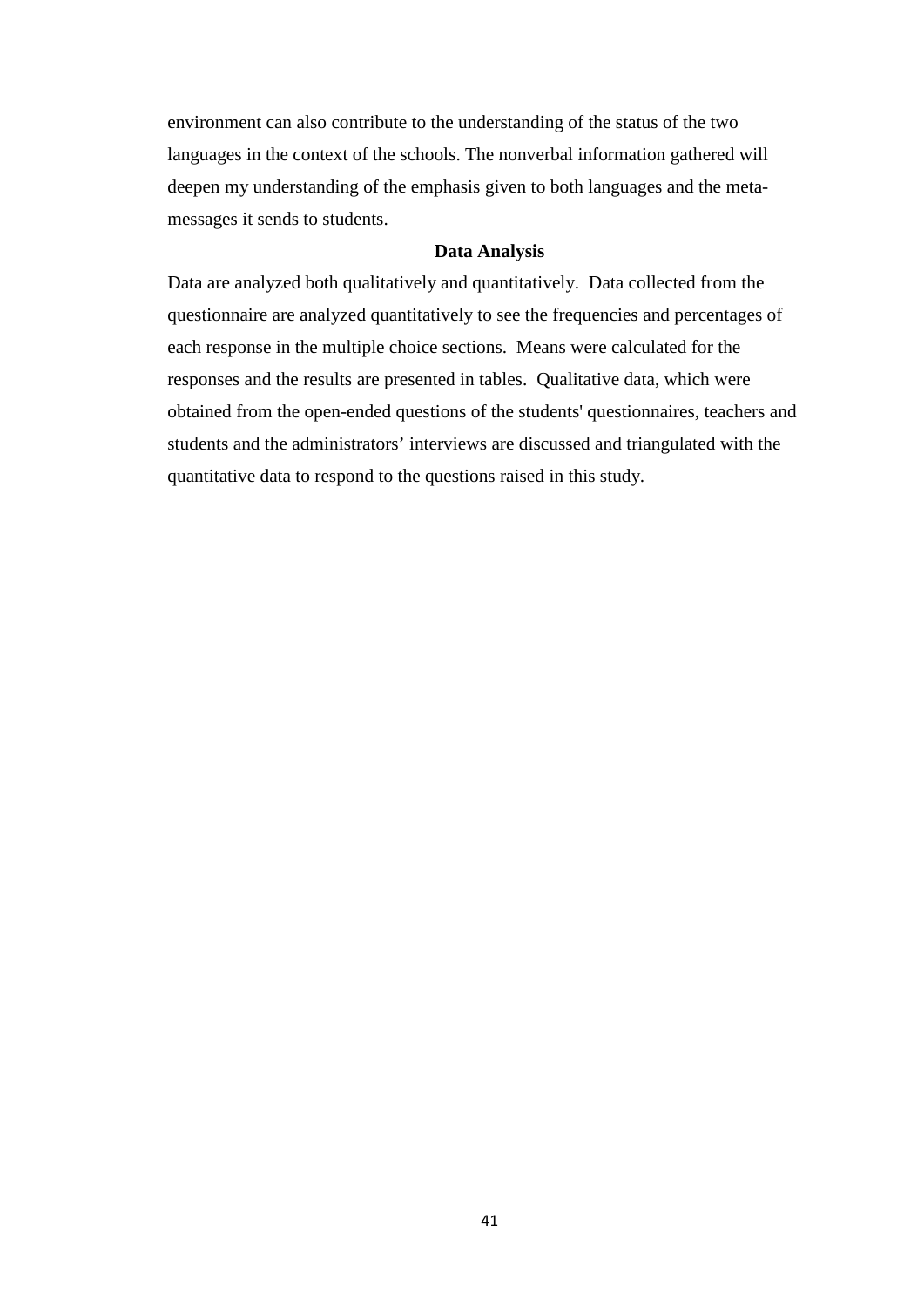environment can also contribute to the understanding of the status of the two languages in the context of the schools. The nonverbal information gathered will deepen my understanding of the emphasis given to both languages and the meta-messages it sends to students.

### Data Analysis

Data are analyzed both qualitatively and quantitatively. Data collected from the questionnaire are analyzed quantitatively to see the frequencies and percentages of each response in the multiple choice sections. Means were calculated for the responses and the results are presented in tables. Qualitative data, which were obtained from the open-ended questions of the students' questionnaires, teachers and students and the administrators' interviews are discussed and triangulated with the quantitative data to respond to the questions raised in this study.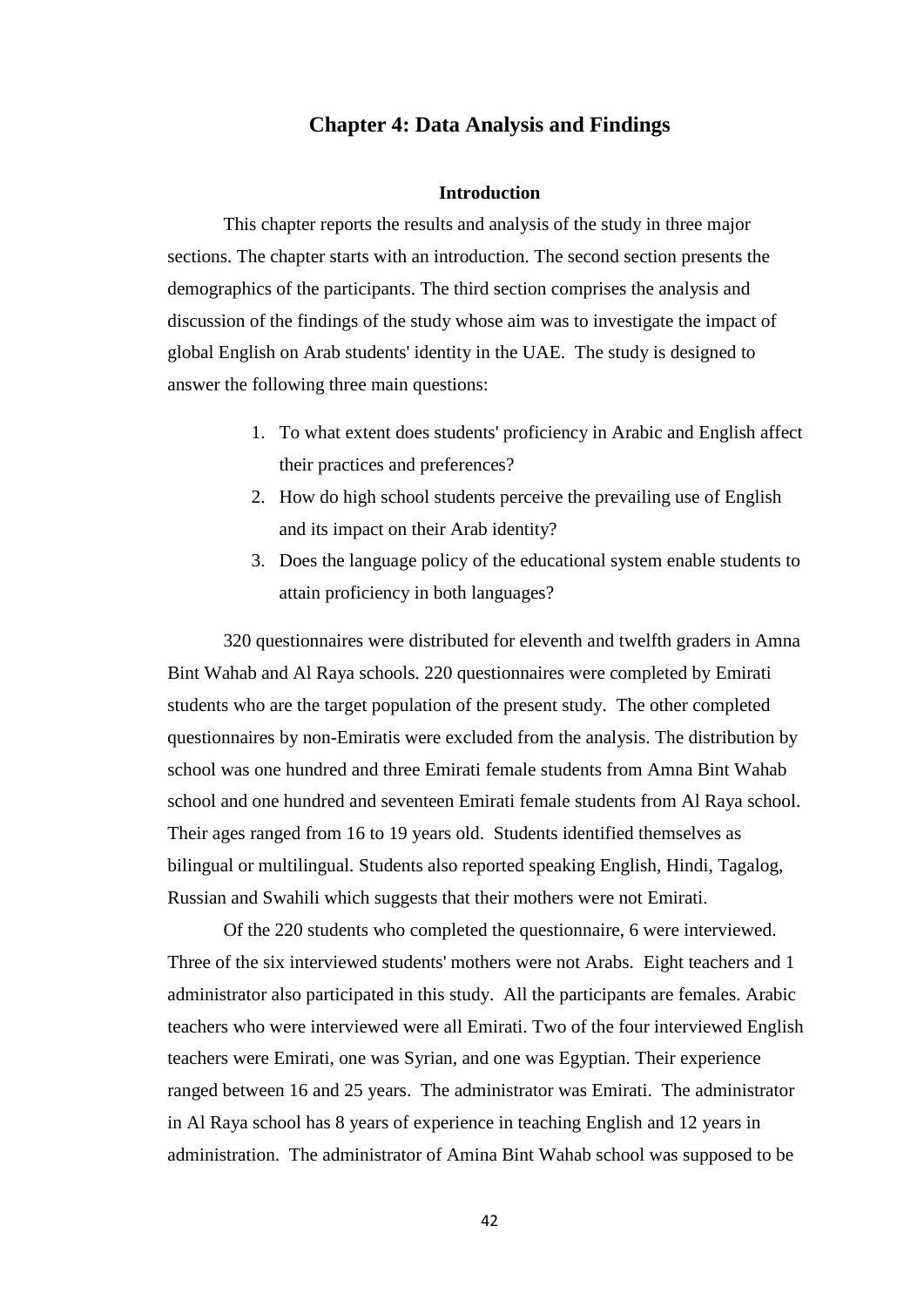# Chapter 4: Data Analysis and Findings

### Introduction

This chapter reports the results and analysis of the study in three major sections. The chapter starts with an introduction. The second section presents the demographics of the participants. The third section comprises the analysis and discussion of the findings of the study whose aim was to investigate the impact of global English on Arab students' identity in the UAE. The study is designed to answer the following three main questions:

1. To what extent does students' proficiency in Arabic and English affect their practices and preferences?
2. How do high school students perceive the prevailing use of English and its impact on their Arab identity?
3. Does the language policy of the educational system enable students to attain proficiency in both languages?

320 questionnaires were distributed for eleventh and twelfth graders in Amna Bint Wahab and Al Raya schools. 220 questionnaires were completed by Emirati students who are the target population of the present study. The other completed questionnaires by non-Emiratis were excluded from the analysis. The distribution by school was one hundred and three Emirati female students from Amna Bint Wahab school and one hundred and seventeen Emirati female students from Al Raya school. Their ages ranged from 16 to 19 years old. Students identified themselves as bilingual or multilingual. Students also reported speaking English, Hindi, Tagalog, Russian and Swahili which suggests that their mothers were not Emirati.

Of the 220 students who completed the questionnaire, 6 were interviewed. Three of the six interviewed students' mothers were not Arabs. Eight teachers and 1 administrator also participated in this study. All the participants are females. Arabic teachers who were interviewed were all Emirati. Two of the four interviewed English teachers were Emirati, one was Syrian, and one was Egyptian. Their experience ranged between 16 and 25 years. The administrator was Emirati. The administrator in Al Raya school has 8 years of experience in teaching English and 12 years in administration. The administrator of Amina Bint Wahab school was supposed to be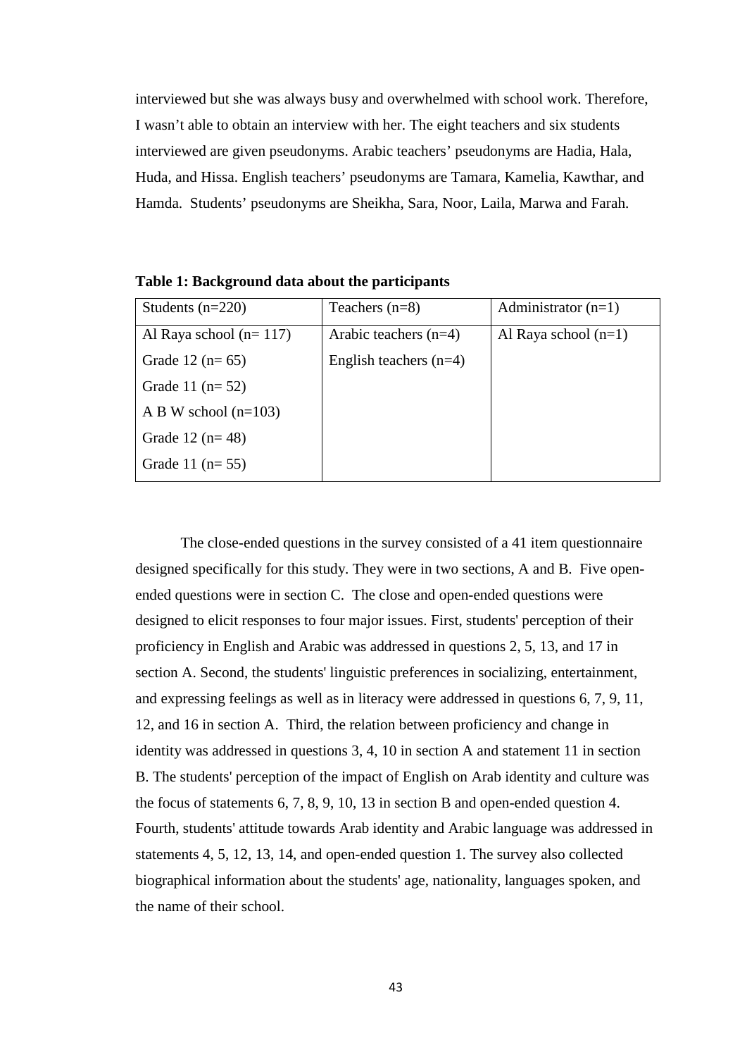interviewed but she was always busy and overwhelmed with school work. Therefore, I wasn't able to obtain an interview with her. The eight teachers and six students interviewed are given pseudonyms. Arabic teachers' pseudonyms are Hadia, Hala, Huda, and Hissa. English teachers' pseudonyms are Tamara, Kamelia, Kawthar, and Hamda. Students' pseudonyms are Sheikha, Sara, Noor, Laila, Marwa and Farah.

**Table 1: Background data about the participants**

| Students (n=220) | Teachers (n=8) | Administrator (n=1) |
|---|---|---|
| Al Raya school (n= 117) | Arabic teachers (n=4) | Al Raya school (n=1) |
| Grade 12 (n= 65) | English teachers (n=4) | |
| Grade 11 (n= 52) | | |
| A B W school (n=103) | | |
| Grade 12 (n= 48) | | |
| Grade 11 (n= 55) | | |

The close-ended questions in the survey consisted of a 41 item questionnaire designed specifically for this study. They were in two sections, A and B. Five open-ended questions were in section C. The close and open-ended questions were designed to elicit responses to four major issues. First, students' perception of their proficiency in English and Arabic was addressed in questions 2, 5, 13, and 17 in section A. Second, the students' linguistic preferences in socializing, entertainment, and expressing feelings as well as in literacy were addressed in questions 6, 7, 9, 11, 12, and 16 in section A. Third, the relation between proficiency and change in identity was addressed in questions 3, 4, 10 in section A and statement 11 in section B. The students' perception of the impact of English on Arab identity and culture was the focus of statements 6, 7, 8, 9, 10, 13 in section B and open-ended question 4. Fourth, students' attitude towards Arab identity and Arabic language was addressed in statements 4, 5, 12, 13, 14, and open-ended question 1. The survey also collected biographical information about the students' age, nationality, languages spoken, and the name of their school.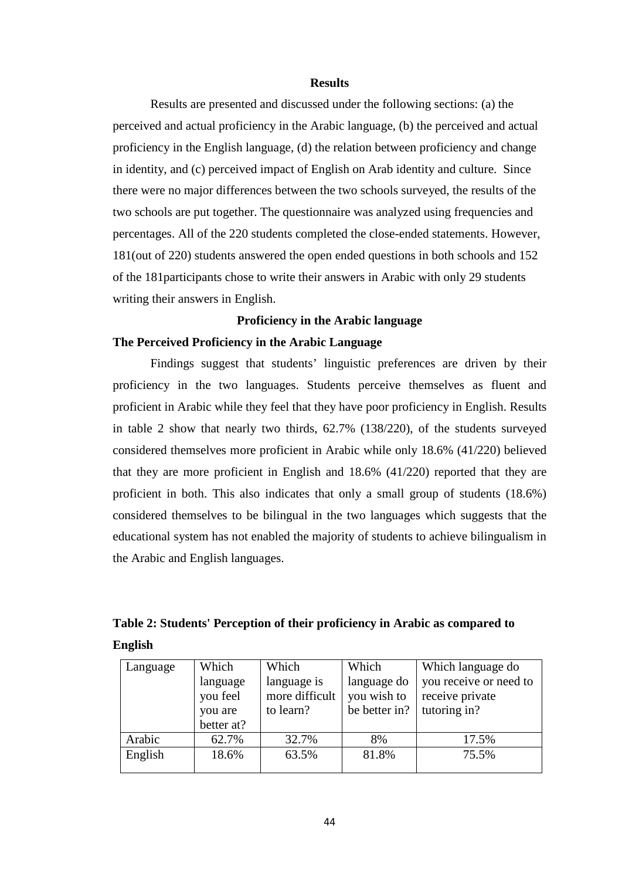## Results

Results are presented and discussed under the following sections: (a) the perceived and actual proficiency in the Arabic language, (b) the perceived and actual proficiency in the English language, (d) the relation between proficiency and change in identity, and (c) perceived impact of English on Arab identity and culture. Since there were no major differences between the two schools surveyed, the results of the two schools are put together. The questionnaire was analyzed using frequencies and percentages. All of the 220 students completed the close-ended statements. However, 181(out of 220) students answered the open ended questions in both schools and 152 of the 181participants chose to write their answers in Arabic with only 29 students writing their answers in English.

### Proficiency in the Arabic language

#### The Perceived Proficiency in the Arabic Language

Findings suggest that students' linguistic preferences are driven by their proficiency in the two languages. Students perceive themselves as fluent and proficient in Arabic while they feel that they have poor proficiency in English. Results in table 2 show that nearly two thirds, 62.7% (138/220), of the students surveyed considered themselves more proficient in Arabic while only 18.6% (41/220) believed that they are more proficient in English and 18.6% (41/220) reported that they are proficient in both. This also indicates that only a small group of students (18.6%) considered themselves to be bilingual in the two languages which suggests that the educational system has not enabled the majority of students to achieve bilingualism in the Arabic and English languages.

**Table 2: Students' Perception of their proficiency in Arabic as compared to English**

| Language | Which language you feel you are better at? | Which language is more difficult to learn? | Which language do you wish to be better in? | Which language do you receive or need to receive private tutoring in? |
|---|---|---|---|---|
| Arabic | 62.7% | 32.7% | 8% | 17.5% |
| English | 18.6% | 63.5% | 81.8% | 75.5% |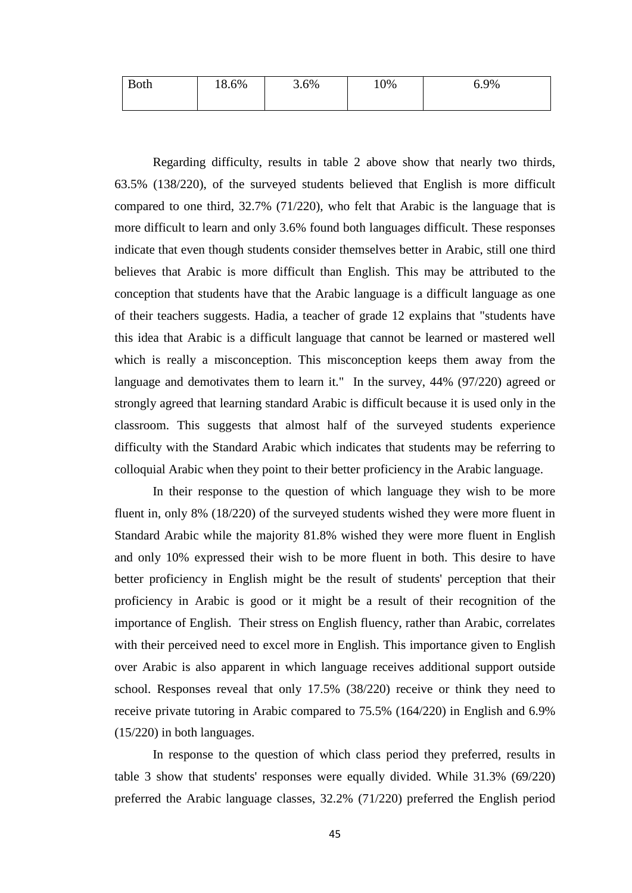| Both | 18.6% | 3.6% | 10% | 6.9% |
|---|---|---|---|---|

Regarding difficulty, results in table 2 above show that nearly two thirds, 63.5% (138/220), of the surveyed students believed that English is more difficult compared to one third, 32.7% (71/220), who felt that Arabic is the language that is more difficult to learn and only 3.6% found both languages difficult. These responses indicate that even though students consider themselves better in Arabic, still one third believes that Arabic is more difficult than English. This may be attributed to the conception that students have that the Arabic language is a difficult language as one of their teachers suggests. Hadia, a teacher of grade 12 explains that "students have this idea that Arabic is a difficult language that cannot be learned or mastered well which is really a misconception. This misconception keeps them away from the language and demotivates them to learn it." In the survey, 44% (97/220) agreed or strongly agreed that learning standard Arabic is difficult because it is used only in the classroom. This suggests that almost half of the surveyed students experience difficulty with the Standard Arabic which indicates that students may be referring to colloquial Arabic when they point to their better proficiency in the Arabic language.

In their response to the question of which language they wish to be more fluent in, only 8% (18/220) of the surveyed students wished they were more fluent in Standard Arabic while the majority 81.8% wished they were more fluent in English and only 10% expressed their wish to be more fluent in both. This desire to have better proficiency in English might be the result of students' perception that their proficiency in Arabic is good or it might be a result of their recognition of the importance of English. Their stress on English fluency, rather than Arabic, correlates with their perceived need to excel more in English. This importance given to English over Arabic is also apparent in which language receives additional support outside school. Responses reveal that only 17.5% (38/220) receive or think they need to receive private tutoring in Arabic compared to 75.5% (164/220) in English and 6.9% (15/220) in both languages.

In response to the question of which class period they preferred, results in table 3 show that students' responses were equally divided. While 31.3% (69/220) preferred the Arabic language classes, 32.2% (71/220) preferred the English period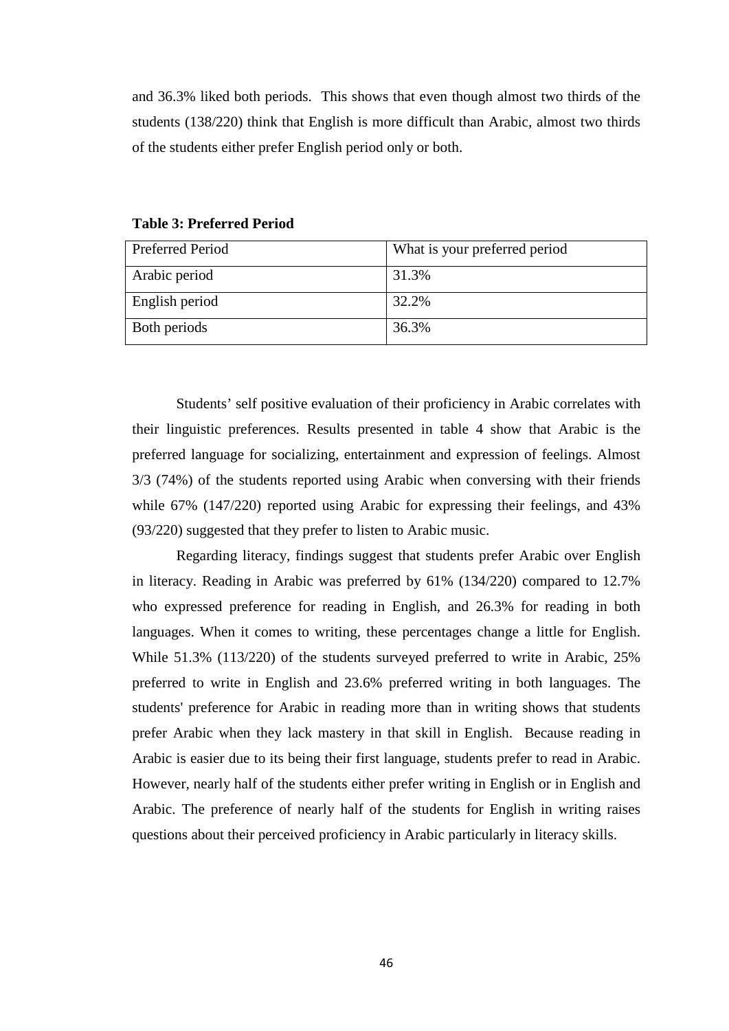and 36.3% liked both periods. This shows that even though almost two thirds of the students (138/220) think that English is more difficult than Arabic, almost two thirds of the students either prefer English period only or both.

**Table 3: Preferred Period**

| Preferred Period | What is your preferred period |
|---|---|
| Arabic period | 31.3% |
| English period | 32.2% |
| Both periods | 36.3% |

Students' self positive evaluation of their proficiency in Arabic correlates with their linguistic preferences. Results presented in table 4 show that Arabic is the preferred language for socializing, entertainment and expression of feelings. Almost 3/3 (74%) of the students reported using Arabic when conversing with their friends while 67% (147/220) reported using Arabic for expressing their feelings, and 43% (93/220) suggested that they prefer to listen to Arabic music.

Regarding literacy, findings suggest that students prefer Arabic over English in literacy. Reading in Arabic was preferred by 61% (134/220) compared to 12.7% who expressed preference for reading in English, and 26.3% for reading in both languages. When it comes to writing, these percentages change a little for English. While 51.3% (113/220) of the students surveyed preferred to write in Arabic, 25% preferred to write in English and 23.6% preferred writing in both languages. The students' preference for Arabic in reading more than in writing shows that students prefer Arabic when they lack mastery in that skill in English. Because reading in Arabic is easier due to its being their first language, students prefer to read in Arabic. However, nearly half of the students either prefer writing in English or in English and Arabic. The preference of nearly half of the students for English in writing raises questions about their perceived proficiency in Arabic particularly in literacy skills.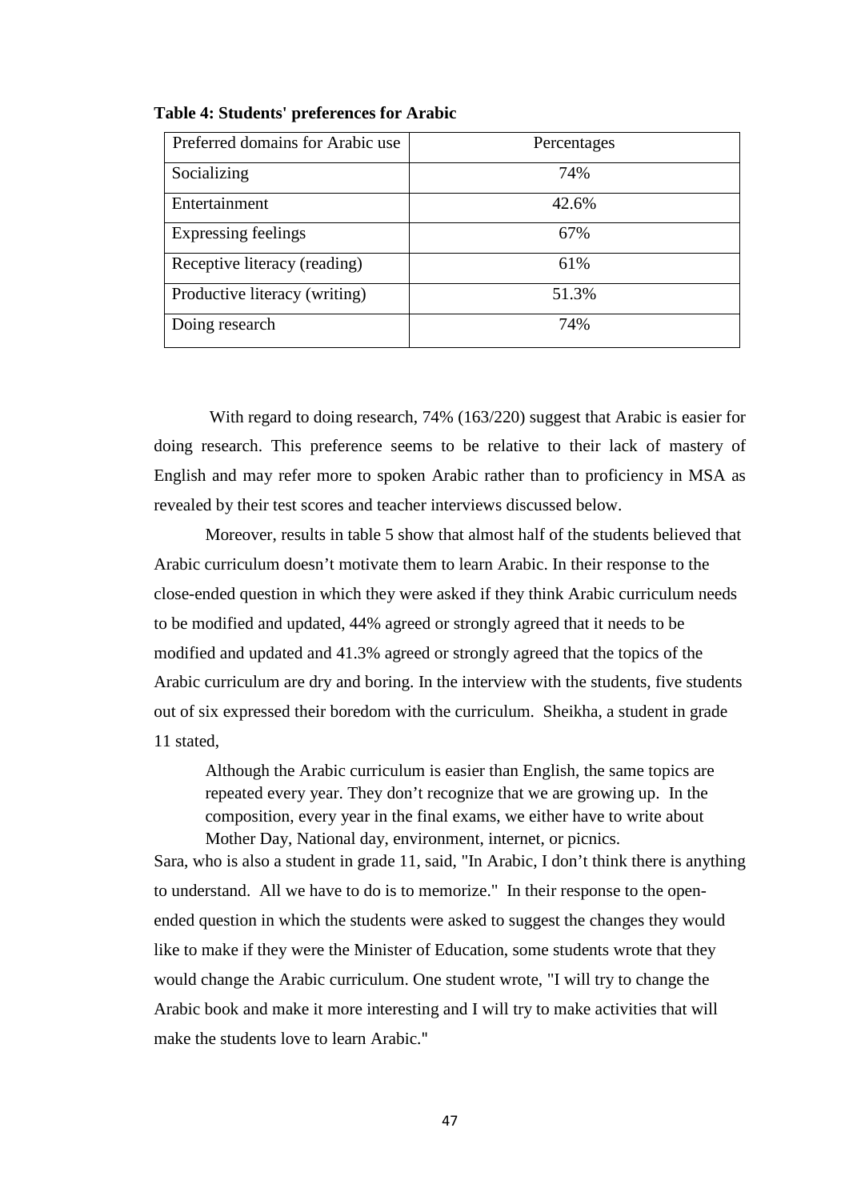**Table 4: Students' preferences for Arabic**

| Preferred domains for Arabic use | Percentages |
|---|---|
| Socializing | 74% |
| Entertainment | 42.6% |
| Expressing feelings | 67% |
| Receptive literacy (reading) | 61% |
| Productive literacy (writing) | 51.3% |
| Doing research | 74% |

With regard to doing research, 74% (163/220) suggest that Arabic is easier for doing research. This preference seems to be relative to their lack of mastery of English and may refer more to spoken Arabic rather than to proficiency in MSA as revealed by their test scores and teacher interviews discussed below.

Moreover, results in table 5 show that almost half of the students believed that Arabic curriculum doesn't motivate them to learn Arabic. In their response to the close-ended question in which they were asked if they think Arabic curriculum needs to be modified and updated, 44% agreed or strongly agreed that it needs to be modified and updated and 41.3% agreed or strongly agreed that the topics of the Arabic curriculum are dry and boring. In the interview with the students, five students out of six expressed their boredom with the curriculum. Sheikha, a student in grade 11 stated,

> Although the Arabic curriculum is easier than English, the same topics are repeated every year. They don't recognize that we are growing up. In the composition, every year in the final exams, we either have to write about Mother Day, National day, environment, internet, or picnics.

Sara, who is also a student in grade 11, said, "In Arabic, I don't think there is anything to understand. All we have to do is to memorize." In their response to the open-ended question in which the students were asked to suggest the changes they would like to make if they were the Minister of Education, some students wrote that they would change the Arabic curriculum. One student wrote, "I will try to change the Arabic book and make it more interesting and I will try to make activities that will make the students love to learn Arabic."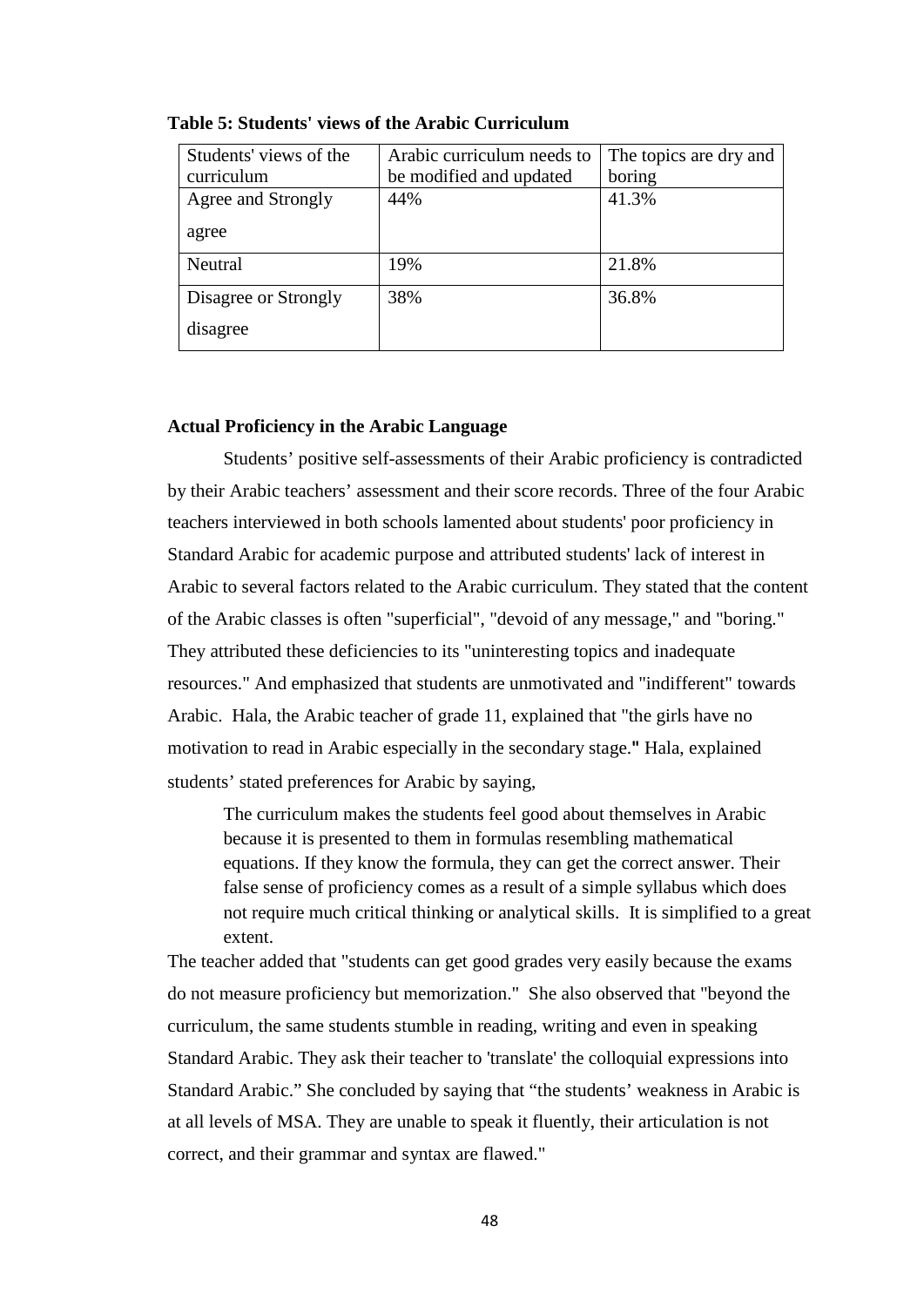**Table 5: Students' views of the Arabic Curriculum**

| Students' views of the curriculum | Arabic curriculum needs to be modified and updated | The topics are dry and boring |
|---|---|---|
| Agree and Strongly agree | 44% | 41.3% |
| Neutral | 19% | 21.8% |
| Disagree or Strongly disagree | 38% | 36.8% |

**Actual Proficiency in the Arabic Language**

Students' positive self-assessments of their Arabic proficiency is contradicted by their Arabic teachers' assessment and their score records. Three of the four Arabic teachers interviewed in both schools lamented about students' poor proficiency in Standard Arabic for academic purpose and attributed students' lack of interest in Arabic to several factors related to the Arabic curriculum. They stated that the content of the Arabic classes is often "superficial", "devoid of any message," and "boring." They attributed these deficiencies to its "uninteresting topics and inadequate resources." And emphasized that students are unmotivated and "indifferent" towards Arabic. Hala, the Arabic teacher of grade 11, explained that "the girls have no motivation to read in Arabic especially in the secondary stage." Hala, explained students' stated preferences for Arabic by saying,

> The curriculum makes the students feel good about themselves in Arabic because it is presented to them in formulas resembling mathematical equations. If they know the formula, they can get the correct answer. Their false sense of proficiency comes as a result of a simple syllabus which does not require much critical thinking or analytical skills. It is simplified to a great extent.

The teacher added that "students can get good grades very easily because the exams do not measure proficiency but memorization." She also observed that "beyond the curriculum, the same students stumble in reading, writing and even in speaking Standard Arabic. They ask their teacher to 'translate' the colloquial expressions into Standard Arabic." She concluded by saying that "the students' weakness in Arabic is at all levels of MSA. They are unable to speak it fluently, their articulation is not correct, and their grammar and syntax are flawed."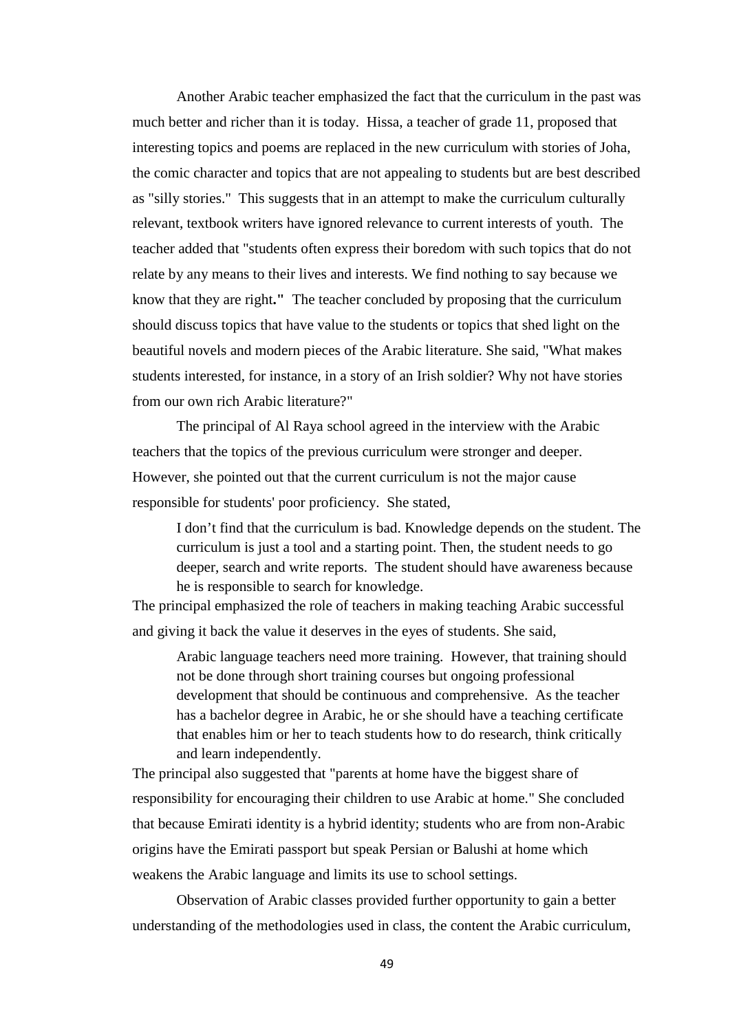Another Arabic teacher emphasized the fact that the curriculum in the past was much better and richer than it is today. Hissa, a teacher of grade 11, proposed that interesting topics and poems are replaced in the new curriculum with stories of Joha, the comic character and topics that are not appealing to students but are best described as "silly stories." This suggests that in an attempt to make the curriculum culturally relevant, textbook writers have ignored relevance to current interests of youth. The teacher added that "students often express their boredom with such topics that do not relate by any means to their lives and interests. We find nothing to say because we know that they are right**."** The teacher concluded by proposing that the curriculum should discuss topics that have value to the students or topics that shed light on the beautiful novels and modern pieces of the Arabic literature. She said, "What makes students interested, for instance, in a story of an Irish soldier? Why not have stories from our own rich Arabic literature?"

The principal of Al Raya school agreed in the interview with the Arabic teachers that the topics of the previous curriculum were stronger and deeper. However, she pointed out that the current curriculum is not the major cause responsible for students' poor proficiency. She stated,

> I don't find that the curriculum is bad. Knowledge depends on the student. The curriculum is just a tool and a starting point. Then, the student needs to go deeper, search and write reports. The student should have awareness because he is responsible to search for knowledge.

The principal emphasized the role of teachers in making teaching Arabic successful and giving it back the value it deserves in the eyes of students. She said,

> Arabic language teachers need more training. However, that training should not be done through short training courses but ongoing professional development that should be continuous and comprehensive. As the teacher has a bachelor degree in Arabic, he or she should have a teaching certificate that enables him or her to teach students how to do research, think critically and learn independently.

The principal also suggested that "parents at home have the biggest share of responsibility for encouraging their children to use Arabic at home." She concluded that because Emirati identity is a hybrid identity; students who are from non-Arabic origins have the Emirati passport but speak Persian or Balushi at home which weakens the Arabic language and limits its use to school settings.

Observation of Arabic classes provided further opportunity to gain a better understanding of the methodologies used in class, the content the Arabic curriculum,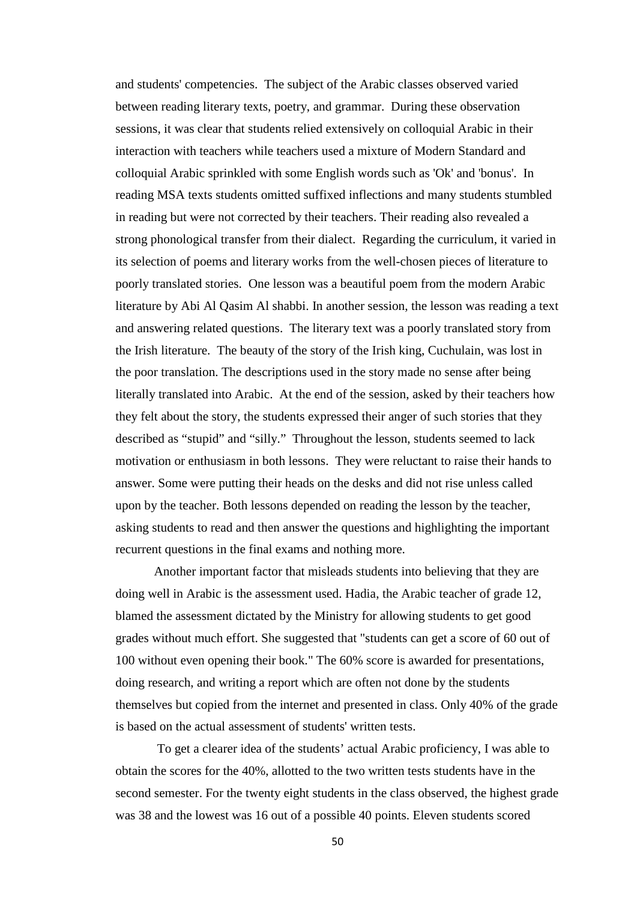and students' competencies. The subject of the Arabic classes observed varied between reading literary texts, poetry, and grammar. During these observation sessions, it was clear that students relied extensively on colloquial Arabic in their interaction with teachers while teachers used a mixture of Modern Standard and colloquial Arabic sprinkled with some English words such as 'Ok' and 'bonus'. In reading MSA texts students omitted suffixed inflections and many students stumbled in reading but were not corrected by their teachers. Their reading also revealed a strong phonological transfer from their dialect. Regarding the curriculum, it varied in its selection of poems and literary works from the well-chosen pieces of literature to poorly translated stories. One lesson was a beautiful poem from the modern Arabic literature by Abi Al Qasim Al shabbi. In another session, the lesson was reading a text and answering related questions. The literary text was a poorly translated story from the Irish literature. The beauty of the story of the Irish king, Cuchulain, was lost in the poor translation. The descriptions used in the story made no sense after being literally translated into Arabic. At the end of the session, asked by their teachers how they felt about the story, the students expressed their anger of such stories that they described as "stupid" and "silly." Throughout the lesson, students seemed to lack motivation or enthusiasm in both lessons. They were reluctant to raise their hands to answer. Some were putting their heads on the desks and did not rise unless called upon by the teacher. Both lessons depended on reading the lesson by the teacher, asking students to read and then answer the questions and highlighting the important recurrent questions in the final exams and nothing more.

Another important factor that misleads students into believing that they are doing well in Arabic is the assessment used. Hadia, the Arabic teacher of grade 12, blamed the assessment dictated by the Ministry for allowing students to get good grades without much effort. She suggested that "students can get a score of 60 out of 100 without even opening their book." The 60% score is awarded for presentations, doing research, and writing a report which are often not done by the students themselves but copied from the internet and presented in class. Only 40% of the grade is based on the actual assessment of students' written tests.

To get a clearer idea of the students' actual Arabic proficiency, I was able to obtain the scores for the 40%, allotted to the two written tests students have in the second semester. For the twenty eight students in the class observed, the highest grade was 38 and the lowest was 16 out of a possible 40 points. Eleven students scored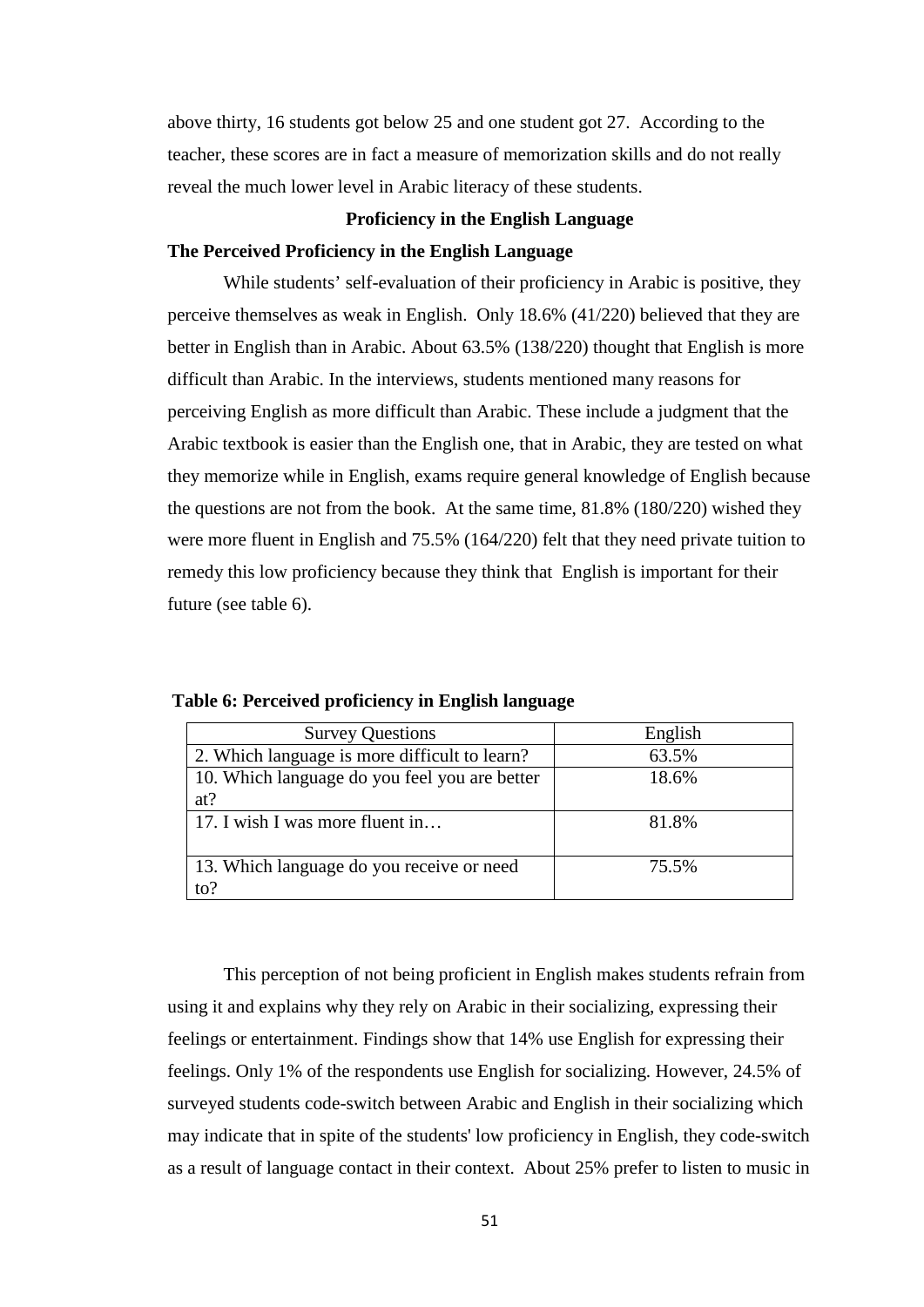above thirty, 16 students got below 25 and one student got 27. According to the teacher, these scores are in fact a measure of memorization skills and do not really reveal the much lower level in Arabic literacy of these students.

## Proficiency in the English Language

### The Perceived Proficiency in the English Language

While students' self-evaluation of their proficiency in Arabic is positive, they perceive themselves as weak in English. Only 18.6% (41/220) believed that they are better in English than in Arabic. About 63.5% (138/220) thought that English is more difficult than Arabic. In the interviews, students mentioned many reasons for perceiving English as more difficult than Arabic. These include a judgment that the Arabic textbook is easier than the English one, that in Arabic, they are tested on what they memorize while in English, exams require general knowledge of English because the questions are not from the book. At the same time, 81.8% (180/220) wished they were more fluent in English and 75.5% (164/220) felt that they need private tuition to remedy this low proficiency because they think that English is important for their future (see table 6).

**Table 6: Perceived proficiency in English language**

| Survey Questions | English |
|---|---|
| 2. Which language is more difficult to learn? | 63.5% |
| 10. Which language do you feel you are better at? | 18.6% |
| 17. I wish I was more fluent in… | 81.8% |
| 13. Which language do you receive or need to? | 75.5% |

This perception of not being proficient in English makes students refrain from using it and explains why they rely on Arabic in their socializing, expressing their feelings or entertainment. Findings show that 14% use English for expressing their feelings. Only 1% of the respondents use English for socializing. However, 24.5% of surveyed students code-switch between Arabic and English in their socializing which may indicate that in spite of the students' low proficiency in English, they code-switch as a result of language contact in their context. About 25% prefer to listen to music in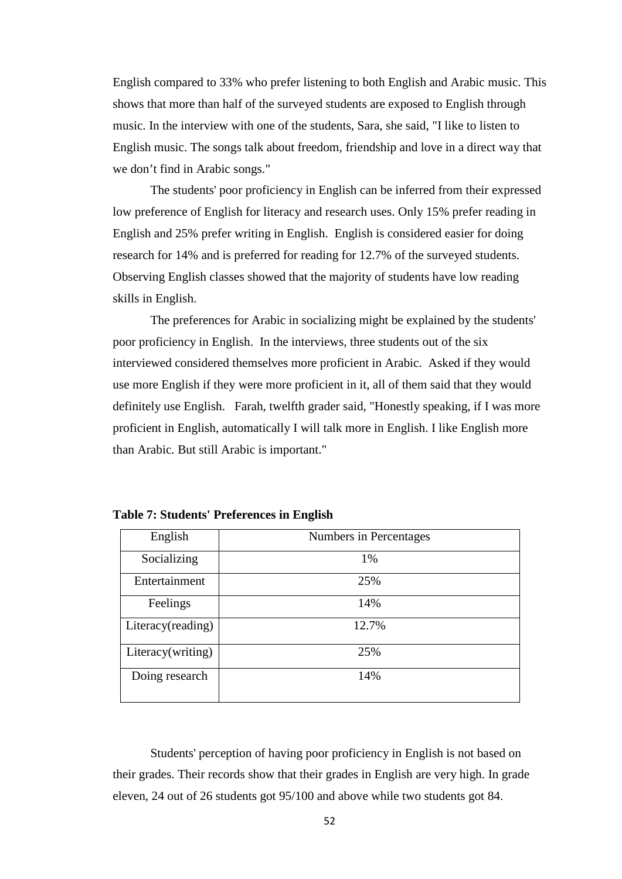English compared to 33% who prefer listening to both English and Arabic music. This shows that more than half of the surveyed students are exposed to English through music. In the interview with one of the students, Sara, she said, "I like to listen to English music. The songs talk about freedom, friendship and love in a direct way that we don't find in Arabic songs."

The students' poor proficiency in English can be inferred from their expressed low preference of English for literacy and research uses. Only 15% prefer reading in English and 25% prefer writing in English. English is considered easier for doing research for 14% and is preferred for reading for 12.7% of the surveyed students. Observing English classes showed that the majority of students have low reading skills in English.

The preferences for Arabic in socializing might be explained by the students' poor proficiency in English. In the interviews, three students out of the six interviewed considered themselves more proficient in Arabic. Asked if they would use more English if they were more proficient in it, all of them said that they would definitely use English. Farah, twelfth grader said, "Honestly speaking, if I was more proficient in English, automatically I will talk more in English. I like English more than Arabic. But still Arabic is important."

**Table 7: Students' Preferences in English**

| English | Numbers in Percentages |
|---|---|
| Socializing | 1% |
| Entertainment | 25% |
| Feelings | 14% |
| Literacy(reading) | 12.7% |
| Literacy(writing) | 25% |
| Doing research | 14% |

Students' perception of having poor proficiency in English is not based on their grades. Their records show that their grades in English are very high. In grade eleven, 24 out of 26 students got 95/100 and above while two students got 84.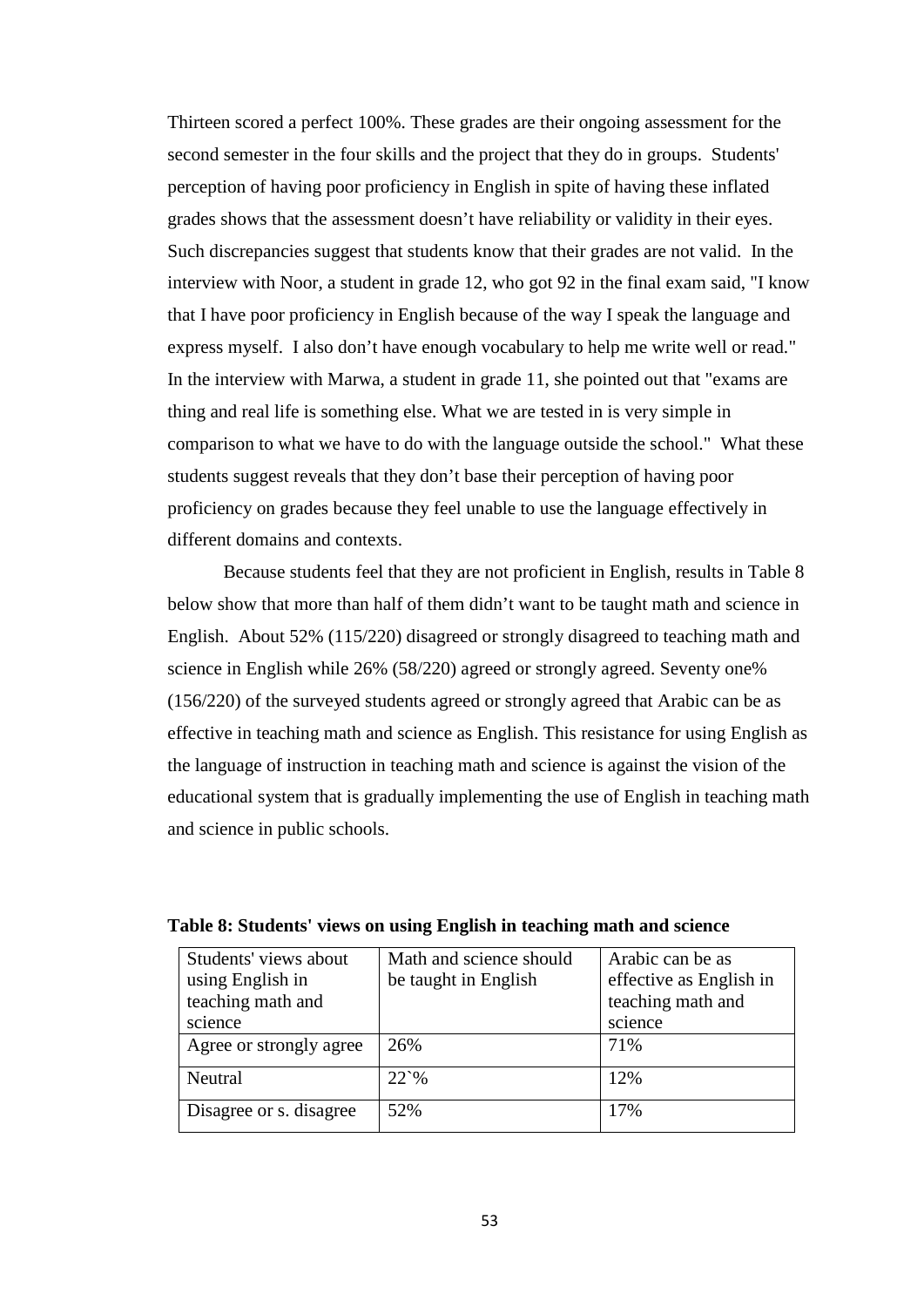Thirteen scored a perfect 100%. These grades are their ongoing assessment for the second semester in the four skills and the project that they do in groups. Students' perception of having poor proficiency in English in spite of having these inflated grades shows that the assessment doesn't have reliability or validity in their eyes. Such discrepancies suggest that students know that their grades are not valid. In the interview with Noor, a student in grade 12, who got 92 in the final exam said, "I know that I have poor proficiency in English because of the way I speak the language and express myself. I also don't have enough vocabulary to help me write well or read." In the interview with Marwa, a student in grade 11, she pointed out that "exams are thing and real life is something else. What we are tested in is very simple in comparison to what we have to do with the language outside the school." What these students suggest reveals that they don't base their perception of having poor proficiency on grades because they feel unable to use the language effectively in different domains and contexts.

Because students feel that they are not proficient in English, results in Table 8 below show that more than half of them didn't want to be taught math and science in English. About 52% (115/220) disagreed or strongly disagreed to teaching math and science in English while 26% (58/220) agreed or strongly agreed. Seventy one% (156/220) of the surveyed students agreed or strongly agreed that Arabic can be as effective in teaching math and science as English. This resistance for using English as the language of instruction in teaching math and science is against the vision of the educational system that is gradually implementing the use of English in teaching math and science in public schools.

**Table 8: Students' views on using English in teaching math and science**

| Students' views about using English in teaching math and science | Math and science should be taught in English | Arabic can be as effective as English in teaching math and science |
|---|---|---|
| Agree or strongly agree | 26% | 71% |
| Neutral | 22`% | 12% |
| Disagree or s. disagree | 52% | 17% |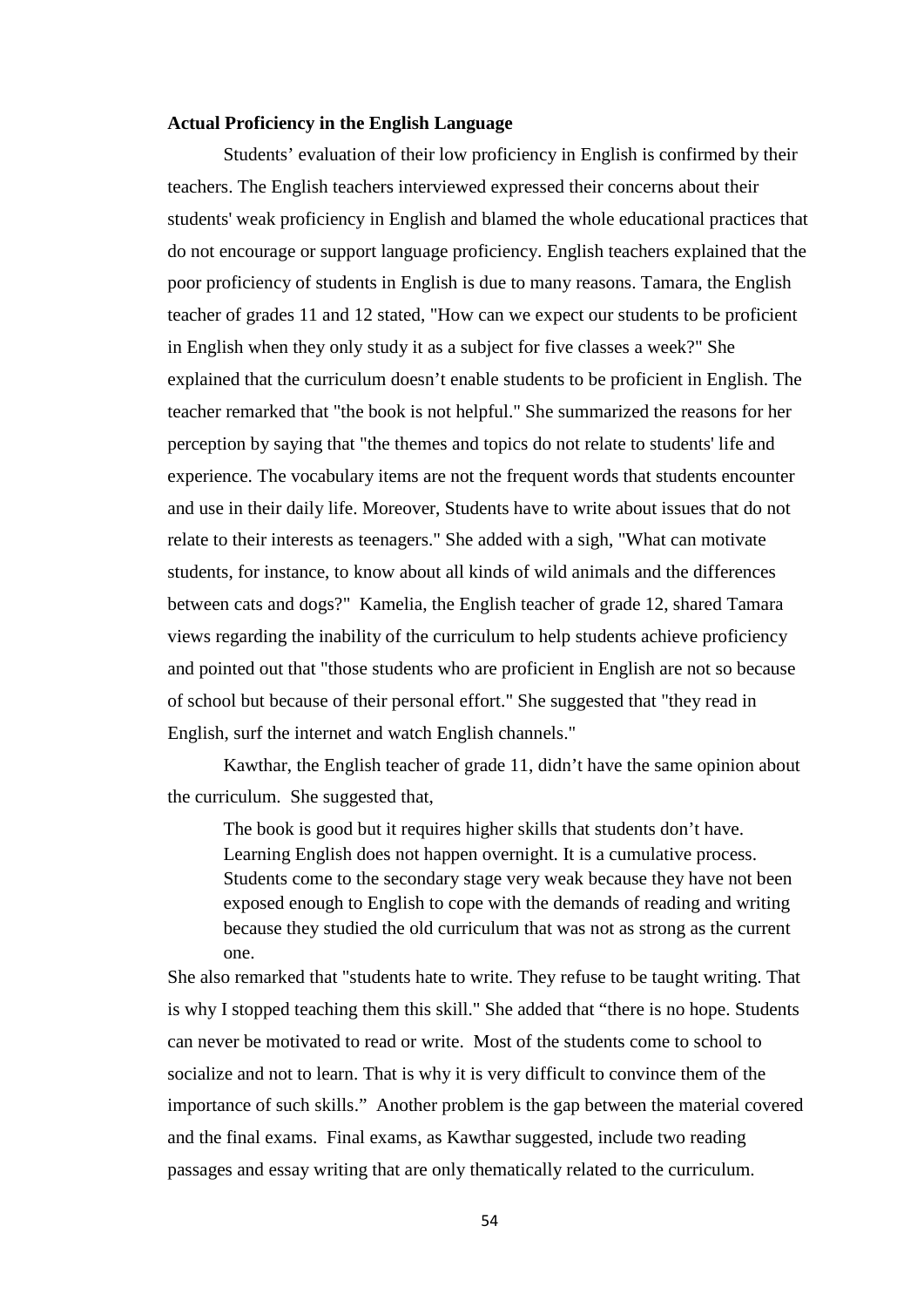**Actual Proficiency in the English Language**

Students' evaluation of their low proficiency in English is confirmed by their teachers. The English teachers interviewed expressed their concerns about their students' weak proficiency in English and blamed the whole educational practices that do not encourage or support language proficiency. English teachers explained that the poor proficiency of students in English is due to many reasons. Tamara, the English teacher of grades 11 and 12 stated, "How can we expect our students to be proficient in English when they only study it as a subject for five classes a week?" She explained that the curriculum doesn't enable students to be proficient in English. The teacher remarked that "the book is not helpful." She summarized the reasons for her perception by saying that "the themes and topics do not relate to students' life and experience. The vocabulary items are not the frequent words that students encounter and use in their daily life. Moreover, Students have to write about issues that do not relate to their interests as teenagers." She added with a sigh, "What can motivate students, for instance, to know about all kinds of wild animals and the differences between cats and dogs?" Kamelia, the English teacher of grade 12, shared Tamara views regarding the inability of the curriculum to help students achieve proficiency and pointed out that "those students who are proficient in English are not so because of school but because of their personal effort." She suggested that "they read in English, surf the internet and watch English channels."

Kawthar, the English teacher of grade 11, didn't have the same opinion about the curriculum. She suggested that,

> The book is good but it requires higher skills that students don't have. Learning English does not happen overnight. It is a cumulative process. Students come to the secondary stage very weak because they have not been exposed enough to English to cope with the demands of reading and writing because they studied the old curriculum that was not as strong as the current one.

She also remarked that "students hate to write. They refuse to be taught writing. That is why I stopped teaching them this skill." She added that "there is no hope. Students can never be motivated to read or write. Most of the students come to school to socialize and not to learn. That is why it is very difficult to convince them of the importance of such skills." Another problem is the gap between the material covered and the final exams. Final exams, as Kawthar suggested, include two reading passages and essay writing that are only thematically related to the curriculum.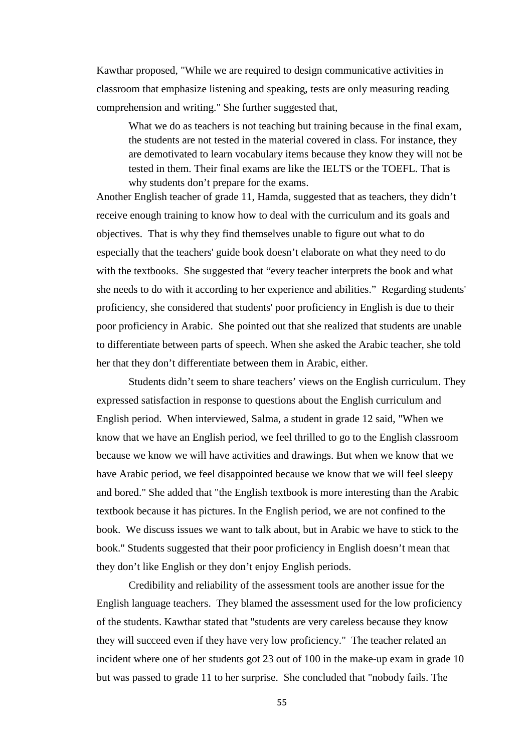Kawthar proposed, "While we are required to design communicative activities in classroom that emphasize listening and speaking, tests are only measuring reading comprehension and writing." She further suggested that,

> What we do as teachers is not teaching but training because in the final exam, the students are not tested in the material covered in class. For instance, they are demotivated to learn vocabulary items because they know they will not be tested in them. Their final exams are like the IELTS or the TOEFL. That is why students don't prepare for the exams.

Another English teacher of grade 11, Hamda, suggested that as teachers, they didn't receive enough training to know how to deal with the curriculum and its goals and objectives. That is why they find themselves unable to figure out what to do especially that the teachers' guide book doesn't elaborate on what they need to do with the textbooks. She suggested that "every teacher interprets the book and what she needs to do with it according to her experience and abilities." Regarding students' proficiency, she considered that students' poor proficiency in English is due to their poor proficiency in Arabic. She pointed out that she realized that students are unable to differentiate between parts of speech. When she asked the Arabic teacher, she told her that they don't differentiate between them in Arabic, either.

Students didn't seem to share teachers' views on the English curriculum. They expressed satisfaction in response to questions about the English curriculum and English period. When interviewed, Salma, a student in grade 12 said, "When we know that we have an English period, we feel thrilled to go to the English classroom because we know we will have activities and drawings. But when we know that we have Arabic period, we feel disappointed because we know that we will feel sleepy and bored." She added that "the English textbook is more interesting than the Arabic textbook because it has pictures. In the English period, we are not confined to the book. We discuss issues we want to talk about, but in Arabic we have to stick to the book." Students suggested that their poor proficiency in English doesn't mean that they don't like English or they don't enjoy English periods.

Credibility and reliability of the assessment tools are another issue for the English language teachers. They blamed the assessment used for the low proficiency of the students. Kawthar stated that "students are very careless because they know they will succeed even if they have very low proficiency." The teacher related an incident where one of her students got 23 out of 100 in the make-up exam in grade 10 but was passed to grade 11 to her surprise. She concluded that "nobody fails. The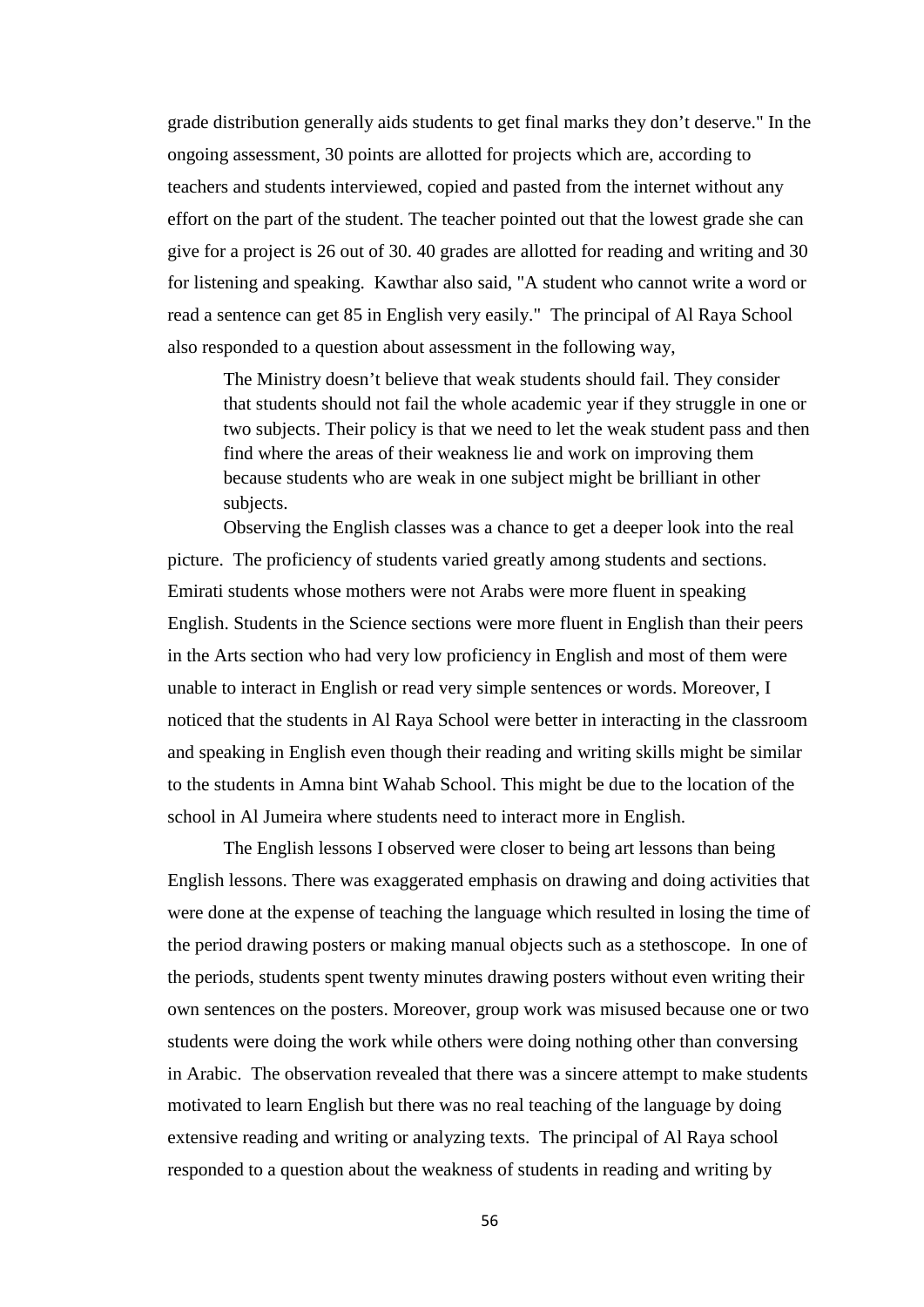grade distribution generally aids students to get final marks they don't deserve." In the ongoing assessment, 30 points are allotted for projects which are, according to teachers and students interviewed, copied and pasted from the internet without any effort on the part of the student. The teacher pointed out that the lowest grade she can give for a project is 26 out of 30. 40 grades are allotted for reading and writing and 30 for listening and speaking. Kawthar also said, "A student who cannot write a word or read a sentence can get 85 in English very easily." The principal of Al Raya School also responded to a question about assessment in the following way,

> The Ministry doesn't believe that weak students should fail. They consider that students should not fail the whole academic year if they struggle in one or two subjects. Their policy is that we need to let the weak student pass and then find where the areas of their weakness lie and work on improving them because students who are weak in one subject might be brilliant in other subjects.

Observing the English classes was a chance to get a deeper look into the real picture. The proficiency of students varied greatly among students and sections. Emirati students whose mothers were not Arabs were more fluent in speaking English. Students in the Science sections were more fluent in English than their peers in the Arts section who had very low proficiency in English and most of them were unable to interact in English or read very simple sentences or words. Moreover, I noticed that the students in Al Raya School were better in interacting in the classroom and speaking in English even though their reading and writing skills might be similar to the students in Amna bint Wahab School. This might be due to the location of the school in Al Jumeira where students need to interact more in English.

The English lessons I observed were closer to being art lessons than being English lessons. There was exaggerated emphasis on drawing and doing activities that were done at the expense of teaching the language which resulted in losing the time of the period drawing posters or making manual objects such as a stethoscope. In one of the periods, students spent twenty minutes drawing posters without even writing their own sentences on the posters. Moreover, group work was misused because one or two students were doing the work while others were doing nothing other than conversing in Arabic. The observation revealed that there was a sincere attempt to make students motivated to learn English but there was no real teaching of the language by doing extensive reading and writing or analyzing texts. The principal of Al Raya school responded to a question about the weakness of students in reading and writing by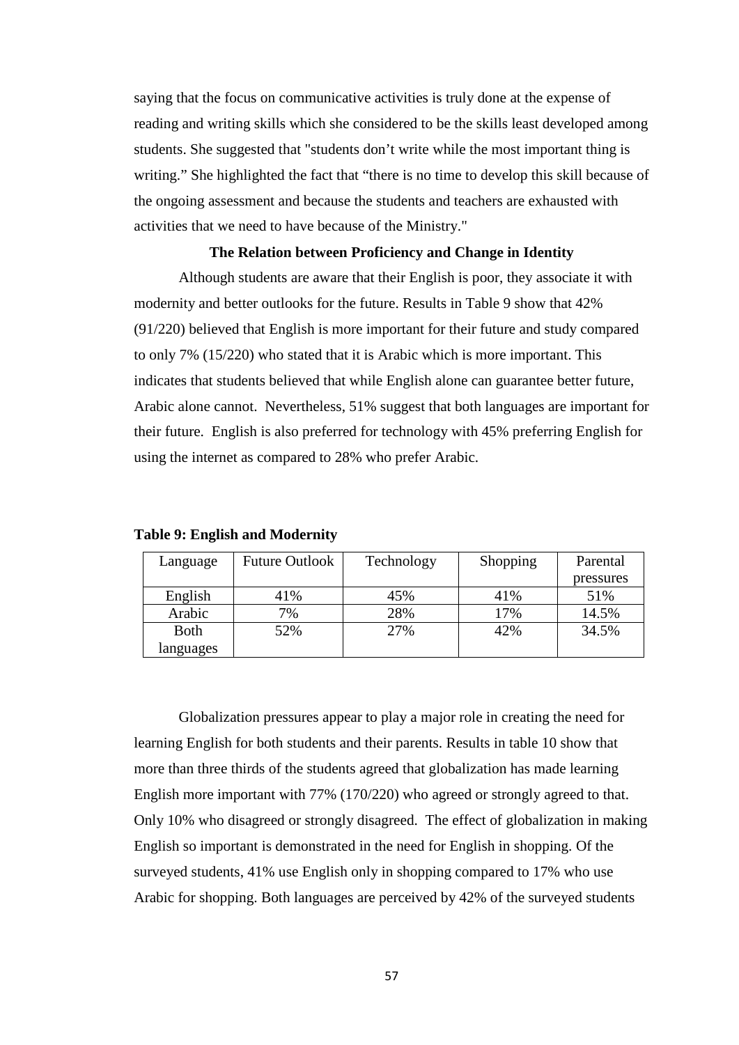saying that the focus on communicative activities is truly done at the expense of reading and writing skills which she considered to be the skills least developed among students. She suggested that "students don't write while the most important thing is writing." She highlighted the fact that "there is no time to develop this skill because of the ongoing assessment and because the students and teachers are exhausted with activities that we need to have because of the Ministry."

### The Relation between Proficiency and Change in Identity

Although students are aware that their English is poor, they associate it with modernity and better outlooks for the future. Results in Table 9 show that 42% (91/220) believed that English is more important for their future and study compared to only 7% (15/220) who stated that it is Arabic which is more important. This indicates that students believed that while English alone can guarantee better future, Arabic alone cannot. Nevertheless, 51% suggest that both languages are important for their future. English is also preferred for technology with 45% preferring English for using the internet as compared to 28% who prefer Arabic.

**Table 9: English and Modernity**

| Language | Future Outlook | Technology | Shopping | Parental pressures |
|---|---|---|---|---|
| English | 41% | 45% | 41% | 51% |
| Arabic | 7% | 28% | 17% | 14.5% |
| Both languages | 52% | 27% | 42% | 34.5% |

Globalization pressures appear to play a major role in creating the need for learning English for both students and their parents. Results in table 10 show that more than three thirds of the students agreed that globalization has made learning English more important with 77% (170/220) who agreed or strongly agreed to that. Only 10% who disagreed or strongly disagreed. The effect of globalization in making English so important is demonstrated in the need for English in shopping. Of the surveyed students, 41% use English only in shopping compared to 17% who use Arabic for shopping. Both languages are perceived by 42% of the surveyed students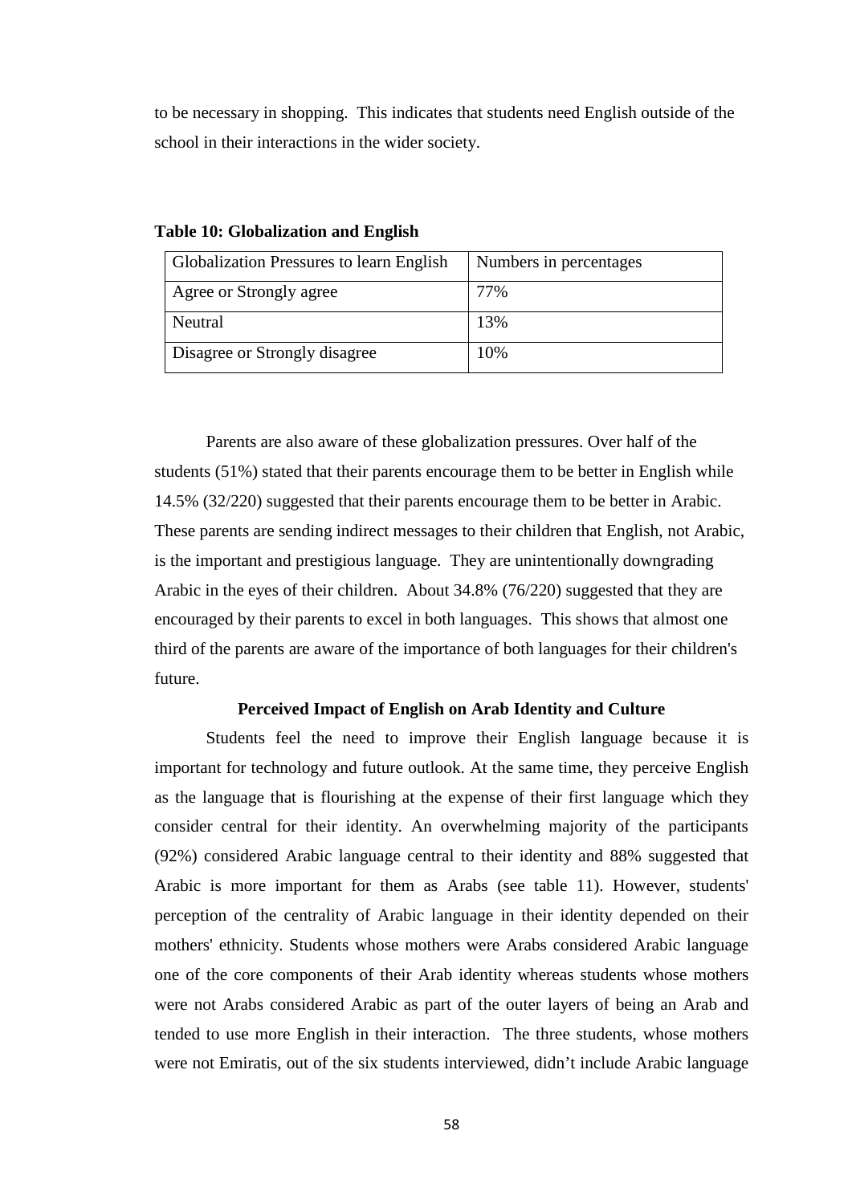to be necessary in shopping. This indicates that students need English outside of the school in their interactions in the wider society.

**Table 10: Globalization and English**

| Globalization Pressures to learn English | Numbers in percentages |
| --- | --- |
| Agree or Strongly agree | 77% |
| Neutral | 13% |
| Disagree or Strongly disagree | 10% |

Parents are also aware of these globalization pressures. Over half of the students (51%) stated that their parents encourage them to be better in English while 14.5% (32/220) suggested that their parents encourage them to be better in Arabic. These parents are sending indirect messages to their children that English, not Arabic, is the important and prestigious language. They are unintentionally downgrading Arabic in the eyes of their children. About 34.8% (76/220) suggested that they are encouraged by their parents to excel in both languages. This shows that almost one third of the parents are aware of the importance of both languages for their children's future.

### Perceived Impact of English on Arab Identity and Culture

Students feel the need to improve their English language because it is important for technology and future outlook. At the same time, they perceive English as the language that is flourishing at the expense of their first language which they consider central for their identity. An overwhelming majority of the participants (92%) considered Arabic language central to their identity and 88% suggested that Arabic is more important for them as Arabs (see table 11). However, students' perception of the centrality of Arabic language in their identity depended on their mothers' ethnicity. Students whose mothers were Arabs considered Arabic language one of the core components of their Arab identity whereas students whose mothers were not Arabs considered Arabic as part of the outer layers of being an Arab and tended to use more English in their interaction. The three students, whose mothers were not Emiratis, out of the six students interviewed, didn't include Arabic language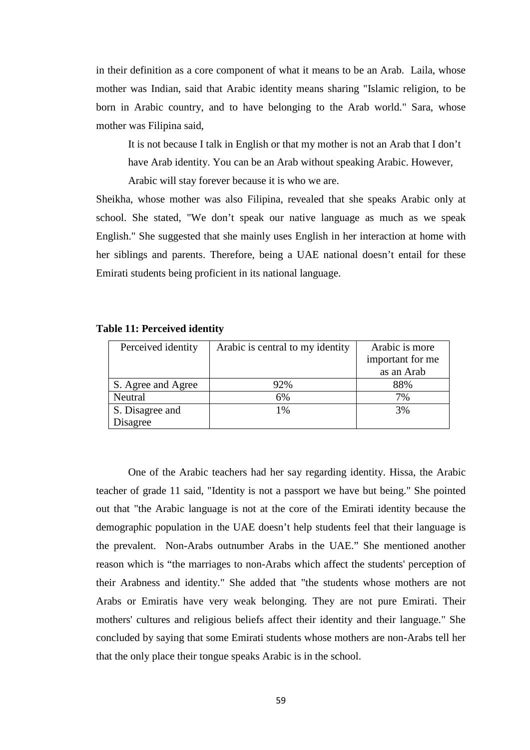in their definition as a core component of what it means to be an Arab. Laila, whose mother was Indian, said that Arabic identity means sharing "Islamic religion, to be born in Arabic country, and to have belonging to the Arab world." Sara, whose mother was Filipina said,

> It is not because I talk in English or that my mother is not an Arab that I don't have Arab identity. You can be an Arab without speaking Arabic. However, Arabic will stay forever because it is who we are.

Sheikha, whose mother was also Filipina, revealed that she speaks Arabic only at school. She stated, "We don't speak our native language as much as we speak English." She suggested that she mainly uses English in her interaction at home with her siblings and parents. Therefore, being a UAE national doesn't entail for these Emirati students being proficient in its national language.

**Table 11: Perceived identity**

| Perceived identity | Arabic is central to my identity | Arabic is more important for me as an Arab |
|---|---|---|
| S. Agree and Agree | 92% | 88% |
| Neutral | 6% | 7% |
| S. Disagree and Disagree | 1% | 3% |

One of the Arabic teachers had her say regarding identity. Hissa, the Arabic teacher of grade 11 said, "Identity is not a passport we have but being." She pointed out that "the Arabic language is not at the core of the Emirati identity because the demographic population in the UAE doesn't help students feel that their language is the prevalent. Non-Arabs outnumber Arabs in the UAE." She mentioned another reason which is "the marriages to non-Arabs which affect the students' perception of their Arabness and identity." She added that "the students whose mothers are not Arabs or Emiratis have very weak belonging. They are not pure Emirati. Their mothers' cultures and religious beliefs affect their identity and their language." She concluded by saying that some Emirati students whose mothers are non-Arabs tell her that the only place their tongue speaks Arabic is in the school.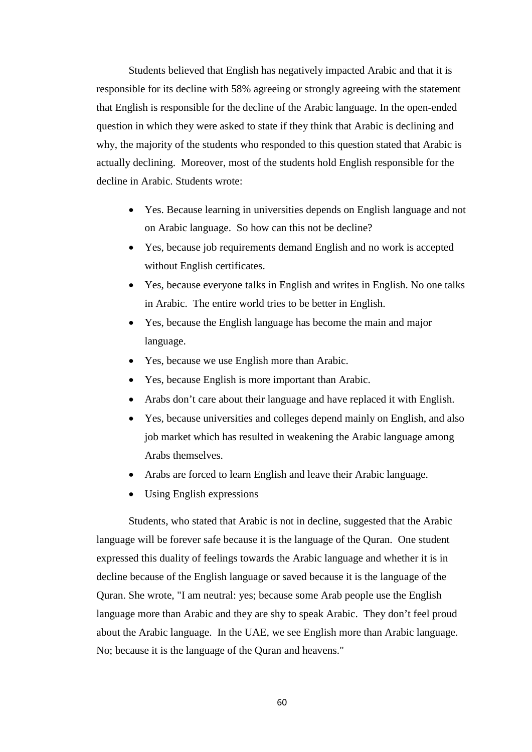Students believed that English has negatively impacted Arabic and that it is responsible for its decline with 58% agreeing or strongly agreeing with the statement that English is responsible for the decline of the Arabic language. In the open-ended question in which they were asked to state if they think that Arabic is declining and why, the majority of the students who responded to this question stated that Arabic is actually declining. Moreover, most of the students hold English responsible for the decline in Arabic. Students wrote:

- Yes. Because learning in universities depends on English language and not on Arabic language. So how can this not be decline?
- Yes, because job requirements demand English and no work is accepted without English certificates.
- Yes, because everyone talks in English and writes in English. No one talks in Arabic. The entire world tries to be better in English.
- Yes, because the English language has become the main and major language.
- Yes, because we use English more than Arabic.
- Yes, because English is more important than Arabic.
- Arabs don't care about their language and have replaced it with English.
- Yes, because universities and colleges depend mainly on English, and also job market which has resulted in weakening the Arabic language among Arabs themselves.
- Arabs are forced to learn English and leave their Arabic language.
- Using English expressions

Students, who stated that Arabic is not in decline, suggested that the Arabic language will be forever safe because it is the language of the Quran. One student expressed this duality of feelings towards the Arabic language and whether it is in decline because of the English language or saved because it is the language of the Quran. She wrote, "I am neutral: yes; because some Arab people use the English language more than Arabic and they are shy to speak Arabic. They don't feel proud about the Arabic language. In the UAE, we see English more than Arabic language. No; because it is the language of the Quran and heavens."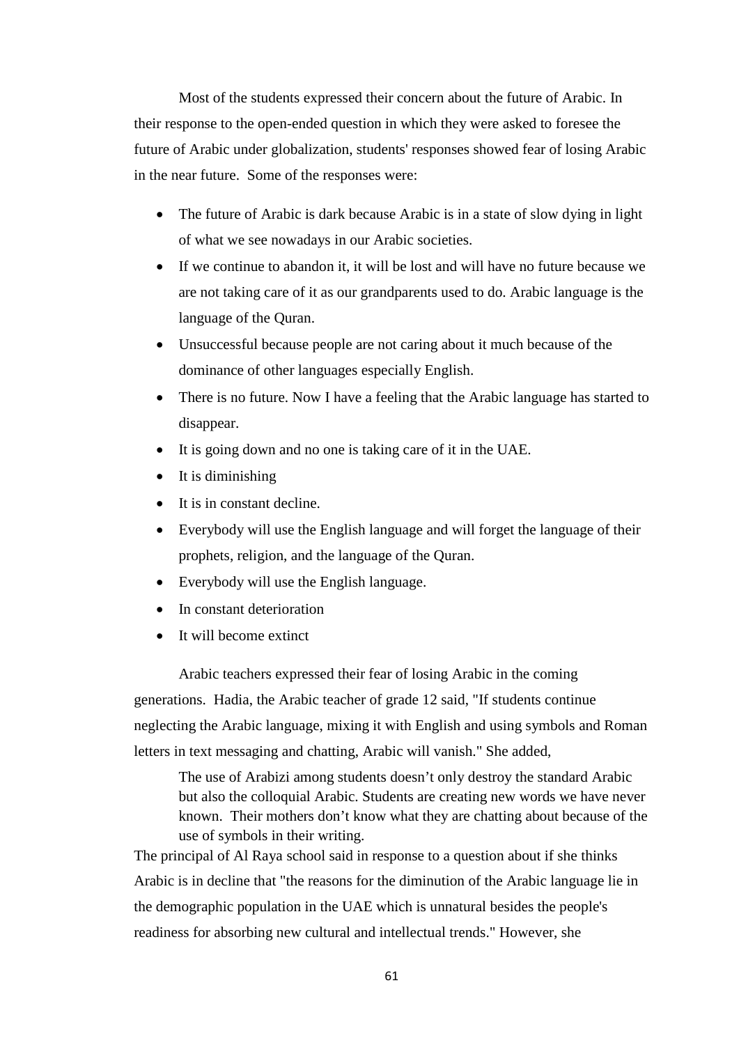Most of the students expressed their concern about the future of Arabic. In their response to the open-ended question in which they were asked to foresee the future of Arabic under globalization, students' responses showed fear of losing Arabic in the near future. Some of the responses were:

- The future of Arabic is dark because Arabic is in a state of slow dying in light of what we see nowadays in our Arabic societies.
- If we continue to abandon it, it will be lost and will have no future because we are not taking care of it as our grandparents used to do. Arabic language is the language of the Quran.
- Unsuccessful because people are not caring about it much because of the dominance of other languages especially English.
- There is no future. Now I have a feeling that the Arabic language has started to disappear.
- It is going down and no one is taking care of it in the UAE.
- It is diminishing
- It is in constant decline.
- Everybody will use the English language and will forget the language of their prophets, religion, and the language of the Quran.
- Everybody will use the English language.
- In constant deterioration
- It will become extinct

Arabic teachers expressed their fear of losing Arabic in the coming generations. Hadia, the Arabic teacher of grade 12 said, "If students continue neglecting the Arabic language, mixing it with English and using symbols and Roman letters in text messaging and chatting, Arabic will vanish." She added,

> The use of Arabizi among students doesn't only destroy the standard Arabic but also the colloquial Arabic. Students are creating new words we have never known. Their mothers don't know what they are chatting about because of the use of symbols in their writing.

The principal of Al Raya school said in response to a question about if she thinks Arabic is in decline that "the reasons for the diminution of the Arabic language lie in the demographic population in the UAE which is unnatural besides the people's readiness for absorbing new cultural and intellectual trends." However, she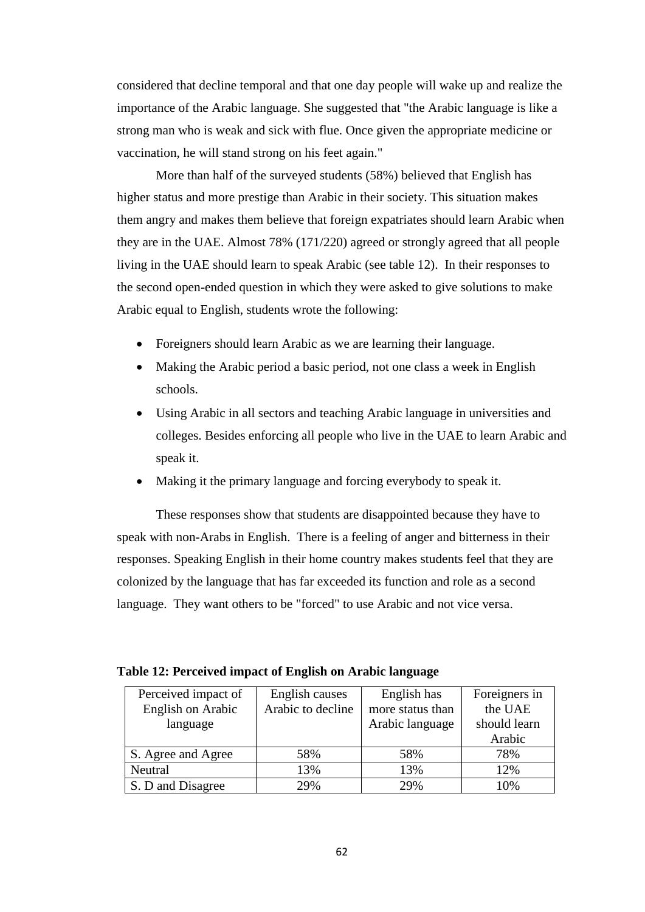considered that decline temporal and that one day people will wake up and realize the importance of the Arabic language. She suggested that "the Arabic language is like a strong man who is weak and sick with flue. Once given the appropriate medicine or vaccination, he will stand strong on his feet again."

More than half of the surveyed students (58%) believed that English has higher status and more prestige than Arabic in their society. This situation makes them angry and makes them believe that foreign expatriates should learn Arabic when they are in the UAE. Almost 78% (171/220) agreed or strongly agreed that all people living in the UAE should learn to speak Arabic (see table 12). In their responses to the second open-ended question in which they were asked to give solutions to make Arabic equal to English, students wrote the following:

- Foreigners should learn Arabic as we are learning their language.
- Making the Arabic period a basic period, not one class a week in English schools.
- Using Arabic in all sectors and teaching Arabic language in universities and colleges. Besides enforcing all people who live in the UAE to learn Arabic and speak it.
- Making it the primary language and forcing everybody to speak it.

These responses show that students are disappointed because they have to speak with non-Arabs in English. There is a feeling of anger and bitterness in their responses. Speaking English in their home country makes students feel that they are colonized by the language that has far exceeded its function and role as a second language. They want others to be "forced" to use Arabic and not vice versa.

**Table 12: Perceived impact of English on Arabic language**

| Perceived impact of English on Arabic language | English causes Arabic to decline | English has more status than Arabic language | Foreigners in the UAE should learn Arabic |
|---|---|---|---|
| S. Agree and Agree | 58% | 58% | 78% |
| Neutral | 13% | 13% | 12% |
| S. D and Disagree | 29% | 29% | 10% |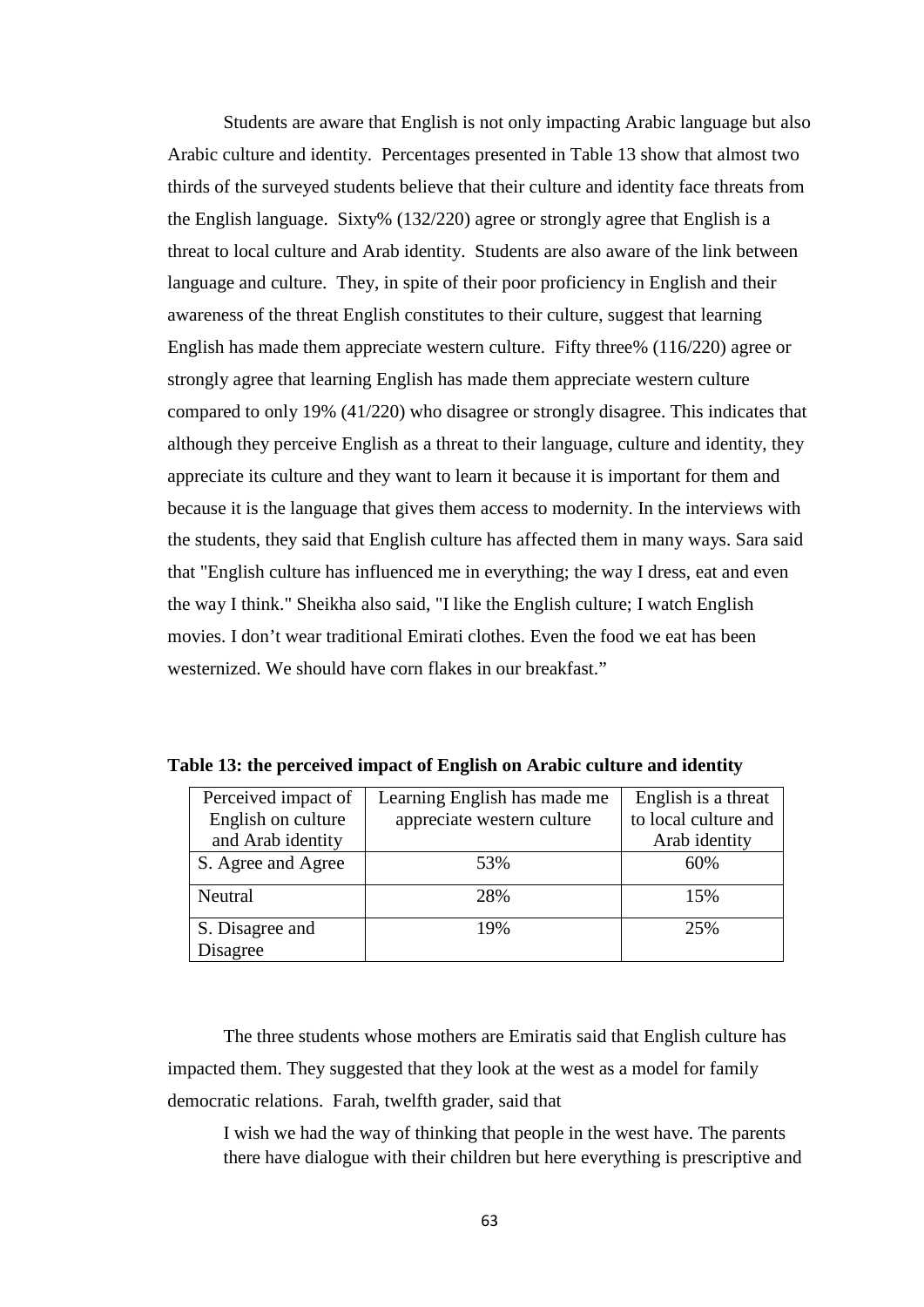Students are aware that English is not only impacting Arabic language but also Arabic culture and identity. Percentages presented in Table 13 show that almost two thirds of the surveyed students believe that their culture and identity face threats from the English language. Sixty% (132/220) agree or strongly agree that English is a threat to local culture and Arab identity. Students are also aware of the link between language and culture. They, in spite of their poor proficiency in English and their awareness of the threat English constitutes to their culture, suggest that learning English has made them appreciate western culture. Fifty three% (116/220) agree or strongly agree that learning English has made them appreciate western culture compared to only 19% (41/220) who disagree or strongly disagree. This indicates that although they perceive English as a threat to their language, culture and identity, they appreciate its culture and they want to learn it because it is important for them and because it is the language that gives them access to modernity. In the interviews with the students, they said that English culture has affected them in many ways. Sara said that "English culture has influenced me in everything; the way I dress, eat and even the way I think." Sheikha also said, "I like the English culture; I watch English movies. I don't wear traditional Emirati clothes. Even the food we eat has been westernized. We should have corn flakes in our breakfast."

**Table 13: the perceived impact of English on Arabic culture and identity**

| Perceived impact of English on culture and Arab identity | Learning English has made me appreciate western culture | English is a threat to local culture and Arab identity |
|---|---|---|
| S. Agree and Agree | 53% | 60% |
| Neutral | 28% | 15% |
| S. Disagree and Disagree | 19% | 25% |

The three students whose mothers are Emiratis said that English culture has impacted them. They suggested that they look at the west as a model for family democratic relations. Farah, twelfth grader, said that

> I wish we had the way of thinking that people in the west have. The parents there have dialogue with their children but here everything is prescriptive and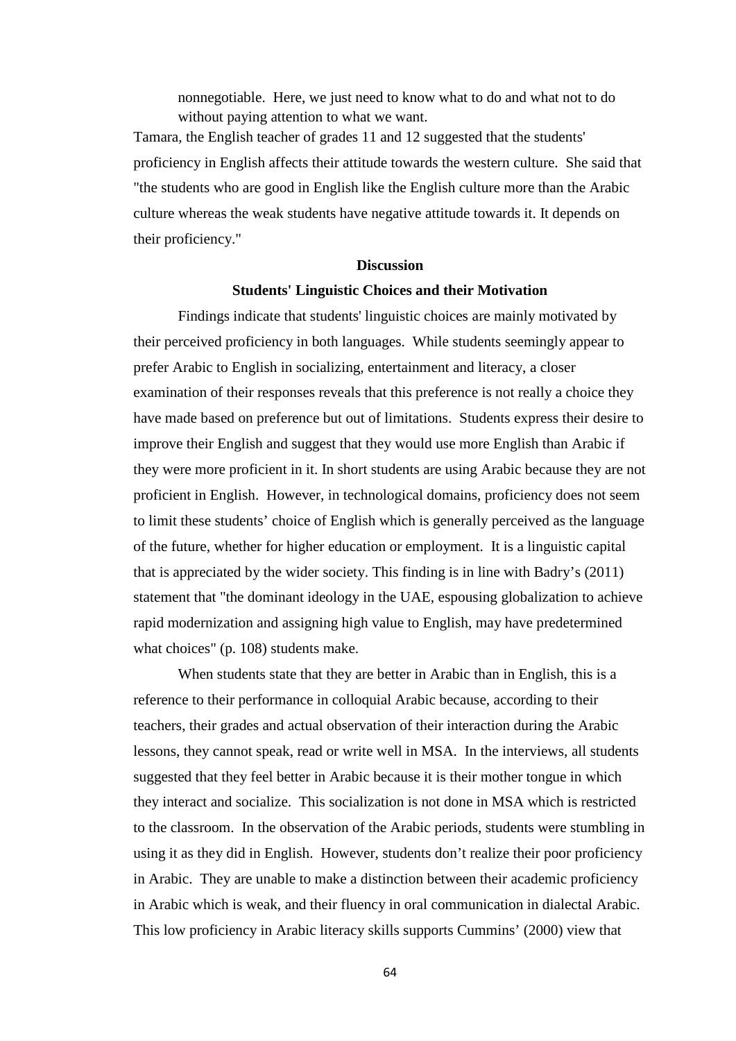> nonnegotiable. Here, we just need to know what to do and what not to do without paying attention to what we want.

Tamara, the English teacher of grades 11 and 12 suggested that the students' proficiency in English affects their attitude towards the western culture. She said that "the students who are good in English like the English culture more than the Arabic culture whereas the weak students have negative attitude towards it. It depends on their proficiency."

## Discussion

### Students' Linguistic Choices and their Motivation

Findings indicate that students' linguistic choices are mainly motivated by their perceived proficiency in both languages. While students seemingly appear to prefer Arabic to English in socializing, entertainment and literacy, a closer examination of their responses reveals that this preference is not really a choice they have made based on preference but out of limitations. Students express their desire to improve their English and suggest that they would use more English than Arabic if they were more proficient in it. In short students are using Arabic because they are not proficient in English. However, in technological domains, proficiency does not seem to limit these students' choice of English which is generally perceived as the language of the future, whether for higher education or employment. It is a linguistic capital that is appreciated by the wider society. This finding is in line with Badry's (2011) statement that "the dominant ideology in the UAE, espousing globalization to achieve rapid modernization and assigning high value to English, may have predetermined what choices" (p. 108) students make.

When students state that they are better in Arabic than in English, this is a reference to their performance in colloquial Arabic because, according to their teachers, their grades and actual observation of their interaction during the Arabic lessons, they cannot speak, read or write well in MSA. In the interviews, all students suggested that they feel better in Arabic because it is their mother tongue in which they interact and socialize. This socialization is not done in MSA which is restricted to the classroom. In the observation of the Arabic periods, students were stumbling in using it as they did in English. However, students don't realize their poor proficiency in Arabic. They are unable to make a distinction between their academic proficiency in Arabic which is weak, and their fluency in oral communication in dialectal Arabic. This low proficiency in Arabic literacy skills supports Cummins' (2000) view that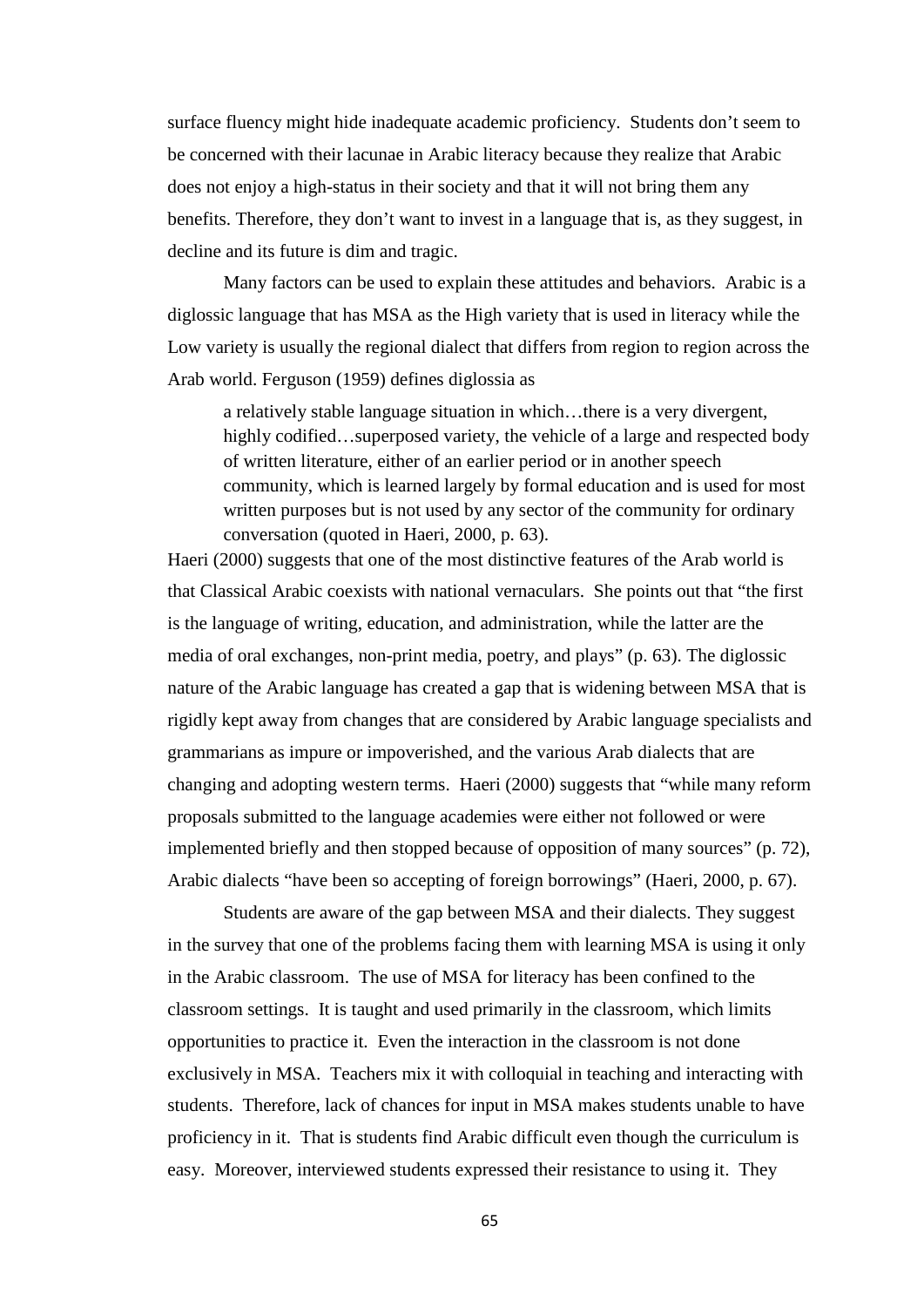surface fluency might hide inadequate academic proficiency. Students don't seem to be concerned with their lacunae in Arabic literacy because they realize that Arabic does not enjoy a high-status in their society and that it will not bring them any benefits. Therefore, they don't want to invest in a language that is, as they suggest, in decline and its future is dim and tragic.

Many factors can be used to explain these attitudes and behaviors. Arabic is a diglossic language that has MSA as the High variety that is used in literacy while the Low variety is usually the regional dialect that differs from region to region across the Arab world. Ferguson (1959) defines diglossia as

> a relatively stable language situation in which…there is a very divergent, highly codified…superposed variety, the vehicle of a large and respected body of written literature, either of an earlier period or in another speech community, which is learned largely by formal education and is used for most written purposes but is not used by any sector of the community for ordinary conversation (quoted in Haeri, 2000, p. 63).

Haeri (2000) suggests that one of the most distinctive features of the Arab world is that Classical Arabic coexists with national vernaculars. She points out that "the first is the language of writing, education, and administration, while the latter are the media of oral exchanges, non-print media, poetry, and plays" (p. 63). The diglossic nature of the Arabic language has created a gap that is widening between MSA that is rigidly kept away from changes that are considered by Arabic language specialists and grammarians as impure or impoverished, and the various Arab dialects that are changing and adopting western terms. Haeri (2000) suggests that "while many reform proposals submitted to the language academies were either not followed or were implemented briefly and then stopped because of opposition of many sources" (p. 72), Arabic dialects "have been so accepting of foreign borrowings" (Haeri, 2000, p. 67).

Students are aware of the gap between MSA and their dialects. They suggest in the survey that one of the problems facing them with learning MSA is using it only in the Arabic classroom. The use of MSA for literacy has been confined to the classroom settings. It is taught and used primarily in the classroom, which limits opportunities to practice it. Even the interaction in the classroom is not done exclusively in MSA. Teachers mix it with colloquial in teaching and interacting with students. Therefore, lack of chances for input in MSA makes students unable to have proficiency in it. That is students find Arabic difficult even though the curriculum is easy. Moreover, interviewed students expressed their resistance to using it. They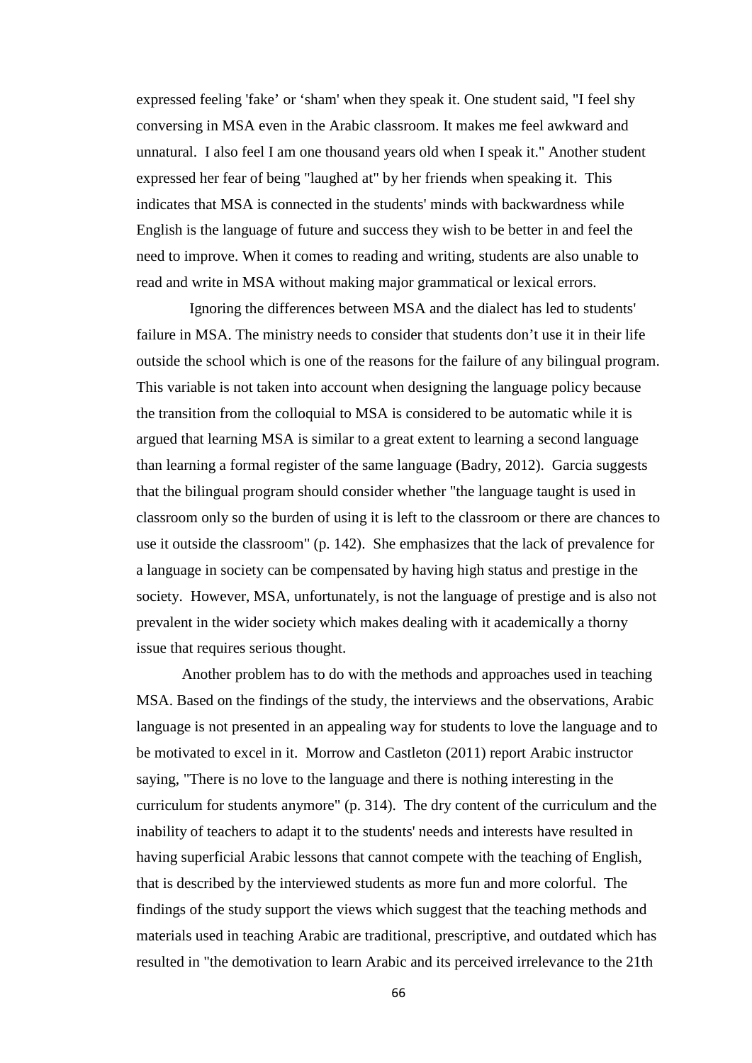expressed feeling 'fake' or 'sham' when they speak it. One student said, "I feel shy conversing in MSA even in the Arabic classroom. It makes me feel awkward and unnatural. I also feel I am one thousand years old when I speak it." Another student expressed her fear of being "laughed at" by her friends when speaking it. This indicates that MSA is connected in the students' minds with backwardness while English is the language of future and success they wish to be better in and feel the need to improve. When it comes to reading and writing, students are also unable to read and write in MSA without making major grammatical or lexical errors.

Ignoring the differences between MSA and the dialect has led to students' failure in MSA. The ministry needs to consider that students don't use it in their life outside the school which is one of the reasons for the failure of any bilingual program. This variable is not taken into account when designing the language policy because the transition from the colloquial to MSA is considered to be automatic while it is argued that learning MSA is similar to a great extent to learning a second language than learning a formal register of the same language (Badry, 2012). Garcia suggests that the bilingual program should consider whether "the language taught is used in classroom only so the burden of using it is left to the classroom or there are chances to use it outside the classroom" (p. 142). She emphasizes that the lack of prevalence for a language in society can be compensated by having high status and prestige in the society. However, MSA, unfortunately, is not the language of prestige and is also not prevalent in the wider society which makes dealing with it academically a thorny issue that requires serious thought.

Another problem has to do with the methods and approaches used in teaching MSA. Based on the findings of the study, the interviews and the observations, Arabic language is not presented in an appealing way for students to love the language and to be motivated to excel in it. Morrow and Castleton (2011) report Arabic instructor saying, "There is no love to the language and there is nothing interesting in the curriculum for students anymore" (p. 314). The dry content of the curriculum and the inability of teachers to adapt it to the students' needs and interests have resulted in having superficial Arabic lessons that cannot compete with the teaching of English, that is described by the interviewed students as more fun and more colorful. The findings of the study support the views which suggest that the teaching methods and materials used in teaching Arabic are traditional, prescriptive, and outdated which has resulted in "the demotivation to learn Arabic and its perceived irrelevance to the 21th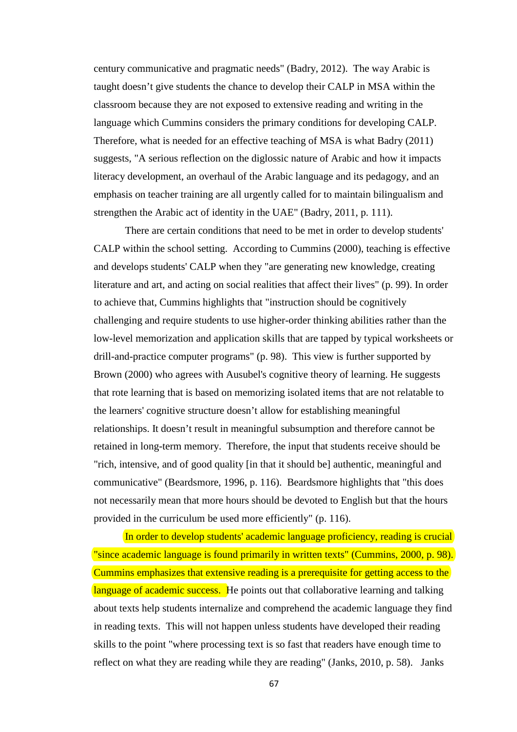century communicative and pragmatic needs" (Badry, 2012). The way Arabic is taught doesn't give students the chance to develop their CALP in MSA within the classroom because they are not exposed to extensive reading and writing in the language which Cummins considers the primary conditions for developing CALP. Therefore, what is needed for an effective teaching of MSA is what Badry (2011) suggests, "A serious reflection on the diglossic nature of Arabic and how it impacts literacy development, an overhaul of the Arabic language and its pedagogy, and an emphasis on teacher training are all urgently called for to maintain bilingualism and strengthen the Arabic act of identity in the UAE" (Badry, 2011, p. 111).

There are certain conditions that need to be met in order to develop students' CALP within the school setting. According to Cummins (2000), teaching is effective and develops students' CALP when they "are generating new knowledge, creating literature and art, and acting on social realities that affect their lives" (p. 99). In order to achieve that, Cummins highlights that "instruction should be cognitively challenging and require students to use higher-order thinking abilities rather than the low-level memorization and application skills that are tapped by typical worksheets or drill-and-practice computer programs" (p. 98). This view is further supported by Brown (2000) who agrees with Ausubel's cognitive theory of learning. He suggests that rote learning that is based on memorizing isolated items that are not relatable to the learners' cognitive structure doesn't allow for establishing meaningful relationships. It doesn't result in meaningful subsumption and therefore cannot be retained in long-term memory. Therefore, the input that students receive should be "rich, intensive, and of good quality [in that it should be] authentic, meaningful and communicative" (Beardsmore, 1996, p. 116). Beardsmore highlights that "this does not necessarily mean that more hours should be devoted to English but that the hours provided in the curriculum be used more efficiently" (p. 116).

In order to develop students' academic language proficiency, reading is crucial "since academic language is found primarily in written texts" (Cummins, 2000, p. 98). Cummins emphasizes that extensive reading is a prerequisite for getting access to the language of academic success. He points out that collaborative learning and talking about texts help students internalize and comprehend the academic language they find in reading texts. This will not happen unless students have developed their reading skills to the point "where processing text is so fast that readers have enough time to reflect on what they are reading while they are reading" (Janks, 2010, p. 58). Janks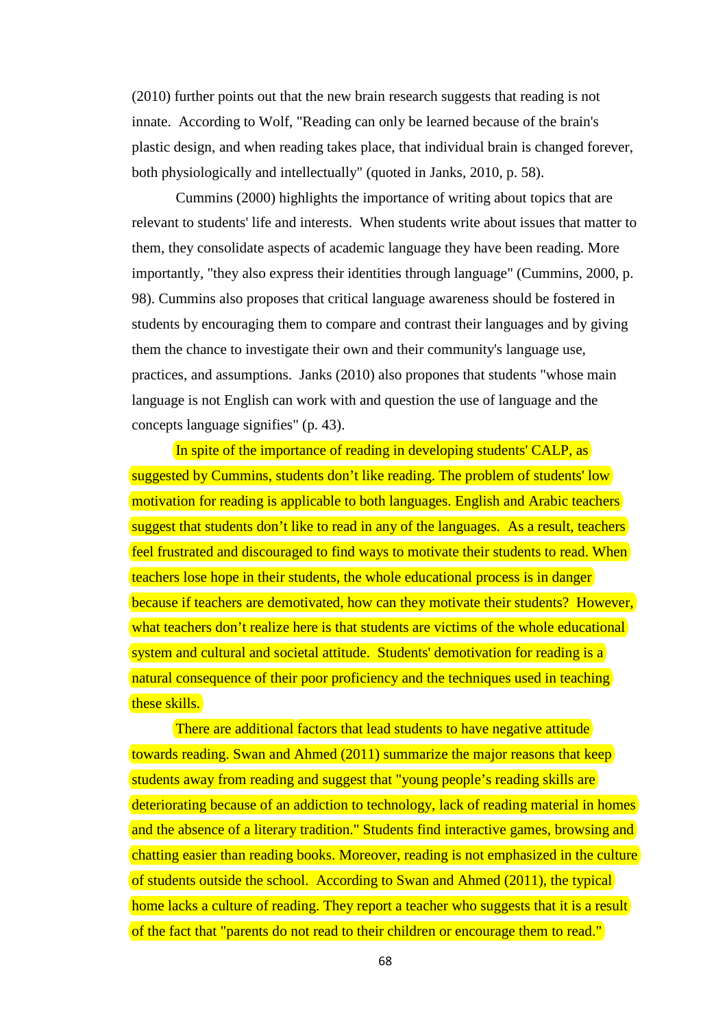(2010) further points out that the new brain research suggests that reading is not innate. According to Wolf, "Reading can only be learned because of the brain's plastic design, and when reading takes place, that individual brain is changed forever, both physiologically and intellectually" (quoted in Janks, 2010, p. 58).

Cummins (2000) highlights the importance of writing about topics that are relevant to students' life and interests. When students write about issues that matter to them, they consolidate aspects of academic language they have been reading. More importantly, "they also express their identities through language" (Cummins, 2000, p. 98). Cummins also proposes that critical language awareness should be fostered in students by encouraging them to compare and contrast their languages and by giving them the chance to investigate their own and their community's language use, practices, and assumptions. Janks (2010) also propones that students "whose main language is not English can work with and question the use of language and the concepts language signifies" (p. 43).

In spite of the importance of reading in developing students' CALP, as suggested by Cummins, students don't like reading. The problem of students' low motivation for reading is applicable to both languages. English and Arabic teachers suggest that students don't like to read in any of the languages. As a result, teachers feel frustrated and discouraged to find ways to motivate their students to read. When teachers lose hope in their students, the whole educational process is in danger because if teachers are demotivated, how can they motivate their students? However, what teachers don't realize here is that students are victims of the whole educational system and cultural and societal attitude. Students' demotivation for reading is a natural consequence of their poor proficiency and the techniques used in teaching these skills.

There are additional factors that lead students to have negative attitude towards reading. Swan and Ahmed (2011) summarize the major reasons that keep students away from reading and suggest that "young people's reading skills are deteriorating because of an addiction to technology, lack of reading material in homes and the absence of a literary tradition." Students find interactive games, browsing and chatting easier than reading books. Moreover, reading is not emphasized in the culture of students outside the school. According to Swan and Ahmed (2011), the typical home lacks a culture of reading. They report a teacher who suggests that it is a result of the fact that "parents do not read to their children or encourage them to read."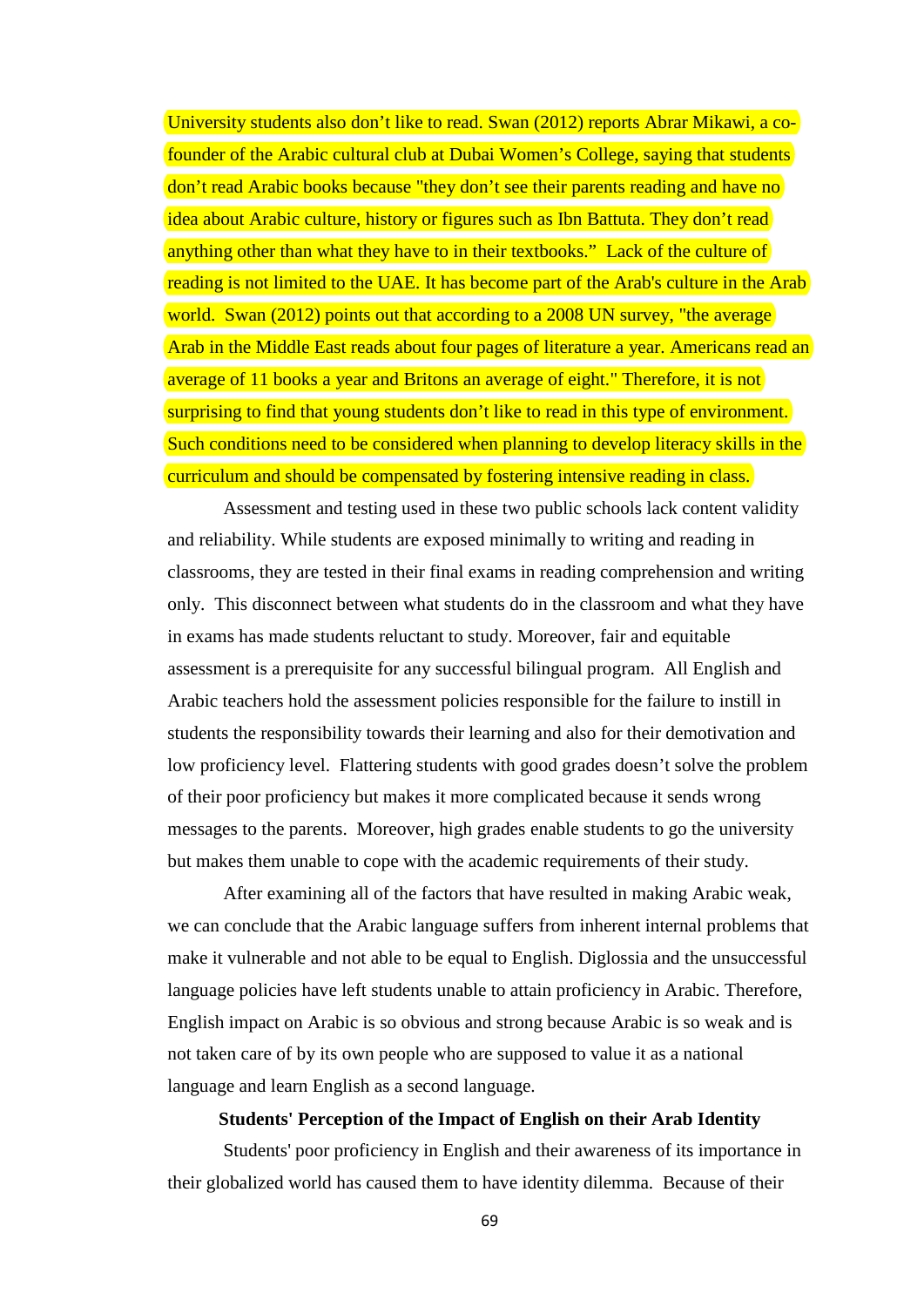University students also don’t like to read. Swan (2012) reports Abrar Mikawi, a co-founder of the Arabic cultural club at Dubai Women’s College, saying that students don’t read Arabic books because "they don’t see their parents reading and have no idea about Arabic culture, history or figures such as Ibn Battuta. They don’t read anything other than what they have to in their textbooks.” Lack of the culture of reading is not limited to the UAE. It has become part of the Arab's culture in the Arab world. Swan (2012) points out that according to a 2008 UN survey, "the average Arab in the Middle East reads about four pages of literature a year. Americans read an average of 11 books a year and Britons an average of eight." Therefore, it is not surprising to find that young students don’t like to read in this type of environment. Such conditions need to be considered when planning to develop literacy skills in the curriculum and should be compensated by fostering intensive reading in class.

Assessment and testing used in these two public schools lack content validity and reliability. While students are exposed minimally to writing and reading in classrooms, they are tested in their final exams in reading comprehension and writing only. This disconnect between what students do in the classroom and what they have in exams has made students reluctant to study. Moreover, fair and equitable assessment is a prerequisite for any successful bilingual program. All English and Arabic teachers hold the assessment policies responsible for the failure to instill in students the responsibility towards their learning and also for their demotivation and low proficiency level. Flattering students with good grades doesn’t solve the problem of their poor proficiency but makes it more complicated because it sends wrong messages to the parents. Moreover, high grades enable students to go the university but makes them unable to cope with the academic requirements of their study.

After examining all of the factors that have resulted in making Arabic weak, we can conclude that the Arabic language suffers from inherent internal problems that make it vulnerable and not able to be equal to English. Diglossia and the unsuccessful language policies have left students unable to attain proficiency in Arabic. Therefore, English impact on Arabic is so obvious and strong because Arabic is so weak and is not taken care of by its own people who are supposed to value it as a national language and learn English as a second language.

**Students' Perception of the Impact of English on their Arab Identity**

Students' poor proficiency in English and their awareness of its importance in their globalized world has caused them to have identity dilemma. Because of their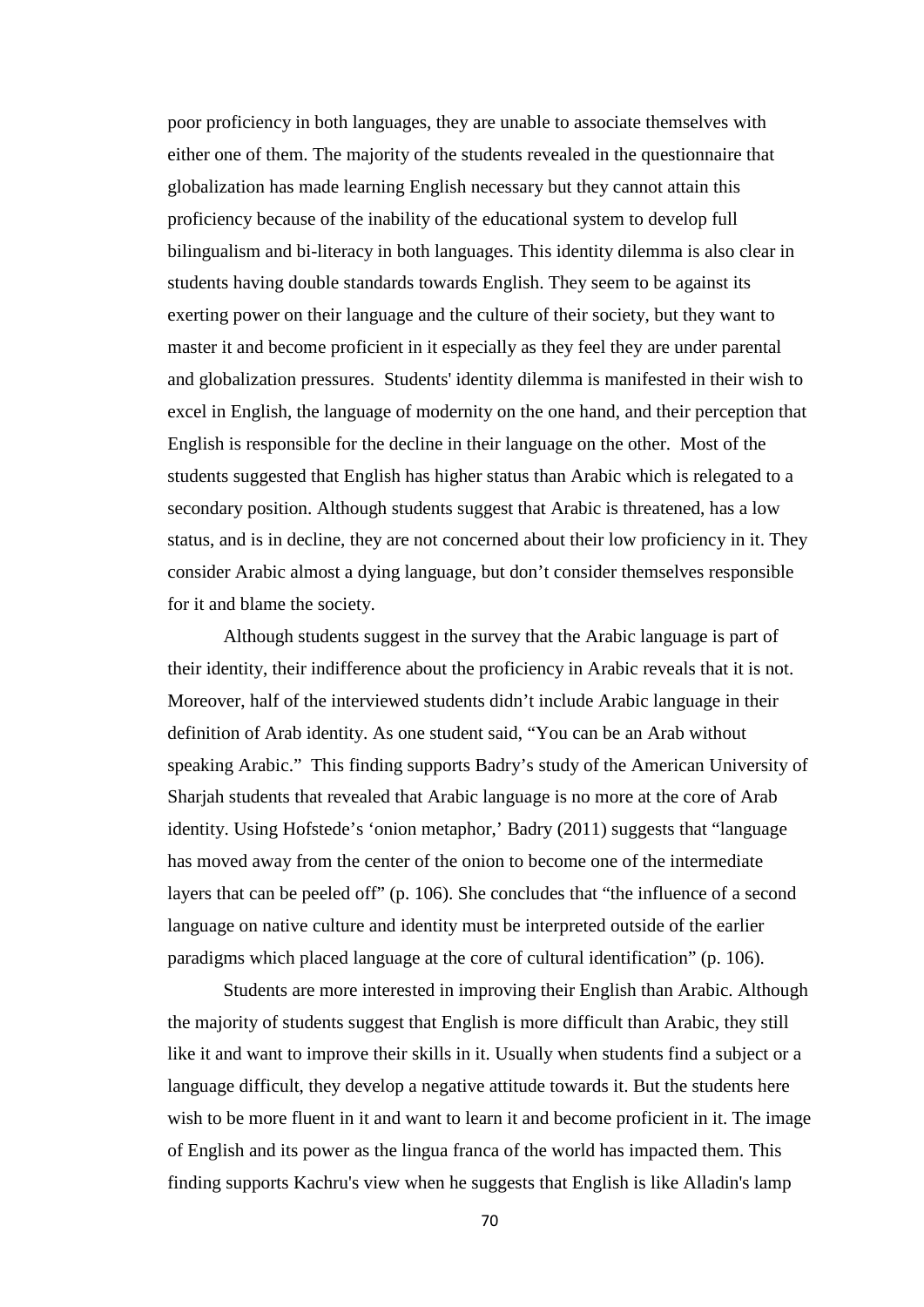poor proficiency in both languages, they are unable to associate themselves with either one of them. The majority of the students revealed in the questionnaire that globalization has made learning English necessary but they cannot attain this proficiency because of the inability of the educational system to develop full bilingualism and bi-literacy in both languages. This identity dilemma is also clear in students having double standards towards English. They seem to be against its exerting power on their language and the culture of their society, but they want to master it and become proficient in it especially as they feel they are under parental and globalization pressures. Students' identity dilemma is manifested in their wish to excel in English, the language of modernity on the one hand, and their perception that English is responsible for the decline in their language on the other. Most of the students suggested that English has higher status than Arabic which is relegated to a secondary position. Although students suggest that Arabic is threatened, has a low status, and is in decline, they are not concerned about their low proficiency in it. They consider Arabic almost a dying language, but don't consider themselves responsible for it and blame the society.

Although students suggest in the survey that the Arabic language is part of their identity, their indifference about the proficiency in Arabic reveals that it is not. Moreover, half of the interviewed students didn't include Arabic language in their definition of Arab identity. As one student said, "You can be an Arab without speaking Arabic." This finding supports Badry's study of the American University of Sharjah students that revealed that Arabic language is no more at the core of Arab identity. Using Hofstede's 'onion metaphor,' Badry (2011) suggests that "language has moved away from the center of the onion to become one of the intermediate layers that can be peeled off" (p. 106). She concludes that "the influence of a second language on native culture and identity must be interpreted outside of the earlier paradigms which placed language at the core of cultural identification" (p. 106).

Students are more interested in improving their English than Arabic. Although the majority of students suggest that English is more difficult than Arabic, they still like it and want to improve their skills in it. Usually when students find a subject or a language difficult, they develop a negative attitude towards it. But the students here wish to be more fluent in it and want to learn it and become proficient in it. The image of English and its power as the lingua franca of the world has impacted them. This finding supports Kachru's view when he suggests that English is like Alladin's lamp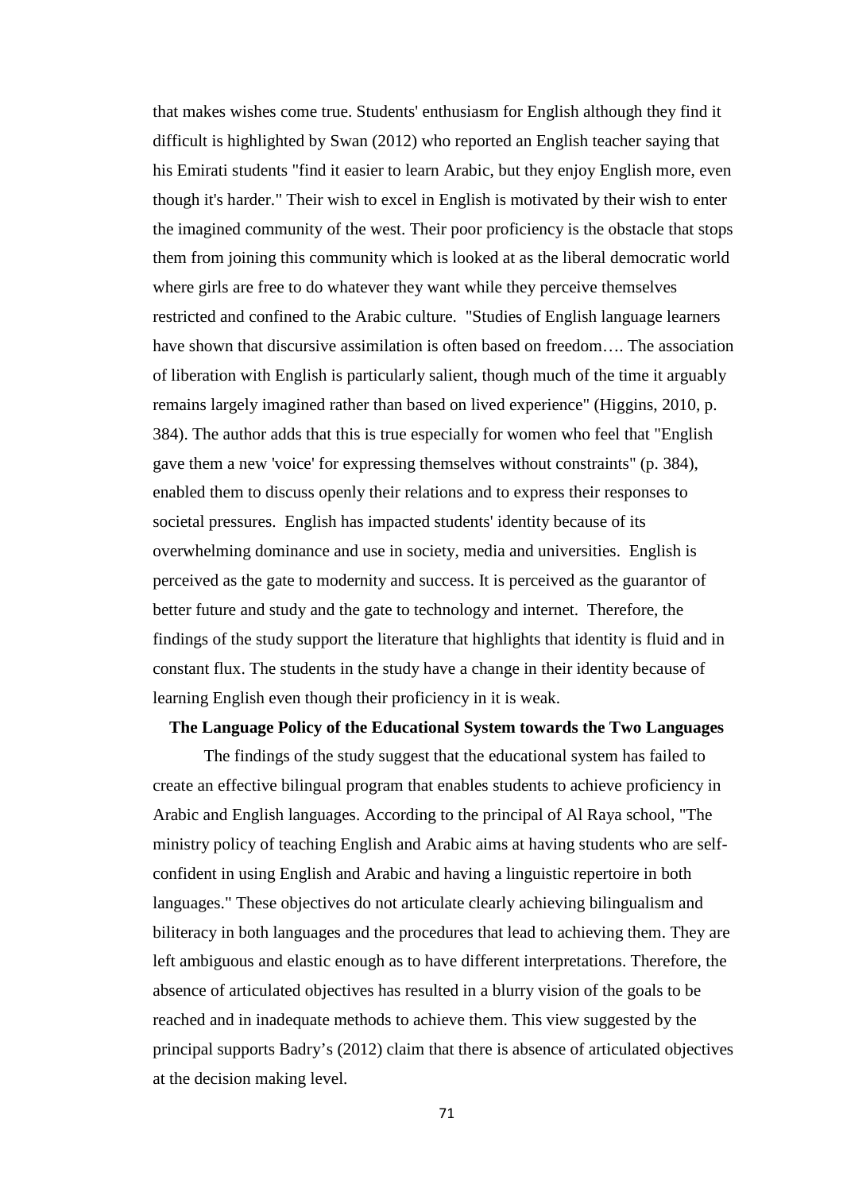that makes wishes come true. Students' enthusiasm for English although they find it difficult is highlighted by Swan (2012) who reported an English teacher saying that his Emirati students "find it easier to learn Arabic, but they enjoy English more, even though it's harder." Their wish to excel in English is motivated by their wish to enter the imagined community of the west. Their poor proficiency is the obstacle that stops them from joining this community which is looked at as the liberal democratic world where girls are free to do whatever they want while they perceive themselves restricted and confined to the Arabic culture. "Studies of English language learners have shown that discursive assimilation is often based on freedom…. The association of liberation with English is particularly salient, though much of the time it arguably remains largely imagined rather than based on lived experience" (Higgins, 2010, p. 384). The author adds that this is true especially for women who feel that "English gave them a new 'voice' for expressing themselves without constraints" (p. 384), enabled them to discuss openly their relations and to express their responses to societal pressures. English has impacted students' identity because of its overwhelming dominance and use in society, media and universities. English is perceived as the gate to modernity and success. It is perceived as the guarantor of better future and study and the gate to technology and internet. Therefore, the findings of the study support the literature that highlights that identity is fluid and in constant flux. The students in the study have a change in their identity because of learning English even though their proficiency in it is weak.

**The Language Policy of the Educational System towards the Two Languages**

The findings of the study suggest that the educational system has failed to create an effective bilingual program that enables students to achieve proficiency in Arabic and English languages. According to the principal of Al Raya school, "The ministry policy of teaching English and Arabic aims at having students who are self-confident in using English and Arabic and having a linguistic repertoire in both languages." These objectives do not articulate clearly achieving bilingualism and biliteracy in both languages and the procedures that lead to achieving them. They are left ambiguous and elastic enough as to have different interpretations. Therefore, the absence of articulated objectives has resulted in a blurry vision of the goals to be reached and in inadequate methods to achieve them. This view suggested by the principal supports Badry's (2012) claim that there is absence of articulated objectives at the decision making level.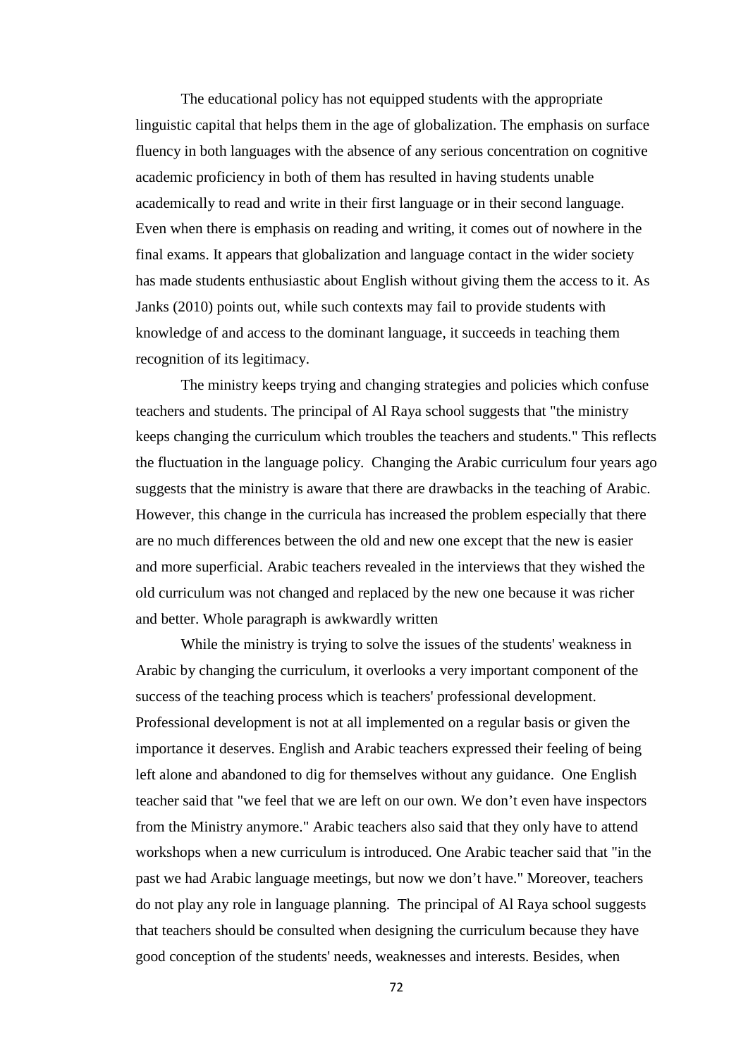The educational policy has not equipped students with the appropriate linguistic capital that helps them in the age of globalization. The emphasis on surface fluency in both languages with the absence of any serious concentration on cognitive academic proficiency in both of them has resulted in having students unable academically to read and write in their first language or in their second language. Even when there is emphasis on reading and writing, it comes out of nowhere in the final exams. It appears that globalization and language contact in the wider society has made students enthusiastic about English without giving them the access to it. As Janks (2010) points out, while such contexts may fail to provide students with knowledge of and access to the dominant language, it succeeds in teaching them recognition of its legitimacy.

The ministry keeps trying and changing strategies and policies which confuse teachers and students. The principal of Al Raya school suggests that "the ministry keeps changing the curriculum which troubles the teachers and students." This reflects the fluctuation in the language policy. Changing the Arabic curriculum four years ago suggests that the ministry is aware that there are drawbacks in the teaching of Arabic. However, this change in the curricula has increased the problem especially that there are no much differences between the old and new one except that the new is easier and more superficial. Arabic teachers revealed in the interviews that they wished the old curriculum was not changed and replaced by the new one because it was richer and better. Whole paragraph is awkwardly written

While the ministry is trying to solve the issues of the students' weakness in Arabic by changing the curriculum, it overlooks a very important component of the success of the teaching process which is teachers' professional development. Professional development is not at all implemented on a regular basis or given the importance it deserves. English and Arabic teachers expressed their feeling of being left alone and abandoned to dig for themselves without any guidance. One English teacher said that "we feel that we are left on our own. We don't even have inspectors from the Ministry anymore." Arabic teachers also said that they only have to attend workshops when a new curriculum is introduced. One Arabic teacher said that "in the past we had Arabic language meetings, but now we don't have." Moreover, teachers do not play any role in language planning. The principal of Al Raya school suggests that teachers should be consulted when designing the curriculum because they have good conception of the students' needs, weaknesses and interests. Besides, when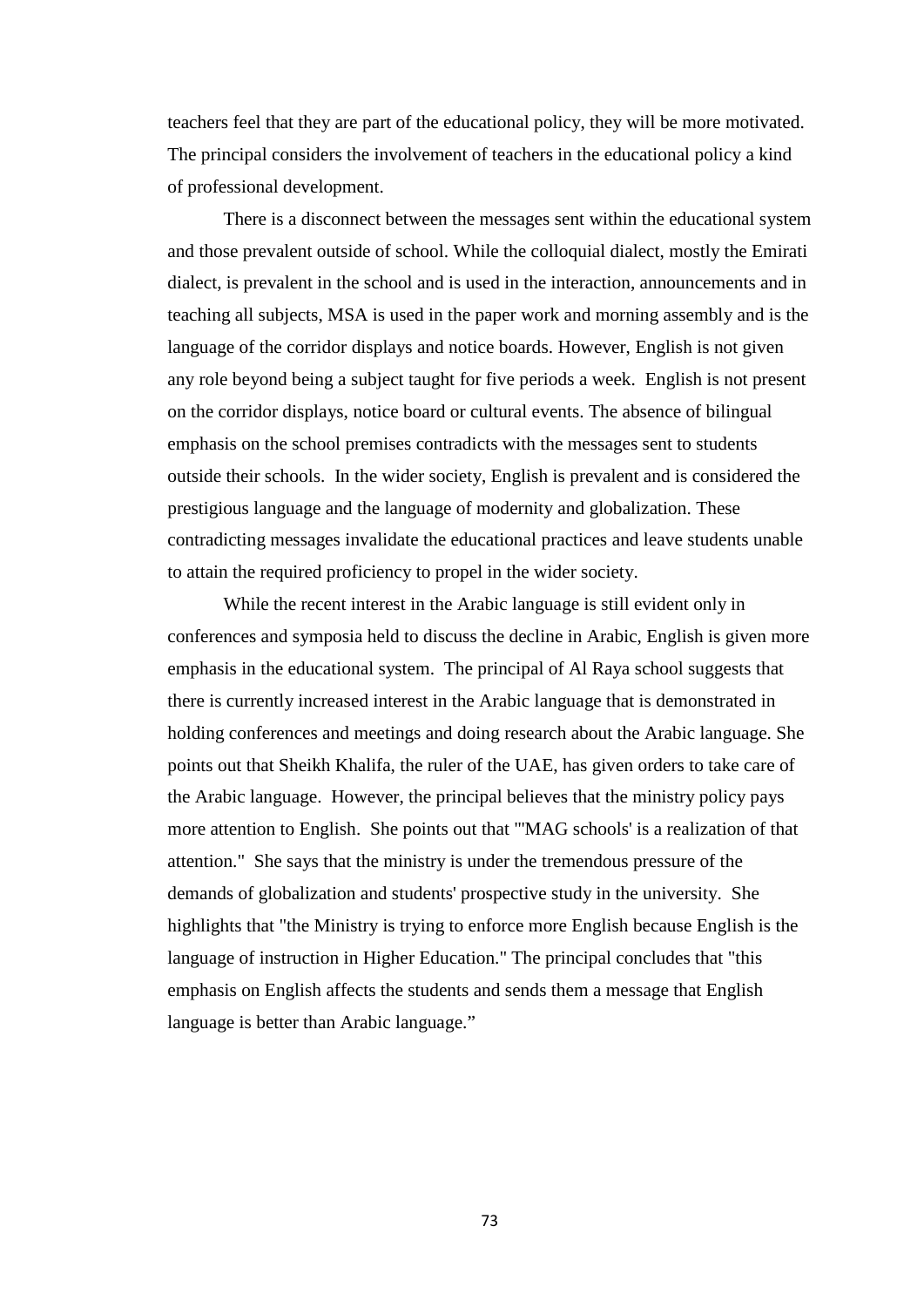teachers feel that they are part of the educational policy, they will be more motivated. The principal considers the involvement of teachers in the educational policy a kind of professional development.

There is a disconnect between the messages sent within the educational system and those prevalent outside of school. While the colloquial dialect, mostly the Emirati dialect, is prevalent in the school and is used in the interaction, announcements and in teaching all subjects, MSA is used in the paper work and morning assembly and is the language of the corridor displays and notice boards. However, English is not given any role beyond being a subject taught for five periods a week. English is not present on the corridor displays, notice board or cultural events. The absence of bilingual emphasis on the school premises contradicts with the messages sent to students outside their schools. In the wider society, English is prevalent and is considered the prestigious language and the language of modernity and globalization. These contradicting messages invalidate the educational practices and leave students unable to attain the required proficiency to propel in the wider society.

While the recent interest in the Arabic language is still evident only in conferences and symposia held to discuss the decline in Arabic, English is given more emphasis in the educational system. The principal of Al Raya school suggests that there is currently increased interest in the Arabic language that is demonstrated in holding conferences and meetings and doing research about the Arabic language. She points out that Sheikh Khalifa, the ruler of the UAE, has given orders to take care of the Arabic language. However, the principal believes that the ministry policy pays more attention to English. She points out that "'MAG schools' is a realization of that attention." She says that the ministry is under the tremendous pressure of the demands of globalization and students' prospective study in the university. She highlights that "the Ministry is trying to enforce more English because English is the language of instruction in Higher Education." The principal concludes that "this emphasis on English affects the students and sends them a message that English language is better than Arabic language."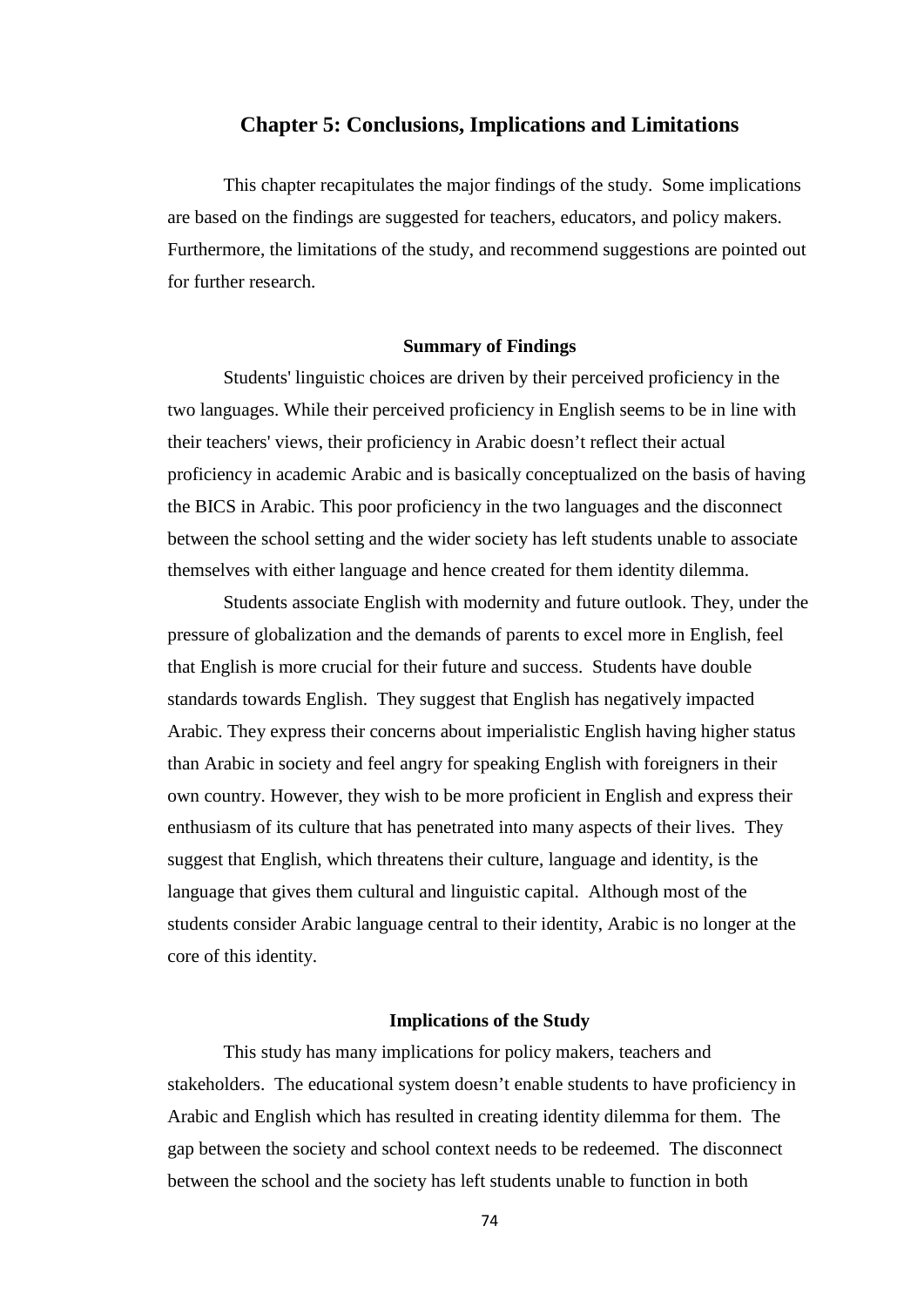# Chapter 5: Conclusions, Implications and Limitations

This chapter recapitulates the major findings of the study. Some implications are based on the findings are suggested for teachers, educators, and policy makers. Furthermore, the limitations of the study, and recommend suggestions are pointed out for further research.

### Summary of Findings

Students' linguistic choices are driven by their perceived proficiency in the two languages. While their perceived proficiency in English seems to be in line with their teachers' views, their proficiency in Arabic doesn't reflect their actual proficiency in academic Arabic and is basically conceptualized on the basis of having the BICS in Arabic. This poor proficiency in the two languages and the disconnect between the school setting and the wider society has left students unable to associate themselves with either language and hence created for them identity dilemma.

Students associate English with modernity and future outlook. They, under the pressure of globalization and the demands of parents to excel more in English, feel that English is more crucial for their future and success. Students have double standards towards English. They suggest that English has negatively impacted Arabic. They express their concerns about imperialistic English having higher status than Arabic in society and feel angry for speaking English with foreigners in their own country. However, they wish to be more proficient in English and express their enthusiasm of its culture that has penetrated into many aspects of their lives. They suggest that English, which threatens their culture, language and identity, is the language that gives them cultural and linguistic capital. Although most of the students consider Arabic language central to their identity, Arabic is no longer at the core of this identity.

### Implications of the Study

This study has many implications for policy makers, teachers and stakeholders. The educational system doesn't enable students to have proficiency in Arabic and English which has resulted in creating identity dilemma for them. The gap between the society and school context needs to be redeemed. The disconnect between the school and the society has left students unable to function in both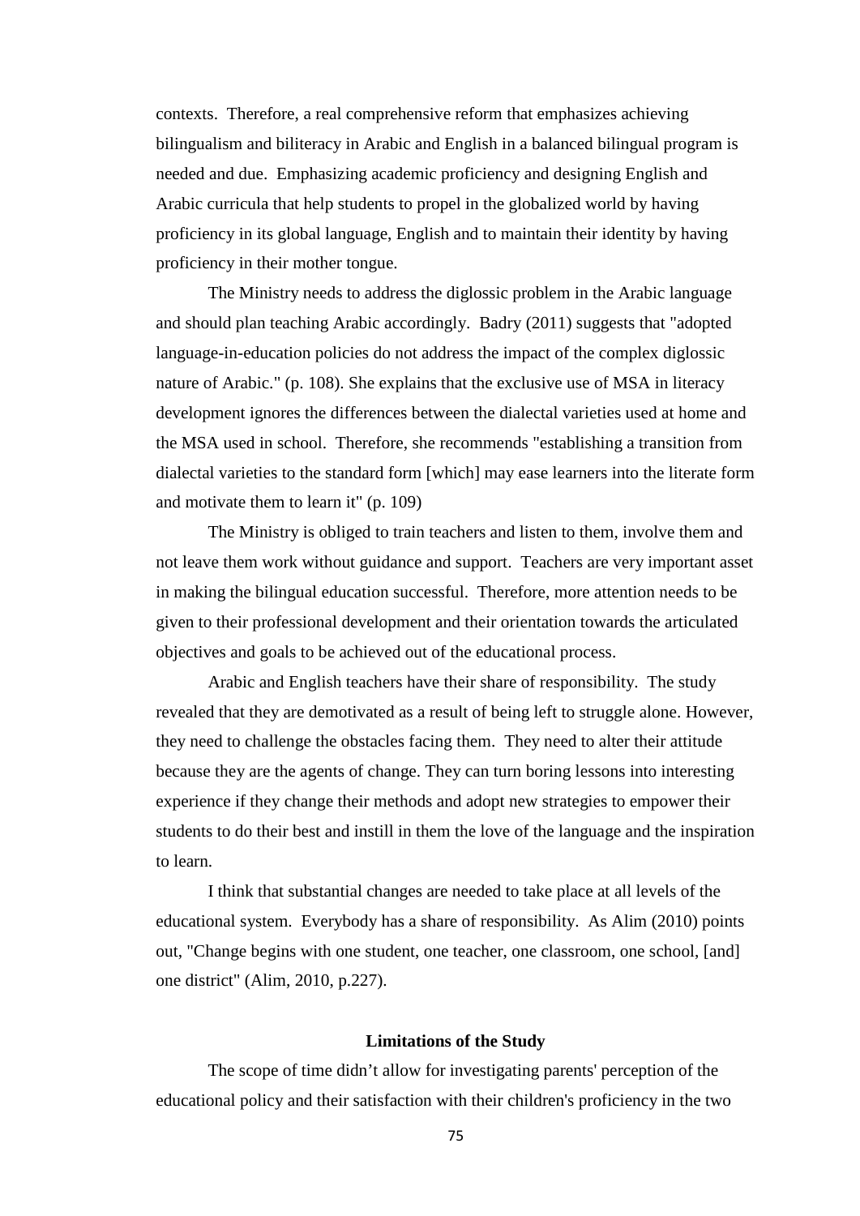contexts. Therefore, a real comprehensive reform that emphasizes achieving bilingualism and biliteracy in Arabic and English in a balanced bilingual program is needed and due. Emphasizing academic proficiency and designing English and Arabic curricula that help students to propel in the globalized world by having proficiency in its global language, English and to maintain their identity by having proficiency in their mother tongue.

The Ministry needs to address the diglossic problem in the Arabic language and should plan teaching Arabic accordingly. Badry (2011) suggests that "adopted language-in-education policies do not address the impact of the complex diglossic nature of Arabic." (p. 108). She explains that the exclusive use of MSA in literacy development ignores the differences between the dialectal varieties used at home and the MSA used in school. Therefore, she recommends "establishing a transition from dialectal varieties to the standard form [which] may ease learners into the literate form and motivate them to learn it" (p. 109)

The Ministry is obliged to train teachers and listen to them, involve them and not leave them work without guidance and support. Teachers are very important asset in making the bilingual education successful. Therefore, more attention needs to be given to their professional development and their orientation towards the articulated objectives and goals to be achieved out of the educational process.

Arabic and English teachers have their share of responsibility. The study revealed that they are demotivated as a result of being left to struggle alone. However, they need to challenge the obstacles facing them. They need to alter their attitude because they are the agents of change. They can turn boring lessons into interesting experience if they change their methods and adopt new strategies to empower their students to do their best and instill in them the love of the language and the inspiration to learn.

I think that substantial changes are needed to take place at all levels of the educational system. Everybody has a share of responsibility. As Alim (2010) points out, "Change begins with one student, one teacher, one classroom, one school, [and] one district" (Alim, 2010, p.227).

### Limitations of the Study

The scope of time didn't allow for investigating parents' perception of the educational policy and their satisfaction with their children's proficiency in the two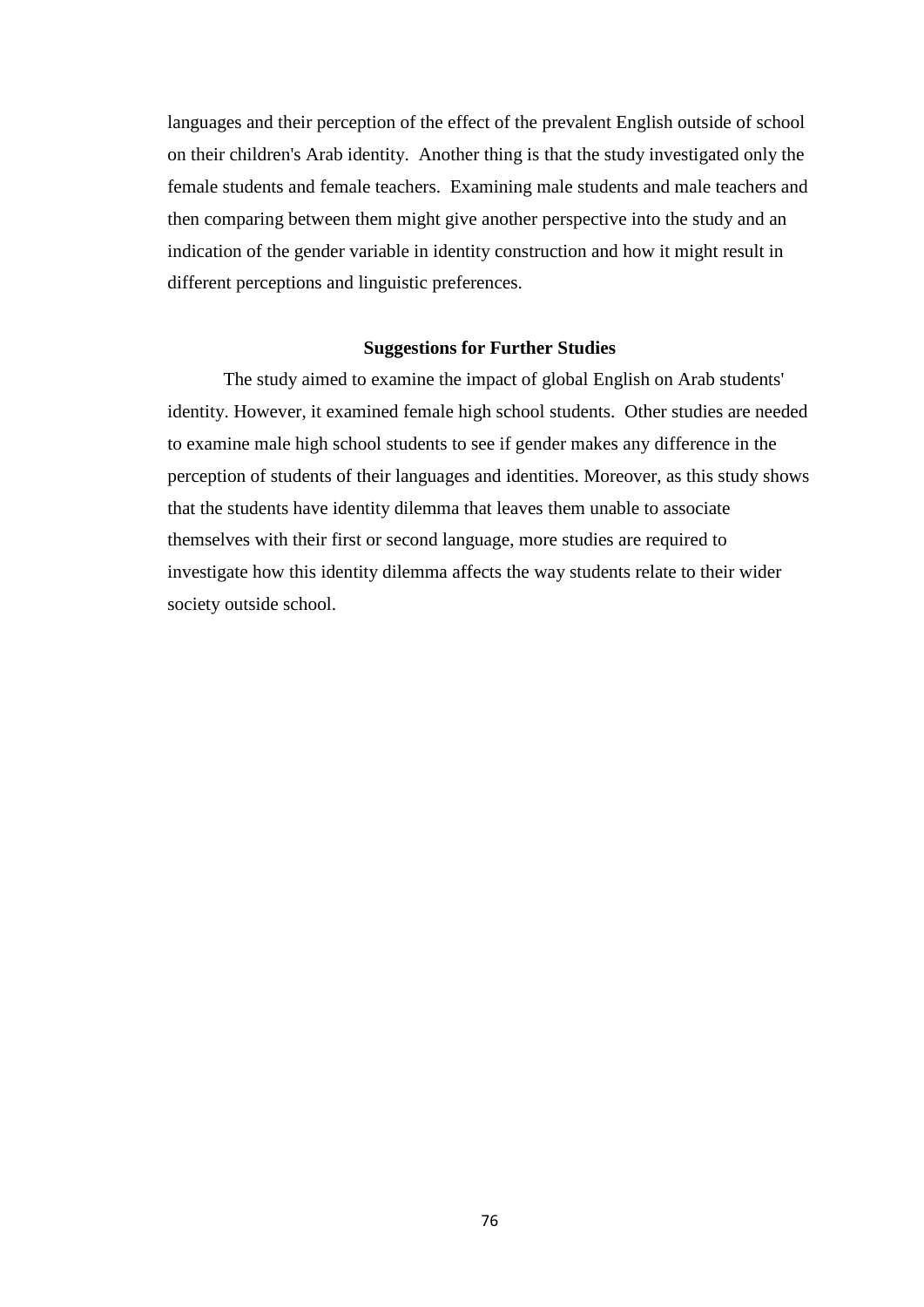languages and their perception of the effect of the prevalent English outside of school on their children's Arab identity. Another thing is that the study investigated only the female students and female teachers. Examining male students and male teachers and then comparing between them might give another perspective into the study and an indication of the gender variable in identity construction and how it might result in different perceptions and linguistic preferences.

## Suggestions for Further Studies

The study aimed to examine the impact of global English on Arab students' identity. However, it examined female high school students. Other studies are needed to examine male high school students to see if gender makes any difference in the perception of students of their languages and identities. Moreover, as this study shows that the students have identity dilemma that leaves them unable to associate themselves with their first or second language, more studies are required to investigate how this identity dilemma affects the way students relate to their wider society outside school.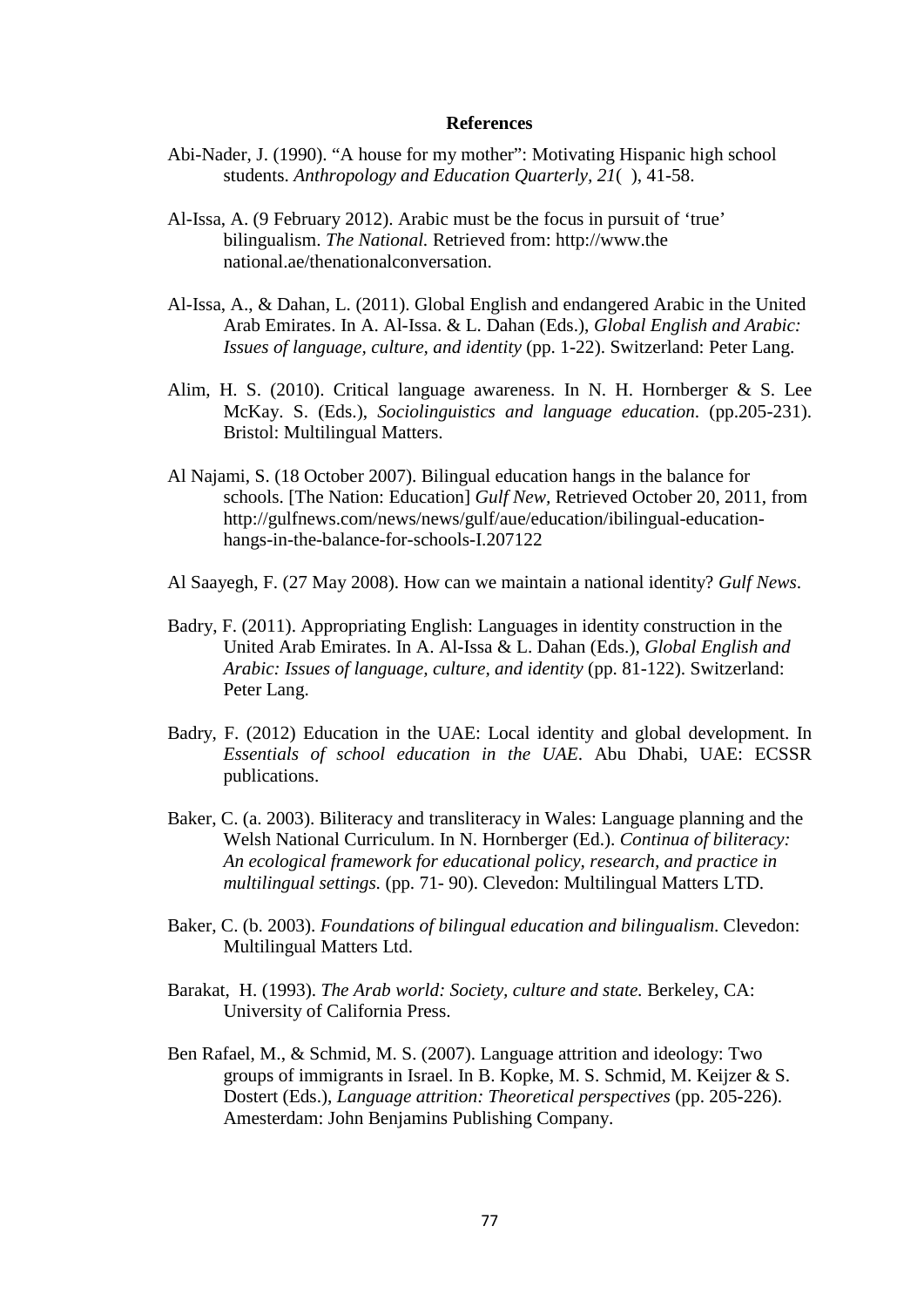## References

Abi-Nader, J. (1990). "A house for my mother": Motivating Hispanic high school students. *Anthropology and Education Quarterly, 21*( ), 41-58.

Al-Issa, A. (9 February 2012). Arabic must be the focus in pursuit of 'true' bilingualism. *The National.* Retrieved from: http://www.the national.ae/thenationalconversation.

Al-Issa, A., & Dahan, L. (2011). Global English and endangered Arabic in the United Arab Emirates. In A. Al-Issa. & L. Dahan (Eds.), *Global English and Arabic: Issues of language, culture, and identity* (pp. 1-22). Switzerland: Peter Lang.

Alim, H. S. (2010). Critical language awareness. In N. H. Hornberger & S. Lee McKay. S. (Eds.), *Sociolinguistics and language education*. (pp.205-231). Bristol: Multilingual Matters.

Al Najami, S. (18 October 2007). Bilingual education hangs in the balance for schools. [The Nation: Education] *Gulf New*, Retrieved October 20, 2011, from http://gulfnews.com/news/news/gulf/aue/education/ibilingual-education-hangs-in-the-balance-for-schools-I.207122

Al Saayegh, F. (27 May 2008). How can we maintain a national identity? *Gulf News*.

Badry, F. (2011). Appropriating English: Languages in identity construction in the United Arab Emirates. In A. Al-Issa & L. Dahan (Eds.), *Global English and Arabic: Issues of language, culture, and identity* (pp. 81-122). Switzerland: Peter Lang.

Badry, F. (2012) Education in the UAE: Local identity and global development. In *Essentials of school education in the UAE*. Abu Dhabi, UAE: ECSSR publications.

Baker, C. (a. 2003). Biliteracy and transliteracy in Wales: Language planning and the Welsh National Curriculum. In N. Hornberger (Ed.). *Continua of biliteracy: An ecological framework for educational policy, research, and practice in multilingual settings.* (pp. 71- 90). Clevedon: Multilingual Matters LTD.

Baker, C. (b. 2003). *Foundations of bilingual education and bilingualism*. Clevedon: Multilingual Matters Ltd.

Barakat, H. (1993). *The Arab world: Society, culture and state.* Berkeley, CA: University of California Press.

Ben Rafael, M., & Schmid, M. S. (2007). Language attrition and ideology: Two groups of immigrants in Israel. In B. Kopke, M. S. Schmid, M. Keijzer & S. Dostert (Eds.), *Language attrition: Theoretical perspectives* (pp. 205-226). Amesterdam: John Benjamins Publishing Company.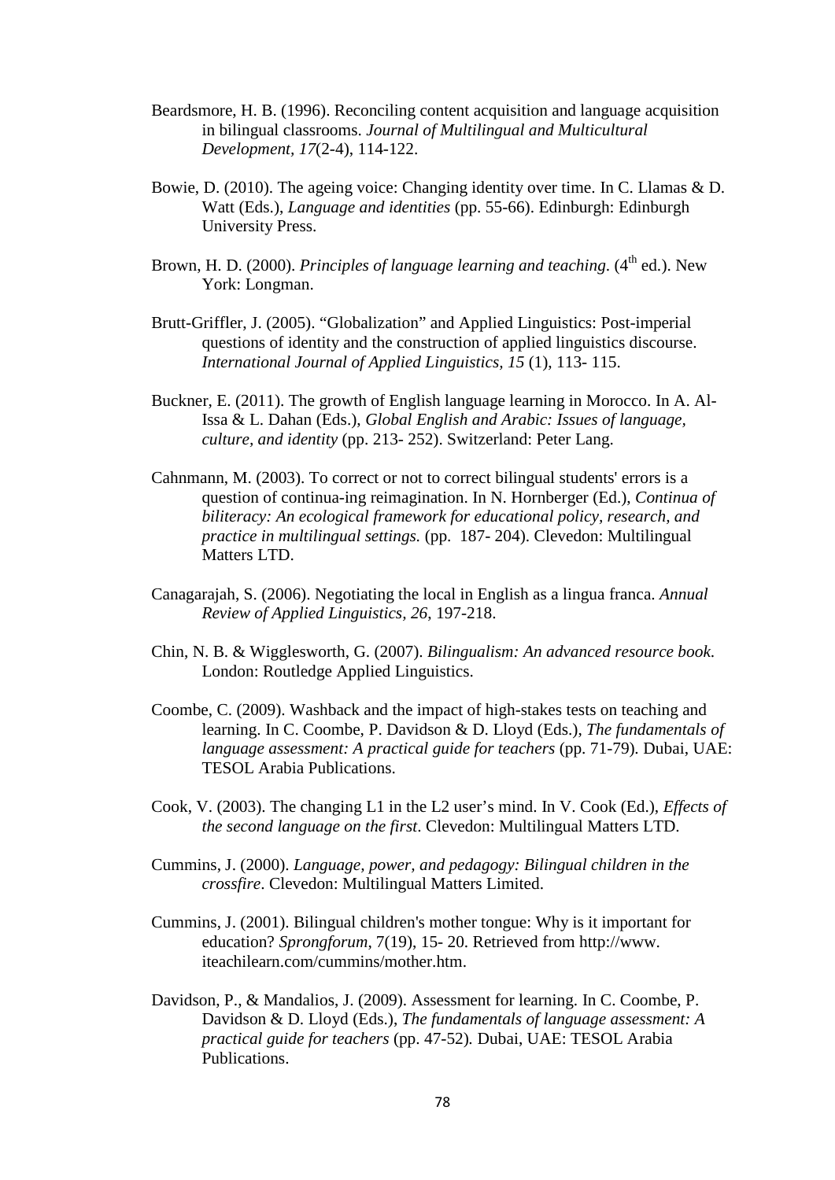Beardsmore, H. B. (1996). Reconciling content acquisition and language acquisition in bilingual classrooms. *Journal of Multilingual and Multicultural Development, 17*(2-4), 114-122.

Bowie, D. (2010). The ageing voice: Changing identity over time. In C. Llamas & D. Watt (Eds.), *Language and identities* (pp. 55-66). Edinburgh: Edinburgh University Press.

Brown, H. D. (2000). *Principles of language learning and teaching*. (4th ed.). New York: Longman.

Brutt-Griffler, J. (2005). "Globalization" and Applied Linguistics: Post-imperial questions of identity and the construction of applied linguistics discourse. *International Journal of Applied Linguistics, 15* (1), 113- 115.

Buckner, E. (2011). The growth of English language learning in Morocco. In A. Al-Issa & L. Dahan (Eds.), *Global English and Arabic: Issues of language, culture, and identity* (pp. 213- 252). Switzerland: Peter Lang.

Cahnmann, M. (2003). To correct or not to correct bilingual students' errors is a question of continua-ing reimagination. In N. Hornberger (Ed.), *Continua of biliteracy: An ecological framework for educational policy, research, and practice in multilingual settings.* (pp. 187- 204). Clevedon: Multilingual Matters LTD.

Canagarajah, S. (2006). Negotiating the local in English as a lingua franca. *Annual Review of Applied Linguistics, 26*, 197-218.

Chin, N. B. & Wigglesworth, G. (2007). *Bilingualism: An advanced resource book.* London: Routledge Applied Linguistics.

Coombe, C. (2009). Washback and the impact of high-stakes tests on teaching and learning. In C. Coombe, P. Davidson & D. Lloyd (Eds.), *The fundamentals of language assessment: A practical guide for teachers* (pp. 71-79). Dubai, UAE: TESOL Arabia Publications.

Cook, V. (2003). The changing L1 in the L2 user's mind. In V. Cook (Ed.), *Effects of the second language on the first*. Clevedon: Multilingual Matters LTD.

Cummins, J. (2000). *Language, power, and pedagogy: Bilingual children in the crossfire*. Clevedon: Multilingual Matters Limited.

Cummins, J. (2001). Bilingual children's mother tongue: Why is it important for education? *Sprongforum*, 7(19), 15- 20. Retrieved from http://www. iteachilearn.com/cummins/mother.htm.

Davidson, P., & Mandalios, J. (2009). Assessment for learning. In C. Coombe, P. Davidson & D. Lloyd (Eds.), *The fundamentals of language assessment: A practical guide for teachers* (pp. 47-52). Dubai, UAE: TESOL Arabia Publications.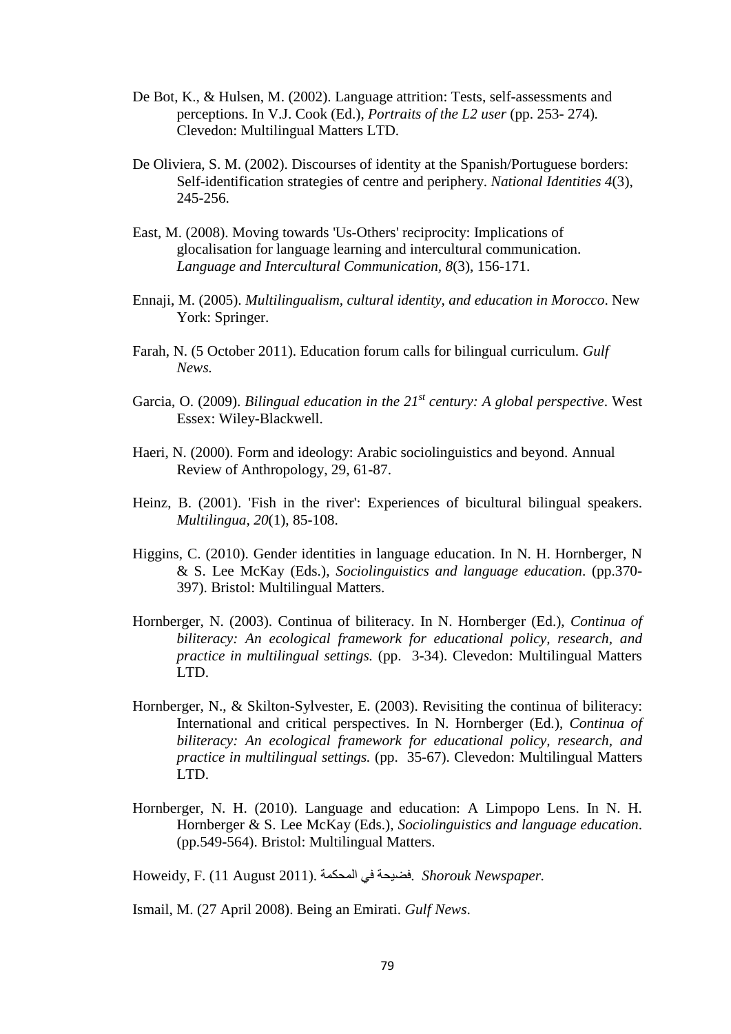De Bot, K., & Hulsen, M. (2002). Language attrition: Tests, self-assessments and perceptions. In V.J. Cook (Ed.), *Portraits of the L2 user* (pp. 253- 274). Clevedon: Multilingual Matters LTD.

De Oliviera, S. M. (2002). Discourses of identity at the Spanish/Portuguese borders: Self-identification strategies of centre and periphery. *National Identities 4*(3), 245-256.

East, M. (2008). Moving towards 'Us-Others' reciprocity: Implications of glocalisation for language learning and intercultural communication. *Language and Intercultural Communication, 8*(3), 156-171.

Ennaji, M. (2005). *Multilingualism, cultural identity, and education in Morocco*. New York: Springer.

Farah, N. (5 October 2011). Education forum calls for bilingual curriculum. *Gulf News.*

Garcia, O. (2009). *Bilingual education in the 21st century: A global perspective*. West Essex: Wiley-Blackwell.

Haeri, N. (2000). Form and ideology: Arabic sociolinguistics and beyond. Annual Review of Anthropology, 29, 61-87.

Heinz, B. (2001). 'Fish in the river': Experiences of bicultural bilingual speakers. *Multilingua, 20*(1), 85-108.

Higgins, C. (2010). Gender identities in language education. In N. H. Hornberger, N & S. Lee McKay (Eds.), *Sociolinguistics and language education*. (pp.370-397). Bristol: Multilingual Matters.

Hornberger, N. (2003). Continua of biliteracy. In N. Hornberger (Ed.), *Continua of biliteracy: An ecological framework for educational policy, research, and practice in multilingual settings.* (pp. 3-34). Clevedon: Multilingual Matters LTD.

Hornberger, N., & Skilton-Sylvester, E. (2003). Revisiting the continua of biliteracy: International and critical perspectives. In N. Hornberger (Ed.), *Continua of biliteracy: An ecological framework for educational policy, research, and practice in multilingual settings.* (pp. 35-67). Clevedon: Multilingual Matters LTD.

Hornberger, N. H. (2010). Language and education: A Limpopo Lens. In N. H. Hornberger & S. Lee McKay (Eds.), *Sociolinguistics and language education*. (pp.549-564). Bristol: Multilingual Matters.

Howeidy, F. (11 August 2011). فضيحة في المحكمة. *Shorouk Newspaper.*

Ismail, M. (27 April 2008). Being an Emirati. *Gulf News*.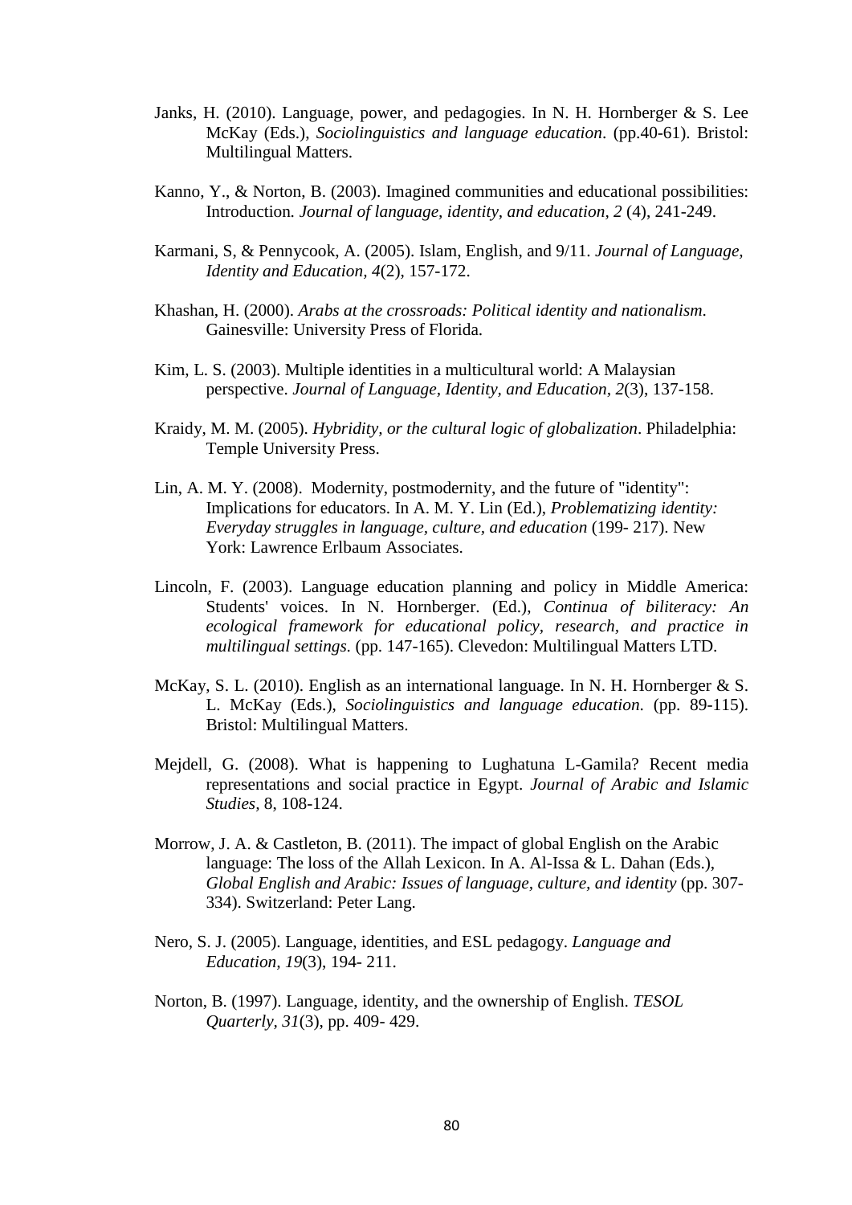Janks, H. (2010). Language, power, and pedagogies. In N. H. Hornberger & S. Lee McKay (Eds.), *Sociolinguistics and language education*. (pp.40-61). Bristol: Multilingual Matters.

Kanno, Y., & Norton, B. (2003). Imagined communities and educational possibilities: Introduction. *Journal of language, identity, and education, 2* (4), 241-249.

Karmani, S, & Pennycook, A. (2005). Islam, English, and 9/11. *Journal of Language, Identity and Education, 4*(2), 157-172.

Khashan, H. (2000). *Arabs at the crossroads: Political identity and nationalism*. Gainesville: University Press of Florida.

Kim, L. S. (2003). Multiple identities in a multicultural world: A Malaysian perspective. *Journal of Language, Identity, and Education, 2*(3), 137-158.

Kraidy, M. M. (2005). *Hybridity, or the cultural logic of globalization*. Philadelphia: Temple University Press.

Lin, A. M. Y. (2008). Modernity, postmodernity, and the future of "identity": Implications for educators. In A. M. Y. Lin (Ed.), *Problematizing identity: Everyday struggles in language, culture, and education* (199- 217). New York: Lawrence Erlbaum Associates.

Lincoln, F. (2003). Language education planning and policy in Middle America: Students' voices. In N. Hornberger. (Ed.), *Continua of biliteracy: An ecological framework for educational policy, research, and practice in multilingual settings.* (pp. 147-165). Clevedon: Multilingual Matters LTD.

McKay, S. L. (2010). English as an international language. In N. H. Hornberger & S. L. McKay (Eds.), *Sociolinguistics and language education*. (pp. 89-115). Bristol: Multilingual Matters.

Mejdell, G. (2008). What is happening to Lughatuna L-Gamila? Recent media representations and social practice in Egypt. *Journal of Arabic and Islamic Studies*, 8, 108-124.

Morrow, J. A. & Castleton, B. (2011). The impact of global English on the Arabic language: The loss of the Allah Lexicon. In A. Al-Issa & L. Dahan (Eds.), *Global English and Arabic: Issues of language, culture, and identity* (pp. 307-334). Switzerland: Peter Lang.

Nero, S. J. (2005). Language, identities, and ESL pedagogy. *Language and Education, 19*(3), 194- 211.

Norton, B. (1997). Language, identity, and the ownership of English. *TESOL Quarterly, 31*(3), pp. 409- 429.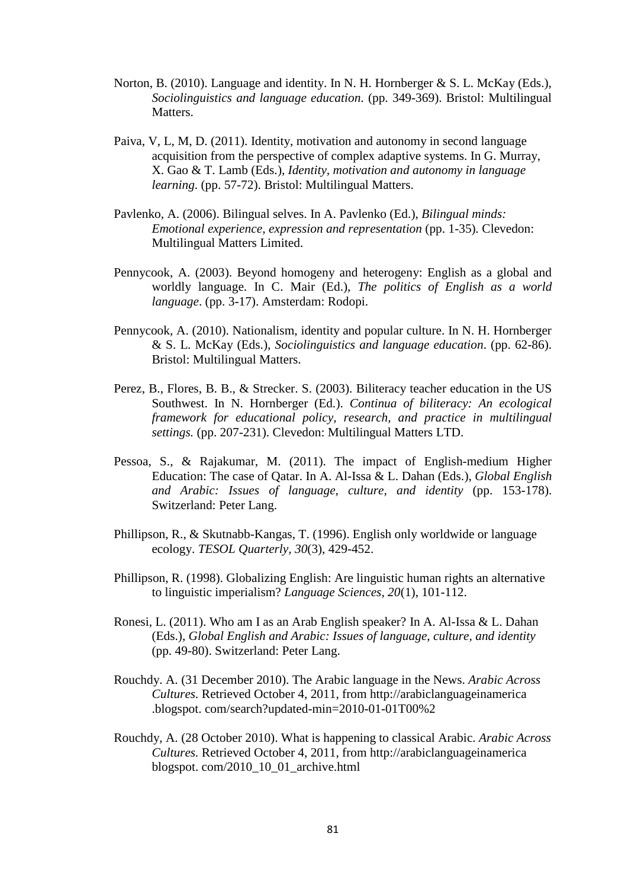Norton, B. (2010). Language and identity. In N. H. Hornberger & S. L. McKay (Eds.), *Sociolinguistics and language education*. (pp. 349-369). Bristol: Multilingual Matters.

Paiva, V, L, M, D. (2011). Identity, motivation and autonomy in second language acquisition from the perspective of complex adaptive systems. In G. Murray, X. Gao & T. Lamb (Eds.), *Identity, motivation and autonomy in language learning*. (pp. 57-72). Bristol: Multilingual Matters.

Pavlenko, A. (2006). Bilingual selves. In A. Pavlenko (Ed.), *Bilingual minds: Emotional experience, expression and representation* (pp. 1-35). Clevedon: Multilingual Matters Limited.

Pennycook, A. (2003). Beyond homogeny and heterogeny: English as a global and worldly language. In C. Mair (Ed.), *The politics of English as a world language*. (pp. 3-17). Amsterdam: Rodopi.

Pennycook, A. (2010). Nationalism, identity and popular culture. In N. H. Hornberger & S. L. McKay (Eds.), *Sociolinguistics and language education*. (pp. 62-86). Bristol: Multilingual Matters.

Perez, B., Flores, B. B., & Strecker. S. (2003). Biliteracy teacher education in the US Southwest. In N. Hornberger (Ed.). *Continua of biliteracy: An ecological framework for educational policy, research, and practice in multilingual settings.* (pp. 207-231). Clevedon: Multilingual Matters LTD.

Pessoa, S., & Rajakumar, M. (2011). The impact of English-medium Higher Education: The case of Qatar. In A. Al-Issa & L. Dahan (Eds.), *Global English and Arabic: Issues of language, culture, and identity* (pp. 153-178). Switzerland: Peter Lang.

Phillipson, R., & Skutnabb-Kangas, T. (1996). English only worldwide or language ecology. *TESOL Quarterly, 30*(3), 429-452.

Phillipson, R. (1998). Globalizing English: Are linguistic human rights an alternative to linguistic imperialism? *Language Sciences, 20*(1), 101-112.

Ronesi, L. (2011). Who am I as an Arab English speaker? In A. Al-Issa & L. Dahan (Eds.), *Global English and Arabic: Issues of language, culture, and identity* (pp. 49-80). Switzerland: Peter Lang.

Rouchdy. A. (31 December 2010). The Arabic language in the News. *Arabic Across Cultures.* Retrieved October 4, 2011, from http://arabiclanguageinamerica .blogspot. com/search?updated-min=2010-01-01T00%2

Rouchdy, A. (28 October 2010). What is happening to classical Arabic. *Arabic Across Cultures.* Retrieved October 4, 2011, from http://arabiclanguageinamerica blogspot. com/2010_10_01_archive.html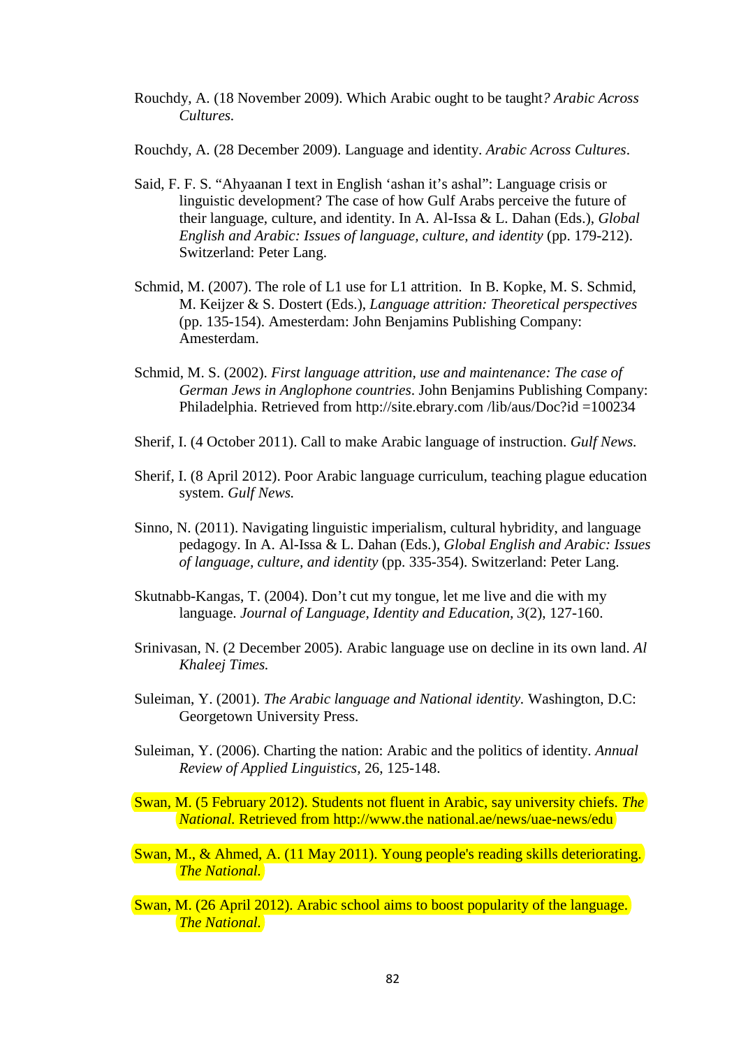Rouchdy, A. (18 November 2009). Which Arabic ought to be taught*? Arabic Across Cultures.*

Rouchdy, A. (28 December 2009). Language and identity. *Arabic Across Cultures*.

Said, F. F. S. "Ahyaanan I text in English 'ashan it's ashal": Language crisis or linguistic development? The case of how Gulf Arabs perceive the future of their language, culture, and identity. In A. Al-Issa & L. Dahan (Eds.), *Global English and Arabic: Issues of language, culture, and identity* (pp. 179-212). Switzerland: Peter Lang.

Schmid, M. (2007). The role of L1 use for L1 attrition. In B. Kopke, M. S. Schmid, M. Keijzer & S. Dostert (Eds.), *Language attrition: Theoretical perspectives* (pp. 135-154). Amesterdam: John Benjamins Publishing Company: Amesterdam.

Schmid, M. S. (2002). *First language attrition, use and maintenance: The case of German Jews in Anglophone countries*. John Benjamins Publishing Company: Philadelphia. Retrieved from http://site.ebrary.com /lib/aus/Doc?id =100234

Sherif, I. (4 October 2011). Call to make Arabic language of instruction. *Gulf News.*

Sherif, I. (8 April 2012). Poor Arabic language curriculum, teaching plague education system. *Gulf News.*

Sinno, N. (2011). Navigating linguistic imperialism, cultural hybridity, and language pedagogy. In A. Al-Issa & L. Dahan (Eds.), *Global English and Arabic: Issues of language, culture, and identity* (pp. 335-354). Switzerland: Peter Lang.

Skutnabb-Kangas, T. (2004). Don't cut my tongue, let me live and die with my language. *Journal of Language, Identity and Education, 3*(2), 127-160.

Srinivasan, N. (2 December 2005). Arabic language use on decline in its own land. *Al Khaleej Times.*

Suleiman, Y. (2001). *The Arabic language and National identity.* Washington, D.C: Georgetown University Press.

Suleiman, Y. (2006). Charting the nation: Arabic and the politics of identity. *Annual Review of Applied Linguistics,* 26, 125-148.

Swan, M. (5 February 2012). Students not fluent in Arabic, say university chiefs. *The National.* Retrieved from http://www.the national.ae/news/uae-news/edu

Swan, M., & Ahmed, A. (11 May 2011). Young people's reading skills deteriorating. *The National.*

Swan, M. (26 April 2012). Arabic school aims to boost popularity of the language. *The National.*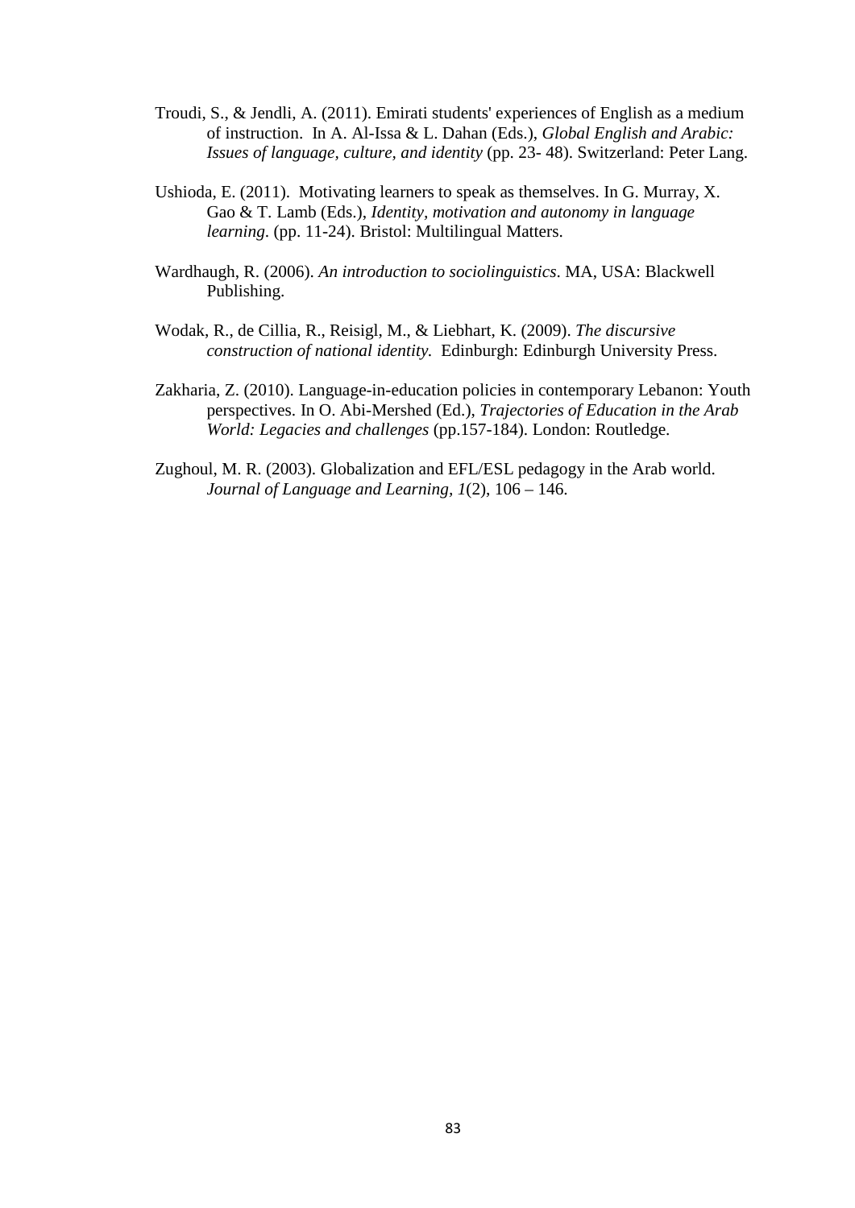Troudi, S., & Jendli, A. (2011). Emirati students' experiences of English as a medium of instruction. In A. Al-Issa & L. Dahan (Eds.), *Global English and Arabic: Issues of language, culture, and identity* (pp. 23- 48). Switzerland: Peter Lang.

Ushioda, E. (2011). Motivating learners to speak as themselves. In G. Murray, X. Gao & T. Lamb (Eds.), *Identity, motivation and autonomy in language learning*. (pp. 11-24). Bristol: Multilingual Matters.

Wardhaugh, R. (2006). *An introduction to sociolinguistics*. MA, USA: Blackwell Publishing.

Wodak, R., de Cillia, R., Reisigl, M., & Liebhart, K. (2009). *The discursive construction of national identity.* Edinburgh: Edinburgh University Press.

Zakharia, Z. (2010). Language-in-education policies in contemporary Lebanon: Youth perspectives. In O. Abi-Mershed (Ed.), *Trajectories of Education in the Arab World: Legacies and challenges* (pp.157-184). London: Routledge.

Zughoul, M. R. (2003). Globalization and EFL/ESL pedagogy in the Arab world. *Journal of Language and Learning, 1*(2), 106 – 146.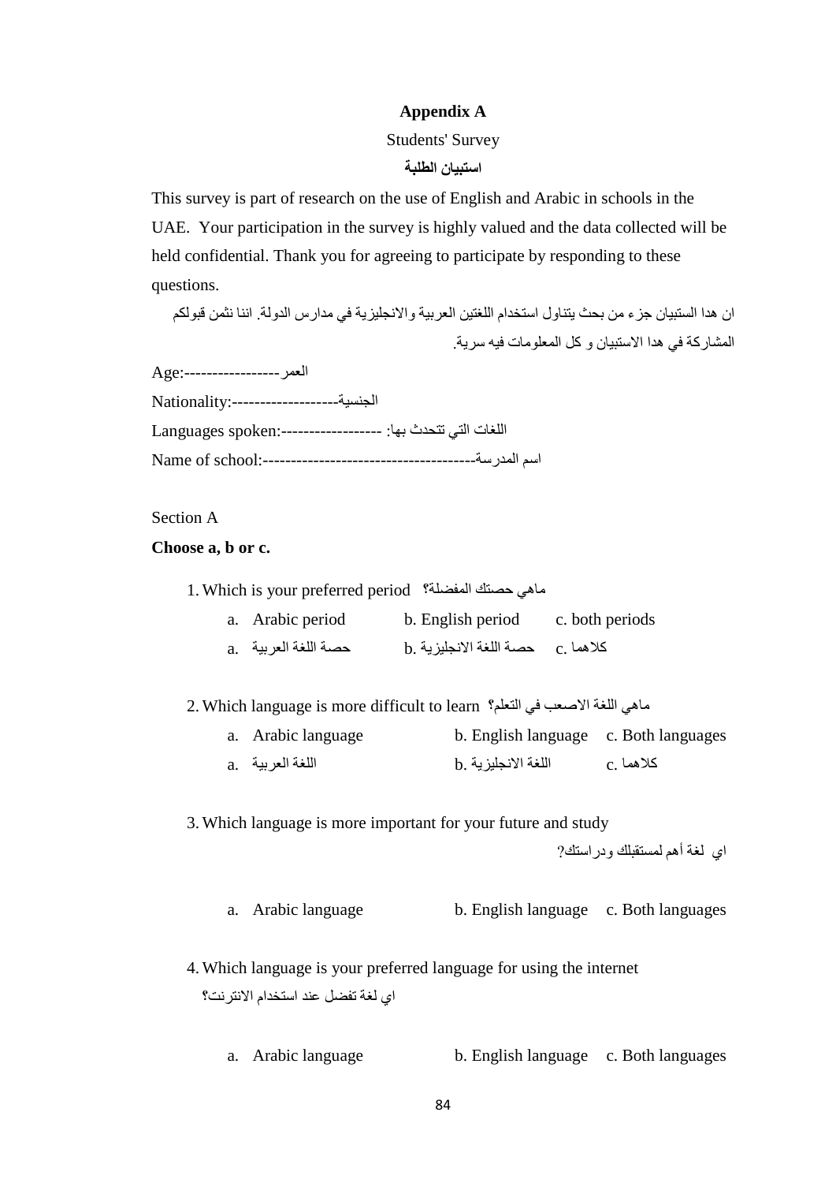**Appendix A**

Students' Survey

**استبيان الطلبة**

This survey is part of research on the use of English and Arabic in schools in the UAE. Your participation in the survey is highly valued and the data collected will be held confidential. Thank you for agreeing to participate by responding to these questions.

ان هدا الستبيان جزء من بحث يتناول استخدام اللغتين العربية والانجليزية في مدارس الدولة. اننا نثمن قبولكم المشاركة في هدا الاستبيان و كل المعلومات فيه سرية.

Age:----------------- العمر

Nationality:------------------- الجنسية

Languages spoken:------------------ اللغات التي تتحدث بها:

Name of school:-------------------------------------- اسم المدرسة

Section A

**Choose a, b or c.**

1. Which is your preferred period ماهي حصتك المفضلة؟

   a. Arabic period b. English period c. both periods

   a. حصة اللغة العربية b. حصة اللغة الانجليزية c. كلاهما

2. Which language is more difficult to learn ماهي اللغة الاصعب في التعلم؟

   a. Arabic language b. English language c. Both languages

   a. اللغة العربية b. اللغة الانجليزية c. كلاهما

3. Which language is more important for your future and study

   اي لغة أهم لمستقبلك ودراستك؟

   a. Arabic language b. English language c. Both languages

4. Which language is your preferred language for using the internet

   اي لغة تفضل عند استخدام الانترنت؟

   a. Arabic language b. English language c. Both languages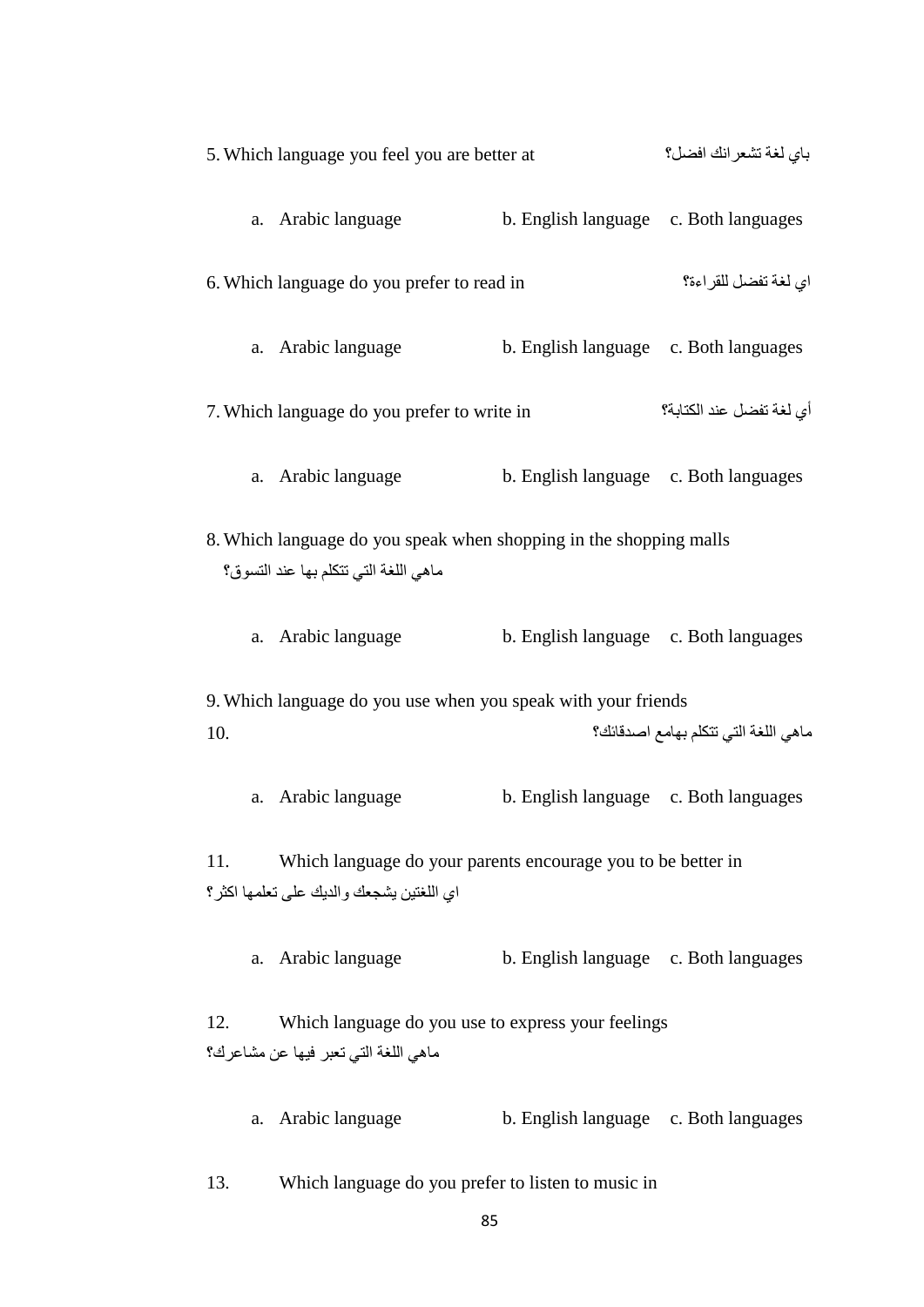5. Which language you feel you are better at باي لغة تشعرانك افضل؟

    a. Arabic language b. English language c. Both languages

6. Which language do you prefer to read in اي لغة تفضل للقراءة؟

    a. Arabic language b. English language c. Both languages

7. Which language do you prefer to write in أي لغة تفضل عند الكتابة؟

    a. Arabic language b. English language c. Both languages

8. Which language do you speak when shopping in the shopping malls ماهي اللغة التي تتكلم بها عند التسوق؟

    a. Arabic language b. English language c. Both languages

9. Which language do you use when you speak with your friends
10. ماهي اللغة التي تتكلم بهامع اصدقائك؟

    a. Arabic language b. English language c. Both languages

11. Which language do your parents encourage you to be better in اي اللغتين يشجعك والديك على تعلمها اكثر؟

    a. Arabic language b. English language c. Both languages

12. Which language do you use to express your feelings ماهي اللغة التي تعبر فيها عن مشاعرك؟

    a. Arabic language b. English language c. Both languages

13. Which language do you prefer to listen to music in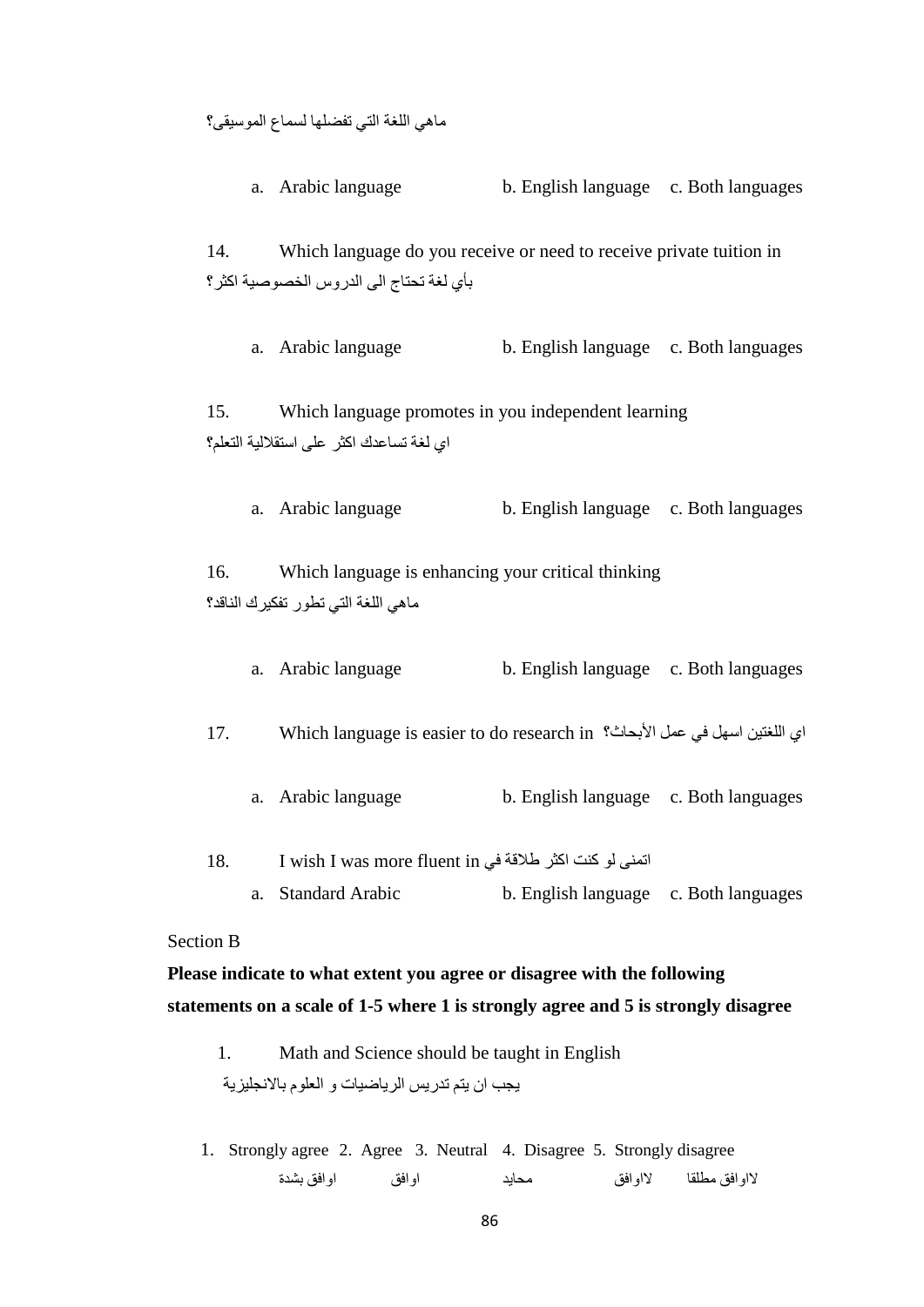ماهي اللغة التي تفضلها لسماع الموسيقى؟

a. Arabic language b. English language c. Both languages

14. Which language do you receive or need to receive private tuition in
بأي لغة تحتاج الى الدروس الخصوصية اكثر؟

a. Arabic language b. English language c. Both languages

15. Which language promotes in you independent learning
اي لغة تساعدك اكثر على استقلالية التعلم؟

a. Arabic language b. English language c. Both languages

16. Which language is enhancing your critical thinking
ماهي اللغة التي تطور تفكيرك الناقد؟

a. Arabic language b. English language c. Both languages

17. Which language is easier to do research in اي اللغتين اسهل في عمل الأبحاث؟

a. Arabic language b. English language c. Both languages

18. I wish I was more fluent in اتمنى لو كنت اكثر طلاقة في

a. Standard Arabic b. English language c. Both languages

Section B

**Please indicate to what extent you agree or disagree with the following statements on a scale of 1-5 where 1 is strongly agree and 5 is strongly disagree**

1. Math and Science should be taught in English
يجب ان يتم تدريس الرياضيات و العلوم بالانجليزية

1. Strongly agree 2. Agree 3. Neutral 4. Disagree 5. Strongly disagree
اوافق بشدة اوافق محايد لااوافق لااوافق مطلقا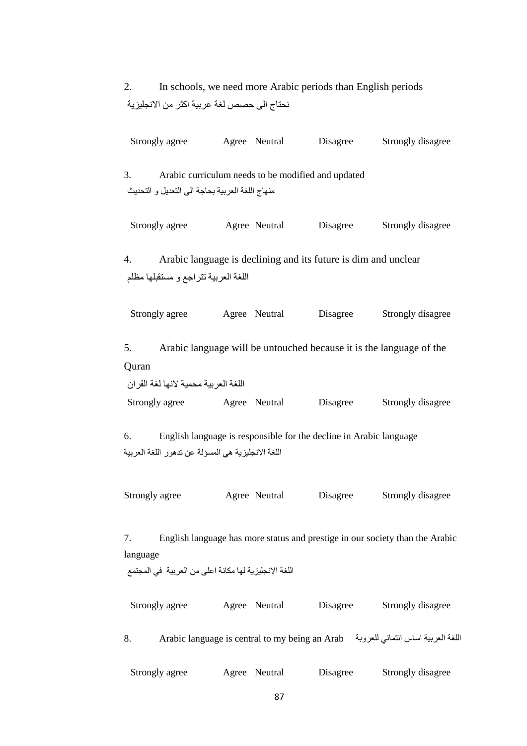2. In schools, we need more Arabic periods than English periods

نحتاج الى حصص لغة عربية اكثر من الانجليزية

Strongly agree Agree Neutral Disagree Strongly disagree

3. Arabic curriculum needs to be modified and updated

منهاج اللغة العربية بحاجة الى التعديل و التحديث

Strongly agree Agree Neutral Disagree Strongly disagree

4. Arabic language is declining and its future is dim and unclear

اللغة العربية تتراجع و مستقبلها مظلم

Strongly agree Agree Neutral Disagree Strongly disagree

5. Arabic language will be untouched because it is the language of the Quran

اللغة العربية محمية لانها لغة القران

Strongly agree Agree Neutral Disagree Strongly disagree

6. English language is responsible for the decline in Arabic language

اللغة الانجليزية هي المسؤلة عن تدهور اللغة العربية

Strongly agree Agree Neutral Disagree Strongly disagree

7. English language has more status and prestige in our society than the Arabic language

اللغة الانجليزية لها مكانة اعلى من العربية في المجتمع

Strongly agree Agree Neutral Disagree Strongly disagree

8. Arabic language is central to my being an Arab اللغة العربية اساس انتمائي للعروبة

Strongly agree Agree Neutral Disagree Strongly disagree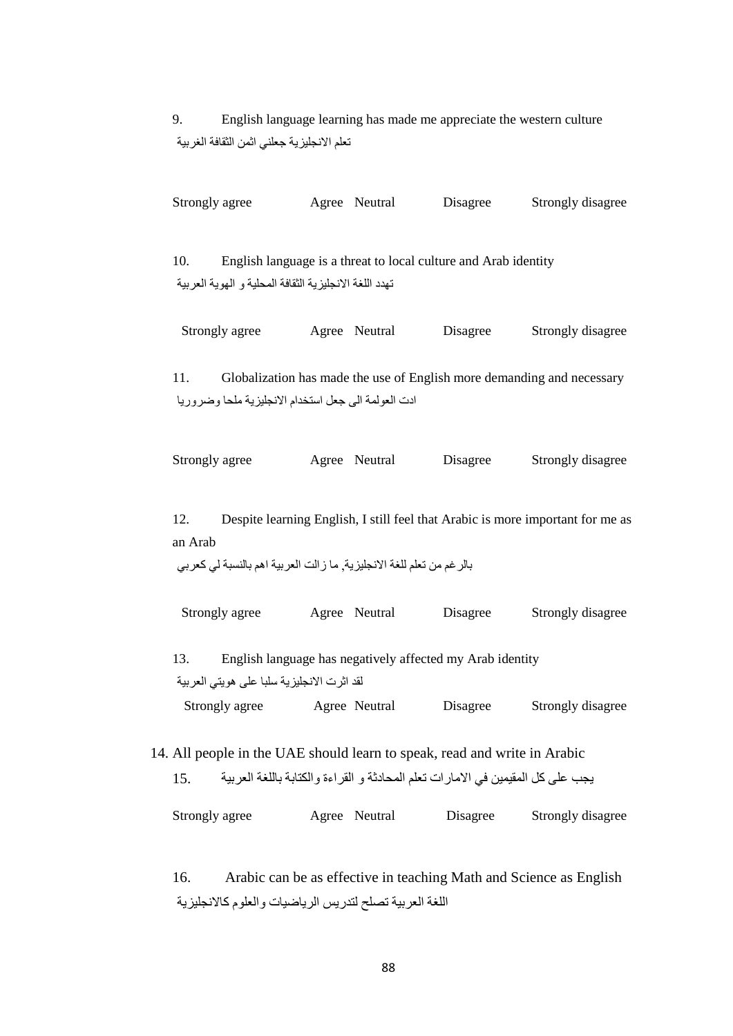9. English language learning has made me appreciate the western culture

تعلم الانجليزية جعلني اثمن الثقافة الغربية

Strongly agree Agree Neutral Disagree Strongly disagree

10. English language is a threat to local culture and Arab identity

تهدد اللغة الانجليزية الثقافة المحلية و الهوية العربية

Strongly agree Agree Neutral Disagree Strongly disagree

11. Globalization has made the use of English more demanding and necessary

ادت العولمة الى جعل استخدام الانجليزية ملحا وضروريا

Strongly agree Agree Neutral Disagree Strongly disagree

12. Despite learning English, I still feel that Arabic is more important for me as an Arab

بالرغم من تعلم للغة الانجليزية, ما زالت العربية اهم بالنسبة لي كعربي

Strongly agree Agree Neutral Disagree Strongly disagree

13. English language has negatively affected my Arab identity

لقد اثرت الانجليزية سلبا على هويتي العربية

Strongly agree Agree Neutral Disagree Strongly disagree

14. All people in the UAE should learn to speak, read and write in Arabic

15. يجب على كل المقيمين في الامارات تعلم المحادثة و القراءة والكتابة باللغة العربية

Strongly agree Agree Neutral Disagree Strongly disagree

16. Arabic can be as effective in teaching Math and Science as English

اللغة العربية تصلح لتدريس الرياضيات والعلوم كالانجليزية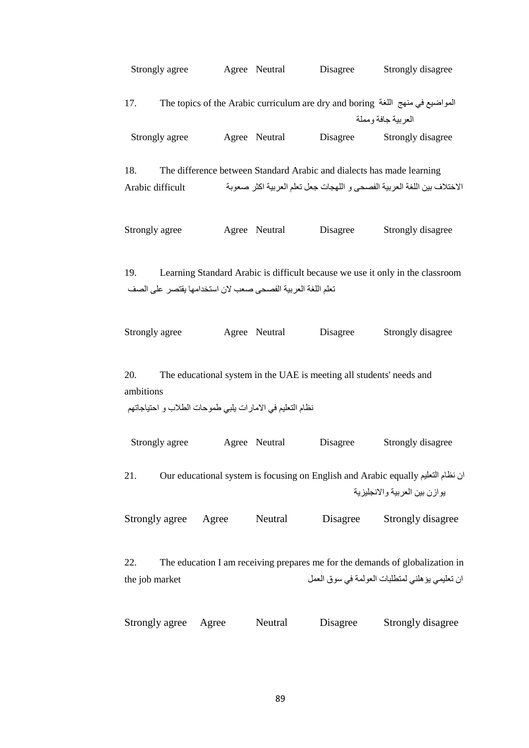Strongly agree Agree Neutral Disagree Strongly disagree

17. The topics of the Arabic curriculum are dry and boring المواضيع في منهج اللغة العربية جافة ومملة

Strongly agree Agree Neutral Disagree Strongly disagree

18. The difference between Standard Arabic and dialects has made learning Arabic difficult الاختلاف بين اللغة العربية الفصحى و اللهجات جعل تعلم العربية اكثر صعوبة

Strongly agree Agree Neutral Disagree Strongly disagree

19. Learning Standard Arabic is difficult because we use it only in the classroom
تعلم اللغة العربية الفصحى صعب لان استخدامها يقتصر على الصف

Strongly agree Agree Neutral Disagree Strongly disagree

20. The educational system in the UAE is meeting all students' needs and ambitions
نظام التعليم في الامارات يلبي طموحات الطلاب و احتياجاتهم

Strongly agree Agree Neutral Disagree Strongly disagree

21. Our educational system is focusing on English and Arabic equally ان نظام التعليم يوازن بين العربية والانجليزية

Strongly agree Agree Neutral Disagree Strongly disagree

22. The education I am receiving prepares me for the demands of globalization in the job market ان تعليمي يؤهلني لمتطلبات العولمة في سوق العمل

Strongly agree Agree Neutral Disagree Strongly disagree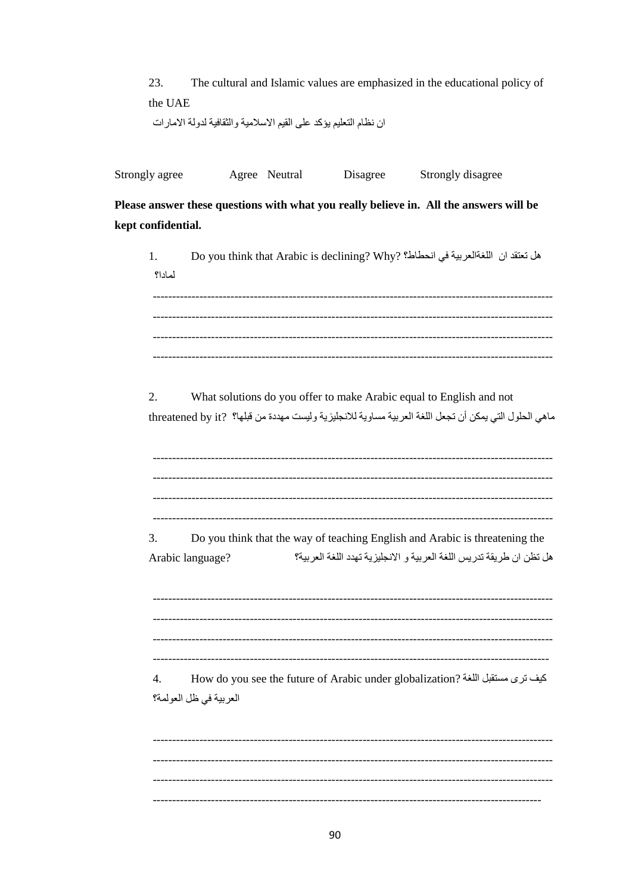23. The cultural and Islamic values are emphasized in the educational policy of the UAE

ان نظام التعليم يؤكد على القيم الاسلامية والثقافية لدولة الامارات

Strongly agree    Agree    Neutral    Disagree    Strongly disagree

**Please answer these questions with what you really believe in. All the answers will be kept confidential.**

1. Do you think that Arabic is declining? Why? هل تعتقد ان اللغةالعربية في انحطاط؟ لمادا؟

------------------------------------------------------------------------------------------------------

------------------------------------------------------------------------------------------------------

------------------------------------------------------------------------------------------------------

------------------------------------------------------------------------------------------------------

2. What solutions do you offer to make Arabic equal to English and not threatened by it? ماهي الحلول التي يمكن أن تجعل اللغة العربية مساوية للانجليزية وليست مهددة من قبلها؟

------------------------------------------------------------------------------------------------------

------------------------------------------------------------------------------------------------------

------------------------------------------------------------------------------------------------------

------------------------------------------------------------------------------------------------------

3. Do you think that the way of teaching English and Arabic is threatening the Arabic language? هل تظن ان طريقة تدريس اللغة العربية و الانجليزية تهدد اللغة العربية؟

------------------------------------------------------------------------------------------------------

------------------------------------------------------------------------------------------------------

------------------------------------------------------------------------------------------------------

------------------------------------------------------------------------------------------------------

4. How do you see the future of Arabic under globalization? كيف ترى مستقبل اللغة العربية في ظل العولمة؟

------------------------------------------------------------------------------------------------------

------------------------------------------------------------------------------------------------------

------------------------------------------------------------------------------------------------------

------------------------------------------------------------------------------------------------------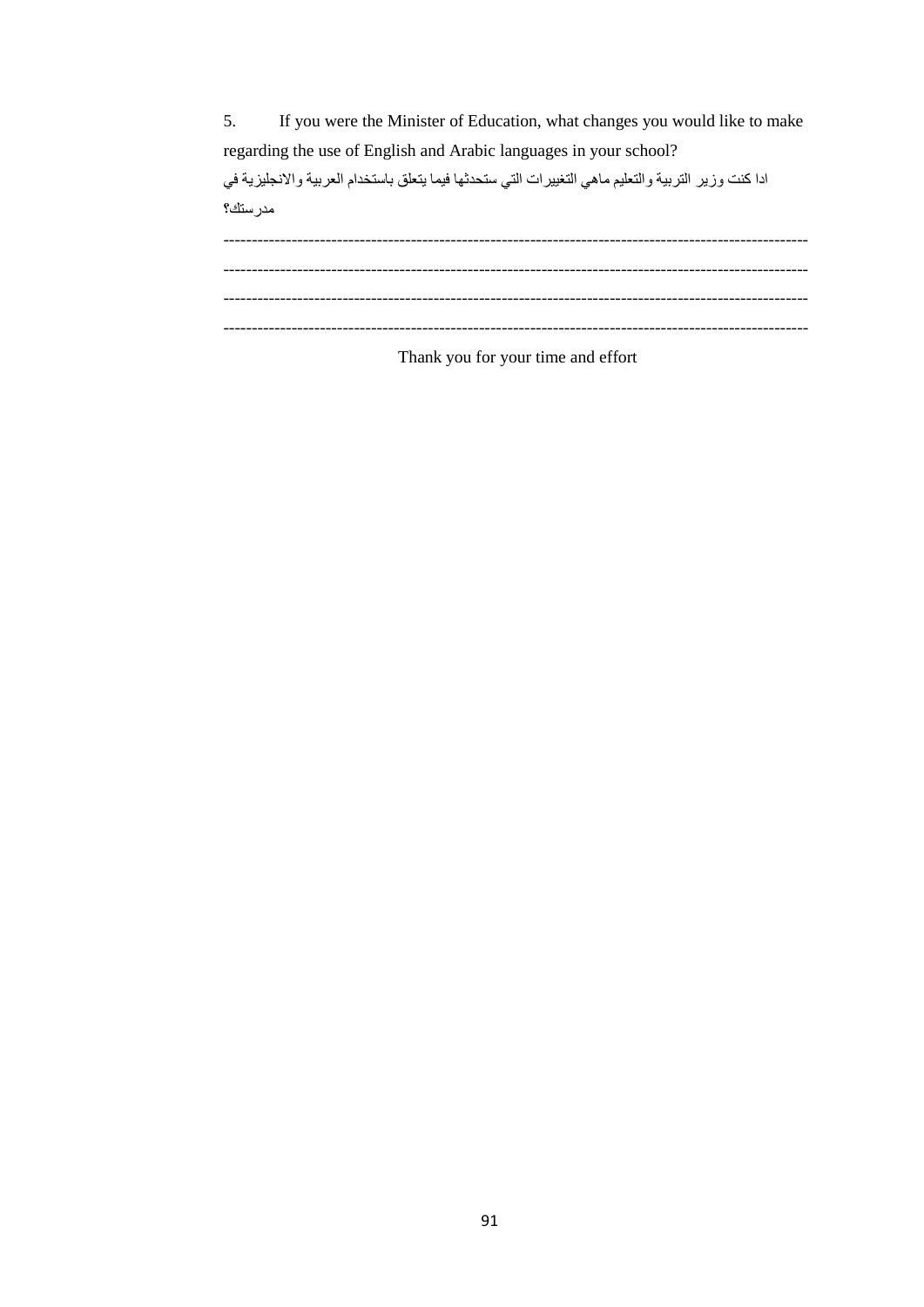5. If you were the Minister of Education, what changes you would like to make regarding the use of English and Arabic languages in your school?

ادا كنت وزير التربية والتعليم ماهي التغييرات التي ستحدثها فيما يتعلق باستخدام العربية والانجليزية في مدرستك؟

----------------------------------------------------------------------------------------------------

----------------------------------------------------------------------------------------------------

----------------------------------------------------------------------------------------------------

----------------------------------------------------------------------------------------------------

Thank you for your time and effort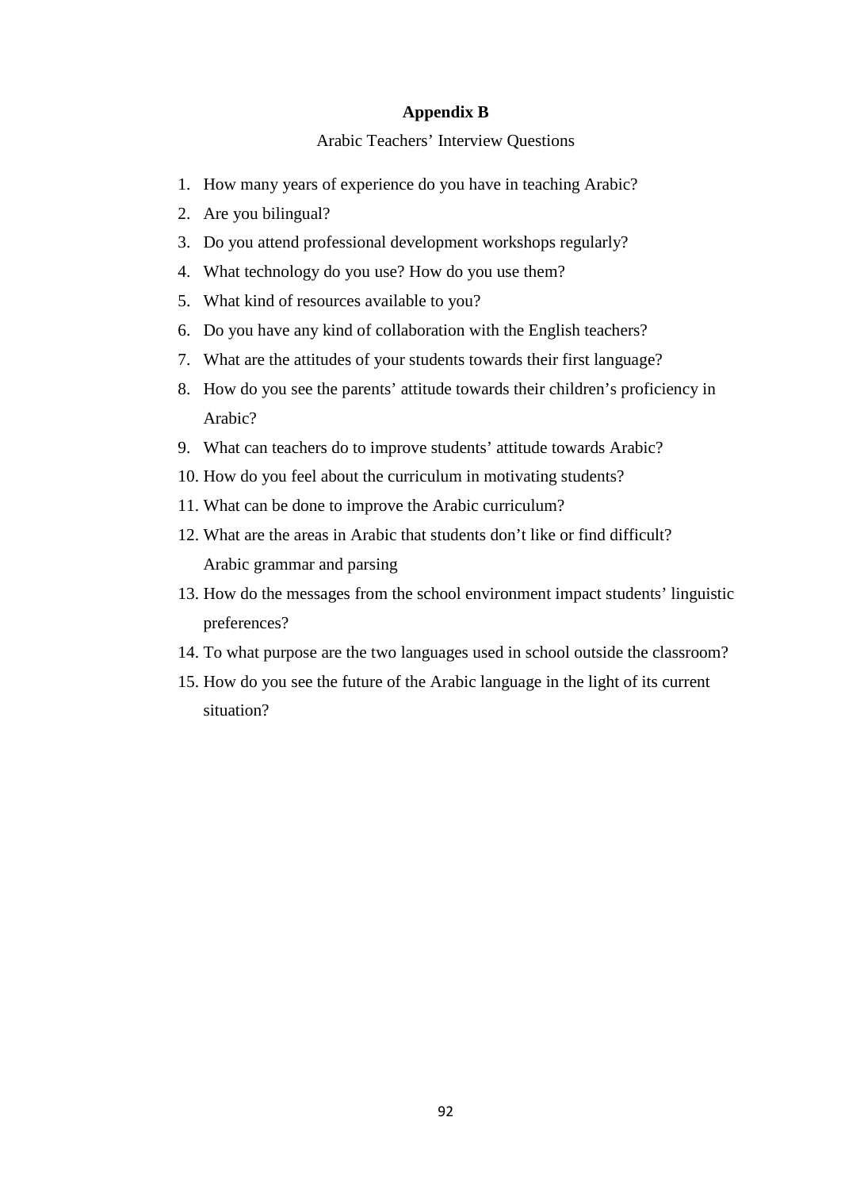## Appendix B

Arabic Teachers' Interview Questions

1. How many years of experience do you have in teaching Arabic?
2. Are you bilingual?
3. Do you attend professional development workshops regularly?
4. What technology do you use? How do you use them?
5. What kind of resources available to you?
6. Do you have any kind of collaboration with the English teachers?
7. What are the attitudes of your students towards their first language?
8. How do you see the parents' attitude towards their children's proficiency in Arabic?
9. What can teachers do to improve students' attitude towards Arabic?
10. How do you feel about the curriculum in motivating students?
11. What can be done to improve the Arabic curriculum?
12. What are the areas in Arabic that students don't like or find difficult? Arabic grammar and parsing
13. How do the messages from the school environment impact students' linguistic preferences?
14. To what purpose are the two languages used in school outside the classroom?
15. How do you see the future of the Arabic language in the light of its current situation?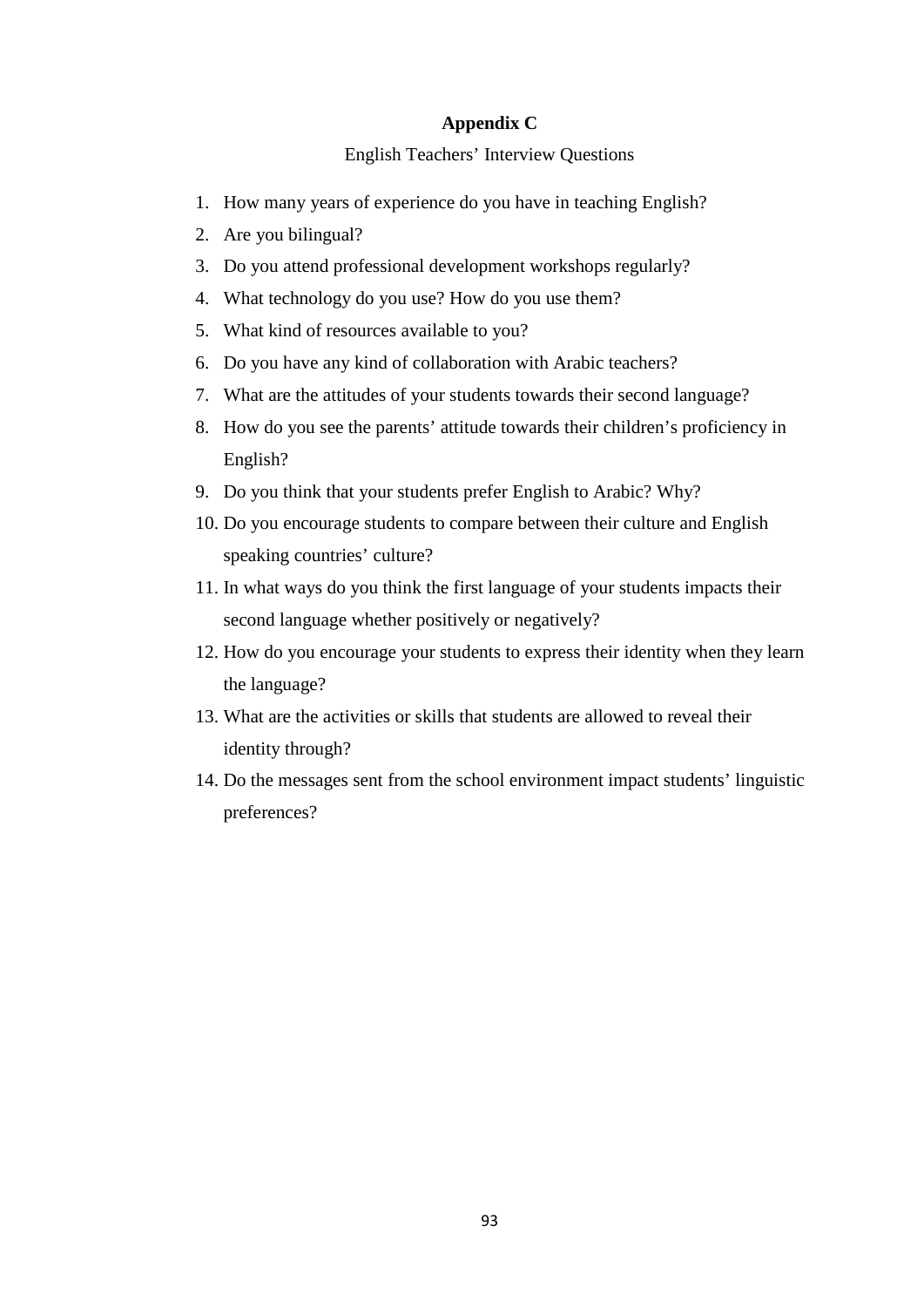# Appendix C

English Teachers' Interview Questions

1. How many years of experience do you have in teaching English?
2. Are you bilingual?
3. Do you attend professional development workshops regularly?
4. What technology do you use? How do you use them?
5. What kind of resources available to you?
6. Do you have any kind of collaboration with Arabic teachers?
7. What are the attitudes of your students towards their second language?
8. How do you see the parents' attitude towards their children's proficiency in English?
9. Do you think that your students prefer English to Arabic? Why?
10. Do you encourage students to compare between their culture and English speaking countries' culture?
11. In what ways do you think the first language of your students impacts their second language whether positively or negatively?
12. How do you encourage your students to express their identity when they learn the language?
13. What are the activities or skills that students are allowed to reveal their identity through?
14. Do the messages sent from the school environment impact students' linguistic preferences?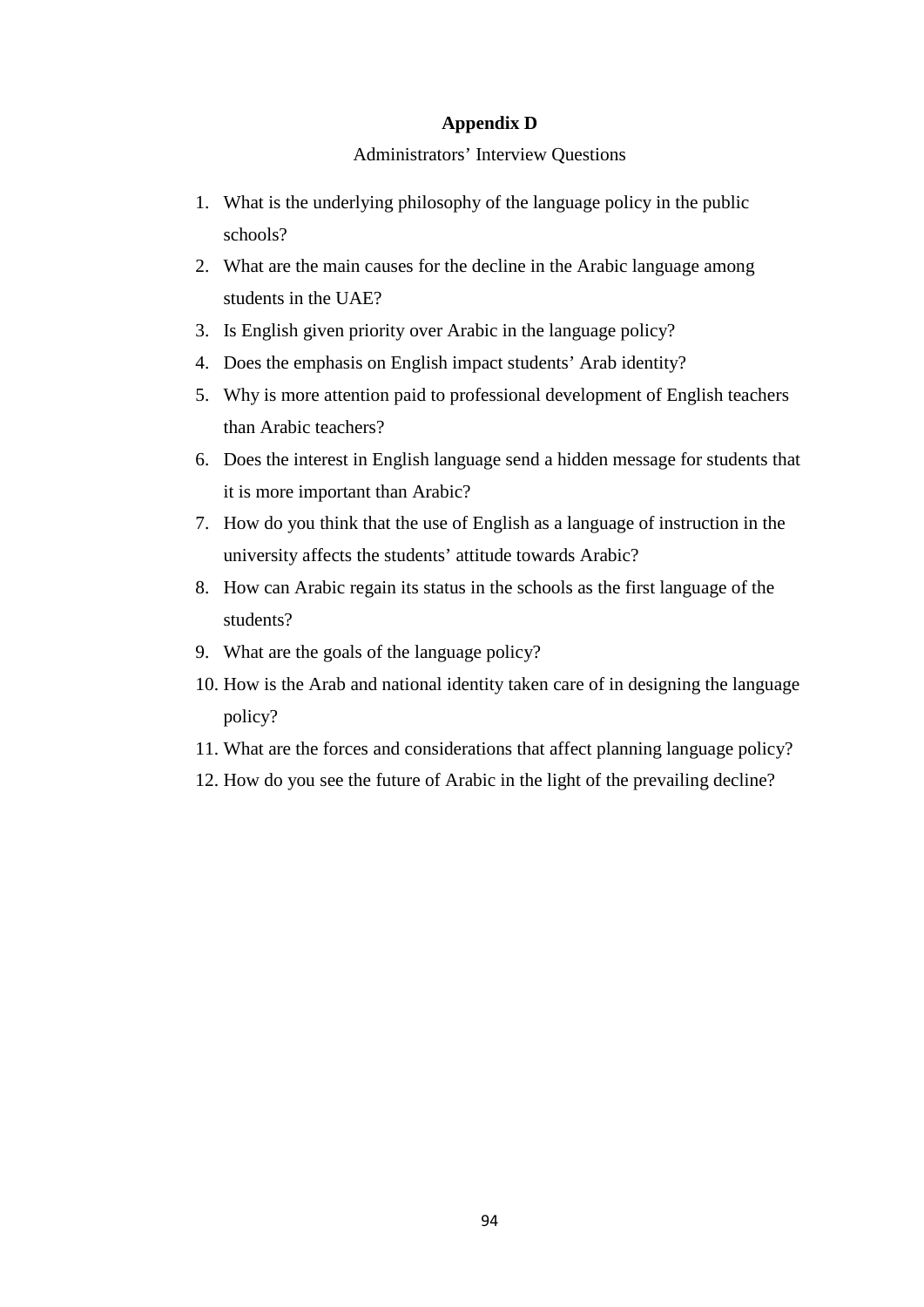# Appendix D

Administrators' Interview Questions

1. What is the underlying philosophy of the language policy in the public schools?
2. What are the main causes for the decline in the Arabic language among students in the UAE?
3. Is English given priority over Arabic in the language policy?
4. Does the emphasis on English impact students' Arab identity?
5. Why is more attention paid to professional development of English teachers than Arabic teachers?
6. Does the interest in English language send a hidden message for students that it is more important than Arabic?
7. How do you think that the use of English as a language of instruction in the university affects the students' attitude towards Arabic?
8. How can Arabic regain its status in the schools as the first language of the students?
9. What are the goals of the language policy?
10. How is the Arab and national identity taken care of in designing the language policy?
11. What are the forces and considerations that affect planning language policy?
12. How do you see the future of Arabic in the light of the prevailing decline?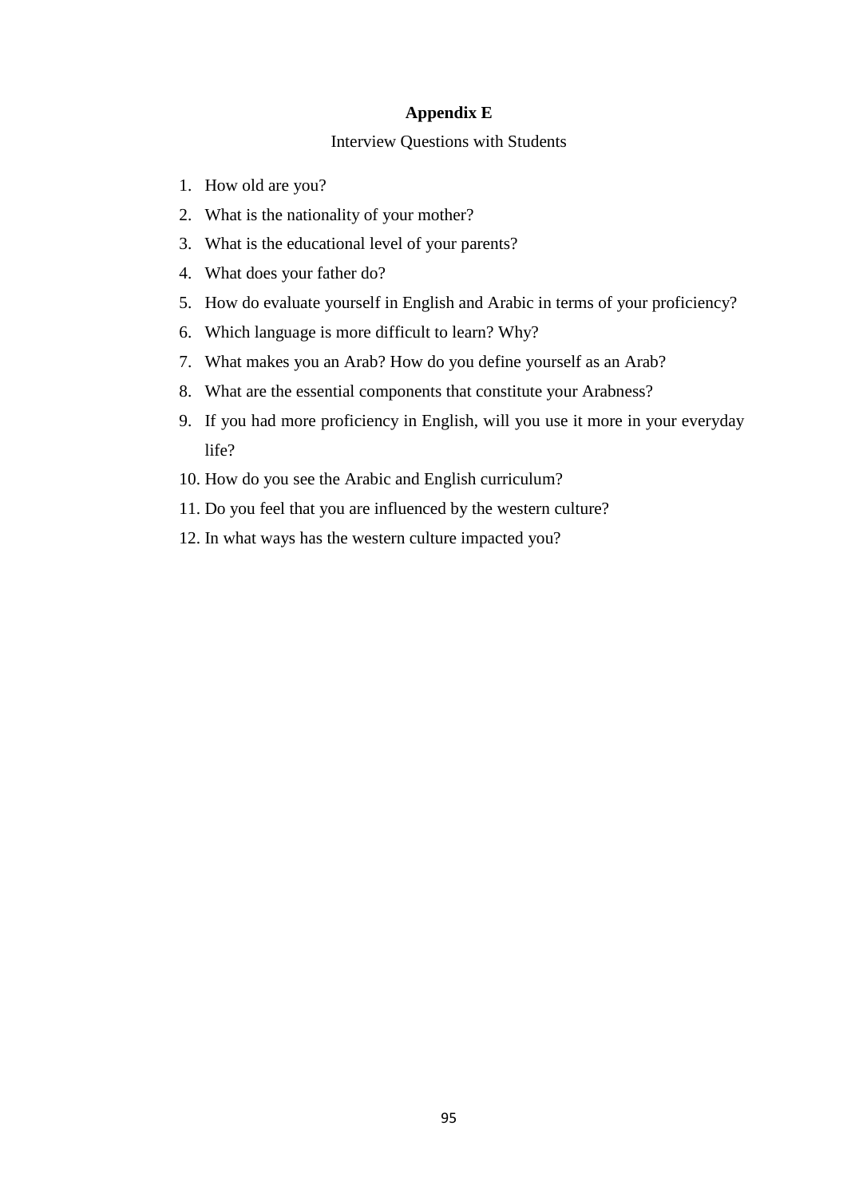## Appendix E

Interview Questions with Students

1. How old are you?
2. What is the nationality of your mother?
3. What is the educational level of your parents?
4. What does your father do?
5. How do evaluate yourself in English and Arabic in terms of your proficiency?
6. Which language is more difficult to learn? Why?
7. What makes you an Arab? How do you define yourself as an Arab?
8. What are the essential components that constitute your Arabness?
9. If you had more proficiency in English, will you use it more in your everyday life?
10. How do you see the Arabic and English curriculum?
11. Do you feel that you are influenced by the western culture?
12. In what ways has the western culture impacted you?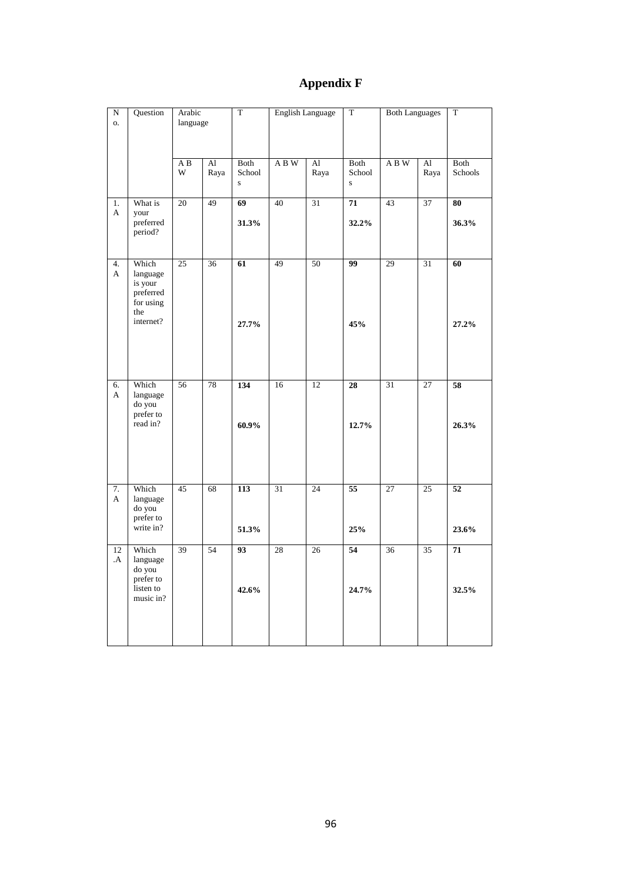# Appendix F

| No. | Question | Arabic language | | T | English Language | | T | Both Languages | | T |
|---|---|---|---|---|---|---|---|---|---|---|
| | | A B W | Al Raya | Both Schools | A B W | Al Raya | Both Schools | A B W | Al Raya | Both Schools |
| 1. A | What is your preferred period? | 20 | 49 | **69** **31.3%** | 40 | 31 | **71** **32.2%** | 43 | 37 | **80** **36.3%** |
| 4. A | Which language is your preferred for using the internet? | 25 | 36 | **61** **27.7%** | 49 | 50 | **99** **45%** | 29 | 31 | **60** **27.2%** |
| 6. A | Which language do you prefer to read in? | 56 | 78 | **134** **60.9%** | 16 | 12 | **28** **12.7%** | 31 | 27 | **58** **26.3%** |
| 7. A | Which language do you prefer to write in? | 45 | 68 | **113** **51.3%** | 31 | 24 | **55** **25%** | 27 | 25 | **52** **23.6%** |
| 12.A | Which language do you prefer to listen to music in? | 39 | 54 | **93** **42.6%** | 28 | 26 | **54** **24.7%** | 36 | 35 | **71** **32.5%** |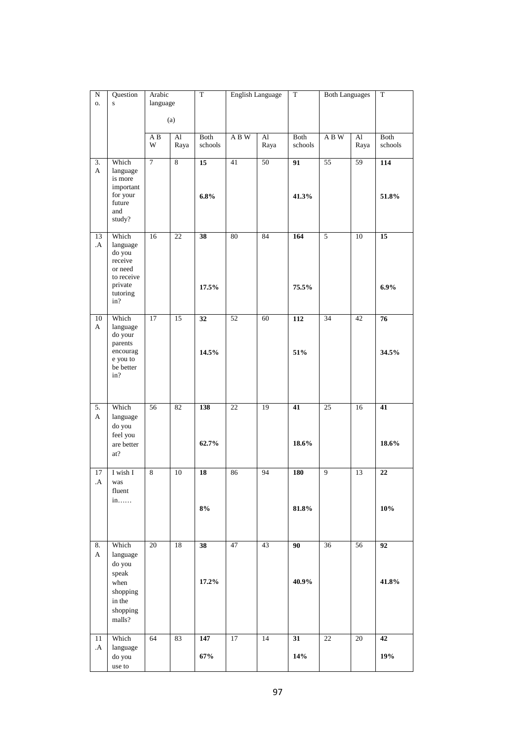| No. | Questions | Arabic language (a) | | T | English Language | | T | Both Languages | | T |
|---|---|---|---|---|---|---|---|---|---|---|
| | | A B W | Al Raya | Both schools | A B W | Al Raya | Both schools | A B W | Al Raya | Both schools |
| 3. A | Which language is more important for your future and study? | 7 | 8 | **15** **6.8%** | 41 | 50 | **91** **41.3%** | 55 | 59 | **114** **51.8%** |
| 13 .A | Which language do you receive or need to receive private tutoring in? | 16 | 22 | **38** **17.5%** | 80 | 84 | **164** **75.5%** | 5 | 10 | **15** **6.9%** |
| 10 A | Which language do your parents encourage you to be better in? | 17 | 15 | **32** **14.5%** | 52 | 60 | **112** **51%** | 34 | 42 | **76** **34.5%** |
| 5. A | Which language do you feel you are better at? | 56 | 82 | **138** **62.7%** | 22 | 19 | **41** **18.6%** | 25 | 16 | **41** **18.6%** |
| 17 .A | I wish I was fluent in…… | 8 | 10 | **18** **8%** | 86 | 94 | **180** **81.8%** | 9 | 13 | **22** **10%** |
| 8. A | Which language do you speak when shopping in the shopping malls? | 20 | 18 | **38** **17.2%** | 47 | 43 | **90** **40.9%** | 36 | 56 | **92** **41.8%** |
| 11 .A | Which language do you use to | 64 | 83 | **147** **67%** | 17 | 14 | **31** **14%** | 22 | 20 | **42** **19%** |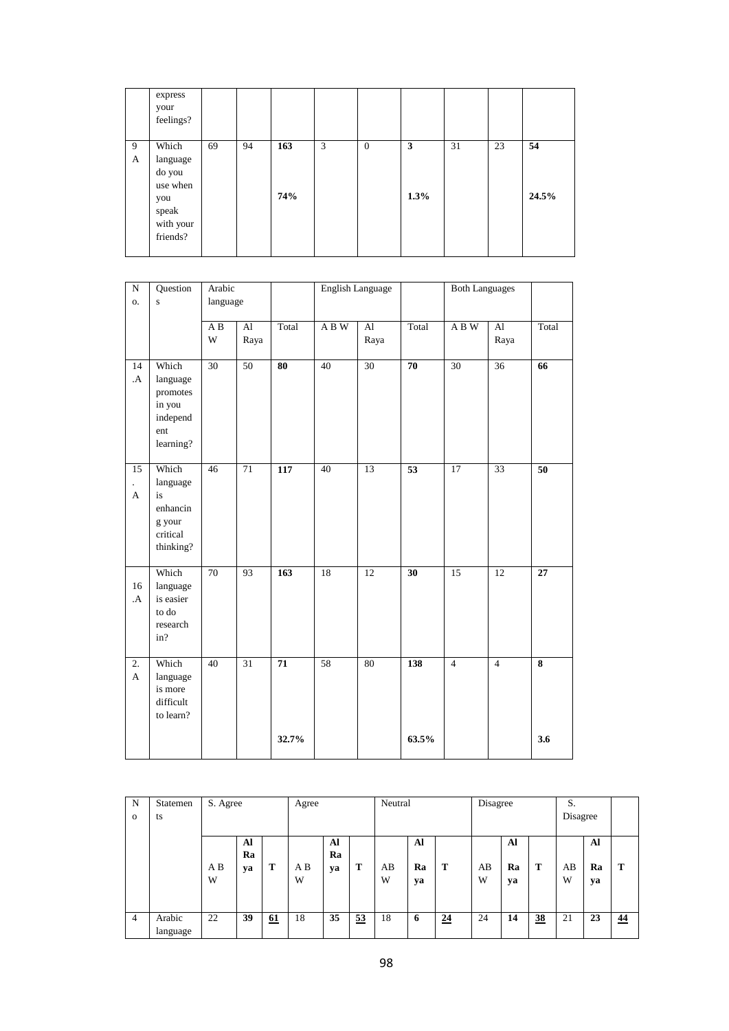| | express your feelings? | | | | | | | | | |
|---|---|---|---|---|---|---|---|---|---|---|
| 9 A | Which language do you use when you speak with your friends? | 69 | 94 | **163** **74%** | 3 | 0 | **3** **1.3%** | 31 | 23 | **54** **24.5%** |

| No. | Questions | Arabic language | | | English Language | | | Both Languages | | |
|---|---|---|---|---|---|---|---|---|---|---|
| | | A B W | Al Raya | Total | A B W | Al Raya | Total | A B W | Al Raya | Total |
| 14 .A | Which language promotes in you independent learning? | 30 | 50 | **80** | 40 | 30 | **70** | 30 | 36 | **66** |
| 15 . A | Which language is enhancing your critical thinking? | 46 | 71 | **117** | 40 | 13 | **53** | 17 | 33 | **50** |
| 16 .A | Which language is easier to do research in? | 70 | 93 | **163** | 18 | 12 | **30** | 15 | 12 | **27** |
| 2. A | Which language is more difficult to learn? | 40 | 31 | **71** **32.7%** | 58 | 80 | **138** **63.5%** | 4 | 4 | **8** **3.6** |

| No | Statements | S. Agree | | | Agree | | | Neutral | | | Disagree | | | S. Disagree | | |
|---|---|---|---|---|---|---|---|---|---|---|---|---|---|---|---|---|
| | | A B W | **Al Raya** | **T** | A B W | **Al Raya** | **T** | AB W | **Al Raya** | **T** | AB W | **Al Raya** | **T** | AB W | **Al Raya** | **T** |
| 4 | Arabic language | 22 | **39** | **61** | 18 | **35** | **53** | 18 | **6** | **24** | 24 | **14** | **38** | 21 | **23** | **44** |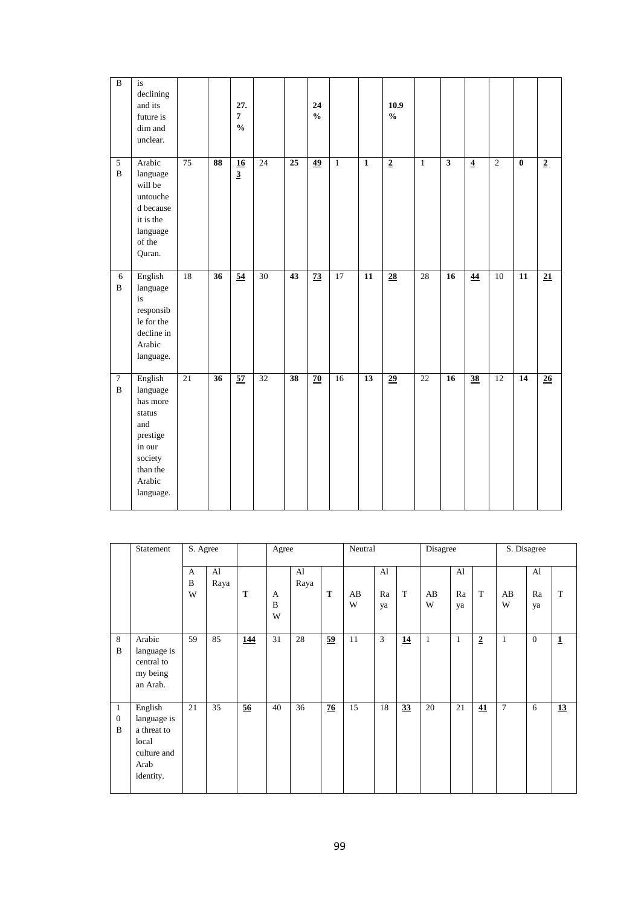| B | is declining and its future is dim and unclear. | | | 27.7% | | | 24% | | | 10.9% | | | | | | |
|---|---|---|---|---|---|---|---|---|---|---|---|---|---|---|---|---|
| 5 B | Arabic language will be untouched because it is the language of the Quran. | 75 | **88** | **163** | 24 | **25** | **49** | 1 | **1** | **2** | 1 | **3** | **4** | 2 | **0** | **2** |
| 6 B | English language is responsible for the decline in Arabic language. | 18 | **36** | **54** | 30 | **43** | **73** | 17 | **11** | **28** | 28 | **16** | **44** | 10 | **11** | **21** |
| 7 B | English language has more status and prestige in our society than the Arabic language. | 21 | **36** | **57** | 32 | **38** | **70** | 16 | **13** | **29** | 22 | **16** | **38** | 12 | **14** | **26** |

| | Statement | S. Agree | | | Agree | | | Neutral | | | Disagree | | | S. Disagree | | |
|---|---|---|---|---|---|---|---|---|---|---|---|---|---|---|---|---|
| | | ABW | Al Raya | T | ABW | Al Raya | T | ABW | Al Raya | T | ABW | Al Raya | T | ABW | Al Raya | T |
| 8 B | Arabic language is central to my being an Arab. | 59 | 85 | **144** | 31 | 28 | **59** | 11 | 3 | **14** | 1 | 1 | **2** | 1 | 0 | **1** |
| 10 B | English language is a threat to local culture and Arab identity. | 21 | 35 | **56** | 40 | 36 | **76** | 15 | 18 | **33** | 20 | 21 | **41** | 7 | 6 | **13** |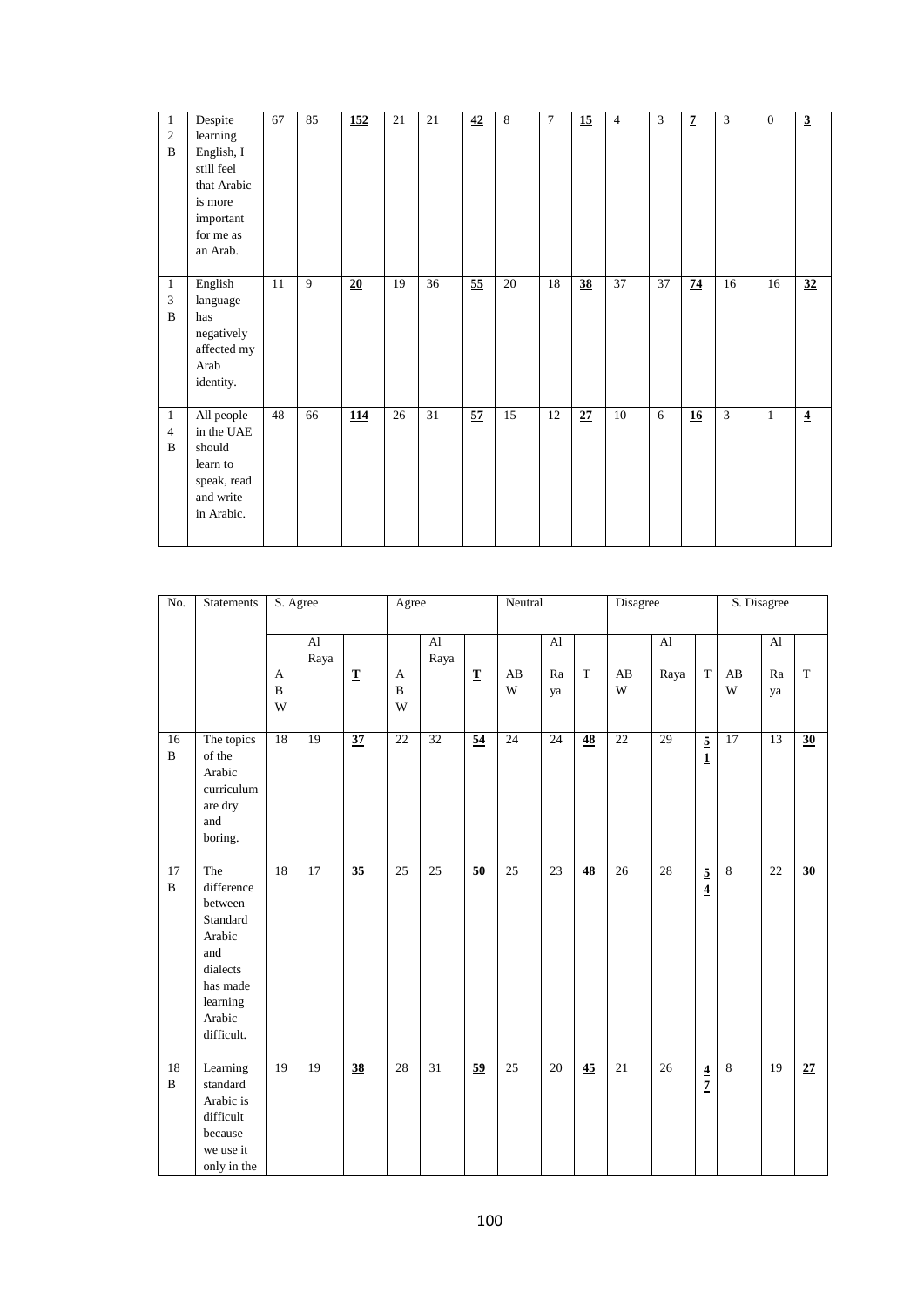| 12 B | Despite learning English, I still feel that Arabic is more important for me as an Arab. | 67 | 85 | **152** | 21 | 21 | **42** | 8 | 7 | **15** | 4 | 3 | **7** | 3 | 0 | **3** |
|---|---|---|---|---|---|---|---|---|---|---|---|---|---|---|---|---|
| 13 B | English language has negatively affected my Arab identity. | 11 | 9 | **20** | 19 | 36 | **55** | 20 | 18 | **38** | 37 | 37 | **74** | 16 | 16 | **32** |
| 14 B | All people in the UAE should learn to speak, read and write in Arabic. | 48 | 66 | **114** | 26 | 31 | **57** | 15 | 12 | **27** | 10 | 6 | **16** | 3 | 1 | **4** |

| No. | Statements | S. Agree | | | Agree | | | Neutral | | | Disagree | | | S. Disagree | | |
|---|---|---|---|---|---|---|---|---|---|---|---|---|---|---|---|---|
| | | ABW | Al Raya | **T** | ABW | Al Raya | **T** | AB W | Al Raya | T | AB W | Al Raya | T | AB W | Al Raya | T |
| 16 B | The topics of the Arabic curriculum are dry and boring. | 18 | 19 | **37** | 22 | 32 | **54** | 24 | 24 | **48** | 22 | 29 | **51** | 17 | 13 | **30** |
| 17 B | The difference between Standard Arabic and dialects has made learning Arabic difficult. | 18 | 17 | **35** | 25 | 25 | **50** | 25 | 23 | **48** | 26 | 28 | **54** | 8 | 22 | **30** |
| 18 B | Learning standard Arabic is difficult because we use it only in the | 19 | 19 | **38** | 28 | 31 | **59** | 25 | 20 | **45** | 21 | 26 | **47** | 8 | 19 | **27** |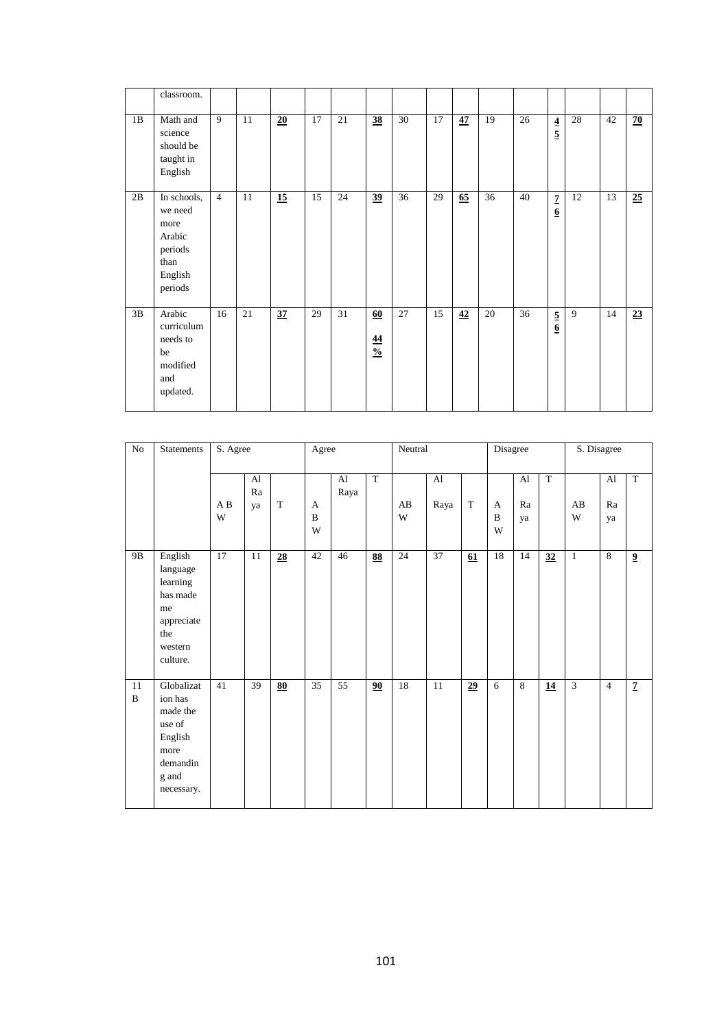| | classroom. | | | | | | | | | | | | | | | |
|---|---|---|---|---|---|---|---|---|---|---|---|---|---|---|---|---|
| 1B | Math and science should be taught in English | 9 | 11 | **20** | 17 | 21 | **38** | 30 | 17 | **47** | 19 | 26 | **45** | 28 | 42 | **70** |
| 2B | In schools, we need more Arabic periods than English periods | 4 | 11 | **15** | 15 | 24 | **39** | 36 | 29 | **65** | 36 | 40 | **76** | 12 | 13 | **25** |
| 3B | Arabic curriculum needs to be modified and updated. | 16 | 21 | **37** | 29 | 31 | **60 44%** | 27 | 15 | **42** | 20 | 36 | **56** | 9 | 14 | **23** |

| No | Statements | S. Agree | | | Agree | | | Neutral | | | Disagree | | | S. Disagree | | |
|---|---|---|---|---|---|---|---|---|---|---|---|---|---|---|---|---|
| | | AB W | Al Raya | T | A B W | Al Raya | T | AB W | Al Raya | T | A B W | Al Raya | T | AB W | Al Raya | T |
| 9B | English language learning has made me appreciate the western culture. | 17 | 11 | **28** | 42 | 46 | **88** | 24 | 37 | **61** | 18 | 14 | **32** | 1 | 8 | **9** |
| 11 B | Globalization has made the use of English more demanding and necessary. | 41 | 39 | **80** | 35 | 55 | **90** | 18 | 11 | **29** | 6 | 8 | **14** | 3 | 4 | **7** |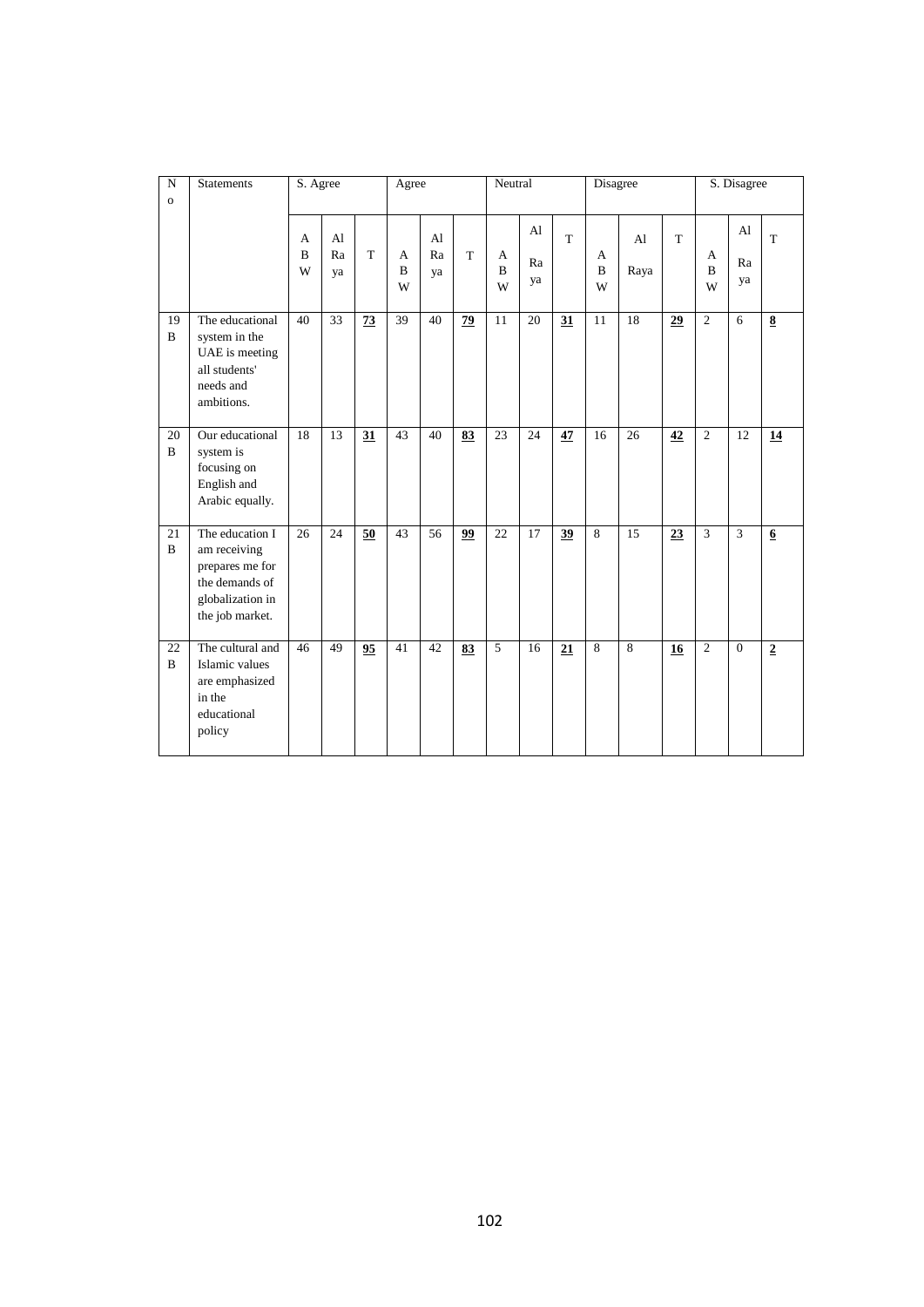| No | Statements | S. Agree | | | Agree | | | Neutral | | | Disagree | | | S. Disagree | | |
|---|---|---|---|---|---|---|---|---|---|---|---|---|---|---|---|---|
| | | ABW | Al Raya | T | ABW | Al Raya | T | ABW | Al Raya | T | ABW | Al Raya | T | ABW | Al Raya | T |
| 19 B | The educational system in the UAE is meeting all students' needs and ambitions. | 40 | 33 | **73** | 39 | 40 | **79** | 11 | 20 | **31** | 11 | 18 | **29** | 2 | 6 | **8** |
| 20 B | Our educational system is focusing on English and Arabic equally. | 18 | 13 | **31** | 43 | 40 | **83** | 23 | 24 | **47** | 16 | 26 | **42** | 2 | 12 | **14** |
| 21 B | The education I am receiving prepares me for the demands of globalization in the job market. | 26 | 24 | **50** | 43 | 56 | **99** | 22 | 17 | **39** | 8 | 15 | **23** | 3 | 3 | **6** |
| 22 B | The cultural and Islamic values are emphasized in the educational policy | 46 | 49 | **95** | 41 | 42 | **83** | 5 | 16 | **21** | 8 | 8 | **16** | 2 | 0 | **2** |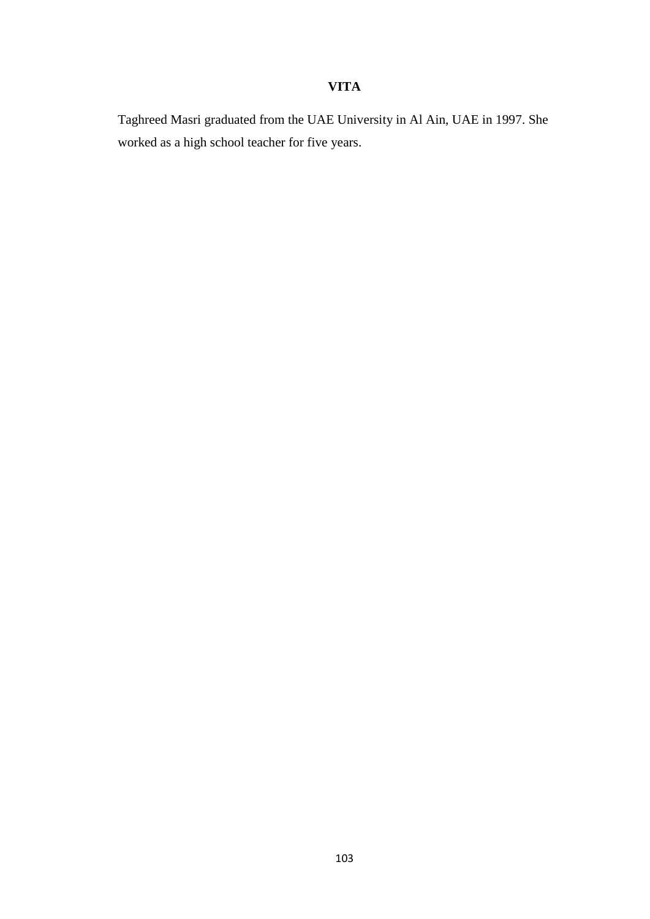# VITA

Taghreed Masri graduated from the UAE University in Al Ain, UAE in 1997. She worked as a high school teacher for five years.